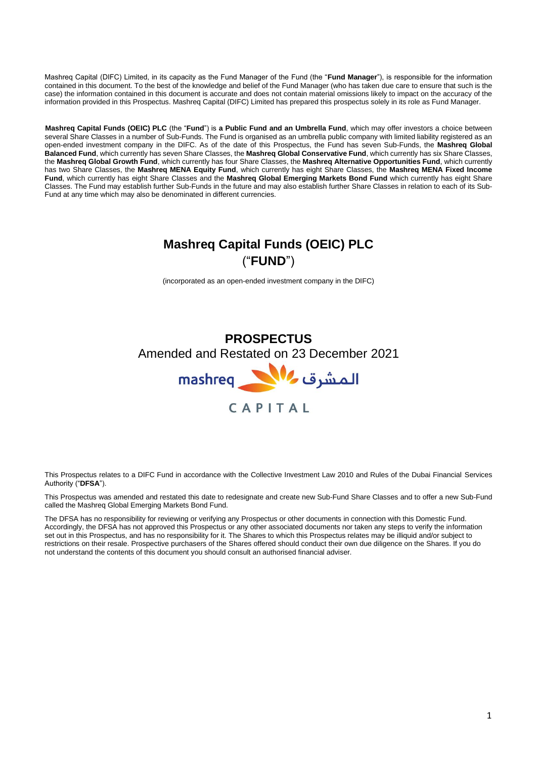Mashreq Capital (DIFC) Limited, in its capacity as the Fund Manager of the Fund (the "**Fund Manager**"), is responsible for the information contained in this document. To the best of the knowledge and belief of the Fund Manager (who has taken due care to ensure that such is the case) the information contained in this document is accurate and does not contain material omissions likely to impact on the accuracy of the information provided in this Prospectus. Mashreq Capital (DIFC) Limited has prepared this prospectus solely in its role as Fund Manager.

**Mashreq Capital Funds (OEIC) PLC** (the "**Fund**") is **a Public Fund and an Umbrella Fund**, which may offer investors a choice between several Share Classes in a number of Sub-Funds. The Fund is organised as an umbrella public company with limited liability registered as an open-ended investment company in the DIFC. As of the date of this Prospectus, the Fund has seven Sub-Funds, the **Mashreq Global Balanced Fund**, which currently has seven Share Classes, the **Mashreq Global Conservative Fund**, which currently has six Share Classes, the **Mashreq Global Growth Fund**, which currently has four Share Classes, the **Mashreq Alternative Opportunities Fund**, which currently has two Share Classes, the **Mashreq MENA Equity Fund**, which currently has eight Share Classes, the **Mashreq MENA Fixed Income Fund**, which currently has eight Share Classes and the **Mashreq Global Emerging Markets Bond Fund** which currently has eight Share Classes. The Fund may establish further Sub-Funds in the future and may also establish further Share Classes in relation to each of its Sub-Fund at any time which may also be denominated in different currencies.

# Mashreq Capital Funds (OEIC) PLC
# ("**FUND**")

(incorporated as an open-ended investment company in the DIFC)

## PROSPECTUS

Amended and Restated on 23 December 2021

mashreq المشرق

CAPITAL

This Prospectus relates to a DIFC Fund in accordance with the Collective Investment Law 2010 and Rules of the Dubai Financial Services Authority ("**DFSA**").

This Prospectus was amended and restated this date to redesignate and create new Sub-Fund Share Classes and to offer a new Sub-Fund called the Mashreq Global Emerging Markets Bond Fund.

The DFSA has no responsibility for reviewing or verifying any Prospectus or other documents in connection with this Domestic Fund. Accordingly, the DFSA has not approved this Prospectus or any other associated documents nor taken any steps to verify the information set out in this Prospectus, and has no responsibility for it. The Shares to which this Prospectus relates may be illiquid and/or subject to restrictions on their resale. Prospective purchasers of the Shares offered should conduct their own due diligence on the Shares. If you do not understand the contents of this document you should consult an authorised financial adviser.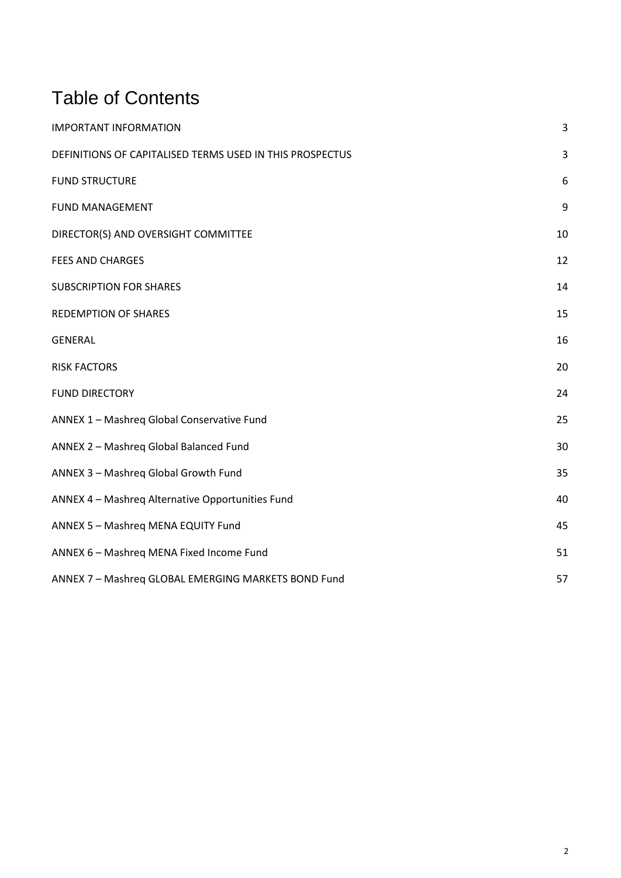# Table of Contents

| | |
|---|---|
| IMPORTANT INFORMATION | 3 |
| DEFINITIONS OF CAPITALISED TERMS USED IN THIS PROSPECTUS | 3 |
| FUND STRUCTURE | 6 |
| FUND MANAGEMENT | 9 |
| DIRECTOR(S) AND OVERSIGHT COMMITTEE | 10 |
| FEES AND CHARGES | 12 |
| SUBSCRIPTION FOR SHARES | 14 |
| REDEMPTION OF SHARES | 15 |
| GENERAL | 16 |
| RISK FACTORS | 20 |
| FUND DIRECTORY | 24 |
| ANNEX 1 – Mashreq Global Conservative Fund | 25 |
| ANNEX 2 – Mashreq Global Balanced Fund | 30 |
| ANNEX 3 – Mashreq Global Growth Fund | 35 |
| ANNEX 4 – Mashreq Alternative Opportunities Fund | 40 |
| ANNEX 5 – Mashreq MENA EQUITY Fund | 45 |
| ANNEX 6 – Mashreq MENA Fixed Income Fund | 51 |
| ANNEX 7 – Mashreq GLOBAL EMERGING MARKETS BOND Fund | 57 |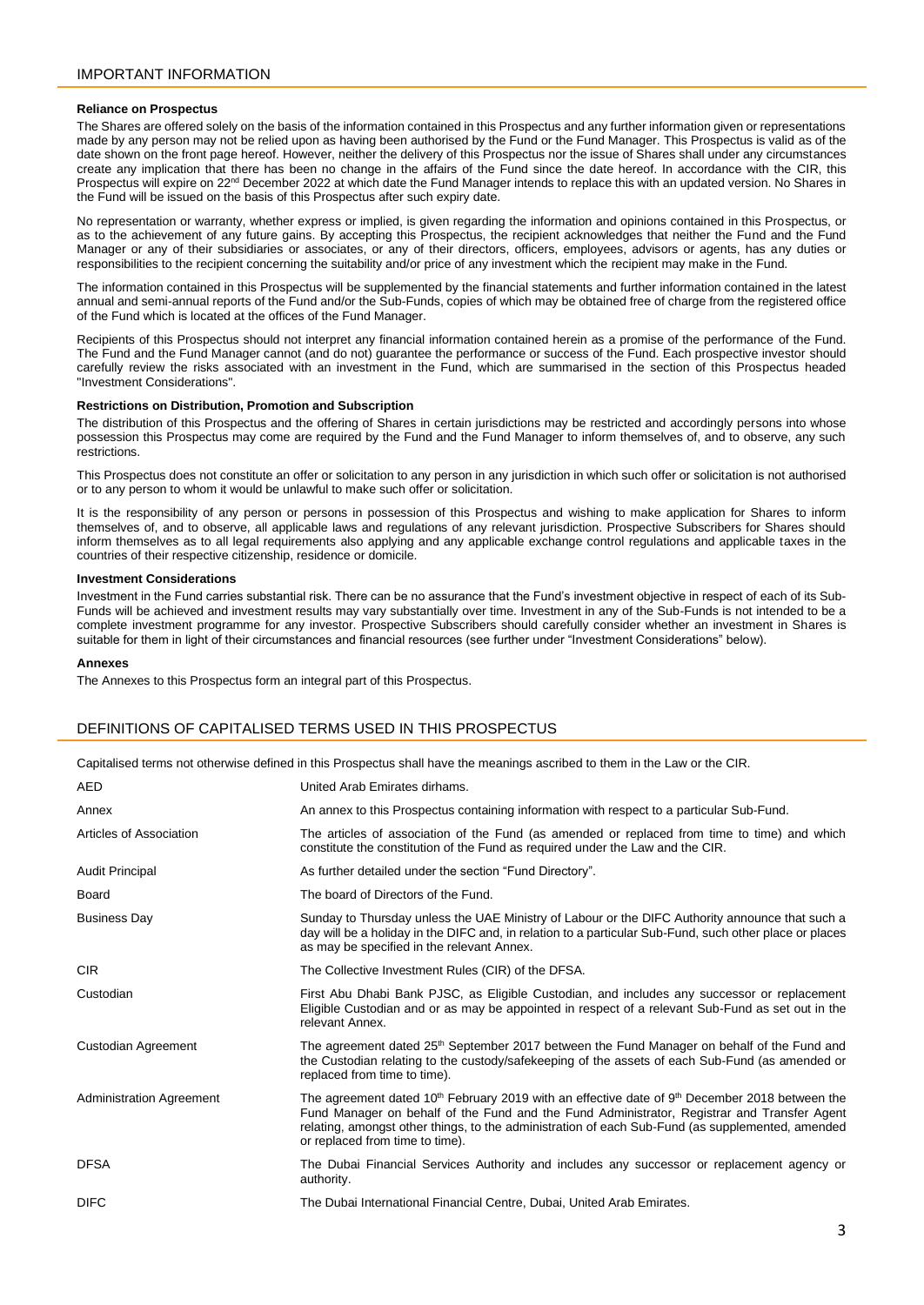## IMPORTANT INFORMATION

### Reliance on Prospectus

The Shares are offered solely on the basis of the information contained in this Prospectus and any further information given or representations made by any person may not be relied upon as having been authorised by the Fund or the Fund Manager. This Prospectus is valid as of the date shown on the front page hereof. However, neither the delivery of this Prospectus nor the issue of Shares shall under any circumstances create any implication that there has been no change in the affairs of the Fund since the date hereof. In accordance with the CIR, this Prospectus will expire on 22nd December 2022 at which date the Fund Manager intends to replace this with an updated version. No Shares in the Fund will be issued on the basis of this Prospectus after such expiry date.

No representation or warranty, whether express or implied, is given regarding the information and opinions contained in this Prospectus, or as to the achievement of any future gains. By accepting this Prospectus, the recipient acknowledges that neither the Fund and the Fund Manager or any of their subsidiaries or associates, or any of their directors, officers, employees, advisors or agents, has any duties or responsibilities to the recipient concerning the suitability and/or price of any investment which the recipient may make in the Fund.

The information contained in this Prospectus will be supplemented by the financial statements and further information contained in the latest annual and semi-annual reports of the Fund and/or the Sub-Funds, copies of which may be obtained free of charge from the registered office of the Fund which is located at the offices of the Fund Manager.

Recipients of this Prospectus should not interpret any financial information contained herein as a promise of the performance of the Fund. The Fund and the Fund Manager cannot (and do not) guarantee the performance or success of the Fund. Each prospective investor should carefully review the risks associated with an investment in the Fund, which are summarised in the section of this Prospectus headed "Investment Considerations".

### Restrictions on Distribution, Promotion and Subscription

The distribution of this Prospectus and the offering of Shares in certain jurisdictions may be restricted and accordingly persons into whose possession this Prospectus may come are required by the Fund and the Fund Manager to inform themselves of, and to observe, any such restrictions.

This Prospectus does not constitute an offer or solicitation to any person in any jurisdiction in which such offer or solicitation is not authorised or to any person to whom it would be unlawful to make such offer or solicitation.

It is the responsibility of any person or persons in possession of this Prospectus and wishing to make application for Shares to inform themselves of, and to observe, all applicable laws and regulations of any relevant jurisdiction. Prospective Subscribers for Shares should inform themselves as to all legal requirements also applying and any applicable exchange control regulations and applicable taxes in the countries of their respective citizenship, residence or domicile.

### Investment Considerations

Investment in the Fund carries substantial risk. There can be no assurance that the Fund's investment objective in respect of each of its Sub-Funds will be achieved and investment results may vary substantially over time. Investment in any of the Sub-Funds is not intended to be a complete investment programme for any investor. Prospective Subscribers should carefully consider whether an investment in Shares is suitable for them in light of their circumstances and financial resources (see further under "Investment Considerations" below).

### Annexes

The Annexes to this Prospectus form an integral part of this Prospectus.

## DEFINITIONS OF CAPITALISED TERMS USED IN THIS PROSPECTUS

Capitalised terms not otherwise defined in this Prospectus shall have the meanings ascribed to them in the Law or the CIR.

| Term | Definition |
|---|---|
| AED | United Arab Emirates dirhams. |
| Annex | An annex to this Prospectus containing information with respect to a particular Sub-Fund. |
| Articles of Association | The articles of association of the Fund (as amended or replaced from time to time) and which constitute the constitution of the Fund as required under the Law and the CIR. |
| Audit Principal | As further detailed under the section "Fund Directory". |
| Board | The board of Directors of the Fund. |
| Business Day | Sunday to Thursday unless the UAE Ministry of Labour or the DIFC Authority announce that such a day will be a holiday in the DIFC and, in relation to a particular Sub-Fund, such other place or places as may be specified in the relevant Annex. |
| CIR | The Collective Investment Rules (CIR) of the DFSA. |
| Custodian | First Abu Dhabi Bank PJSC, as Eligible Custodian, and includes any successor or replacement Eligible Custodian and or as may be appointed in respect of a relevant Sub-Fund as set out in the relevant Annex. |
| Custodian Agreement | The agreement dated 25th September 2017 between the Fund Manager on behalf of the Fund and the Custodian relating to the custody/safekeeping of the assets of each Sub-Fund (as amended or replaced from time to time). |
| Administration Agreement | The agreement dated 10th February 2019 with an effective date of 9th December 2018 between the Fund Manager on behalf of the Fund and the Fund Administrator, Registrar and Transfer Agent relating, amongst other things, to the administration of each Sub-Fund (as supplemented, amended or replaced from time to time). |
| DFSA | The Dubai Financial Services Authority and includes any successor or replacement agency or authority. |
| DIFC | The Dubai International Financial Centre, Dubai, United Arab Emirates. |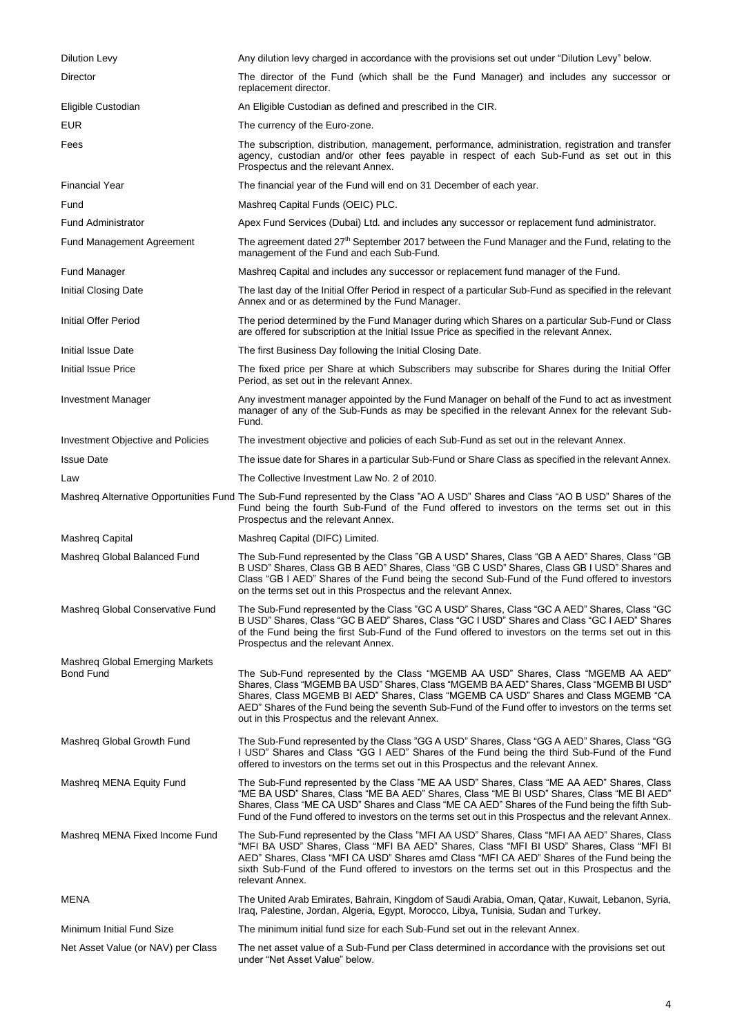| | |
|---|---|
| Dilution Levy | Any dilution levy charged in accordance with the provisions set out under "Dilution Levy" below. |
| Director | The director of the Fund (which shall be the Fund Manager) and includes any successor or replacement director. |
| Eligible Custodian | An Eligible Custodian as defined and prescribed in the CIR. |
| EUR | The currency of the Euro-zone. |
| Fees | The subscription, distribution, management, performance, administration, registration and transfer agency, custodian and/or other fees payable in respect of each Sub-Fund as set out in this Prospectus and the relevant Annex. |
| Financial Year | The financial year of the Fund will end on 31 December of each year. |
| Fund | Mashreq Capital Funds (OEIC) PLC. |
| Fund Administrator | Apex Fund Services (Dubai) Ltd. and includes any successor or replacement fund administrator. |
| Fund Management Agreement | The agreement dated 27th September 2017 between the Fund Manager and the Fund, relating to the management of the Fund and each Sub-Fund. |
| Fund Manager | Mashreq Capital and includes any successor or replacement fund manager of the Fund. |
| Initial Closing Date | The last day of the Initial Offer Period in respect of a particular Sub-Fund as specified in the relevant Annex and or as determined by the Fund Manager. |
| Initial Offer Period | The period determined by the Fund Manager during which Shares on a particular Sub-Fund or Class are offered for subscription at the Initial Issue Price as specified in the relevant Annex. |
| Initial Issue Date | The first Business Day following the Initial Closing Date. |
| Initial Issue Price | The fixed price per Share at which Subscribers may subscribe for Shares during the Initial Offer Period, as set out in the relevant Annex. |
| Investment Manager | Any investment manager appointed by the Fund Manager on behalf of the Fund to act as investment manager of any of the Sub-Funds as may be specified in the relevant Annex for the relevant Sub-Fund. |
| Investment Objective and Policies | The investment objective and policies of each Sub-Fund as set out in the relevant Annex. |
| Issue Date | The issue date for Shares in a particular Sub-Fund or Share Class as specified in the relevant Annex. |
| Law | The Collective Investment Law No. 2 of 2010. |
| Mashreq Alternative Opportunities Fund | The Sub-Fund represented by the Class "AO A USD" Shares and Class "AO B USD" Shares of the Fund being the fourth Sub-Fund of the Fund offered to investors on the terms set out in this Prospectus and the relevant Annex. |
| Mashreq Capital | Mashreq Capital (DIFC) Limited. |
| Mashreq Global Balanced Fund | The Sub-Fund represented by the Class "GB A USD" Shares, Class "GB A AED" Shares, Class "GB B USD" Shares, Class GB B AED" Shares, Class "GB C USD" Shares, Class GB I USD" Shares and Class "GB I AED" Shares of the Fund being the second Sub-Fund of the Fund offered to investors on the terms set out in this Prospectus and the relevant Annex. |
| Mashreq Global Conservative Fund | The Sub-Fund represented by the Class "GC A USD" Shares, Class "GC A AED" Shares, Class "GC B USD" Shares, Class "GC B AED" Shares, Class "GC I USD" Shares and Class "GC I AED" Shares of the Fund being the first Sub-Fund of the Fund offered to investors on the terms set out in this Prospectus and the relevant Annex. |
| Mashreq Global Emerging Markets Bond Fund | The Sub-Fund represented by the Class "MGEMB AA USD" Shares, Class "MGEMB AA AED" Shares, Class "MGEMB BA USD" Shares, Class "MGEMB BA AED" Shares, Class "MGEMB BI USD" Shares, Class MGEMB BI AED" Shares, Class "MGEMB CA USD" Shares and Class MGEMB "CA AED" Shares of the Fund being the seventh Sub-Fund of the Fund offer to investors on the terms set out in this Prospectus and the relevant Annex. |
| Mashreq Global Growth Fund | The Sub-Fund represented by the Class "GG A USD" Shares, Class "GG A AED" Shares, Class "GG I USD" Shares and Class "GG I AED" Shares of the Fund being the third Sub-Fund of the Fund offered to investors on the terms set out in this Prospectus and the relevant Annex. |
| Mashreq MENA Equity Fund | The Sub-Fund represented by the Class "ME AA USD" Shares, Class "ME AA AED" Shares, Class "ME BA USD" Shares, Class "ME BA AED" Shares, Class "ME BI USD" Shares, Class "ME BI AED" Shares, Class "ME CA USD" Shares and Class "ME CA AED" Shares of the Fund being the fifth Sub-Fund of the Fund offered to investors on the terms set out in this Prospectus and the relevant Annex. |
| Mashreq MENA Fixed Income Fund | The Sub-Fund represented by the Class "MFI AA USD" Shares, Class "MFI AA AED" Shares, Class "MFI BA USD" Shares, Class "MFI BA AED" Shares, Class "MFI BI USD" Shares, Class "MFI BI AED" Shares, Class "MFI CA USD" Shares amd Class "MFI CA AED" Shares of the Fund being the sixth Sub-Fund of the Fund offered to investors on the terms set out in this Prospectus and the relevant Annex. |
| MENA | The United Arab Emirates, Bahrain, Kingdom of Saudi Arabia, Oman, Qatar, Kuwait, Lebanon, Syria, Iraq, Palestine, Jordan, Algeria, Egypt, Morocco, Libya, Tunisia, Sudan and Turkey. |
| Minimum Initial Fund Size | The minimum initial fund size for each Sub-Fund set out in the relevant Annex. |
| Net Asset Value (or NAV) per Class | The net asset value of a Sub-Fund per Class determined in accordance with the provisions set out under "Net Asset Value" below. |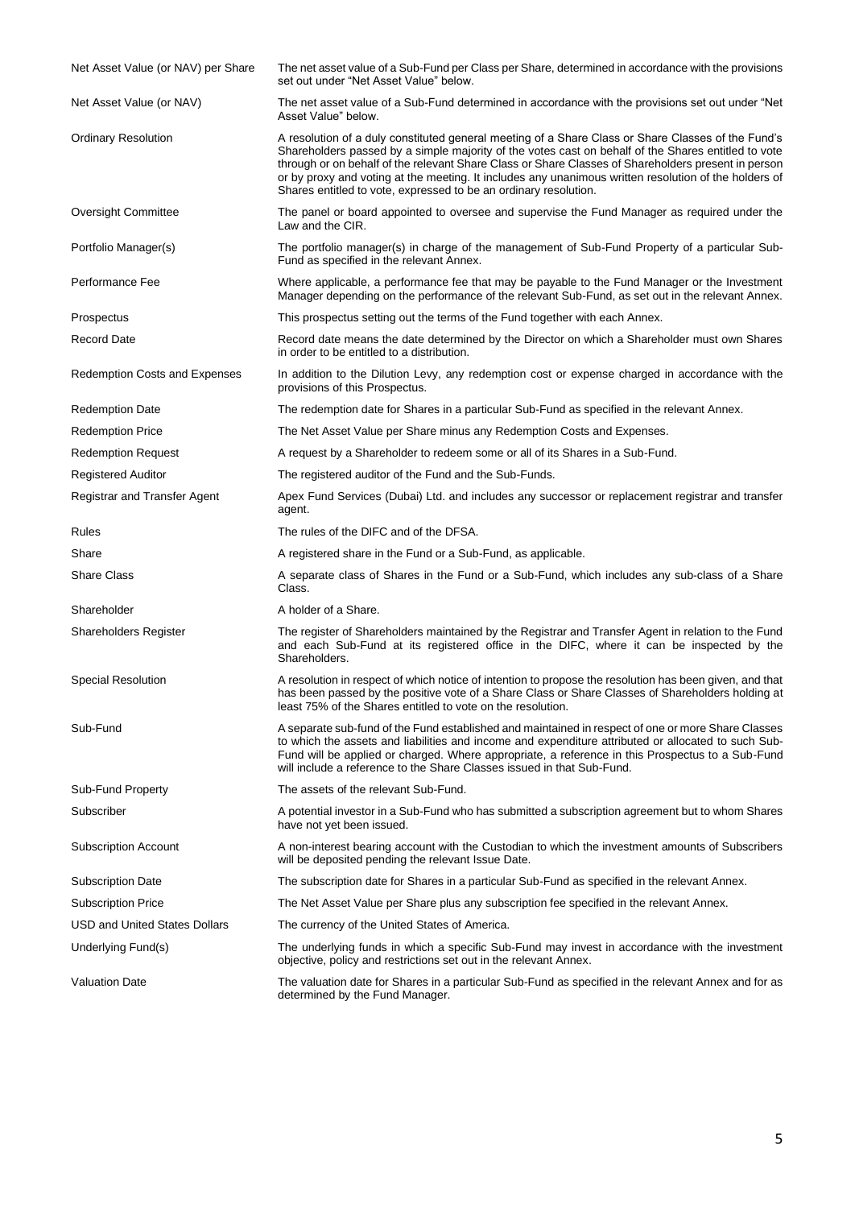| | |
|---|---|
| Net Asset Value (or NAV) per Share | The net asset value of a Sub-Fund per Class per Share, determined in accordance with the provisions set out under "Net Asset Value" below. |
| Net Asset Value (or NAV) | The net asset value of a Sub-Fund determined in accordance with the provisions set out under "Net Asset Value" below. |
| Ordinary Resolution | A resolution of a duly constituted general meeting of a Share Class or Share Classes of the Fund's Shareholders passed by a simple majority of the votes cast on behalf of the Shares entitled to vote through or on behalf of the relevant Share Class or Share Classes of Shareholders present in person or by proxy and voting at the meeting. It includes any unanimous written resolution of the holders of Shares entitled to vote, expressed to be an ordinary resolution. |
| Oversight Committee | The panel or board appointed to oversee and supervise the Fund Manager as required under the Law and the CIR. |
| Portfolio Manager(s) | The portfolio manager(s) in charge of the management of Sub-Fund Property of a particular Sub-Fund as specified in the relevant Annex. |
| Performance Fee | Where applicable, a performance fee that may be payable to the Fund Manager or the Investment Manager depending on the performance of the relevant Sub-Fund, as set out in the relevant Annex. |
| Prospectus | This prospectus setting out the terms of the Fund together with each Annex. |
| Record Date | Record date means the date determined by the Director on which a Shareholder must own Shares in order to be entitled to a distribution. |
| Redemption Costs and Expenses | In addition to the Dilution Levy, any redemption cost or expense charged in accordance with the provisions of this Prospectus. |
| Redemption Date | The redemption date for Shares in a particular Sub-Fund as specified in the relevant Annex. |
| Redemption Price | The Net Asset Value per Share minus any Redemption Costs and Expenses. |
| Redemption Request | A request by a Shareholder to redeem some or all of its Shares in a Sub-Fund. |
| Registered Auditor | The registered auditor of the Fund and the Sub-Funds. |
| Registrar and Transfer Agent | Apex Fund Services (Dubai) Ltd. and includes any successor or replacement registrar and transfer agent. |
| Rules | The rules of the DIFC and of the DFSA. |
| Share | A registered share in the Fund or a Sub-Fund, as applicable. |
| Share Class | A separate class of Shares in the Fund or a Sub-Fund, which includes any sub-class of a Share Class. |
| Shareholder | A holder of a Share. |
| Shareholders Register | The register of Shareholders maintained by the Registrar and Transfer Agent in relation to the Fund and each Sub-Fund at its registered office in the DIFC, where it can be inspected by the Shareholders. |
| Special Resolution | A resolution in respect of which notice of intention to propose the resolution has been given, and that has been passed by the positive vote of a Share Class or Share Classes of Shareholders holding at least 75% of the Shares entitled to vote on the resolution. |
| Sub-Fund | A separate sub-fund of the Fund established and maintained in respect of one or more Share Classes to which the assets and liabilities and income and expenditure attributed or allocated to such Sub-Fund will be applied or charged. Where appropriate, a reference in this Prospectus to a Sub-Fund will include a reference to the Share Classes issued in that Sub-Fund. |
| Sub-Fund Property | The assets of the relevant Sub-Fund. |
| Subscriber | A potential investor in a Sub-Fund who has submitted a subscription agreement but to whom Shares have not yet been issued. |
| Subscription Account | A non-interest bearing account with the Custodian to which the investment amounts of Subscribers will be deposited pending the relevant Issue Date. |
| Subscription Date | The subscription date for Shares in a particular Sub-Fund as specified in the relevant Annex. |
| Subscription Price | The Net Asset Value per Share plus any subscription fee specified in the relevant Annex. |
| USD and United States Dollars | The currency of the United States of America. |
| Underlying Fund(s) | The underlying funds in which a specific Sub-Fund may invest in accordance with the investment objective, policy and restrictions set out in the relevant Annex. |
| Valuation Date | The valuation date for Shares in a particular Sub-Fund as specified in the relevant Annex and for as determined by the Fund Manager. |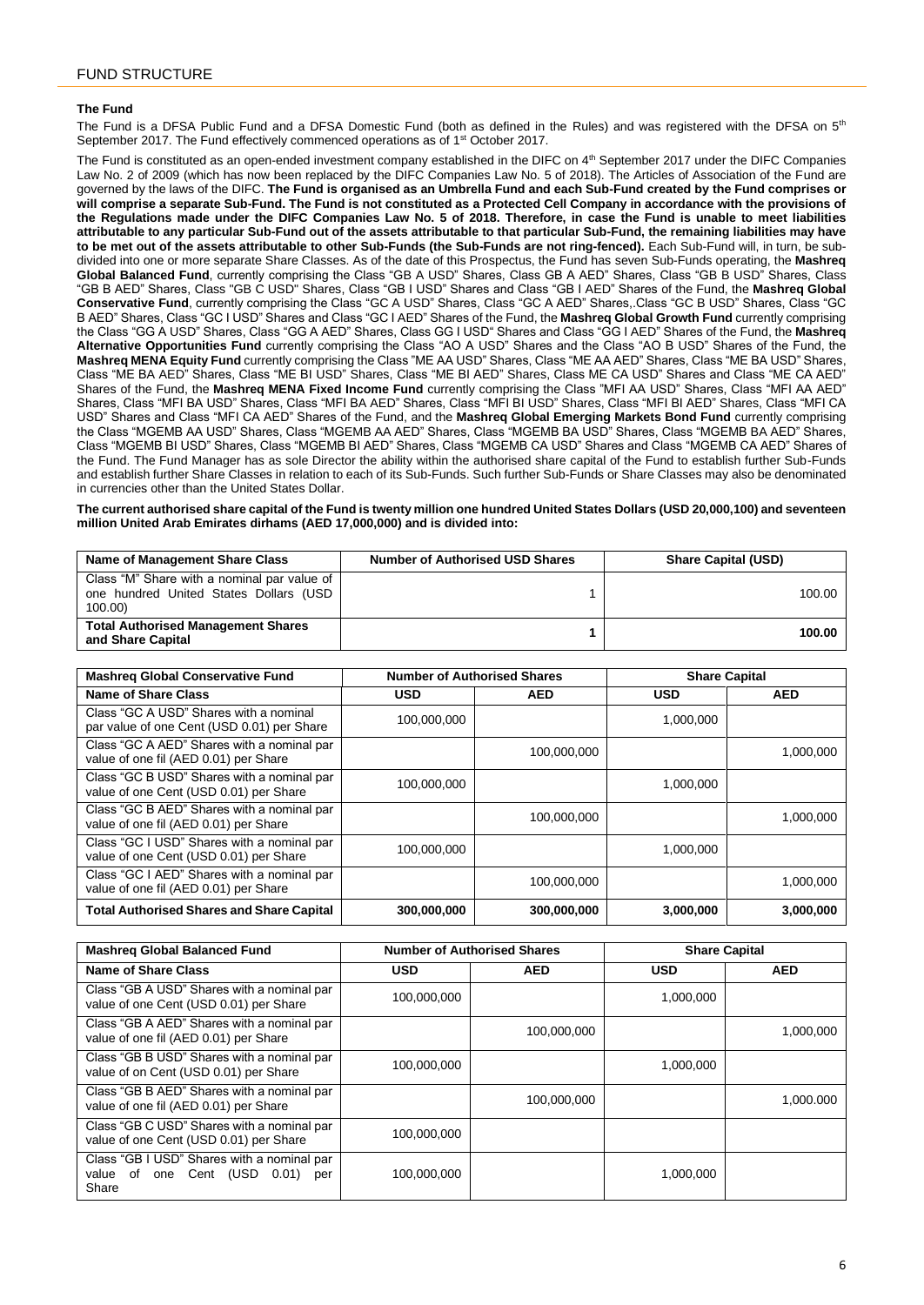## FUND STRUCTURE

### The Fund

The Fund is a DFSA Public Fund and a DFSA Domestic Fund (both as defined in the Rules) and was registered with the DFSA on 5th September 2017. The Fund effectively commenced operations as of 1st October 2017.

The Fund is constituted as an open-ended investment company established in the DIFC on 4th September 2017 under the DIFC Companies Law No. 2 of 2009 (which has now been replaced by the DIFC Companies Law No. 5 of 2018). The Articles of Association of the Fund are governed by the laws of the DIFC. **The Fund is organised as an Umbrella Fund and each Sub-Fund created by the Fund comprises or will comprise a separate Sub-Fund. The Fund is not constituted as a Protected Cell Company in accordance with the provisions of the Regulations made under the DIFC Companies Law No. 5 of 2018. Therefore, in case the Fund is unable to meet liabilities attributable to any particular Sub-Fund out of the assets attributable to that particular Sub-Fund, the remaining liabilities may have to be met out of the assets attributable to other Sub-Funds (the Sub-Funds are not ring-fenced).** Each Sub-Fund will, in turn, be sub-divided into one or more separate Share Classes. As of the date of this Prospectus, the Fund has seven Sub-Funds operating, the **Mashreq Global Balanced Fund**, currently comprising the Class "GB A USD" Shares, Class GB A AED" Shares, Class "GB B USD" Shares, Class "GB B AED" Shares, Class "GB C USD" Shares, Class "GB I USD" Shares and Class "GB I AED" Shares of the Fund, the **Mashreq Global Conservative Fund**, currently comprising the Class "GC A USD" Shares, Class "GC A AED" Shares,.Class "GC B USD" Shares, Class "GC B AED" Shares, Class "GC I USD" Shares and Class "GC I AED" Shares of the Fund, the **Mashreq Global Growth Fund** currently comprising the Class "GG A USD" Shares, Class "GG A AED" Shares, Class GG I USD" Shares and Class "GG I AED" Shares of the Fund, the **Mashreq Alternative Opportunities Fund** currently comprising the Class "AO A USD" Shares and the Class "AO B USD" Shares of the Fund, the **Mashreq MENA Equity Fund** currently comprising the Class "ME AA USD" Shares, Class "ME AA AED" Shares, Class "ME BA USD" Shares, Class "ME BA AED" Shares, Class "ME BI USD" Shares, Class "ME BI AED" Shares, Class ME CA USD" Shares and Class "ME CA AED" Shares of the Fund, the **Mashreq MENA Fixed Income Fund** currently comprising the Class "MFI AA USD" Shares, Class "MFI AA AED" Shares, Class "MFI BA USD" Shares, Class "MFI BA AED" Shares, Class "MFI BI USD" Shares, Class "MFI BI AED" Shares, Class "MFI CA USD" Shares and Class "MFI CA AED" Shares of the Fund, and the **Mashreq Global Emerging Markets Bond Fund** currently comprising the Class "MGEMB AA USD" Shares, Class "MGEMB AA AED" Shares, Class "MGEMB BA USD" Shares, Class "MGEMB BA AED" Shares, Class "MGEMB BI USD" Shares, Class "MGEMB BI AED" Shares, Class "MGEMB CA USD" Shares and Class "MGEMB CA AED" Shares of the Fund. The Fund Manager has as sole Director the ability within the authorised share capital of the Fund to establish further Sub-Funds and establish further Share Classes in relation to each of its Sub-Funds. Such further Sub-Funds or Share Classes may also be denominated in currencies other than the United States Dollar.

**The current authorised share capital of the Fund is twenty million one hundred United States Dollars (USD 20,000,100) and seventeen million United Arab Emirates dirhams (AED 17,000,000) and is divided into:**

| Name of Management Share Class | Number of Authorised USD Shares | Share Capital (USD) |
|---|---|---|
| Class "M" Share with a nominal par value of one hundred United States Dollars (USD 100.00) | 1 | 100.00 |
| **Total Authorised Management Shares and Share Capital** | **1** | **100.00** |

| Mashreq Global Conservative Fund | Number of Authorised Shares | | Share Capital | |
|---|---|---|---|---|
| **Name of Share Class** | **USD** | **AED** | **USD** | **AED** |
| Class "GC A USD" Shares with a nominal par value of one Cent (USD 0.01) per Share | 100,000,000 | | 1,000,000 | |
| Class "GC A AED" Shares with a nominal par value of one fil (AED 0.01) per Share | | 100,000,000 | | 1,000,000 |
| Class "GC B USD" Shares with a nominal par value of one Cent (USD 0.01) per Share | 100,000,000 | | 1,000,000 | |
| Class "GC B AED" Shares with a nominal par value of one fil (AED 0.01) per Share | | 100,000,000 | | 1,000,000 |
| Class "GC I USD" Shares with a nominal par value of one Cent (USD 0.01) per Share | 100,000,000 | | 1,000,000 | |
| Class "GC I AED" Shares with a nominal par value of one fil (AED 0.01) per Share | | 100,000,000 | | 1,000,000 |
| **Total Authorised Shares and Share Capital** | **300,000,000** | **300,000,000** | **3,000,000** | **3,000,000** |

| Mashreq Global Balanced Fund | Number of Authorised Shares | | Share Capital | |
|---|---|---|---|---|
| **Name of Share Class** | **USD** | **AED** | **USD** | **AED** |
| Class "GB A USD" Shares with a nominal par value of one Cent (USD 0.01) per Share | 100,000,000 | | 1,000,000 | |
| Class "GB A AED" Shares with a nominal par value of one fil (AED 0.01) per Share | | 100,000,000 | | 1,000,000 |
| Class "GB B USD" Shares with a nominal par value of on Cent (USD 0.01) per Share | 100,000,000 | | 1,000,000 | |
| Class "GB B AED" Shares with a nominal par value of one fil (AED 0.01) per Share | | 100,000,000 | | 1,000.000 |
| Class "GB C USD" Shares with a nominal par value of one Cent (USD 0.01) per Share | 100,000,000 | | | |
| Class "GB I USD" Shares with a nominal par value of one Cent (USD 0.01) per Share | 100,000,000 | | 1,000,000 | |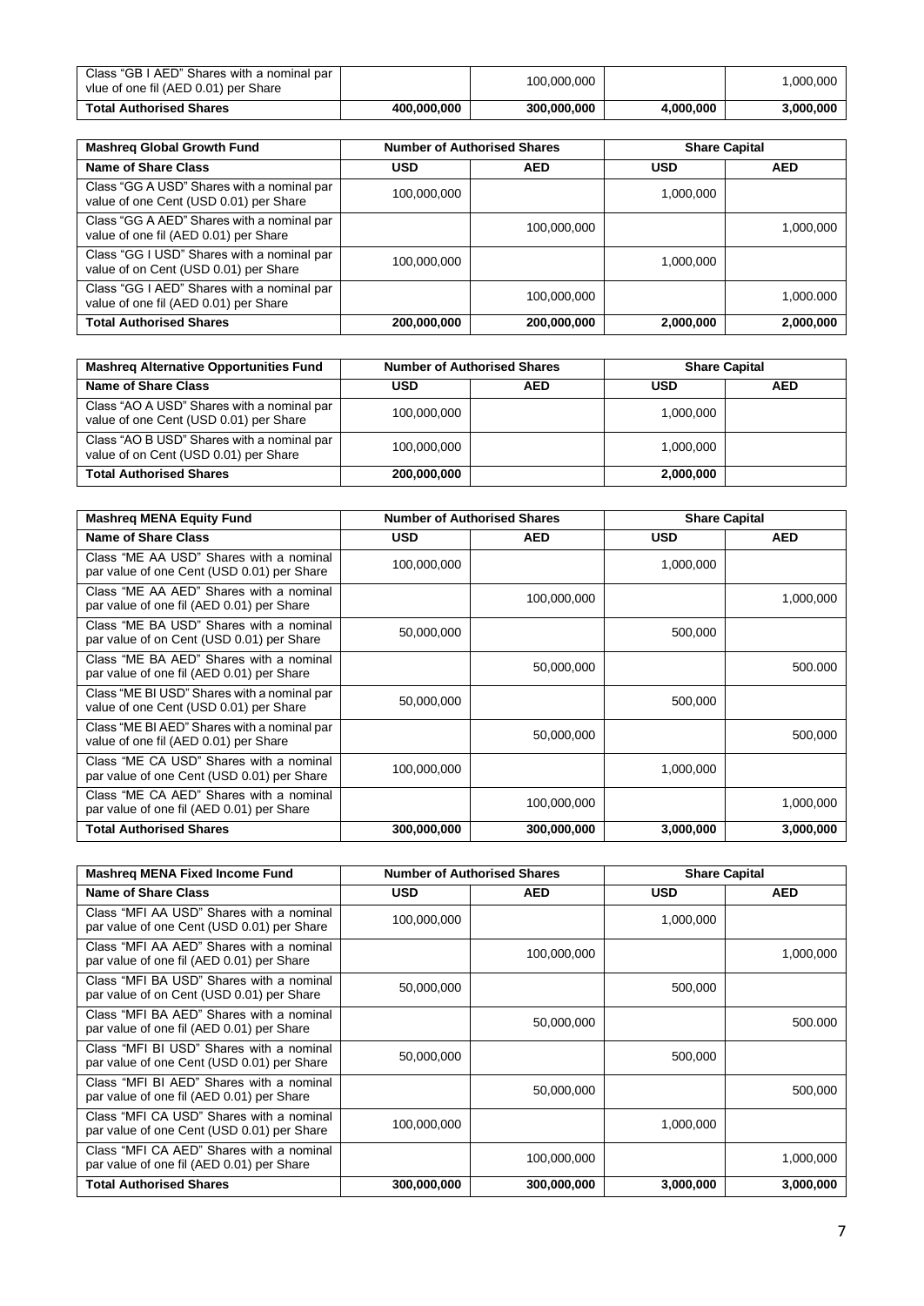| Class "GB I AED" Shares with a nominal par vlue of one fil (AED 0.01) per Share | | 100,000,000 | | 1,000,000 |
|---|---|---|---|---|
| **Total Authorised Shares** | **400,000,000** | **300,000,000** | **4,000,000** | **3,000,000** |

| **Mashreq Global Growth Fund** | **Number of Authorised Shares** | | **Share Capital** | |
|---|---|---|---|---|
| **Name of Share Class** | **USD** | **AED** | **USD** | **AED** |
| Class "GG A USD" Shares with a nominal par value of one Cent (USD 0.01) per Share | 100,000,000 | | 1,000,000 | |
| Class "GG A AED" Shares with a nominal par value of one fil (AED 0.01) per Share | | 100,000,000 | | 1,000,000 |
| Class "GG I USD" Shares with a nominal par value of on Cent (USD 0.01) per Share | 100,000,000 | | 1,000,000 | |
| Class "GG I AED" Shares with a nominal par value of one fil (AED 0.01) per Share | | 100,000,000 | | 1,000.000 |
| **Total Authorised Shares** | **200,000,000** | **200,000,000** | **2,000,000** | **2,000,000** |

| **Mashreq Alternative Opportunities Fund** | **Number of Authorised Shares** | | **Share Capital** | |
|---|---|---|---|---|
| **Name of Share Class** | **USD** | **AED** | **USD** | **AED** |
| Class "AO A USD" Shares with a nominal par value of one Cent (USD 0.01) per Share | 100,000,000 | | 1,000,000 | |
| Class "AO B USD" Shares with a nominal par value of on Cent (USD 0.01) per Share | 100,000,000 | | 1,000,000 | |
| **Total Authorised Shares** | **200,000,000** | | **2,000,000** | |

| **Mashreq MENA Equity Fund** | **Number of Authorised Shares** | | **Share Capital** | |
|---|---|---|---|---|
| **Name of Share Class** | **USD** | **AED** | **USD** | **AED** |
| Class "ME AA USD" Shares with a nominal par value of one Cent (USD 0.01) per Share | 100,000,000 | | 1,000,000 | |
| Class "ME AA AED" Shares with a nominal par value of one fil (AED 0.01) per Share | | 100,000,000 | | 1,000,000 |
| Class "ME BA USD" Shares with a nominal par value of on Cent (USD 0.01) per Share | 50,000,000 | | 500,000 | |
| Class "ME BA AED" Shares with a nominal par value of one fil (AED 0.01) per Share | | 50,000,000 | | 500.000 |
| Class "ME BI USD" Shares with a nominal par value of one Cent (USD 0.01) per Share | 50,000,000 | | 500,000 | |
| Class "ME BI AED" Shares with a nominal par value of one fil (AED 0.01) per Share | | 50,000,000 | | 500,000 |
| Class "ME CA USD" Shares with a nominal par value of one Cent (USD 0.01) per Share | 100,000,000 | | 1,000,000 | |
| Class "ME CA AED" Shares with a nominal par value of one fil (AED 0.01) per Share | | 100,000,000 | | 1,000,000 |
| **Total Authorised Shares** | **300,000,000** | **300,000,000** | **3,000,000** | **3,000,000** |

| **Mashreq MENA Fixed Income Fund** | **Number of Authorised Shares** | | **Share Capital** | |
|---|---|---|---|---|
| **Name of Share Class** | **USD** | **AED** | **USD** | **AED** |
| Class "MFI AA USD" Shares with a nominal par value of one Cent (USD 0.01) per Share | 100,000,000 | | 1,000,000 | |
| Class "MFI AA AED" Shares with a nominal par value of one fil (AED 0.01) per Share | | 100,000,000 | | 1,000,000 |
| Class "MFI BA USD" Shares with a nominal par value of on Cent (USD 0.01) per Share | 50,000,000 | | 500,000 | |
| Class "MFI BA AED" Shares with a nominal par value of one fil (AED 0.01) per Share | | 50,000,000 | | 500.000 |
| Class "MFI BI USD" Shares with a nominal par value of one Cent (USD 0.01) per Share | 50,000,000 | | 500,000 | |
| Class "MFI BI AED" Shares with a nominal par value of one fil (AED 0.01) per Share | | 50,000,000 | | 500,000 |
| Class "MFI CA USD" Shares with a nominal par value of one Cent (USD 0.01) per Share | 100,000,000 | | 1,000,000 | |
| Class "MFI CA AED" Shares with a nominal par value of one fil (AED 0.01) per Share | | 100,000,000 | | 1,000,000 |
| **Total Authorised Shares** | **300,000,000** | **300,000,000** | **3,000,000** | **3,000,000** |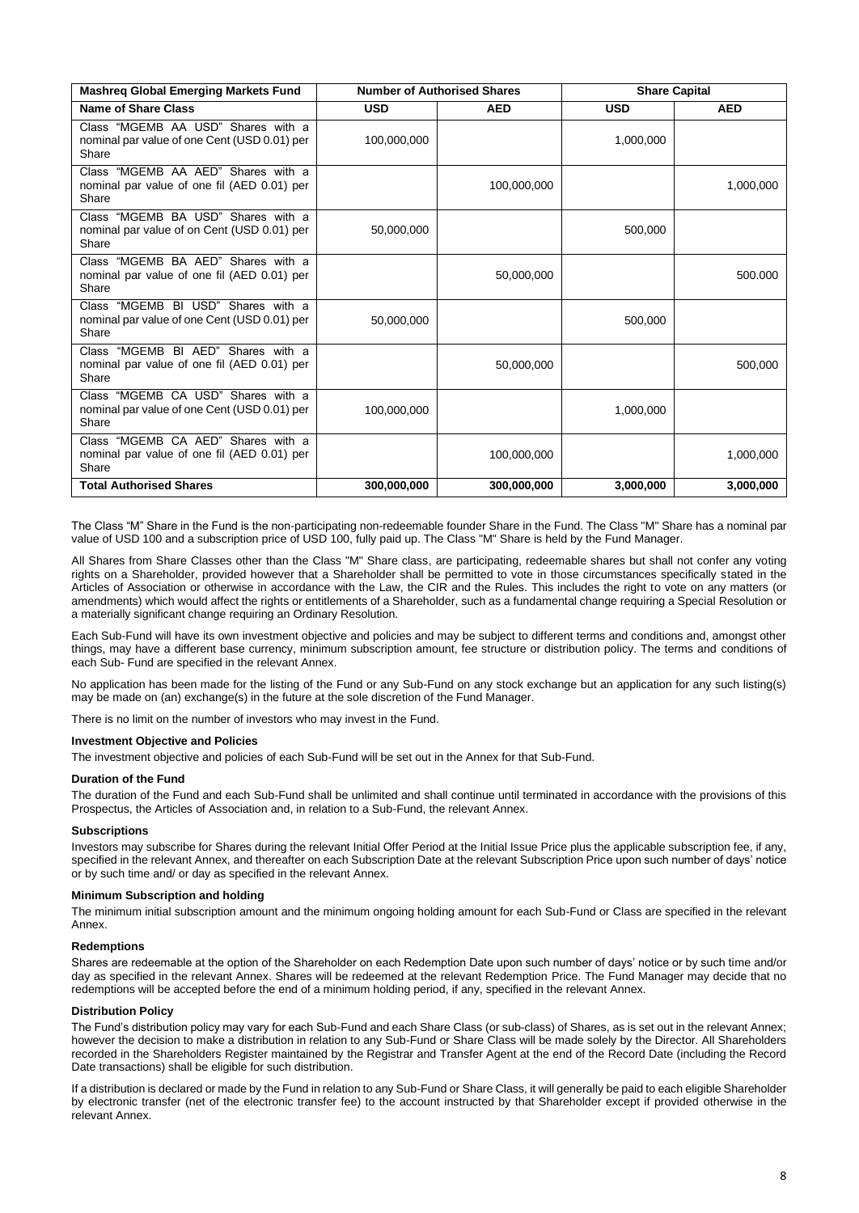| Mashreq Global Emerging Markets Fund | Number of Authorised Shares | | Share Capital | |
|---|---|---|---|---|
| **Name of Share Class** | **USD** | **AED** | **USD** | **AED** |
| Class "MGEMB AA USD" Shares with a nominal par value of one Cent (USD 0.01) per Share | 100,000,000 | | 1,000,000 | |
| Class "MGEMB AA AED" Shares with a nominal par value of one fil (AED 0.01) per Share | | 100,000,000 | | 1,000,000 |
| Class "MGEMB BA USD" Shares with a nominal par value of on Cent (USD 0.01) per Share | 50,000,000 | | 500,000 | |
| Class "MGEMB BA AED" Shares with a nominal par value of one fil (AED 0.01) per Share | | 50,000,000 | | 500.000 |
| Class "MGEMB BI USD" Shares with a nominal par value of one Cent (USD 0.01) per Share | 50,000,000 | | 500,000 | |
| Class "MGEMB BI AED" Shares with a nominal par value of one fil (AED 0.01) per Share | | 50,000,000 | | 500,000 |
| Class "MGEMB CA USD" Shares with a nominal par value of one Cent (USD 0.01) per Share | 100,000,000 | | 1,000,000 | |
| Class "MGEMB CA AED" Shares with a nominal par value of one fil (AED 0.01) per Share | | 100,000,000 | | 1,000,000 |
| **Total Authorised Shares** | **300,000,000** | **300,000,000** | **3,000,000** | **3,000,000** |

The Class "M" Share in the Fund is the non-participating non-redeemable founder Share in the Fund. The Class "M" Share has a nominal par value of USD 100 and a subscription price of USD 100, fully paid up. The Class "M" Share is held by the Fund Manager.

All Shares from Share Classes other than the Class "M" Share class, are participating, redeemable shares but shall not confer any voting rights on a Shareholder, provided however that a Shareholder shall be permitted to vote in those circumstances specifically stated in the Articles of Association or otherwise in accordance with the Law, the CIR and the Rules. This includes the right to vote on any matters (or amendments) which would affect the rights or entitlements of a Shareholder, such as a fundamental change requiring a Special Resolution or a materially significant change requiring an Ordinary Resolution.

Each Sub-Fund will have its own investment objective and policies and may be subject to different terms and conditions and, amongst other things, may have a different base currency, minimum subscription amount, fee structure or distribution policy. The terms and conditions of each Sub- Fund are specified in the relevant Annex.

No application has been made for the listing of the Fund or any Sub-Fund on any stock exchange but an application for any such listing(s) may be made on (an) exchange(s) in the future at the sole discretion of the Fund Manager.

There is no limit on the number of investors who may invest in the Fund.

#### Investment Objective and Policies

The investment objective and policies of each Sub-Fund will be set out in the Annex for that Sub-Fund.

#### Duration of the Fund

The duration of the Fund and each Sub-Fund shall be unlimited and shall continue until terminated in accordance with the provisions of this Prospectus, the Articles of Association and, in relation to a Sub-Fund, the relevant Annex.

#### Subscriptions

Investors may subscribe for Shares during the relevant Initial Offer Period at the Initial Issue Price plus the applicable subscription fee, if any, specified in the relevant Annex, and thereafter on each Subscription Date at the relevant Subscription Price upon such number of days' notice or by such time and/ or day as specified in the relevant Annex.

#### Minimum Subscription and holding

The minimum initial subscription amount and the minimum ongoing holding amount for each Sub-Fund or Class are specified in the relevant Annex.

#### Redemptions

Shares are redeemable at the option of the Shareholder on each Redemption Date upon such number of days' notice or by such time and/or day as specified in the relevant Annex. Shares will be redeemed at the relevant Redemption Price. The Fund Manager may decide that no redemptions will be accepted before the end of a minimum holding period, if any, specified in the relevant Annex.

#### Distribution Policy

The Fund's distribution policy may vary for each Sub-Fund and each Share Class (or sub-class) of Shares, as is set out in the relevant Annex; however the decision to make a distribution in relation to any Sub-Fund or Share Class will be made solely by the Director. All Shareholders recorded in the Shareholders Register maintained by the Registrar and Transfer Agent at the end of the Record Date (including the Record Date transactions) shall be eligible for such distribution.

If a distribution is declared or made by the Fund in relation to any Sub-Fund or Share Class, it will generally be paid to each eligible Shareholder by electronic transfer (net of the electronic transfer fee) to the account instructed by that Shareholder except if provided otherwise in the relevant Annex.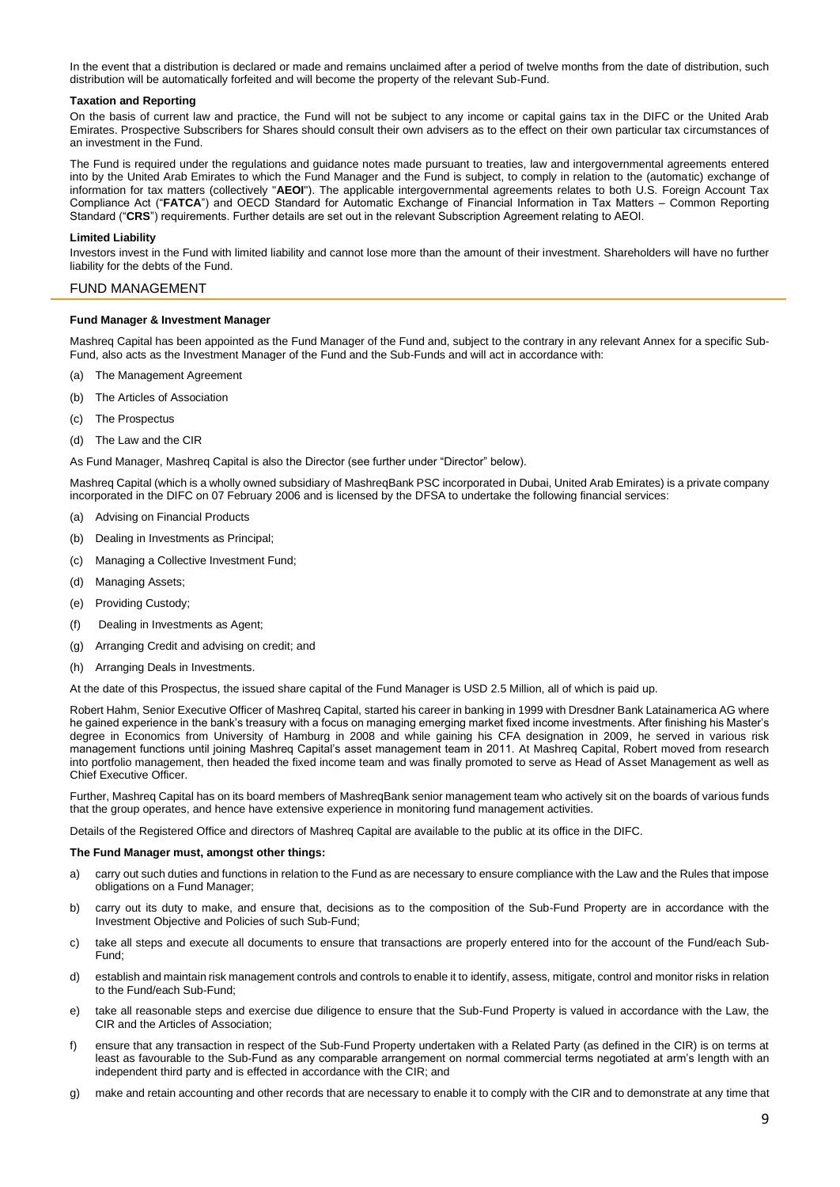In the event that a distribution is declared or made and remains unclaimed after a period of twelve months from the date of distribution, such distribution will be automatically forfeited and will become the property of the relevant Sub-Fund.

**Taxation and Reporting**

On the basis of current law and practice, the Fund will not be subject to any income or capital gains tax in the DIFC or the United Arab Emirates. Prospective Subscribers for Shares should consult their own advisers as to the effect on their own particular tax circumstances of an investment in the Fund.

The Fund is required under the regulations and guidance notes made pursuant to treaties, law and intergovernmental agreements entered into by the United Arab Emirates to which the Fund Manager and the Fund is subject, to comply in relation to the (automatic) exchange of information for tax matters (collectively "**AEOI**"). The applicable intergovernmental agreements relates to both U.S. Foreign Account Tax Compliance Act ("**FATCA**") and OECD Standard for Automatic Exchange of Financial Information in Tax Matters – Common Reporting Standard ("**CRS**") requirements. Further details are set out in the relevant Subscription Agreement relating to AEOI.

**Limited Liability**

Investors invest in the Fund with limited liability and cannot lose more than the amount of their investment. Shareholders will have no further liability for the debts of the Fund.

## FUND MANAGEMENT

**Fund Manager & Investment Manager**

Mashreq Capital has been appointed as the Fund Manager of the Fund and, subject to the contrary in any relevant Annex for a specific Sub-Fund, also acts as the Investment Manager of the Fund and the Sub-Funds and will act in accordance with:

(a) The Management Agreement

(b) The Articles of Association

(c) The Prospectus

(d) The Law and the CIR

As Fund Manager, Mashreq Capital is also the Director (see further under "Director" below).

Mashreq Capital (which is a wholly owned subsidiary of MashreqBank PSC incorporated in Dubai, United Arab Emirates) is a private company incorporated in the DIFC on 07 February 2006 and is licensed by the DFSA to undertake the following financial services:

(a) Advising on Financial Products

(b) Dealing in Investments as Principal;

(c) Managing a Collective Investment Fund;

(d) Managing Assets;

(e) Providing Custody;

(f) Dealing in Investments as Agent;

(g) Arranging Credit and advising on credit; and

(h) Arranging Deals in Investments.

At the date of this Prospectus, the issued share capital of the Fund Manager is USD 2.5 Million, all of which is paid up.

Robert Hahm, Senior Executive Officer of Mashreq Capital, started his career in banking in 1999 with Dresdner Bank Latainamerica AG where he gained experience in the bank's treasury with a focus on managing emerging market fixed income investments. After finishing his Master's degree in Economics from University of Hamburg in 2008 and while gaining his CFA designation in 2009, he served in various risk management functions until joining Mashreq Capital's asset management team in 2011. At Mashreq Capital, Robert moved from research into portfolio management, then headed the fixed income team and was finally promoted to serve as Head of Asset Management as well as Chief Executive Officer.

Further, Mashreq Capital has on its board members of MashreqBank senior management team who actively sit on the boards of various funds that the group operates, and hence have extensive experience in monitoring fund management activities.

Details of the Registered Office and directors of Mashreq Capital are available to the public at its office in the DIFC.

**The Fund Manager must, amongst other things:**

a) carry out such duties and functions in relation to the Fund as are necessary to ensure compliance with the Law and the Rules that impose obligations on a Fund Manager;

b) carry out its duty to make, and ensure that, decisions as to the composition of the Sub-Fund Property are in accordance with the Investment Objective and Policies of such Sub-Fund;

c) take all steps and execute all documents to ensure that transactions are properly entered into for the account of the Fund/each Sub-Fund;

d) establish and maintain risk management controls and controls to enable it to identify, assess, mitigate, control and monitor risks in relation to the Fund/each Sub-Fund;

e) take all reasonable steps and exercise due diligence to ensure that the Sub-Fund Property is valued in accordance with the Law, the CIR and the Articles of Association;

f) ensure that any transaction in respect of the Sub-Fund Property undertaken with a Related Party (as defined in the CIR) is on terms at least as favourable to the Sub-Fund as any comparable arrangement on normal commercial terms negotiated at arm's length with an independent third party and is effected in accordance with the CIR; and

g) make and retain accounting and other records that are necessary to enable it to comply with the CIR and to demonstrate at any time that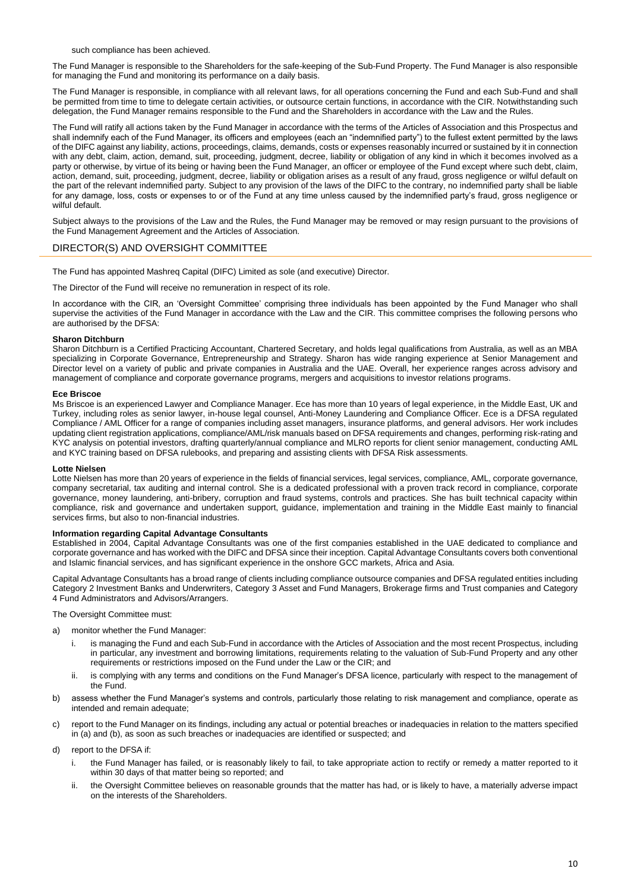such compliance has been achieved.

The Fund Manager is responsible to the Shareholders for the safe-keeping of the Sub-Fund Property. The Fund Manager is also responsible for managing the Fund and monitoring its performance on a daily basis.

The Fund Manager is responsible, in compliance with all relevant laws, for all operations concerning the Fund and each Sub-Fund and shall be permitted from time to time to delegate certain activities, or outsource certain functions, in accordance with the CIR. Notwithstanding such delegation, the Fund Manager remains responsible to the Fund and the Shareholders in accordance with the Law and the Rules.

The Fund will ratify all actions taken by the Fund Manager in accordance with the terms of the Articles of Association and this Prospectus and shall indemnify each of the Fund Manager, its officers and employees (each an "indemnified party") to the fullest extent permitted by the laws of the DIFC against any liability, actions, proceedings, claims, demands, costs or expenses reasonably incurred or sustained by it in connection with any debt, claim, action, demand, suit, proceeding, judgment, decree, liability or obligation of any kind in which it becomes involved as a party or otherwise, by virtue of its being or having been the Fund Manager, an officer or employee of the Fund except where such debt, claim, action, demand, suit, proceeding, judgment, decree, liability or obligation arises as a result of any fraud, gross negligence or wilful default on the part of the relevant indemnified party. Subject to any provision of the laws of the DIFC to the contrary, no indemnified party shall be liable for any damage, loss, costs or expenses to or of the Fund at any time unless caused by the indemnified party's fraud, gross negligence or wilful default.

Subject always to the provisions of the Law and the Rules, the Fund Manager may be removed or may resign pursuant to the provisions of the Fund Management Agreement and the Articles of Association.

## DIRECTOR(S) AND OVERSIGHT COMMITTEE

The Fund has appointed Mashreq Capital (DIFC) Limited as sole (and executive) Director.

The Director of the Fund will receive no remuneration in respect of its role.

In accordance with the CIR, an 'Oversight Committee' comprising three individuals has been appointed by the Fund Manager who shall supervise the activities of the Fund Manager in accordance with the Law and the CIR. This committee comprises the following persons who are authorised by the DFSA:

**Sharon Ditchburn**
Sharon Ditchburn is a Certified Practicing Accountant, Chartered Secretary, and holds legal qualifications from Australia, as well as an MBA specializing in Corporate Governance, Entrepreneurship and Strategy. Sharon has wide ranging experience at Senior Management and Director level on a variety of public and private companies in Australia and the UAE. Overall, her experience ranges across advisory and management of compliance and corporate governance programs, mergers and acquisitions to investor relations programs.

**Ece Briscoe**
Ms Briscoe is an experienced Lawyer and Compliance Manager. Ece has more than 10 years of legal experience, in the Middle East, UK and Turkey, including roles as senior lawyer, in-house legal counsel, Anti-Money Laundering and Compliance Officer. Ece is a DFSA regulated Compliance / AML Officer for a range of companies including asset managers, insurance platforms, and general advisors. Her work includes updating client registration applications, compliance/AML/risk manuals based on DFSA requirements and changes, performing risk-rating and KYC analysis on potential investors, drafting quarterly/annual compliance and MLRO reports for client senior management, conducting AML and KYC training based on DFSA rulebooks, and preparing and assisting clients with DFSA Risk assessments.

**Lotte Nielsen**
Lotte Nielsen has more than 20 years of experience in the fields of financial services, legal services, compliance, AML, corporate governance, company secretarial, tax auditing and internal control. She is a dedicated professional with a proven track record in compliance, corporate governance, money laundering, anti-bribery, corruption and fraud systems, controls and practices. She has built technical capacity within compliance, risk and governance and undertaken support, guidance, implementation and training in the Middle East mainly to financial services firms, but also to non-financial industries.

**Information regarding Capital Advantage Consultants**
Established in 2004, Capital Advantage Consultants was one of the first companies established in the UAE dedicated to compliance and corporate governance and has worked with the DIFC and DFSA since their inception. Capital Advantage Consultants covers both conventional and Islamic financial services, and has significant experience in the onshore GCC markets, Africa and Asia.

Capital Advantage Consultants has a broad range of clients including compliance outsource companies and DFSA regulated entities including Category 2 Investment Banks and Underwriters, Category 3 Asset and Fund Managers, Brokerage firms and Trust companies and Category 4 Fund Administrators and Advisors/Arrangers.

The Oversight Committee must:

a) monitor whether the Fund Manager:
   i. is managing the Fund and each Sub-Fund in accordance with the Articles of Association and the most recent Prospectus, including in particular, any investment and borrowing limitations, requirements relating to the valuation of Sub-Fund Property and any other requirements or restrictions imposed on the Fund under the Law or the CIR; and
   ii. is complying with any terms and conditions on the Fund Manager's DFSA licence, particularly with respect to the management of the Fund.
b) assess whether the Fund Manager's systems and controls, particularly those relating to risk management and compliance, operate as intended and remain adequate;
c) report to the Fund Manager on its findings, including any actual or potential breaches or inadequacies in relation to the matters specified in (a) and (b), as soon as such breaches or inadequacies are identified or suspected; and
d) report to the DFSA if:
   i. the Fund Manager has failed, or is reasonably likely to fail, to take appropriate action to rectify or remedy a matter reported to it within 30 days of that matter being so reported; and
   ii. the Oversight Committee believes on reasonable grounds that the matter has had, or is likely to have, a materially adverse impact on the interests of the Shareholders.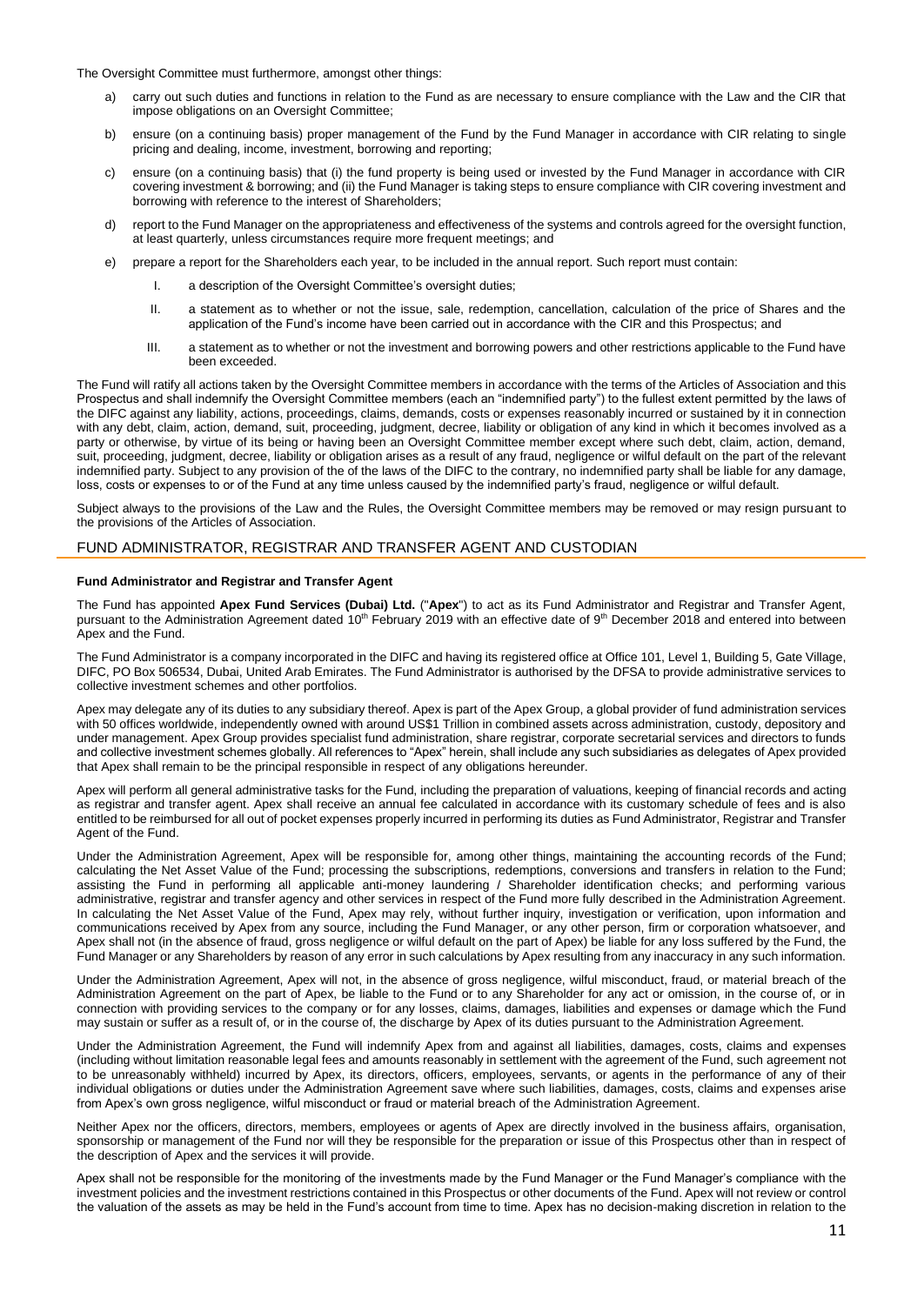The Oversight Committee must furthermore, amongst other things:

a) carry out such duties and functions in relation to the Fund as are necessary to ensure compliance with the Law and the CIR that impose obligations on an Oversight Committee;

b) ensure (on a continuing basis) proper management of the Fund by the Fund Manager in accordance with CIR relating to single pricing and dealing, income, investment, borrowing and reporting;

c) ensure (on a continuing basis) that (i) the fund property is being used or invested by the Fund Manager in accordance with CIR covering investment & borrowing; and (ii) the Fund Manager is taking steps to ensure compliance with CIR covering investment and borrowing with reference to the interest of Shareholders;

d) report to the Fund Manager on the appropriateness and effectiveness of the systems and controls agreed for the oversight function, at least quarterly, unless circumstances require more frequent meetings; and

e) prepare a report for the Shareholders each year, to be included in the annual report. Such report must contain:

   I. a description of the Oversight Committee's oversight duties;

   II. a statement as to whether or not the issue, sale, redemption, cancellation, calculation of the price of Shares and the application of the Fund's income have been carried out in accordance with the CIR and this Prospectus; and

   III. a statement as to whether or not the investment and borrowing powers and other restrictions applicable to the Fund have been exceeded.

The Fund will ratify all actions taken by the Oversight Committee members in accordance with the terms of the Articles of Association and this Prospectus and shall indemnify the Oversight Committee members (each an "indemnified party") to the fullest extent permitted by the laws of the DIFC against any liability, actions, proceedings, claims, demands, costs or expenses reasonably incurred or sustained by it in connection with any debt, claim, action, demand, suit, proceeding, judgment, decree, liability or obligation of any kind in which it becomes involved as a party or otherwise, by virtue of its being or having been an Oversight Committee member except where such debt, claim, action, demand, suit, proceeding, judgment, decree, liability or obligation arises as a result of any fraud, negligence or wilful default on the part of the relevant indemnified party. Subject to any provision of the of the laws of the DIFC to the contrary, no indemnified party shall be liable for any damage, loss, costs or expenses to or of the Fund at any time unless caused by the indemnified party's fraud, negligence or wilful default.

Subject always to the provisions of the Law and the Rules, the Oversight Committee members may be removed or may resign pursuant to the provisions of the Articles of Association.

## FUND ADMINISTRATOR, REGISTRAR AND TRANSFER AGENT AND CUSTODIAN

### Fund Administrator and Registrar and Transfer Agent

The Fund has appointed **Apex Fund Services (Dubai) Ltd.** ("**Apex**") to act as its Fund Administrator and Registrar and Transfer Agent, pursuant to the Administration Agreement dated 10th February 2019 with an effective date of 9th December 2018 and entered into between Apex and the Fund.

The Fund Administrator is a company incorporated in the DIFC and having its registered office at Office 101, Level 1, Building 5, Gate Village, DIFC, PO Box 506534, Dubai, United Arab Emirates. The Fund Administrator is authorised by the DFSA to provide administrative services to collective investment schemes and other portfolios.

Apex may delegate any of its duties to any subsidiary thereof. Apex is part of the Apex Group, a global provider of fund administration services with 50 offices worldwide, independently owned with around US$1 Trillion in combined assets across administration, custody, depository and under management. Apex Group provides specialist fund administration, share registrar, corporate secretarial services and directors to funds and collective investment schemes globally. All references to "Apex" herein, shall include any such subsidiaries as delegates of Apex provided that Apex shall remain to be the principal responsible in respect of any obligations hereunder.

Apex will perform all general administrative tasks for the Fund, including the preparation of valuations, keeping of financial records and acting as registrar and transfer agent. Apex shall receive an annual fee calculated in accordance with its customary schedule of fees and is also entitled to be reimbursed for all out of pocket expenses properly incurred in performing its duties as Fund Administrator, Registrar and Transfer Agent of the Fund.

Under the Administration Agreement, Apex will be responsible for, among other things, maintaining the accounting records of the Fund; calculating the Net Asset Value of the Fund; processing the subscriptions, redemptions, conversions and transfers in relation to the Fund; assisting the Fund in performing all applicable anti-money laundering / Shareholder identification checks; and performing various administrative, registrar and transfer agency and other services in respect of the Fund more fully described in the Administration Agreement. In calculating the Net Asset Value of the Fund, Apex may rely, without further inquiry, investigation or verification, upon information and communications received by Apex from any source, including the Fund Manager, or any other person, firm or corporation whatsoever, and Apex shall not (in the absence of fraud, gross negligence or wilful default on the part of Apex) be liable for any loss suffered by the Fund, the Fund Manager or any Shareholders by reason of any error in such calculations by Apex resulting from any inaccuracy in any such information.

Under the Administration Agreement, Apex will not, in the absence of gross negligence, wilful misconduct, fraud, or material breach of the Administration Agreement on the part of Apex, be liable to the Fund or to any Shareholder for any act or omission, in the course of, or in connection with providing services to the company or for any losses, claims, damages, liabilities and expenses or damage which the Fund may sustain or suffer as a result of, or in the course of, the discharge by Apex of its duties pursuant to the Administration Agreement.

Under the Administration Agreement, the Fund will indemnify Apex from and against all liabilities, damages, costs, claims and expenses (including without limitation reasonable legal fees and amounts reasonably in settlement with the agreement of the Fund, such agreement not to be unreasonably withheld) incurred by Apex, its directors, officers, employees, servants, or agents in the performance of any of their individual obligations or duties under the Administration Agreement save where such liabilities, damages, costs, claims and expenses arise from Apex's own gross negligence, wilful misconduct or fraud or material breach of the Administration Agreement.

Neither Apex nor the officers, directors, members, employees or agents of Apex are directly involved in the business affairs, organisation, sponsorship or management of the Fund nor will they be responsible for the preparation or issue of this Prospectus other than in respect of the description of Apex and the services it will provide.

Apex shall not be responsible for the monitoring of the investments made by the Fund Manager or the Fund Manager's compliance with the investment policies and the investment restrictions contained in this Prospectus or other documents of the Fund. Apex will not review or control the valuation of the assets as may be held in the Fund's account from time to time. Apex has no decision-making discretion in relation to the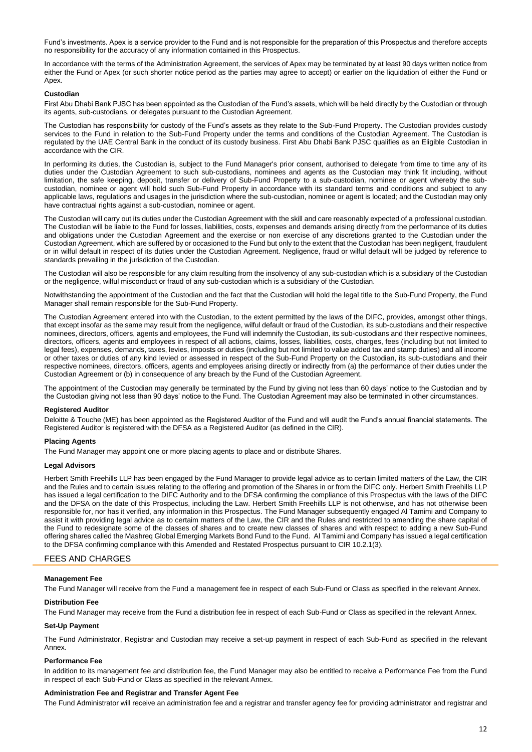Fund's investments. Apex is a service provider to the Fund and is not responsible for the preparation of this Prospectus and therefore accepts no responsibility for the accuracy of any information contained in this Prospectus.

In accordance with the terms of the Administration Agreement, the services of Apex may be terminated by at least 90 days written notice from either the Fund or Apex (or such shorter notice period as the parties may agree to accept) or earlier on the liquidation of either the Fund or Apex.

#### Custodian

First Abu Dhabi Bank PJSC has been appointed as the Custodian of the Fund's assets, which will be held directly by the Custodian or through its agents, sub-custodians, or delegates pursuant to the Custodian Agreement.

The Custodian has responsibility for custody of the Fund's assets as they relate to the Sub-Fund Property. The Custodian provides custody services to the Fund in relation to the Sub-Fund Property under the terms and conditions of the Custodian Agreement. The Custodian is regulated by the UAE Central Bank in the conduct of its custody business. First Abu Dhabi Bank PJSC qualifies as an Eligible Custodian in accordance with the CIR.

In performing its duties, the Custodian is, subject to the Fund Manager's prior consent, authorised to delegate from time to time any of its duties under the Custodian Agreement to such sub-custodians, nominees and agents as the Custodian may think fit including, without limitation, the safe keeping, deposit, transfer or delivery of Sub-Fund Property to a sub-custodian, nominee or agent whereby the sub-custodian, nominee or agent will hold such Sub-Fund Property in accordance with its standard terms and conditions and subject to any applicable laws, regulations and usages in the jurisdiction where the sub-custodian, nominee or agent is located; and the Custodian may only have contractual rights against a sub-custodian, nominee or agent.

The Custodian will carry out its duties under the Custodian Agreement with the skill and care reasonably expected of a professional custodian. The Custodian will be liable to the Fund for losses, liabilities, costs, expenses and demands arising directly from the performance of its duties and obligations under the Custodian Agreement and the exercise or non exercise of any discretions granted to the Custodian under the Custodian Agreement, which are suffered by or occasioned to the Fund but only to the extent that the Custodian has been negligent, fraudulent or in wilful default in respect of its duties under the Custodian Agreement. Negligence, fraud or wilful default will be judged by reference to standards prevailing in the jurisdiction of the Custodian.

The Custodian will also be responsible for any claim resulting from the insolvency of any sub-custodian which is a subsidiary of the Custodian or the negligence, wilful misconduct or fraud of any sub-custodian which is a subsidiary of the Custodian.

Notwithstanding the appointment of the Custodian and the fact that the Custodian will hold the legal title to the Sub-Fund Property, the Fund Manager shall remain responsible for the Sub-Fund Property.

The Custodian Agreement entered into with the Custodian, to the extent permitted by the laws of the DIFC, provides, amongst other things, that except insofar as the same may result from the negligence, wilful default or fraud of the Custodian, its sub-custodians and their respective nominees, directors, officers, agents and employees, the Fund will indemnify the Custodian, its sub-custodians and their respective nominees, directors, officers, agents and employees in respect of all actions, claims, losses, liabilities, costs, charges, fees (including but not limited to legal fees), expenses, demands, taxes, levies, imposts or duties (including but not limited to value added tax and stamp duties) and all income or other taxes or duties of any kind levied or assessed in respect of the Sub-Fund Property on the Custodian, its sub-custodians and their respective nominees, directors, officers, agents and employees arising directly or indirectly from (a) the performance of their duties under the Custodian Agreement or (b) in consequence of any breach by the Fund of the Custodian Agreement.

The appointment of the Custodian may generally be terminated by the Fund by giving not less than 60 days' notice to the Custodian and by the Custodian giving not less than 90 days' notice to the Fund. The Custodian Agreement may also be terminated in other circumstances.

#### Registered Auditor

Deloitte & Touche (ME) has been appointed as the Registered Auditor of the Fund and will audit the Fund's annual financial statements. The Registered Auditor is registered with the DFSA as a Registered Auditor (as defined in the CIR).

#### Placing Agents

The Fund Manager may appoint one or more placing agents to place and or distribute Shares.

#### Legal Advisors

Herbert Smith Freehills LLP has been engaged by the Fund Manager to provide legal advice as to certain limited matters of the Law, the CIR and the Rules and to certain issues relating to the offering and promotion of the Shares in or from the DIFC only. Herbert Smith Freehills LLP has issued a legal certification to the DIFC Authority and to the DFSA confirming the compliance of this Prospectus with the laws of the DIFC and the DFSA on the date of this Prospectus, including the Law. Herbert Smith Freehills LLP is not otherwise, and has not otherwise been responsible for, nor has it verified, any information in this Prospectus. The Fund Manager subsequently engaged Al Tamimi and Company to assist it with providing legal advice as to certaim matters of the Law, the CIR and the Rules and restricted to amending the share capital of the Fund to redesignate some of the classes of shares and to create new classes of shares and with respect to adding a new Sub-Fund offering shares called the Mashreq Global Emerging Markets Bond Fund to the Fund. Al Tamimi and Company has issued a legal certification to the DFSA confirming compliance with this Amended and Restated Prospectus pursuant to CIR 10.2.1(3).

## FEES AND CHARGES

#### Management Fee

The Fund Manager will receive from the Fund a management fee in respect of each Sub-Fund or Class as specified in the relevant Annex.

#### Distribution Fee

The Fund Manager may receive from the Fund a distribution fee in respect of each Sub-Fund or Class as specified in the relevant Annex.

#### Set-Up Payment

The Fund Administrator, Registrar and Custodian may receive a set-up payment in respect of each Sub-Fund as specified in the relevant Annex.

#### Performance Fee

In addition to its management fee and distribution fee, the Fund Manager may also be entitled to receive a Performance Fee from the Fund in respect of each Sub-Fund or Class as specified in the relevant Annex.

#### Administration Fee and Registrar and Transfer Agent Fee

The Fund Administrator will receive an administration fee and a registrar and transfer agency fee for providing administrator and registrar and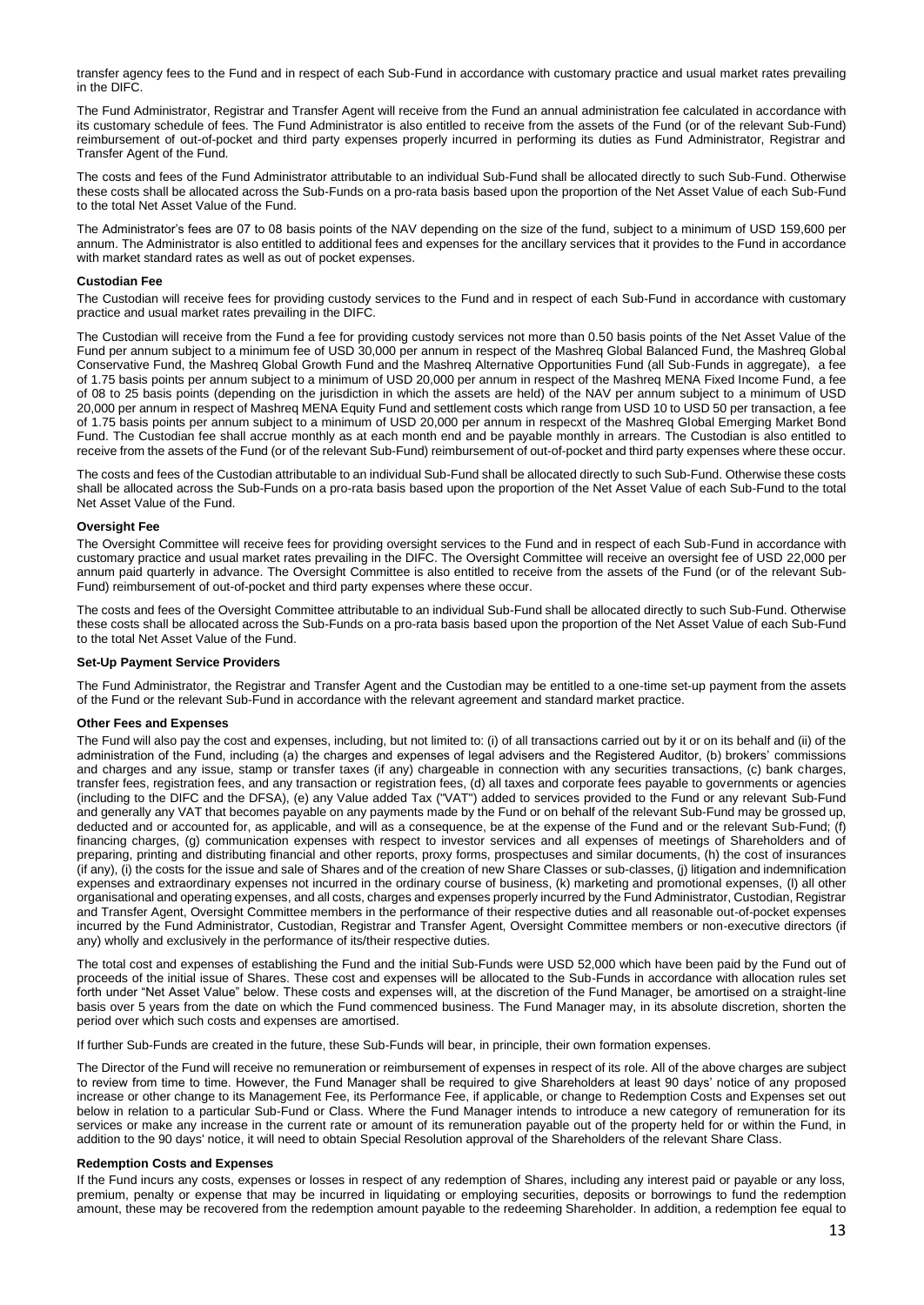transfer agency fees to the Fund and in respect of each Sub-Fund in accordance with customary practice and usual market rates prevailing in the DIFC.

The Fund Administrator, Registrar and Transfer Agent will receive from the Fund an annual administration fee calculated in accordance with its customary schedule of fees. The Fund Administrator is also entitled to receive from the assets of the Fund (or of the relevant Sub-Fund) reimbursement of out-of-pocket and third party expenses properly incurred in performing its duties as Fund Administrator, Registrar and Transfer Agent of the Fund.

The costs and fees of the Fund Administrator attributable to an individual Sub-Fund shall be allocated directly to such Sub-Fund. Otherwise these costs shall be allocated across the Sub-Funds on a pro-rata basis based upon the proportion of the Net Asset Value of each Sub-Fund to the total Net Asset Value of the Fund.

The Administrator's fees are 07 to 08 basis points of the NAV depending on the size of the fund, subject to a minimum of USD 159,600 per annum. The Administrator is also entitled to additional fees and expenses for the ancillary services that it provides to the Fund in accordance with market standard rates as well as out of pocket expenses.

### Custodian Fee

The Custodian will receive fees for providing custody services to the Fund and in respect of each Sub-Fund in accordance with customary practice and usual market rates prevailing in the DIFC.

The Custodian will receive from the Fund a fee for providing custody services not more than 0.50 basis points of the Net Asset Value of the Fund per annum subject to a minimum fee of USD 30,000 per annum in respect of the Mashreq Global Balanced Fund, the Mashreq Global Conservative Fund, the Mashreq Global Growth Fund and the Mashreq Alternative Opportunities Fund (all Sub-Funds in aggregate), a fee of 1.75 basis points per annum subject to a minimum of USD 20,000 per annum in respect of the Mashreq MENA Fixed Income Fund, a fee of 08 to 25 basis points (depending on the jurisdiction in which the assets are held) of the NAV per annum subject to a minimum of USD 20,000 per annum in respect of Mashreq MENA Equity Fund and settlement costs which range from USD 10 to USD 50 per transaction, a fee of 1.75 basis points per annum subject to a minimum of USD 20,000 per annum in respecxt of the Mashreq Global Emerging Market Bond Fund. The Custodian fee shall accrue monthly as at each month end and be payable monthly in arrears. The Custodian is also entitled to receive from the assets of the Fund (or of the relevant Sub-Fund) reimbursement of out-of-pocket and third party expenses where these occur.

The costs and fees of the Custodian attributable to an individual Sub-Fund shall be allocated directly to such Sub-Fund. Otherwise these costs shall be allocated across the Sub-Funds on a pro-rata basis based upon the proportion of the Net Asset Value of each Sub-Fund to the total Net Asset Value of the Fund.

### Oversight Fee

The Oversight Committee will receive fees for providing oversight services to the Fund and in respect of each Sub-Fund in accordance with customary practice and usual market rates prevailing in the DIFC. The Oversight Committee will receive an oversight fee of USD 22,000 per annum paid quarterly in advance. The Oversight Committee is also entitled to receive from the assets of the Fund (or of the relevant Sub-Fund) reimbursement of out-of-pocket and third party expenses where these occur.

The costs and fees of the Oversight Committee attributable to an individual Sub-Fund shall be allocated directly to such Sub-Fund. Otherwise these costs shall be allocated across the Sub-Funds on a pro-rata basis based upon the proportion of the Net Asset Value of each Sub-Fund to the total Net Asset Value of the Fund.

### Set-Up Payment Service Providers

The Fund Administrator, the Registrar and Transfer Agent and the Custodian may be entitled to a one-time set-up payment from the assets of the Fund or the relevant Sub-Fund in accordance with the relevant agreement and standard market practice.

### Other Fees and Expenses

The Fund will also pay the cost and expenses, including, but not limited to: (i) of all transactions carried out by it or on its behalf and (ii) of the administration of the Fund, including (a) the charges and expenses of legal advisers and the Registered Auditor, (b) brokers' commissions and charges and any issue, stamp or transfer taxes (if any) chargeable in connection with any securities transactions, (c) bank charges, transfer fees, registration fees, and any transaction or registration fees, (d) all taxes and corporate fees payable to governments or agencies (including to the DIFC and the DFSA), (e) any Value added Tax ("VAT") added to services provided to the Fund or any relevant Sub-Fund and generally any VAT that becomes payable on any payments made by the Fund or on behalf of the relevant Sub-Fund may be grossed up, deducted and or accounted for, as applicable, and will as a consequence, be at the expense of the Fund and or the relevant Sub-Fund; (f) financing charges, (g) communication expenses with respect to investor services and all expenses of meetings of Shareholders and of preparing, printing and distributing financial and other reports, proxy forms, prospectuses and similar documents, (h) the cost of insurances (if any), (i) the costs for the issue and sale of Shares and of the creation of new Share Classes or sub-classes, (j) litigation and indemnification expenses and extraordinary expenses not incurred in the ordinary course of business, (k) marketing and promotional expenses, (l) all other organisational and operating expenses, and all costs, charges and expenses properly incurred by the Fund Administrator, Custodian, Registrar and Transfer Agent, Oversight Committee members in the performance of their respective duties and all reasonable out-of-pocket expenses incurred by the Fund Administrator, Custodian, Registrar and Transfer Agent, Oversight Committee members or non-executive directors (if any) wholly and exclusively in the performance of its/their respective duties.

The total cost and expenses of establishing the Fund and the initial Sub-Funds were USD 52,000 which have been paid by the Fund out of proceeds of the initial issue of Shares. These cost and expenses will be allocated to the Sub-Funds in accordance with allocation rules set forth under "Net Asset Value" below. These costs and expenses will, at the discretion of the Fund Manager, be amortised on a straight-line basis over 5 years from the date on which the Fund commenced business. The Fund Manager may, in its absolute discretion, shorten the period over which such costs and expenses are amortised.

If further Sub-Funds are created in the future, these Sub-Funds will bear, in principle, their own formation expenses.

The Director of the Fund will receive no remuneration or reimbursement of expenses in respect of its role. All of the above charges are subject to review from time to time. However, the Fund Manager shall be required to give Shareholders at least 90 days' notice of any proposed increase or other change to its Management Fee, its Performance Fee, if applicable, or change to Redemption Costs and Expenses set out below in relation to a particular Sub-Fund or Class. Where the Fund Manager intends to introduce a new category of remuneration for its services or make any increase in the current rate or amount of its remuneration payable out of the property held for or within the Fund, in addition to the 90 days' notice, it will need to obtain Special Resolution approval of the Shareholders of the relevant Share Class.

### Redemption Costs and Expenses

If the Fund incurs any costs, expenses or losses in respect of any redemption of Shares, including any interest paid or payable or any loss, premium, penalty or expense that may be incurred in liquidating or employing securities, deposits or borrowings to fund the redemption amount, these may be recovered from the redemption amount payable to the redeeming Shareholder. In addition, a redemption fee equal to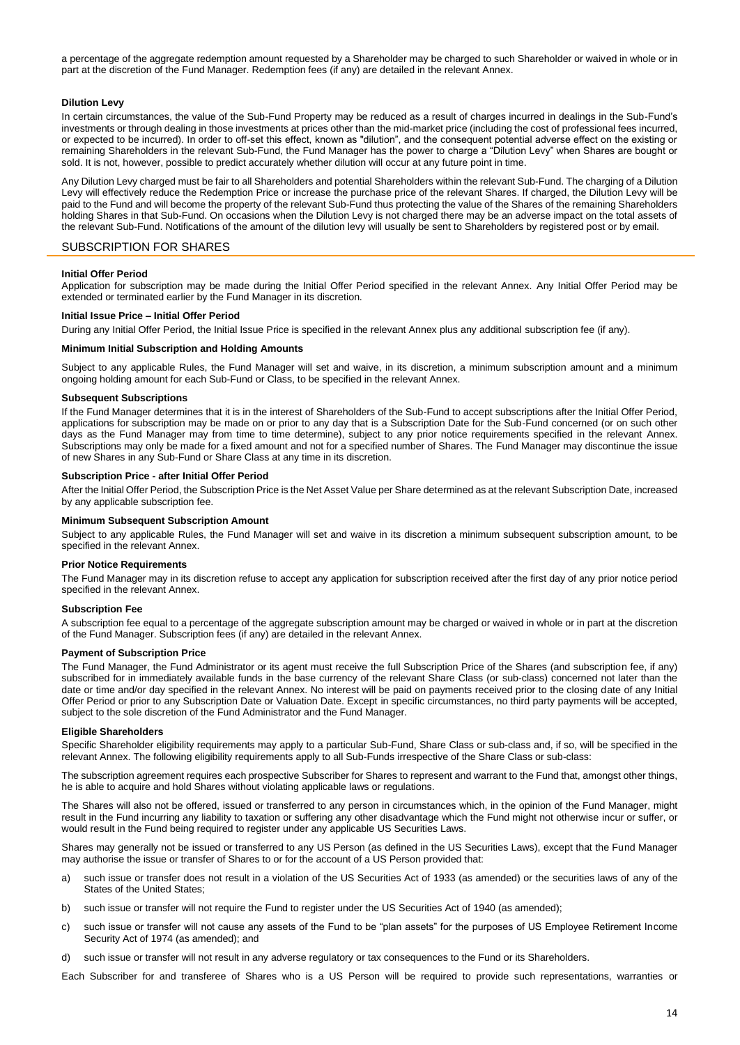a percentage of the aggregate redemption amount requested by a Shareholder may be charged to such Shareholder or waived in whole or in part at the discretion of the Fund Manager. Redemption fees (if any) are detailed in the relevant Annex.

**Dilution Levy**

In certain circumstances, the value of the Sub-Fund Property may be reduced as a result of charges incurred in dealings in the Sub-Fund's investments or through dealing in those investments at prices other than the mid-market price (including the cost of professional fees incurred, or expected to be incurred). In order to off-set this effect, known as "dilution", and the consequent potential adverse effect on the existing or remaining Shareholders in the relevant Sub-Fund, the Fund Manager has the power to charge a "Dilution Levy" when Shares are bought or sold. It is not, however, possible to predict accurately whether dilution will occur at any future point in time.

Any Dilution Levy charged must be fair to all Shareholders and potential Shareholders within the relevant Sub-Fund. The charging of a Dilution Levy will effectively reduce the Redemption Price or increase the purchase price of the relevant Shares. If charged, the Dilution Levy will be paid to the Fund and will become the property of the relevant Sub-Fund thus protecting the value of the Shares of the remaining Shareholders holding Shares in that Sub-Fund. On occasions when the Dilution Levy is not charged there may be an adverse impact on the total assets of the relevant Sub-Fund. Notifications of the amount of the dilution levy will usually be sent to Shareholders by registered post or by email.

## SUBSCRIPTION FOR SHARES

**Initial Offer Period**

Application for subscription may be made during the Initial Offer Period specified in the relevant Annex. Any Initial Offer Period may be extended or terminated earlier by the Fund Manager in its discretion.

**Initial Issue Price – Initial Offer Period**

During any Initial Offer Period, the Initial Issue Price is specified in the relevant Annex plus any additional subscription fee (if any).

**Minimum Initial Subscription and Holding Amounts**

Subject to any applicable Rules, the Fund Manager will set and waive, in its discretion, a minimum subscription amount and a minimum ongoing holding amount for each Sub-Fund or Class, to be specified in the relevant Annex.

**Subsequent Subscriptions**

If the Fund Manager determines that it is in the interest of Shareholders of the Sub-Fund to accept subscriptions after the Initial Offer Period, applications for subscription may be made on or prior to any day that is a Subscription Date for the Sub-Fund concerned (or on such other days as the Fund Manager may from time to time determine), subject to any prior notice requirements specified in the relevant Annex. Subscriptions may only be made for a fixed amount and not for a specified number of Shares. The Fund Manager may discontinue the issue of new Shares in any Sub-Fund or Share Class at any time in its discretion.

**Subscription Price - after Initial Offer Period**

After the Initial Offer Period, the Subscription Price is the Net Asset Value per Share determined as at the relevant Subscription Date, increased by any applicable subscription fee.

**Minimum Subsequent Subscription Amount**

Subject to any applicable Rules, the Fund Manager will set and waive in its discretion a minimum subsequent subscription amount, to be specified in the relevant Annex.

**Prior Notice Requirements**

The Fund Manager may in its discretion refuse to accept any application for subscription received after the first day of any prior notice period specified in the relevant Annex.

**Subscription Fee**

A subscription fee equal to a percentage of the aggregate subscription amount may be charged or waived in whole or in part at the discretion of the Fund Manager. Subscription fees (if any) are detailed in the relevant Annex.

**Payment of Subscription Price**

The Fund Manager, the Fund Administrator or its agent must receive the full Subscription Price of the Shares (and subscription fee, if any) subscribed for in immediately available funds in the base currency of the relevant Share Class (or sub-class) concerned not later than the date or time and/or day specified in the relevant Annex. No interest will be paid on payments received prior to the closing date of any Initial Offer Period or prior to any Subscription Date or Valuation Date. Except in specific circumstances, no third party payments will be accepted, subject to the sole discretion of the Fund Administrator and the Fund Manager.

**Eligible Shareholders**

Specific Shareholder eligibility requirements may apply to a particular Sub-Fund, Share Class or sub-class and, if so, will be specified in the relevant Annex. The following eligibility requirements apply to all Sub-Funds irrespective of the Share Class or sub-class:

The subscription agreement requires each prospective Subscriber for Shares to represent and warrant to the Fund that, amongst other things, he is able to acquire and hold Shares without violating applicable laws or regulations.

The Shares will also not be offered, issued or transferred to any person in circumstances which, in the opinion of the Fund Manager, might result in the Fund incurring any liability to taxation or suffering any other disadvantage which the Fund might not otherwise incur or suffer, or would result in the Fund being required to register under any applicable US Securities Laws.

Shares may generally not be issued or transferred to any US Person (as defined in the US Securities Laws), except that the Fund Manager may authorise the issue or transfer of Shares to or for the account of a US Person provided that:

a) such issue or transfer does not result in a violation of the US Securities Act of 1933 (as amended) or the securities laws of any of the States of the United States;

b) such issue or transfer will not require the Fund to register under the US Securities Act of 1940 (as amended);

c) such issue or transfer will not cause any assets of the Fund to be "plan assets" for the purposes of US Employee Retirement Income Security Act of 1974 (as amended); and

d) such issue or transfer will not result in any adverse regulatory or tax consequences to the Fund or its Shareholders.

Each Subscriber for and transferee of Shares who is a US Person will be required to provide such representations, warranties or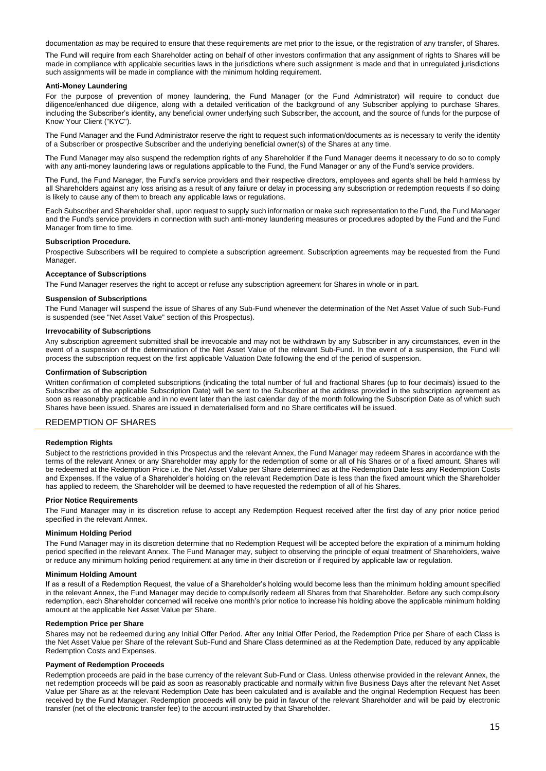documentation as may be required to ensure that these requirements are met prior to the issue, or the registration of any transfer, of Shares.

The Fund will require from each Shareholder acting on behalf of other investors confirmation that any assignment of rights to Shares will be made in compliance with applicable securities laws in the jurisdictions where such assignment is made and that in unregulated jurisdictions such assignments will be made in compliance with the minimum holding requirement.

**Anti-Money Laundering**

For the purpose of prevention of money laundering, the Fund Manager (or the Fund Administrator) will require to conduct due diligence/enhanced due diligence, along with a detailed verification of the background of any Subscriber applying to purchase Shares, including the Subscriber's identity, any beneficial owner underlying such Subscriber, the account, and the source of funds for the purpose of Know Your Client ("KYC").

The Fund Manager and the Fund Administrator reserve the right to request such information/documents as is necessary to verify the identity of a Subscriber or prospective Subscriber and the underlying beneficial owner(s) of the Shares at any time.

The Fund Manager may also suspend the redemption rights of any Shareholder if the Fund Manager deems it necessary to do so to comply with any anti-money laundering laws or regulations applicable to the Fund, the Fund Manager or any of the Fund's service providers.

The Fund, the Fund Manager, the Fund's service providers and their respective directors, employees and agents shall be held harmless by all Shareholders against any loss arising as a result of any failure or delay in processing any subscription or redemption requests if so doing is likely to cause any of them to breach any applicable laws or regulations.

Each Subscriber and Shareholder shall, upon request to supply such information or make such representation to the Fund, the Fund Manager and the Fund's service providers in connection with such anti-money laundering measures or procedures adopted by the Fund and the Fund Manager from time to time.

**Subscription Procedure.**

Prospective Subscribers will be required to complete a subscription agreement. Subscription agreements may be requested from the Fund Manager.

**Acceptance of Subscriptions**

The Fund Manager reserves the right to accept or refuse any subscription agreement for Shares in whole or in part.

**Suspension of Subscriptions**

The Fund Manager will suspend the issue of Shares of any Sub-Fund whenever the determination of the Net Asset Value of such Sub-Fund is suspended (see "Net Asset Value" section of this Prospectus).

**Irrevocability of Subscriptions**

Any subscription agreement submitted shall be irrevocable and may not be withdrawn by any Subscriber in any circumstances, even in the event of a suspension of the determination of the Net Asset Value of the relevant Sub-Fund. In the event of a suspension, the Fund will process the subscription request on the first applicable Valuation Date following the end of the period of suspension.

**Confirmation of Subscription**

Written confirmation of completed subscriptions (indicating the total number of full and fractional Shares (up to four decimals) issued to the Subscriber as of the applicable Subscription Date) will be sent to the Subscriber at the address provided in the subscription agreement as soon as reasonably practicable and in no event later than the last calendar day of the month following the Subscription Date as of which such Shares have been issued. Shares are issued in dematerialised form and no Share certificates will be issued.

## REDEMPTION OF SHARES

**Redemption Rights**

Subject to the restrictions provided in this Prospectus and the relevant Annex, the Fund Manager may redeem Shares in accordance with the terms of the relevant Annex or any Shareholder may apply for the redemption of some or all of his Shares or of a fixed amount. Shares will be redeemed at the Redemption Price i.e. the Net Asset Value per Share determined as at the Redemption Date less any Redemption Costs and Expenses. If the value of a Shareholder's holding on the relevant Redemption Date is less than the fixed amount which the Shareholder has applied to redeem, the Shareholder will be deemed to have requested the redemption of all of his Shares.

**Prior Notice Requirements**

The Fund Manager may in its discretion refuse to accept any Redemption Request received after the first day of any prior notice period specified in the relevant Annex.

**Minimum Holding Period**

The Fund Manager may in its discretion determine that no Redemption Request will be accepted before the expiration of a minimum holding period specified in the relevant Annex. The Fund Manager may, subject to observing the principle of equal treatment of Shareholders, waive or reduce any minimum holding period requirement at any time in their discretion or if required by applicable law or regulation.

**Minimum Holding Amount**

If as a result of a Redemption Request, the value of a Shareholder's holding would become less than the minimum holding amount specified in the relevant Annex, the Fund Manager may decide to compulsorily redeem all Shares from that Shareholder. Before any such compulsory redemption, each Shareholder concerned will receive one month's prior notice to increase his holding above the applicable minimum holding amount at the applicable Net Asset Value per Share.

**Redemption Price per Share**

Shares may not be redeemed during any Initial Offer Period. After any Initial Offer Period, the Redemption Price per Share of each Class is the Net Asset Value per Share of the relevant Sub-Fund and Share Class determined as at the Redemption Date, reduced by any applicable Redemption Costs and Expenses.

**Payment of Redemption Proceeds**

Redemption proceeds are paid in the base currency of the relevant Sub-Fund or Class. Unless otherwise provided in the relevant Annex, the net redemption proceeds will be paid as soon as reasonably practicable and normally within five Business Days after the relevant Net Asset Value per Share as at the relevant Redemption Date has been calculated and is available and the original Redemption Request has been received by the Fund Manager. Redemption proceeds will only be paid in favour of the relevant Shareholder and will be paid by electronic transfer (net of the electronic transfer fee) to the account instructed by that Shareholder.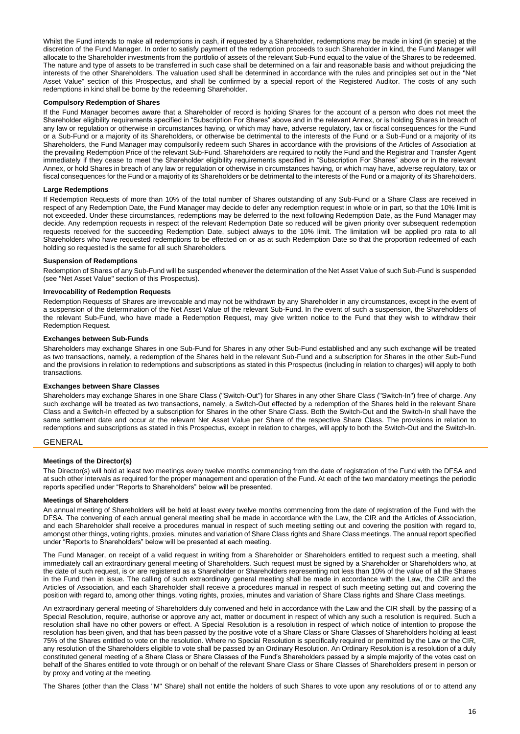Whilst the Fund intends to make all redemptions in cash, if requested by a Shareholder, redemptions may be made in kind (in specie) at the discretion of the Fund Manager. In order to satisfy payment of the redemption proceeds to such Shareholder in kind, the Fund Manager will allocate to the Shareholder investments from the portfolio of assets of the relevant Sub-Fund equal to the value of the Shares to be redeemed. The nature and type of assets to be transferred in such case shall be determined on a fair and reasonable basis and without prejudicing the interests of the other Shareholders. The valuation used shall be determined in accordance with the rules and principles set out in the "Net Asset Value" section of this Prospectus, and shall be confirmed by a special report of the Registered Auditor. The costs of any such redemptions in kind shall be borne by the redeeming Shareholder.

**Compulsory Redemption of Shares**

If the Fund Manager becomes aware that a Shareholder of record is holding Shares for the account of a person who does not meet the Shareholder eligibility requirements specified in "Subscription For Shares" above and in the relevant Annex, or is holding Shares in breach of any law or regulation or otherwise in circumstances having, or which may have, adverse regulatory, tax or fiscal consequences for the Fund or a Sub-Fund or a majority of its Shareholders, or otherwise be detrimental to the interests of the Fund or a Sub-Fund or a majority of its Shareholders, the Fund Manager may compulsorily redeem such Shares in accordance with the provisions of the Articles of Association at the prevailing Redemption Price of the relevant Sub-Fund. Shareholders are required to notify the Fund and the Registrar and Transfer Agent immediately if they cease to meet the Shareholder eligibility requirements specified in "Subscription For Shares" above or in the relevant Annex, or hold Shares in breach of any law or regulation or otherwise in circumstances having, or which may have, adverse regulatory, tax or fiscal consequences for the Fund or a majority of its Shareholders or be detrimental to the interests of the Fund or a majority of its Shareholders.

**Large Redemptions**

If Redemption Requests of more than 10% of the total number of Shares outstanding of any Sub-Fund or a Share Class are received in respect of any Redemption Date, the Fund Manager may decide to defer any redemption request in whole or in part, so that the 10% limit is not exceeded. Under these circumstances, redemptions may be deferred to the next following Redemption Date, as the Fund Manager may decide. Any redemption requests in respect of the relevant Redemption Date so reduced will be given priority over subsequent redemption requests received for the succeeding Redemption Date, subject always to the 10% limit. The limitation will be applied pro rata to all Shareholders who have requested redemptions to be effected on or as at such Redemption Date so that the proportion redeemed of each holding so requested is the same for all such Shareholders.

**Suspension of Redemptions**

Redemption of Shares of any Sub-Fund will be suspended whenever the determination of the Net Asset Value of such Sub-Fund is suspended (see "Net Asset Value" section of this Prospectus).

**Irrevocability of Redemption Requests**

Redemption Requests of Shares are irrevocable and may not be withdrawn by any Shareholder in any circumstances, except in the event of a suspension of the determination of the Net Asset Value of the relevant Sub-Fund. In the event of such a suspension, the Shareholders of the relevant Sub-Fund, who have made a Redemption Request, may give written notice to the Fund that they wish to withdraw their Redemption Request.

**Exchanges between Sub-Funds**

Shareholders may exchange Shares in one Sub-Fund for Shares in any other Sub-Fund established and any such exchange will be treated as two transactions, namely, a redemption of the Shares held in the relevant Sub-Fund and a subscription for Shares in the other Sub-Fund and the provisions in relation to redemptions and subscriptions as stated in this Prospectus (including in relation to charges) will apply to both transactions.

**Exchanges between Share Classes**

Shareholders may exchange Shares in one Share Class ("Switch-Out") for Shares in any other Share Class ("Switch-In") free of charge. Any such exchange will be treated as two transactions, namely, a Switch-Out effected by a redemption of the Shares held in the relevant Share Class and a Switch-In effected by a subscription for Shares in the other Share Class. Both the Switch-Out and the Switch-In shall have the same settlement date and occur at the relevant Net Asset Value per Share of the respective Share Class. The provisions in relation to redemptions and subscriptions as stated in this Prospectus, except in relation to charges, will apply to both the Switch-Out and the Switch-In.

## GENERAL

**Meetings of the Director(s)**

The Director(s) will hold at least two meetings every twelve months commencing from the date of registration of the Fund with the DFSA and at such other intervals as required for the proper management and operation of the Fund. At each of the two mandatory meetings the periodic reports specified under "Reports to Shareholders" below will be presented.

**Meetings of Shareholders**

An annual meeting of Shareholders will be held at least every twelve months commencing from the date of registration of the Fund with the DFSA. The convening of each annual general meeting shall be made in accordance with the Law, the CIR and the Articles of Association, and each Shareholder shall receive a procedures manual in respect of such meeting setting out and covering the position with regard to, amongst other things, voting rights, proxies, minutes and variation of Share Class rights and Share Class meetings. The annual report specified under "Reports to Shareholders" below will be presented at each meeting.

The Fund Manager, on receipt of a valid request in writing from a Shareholder or Shareholders entitled to request such a meeting, shall immediately call an extraordinary general meeting of Shareholders. Such request must be signed by a Shareholder or Shareholders who, at the date of such request, is or are registered as a Shareholder or Shareholders representing not less than 10% of the value of all the Shares in the Fund then in issue. The calling of such extraordinary general meeting shall be made in accordance with the Law, the CIR and the Articles of Association, and each Shareholder shall receive a procedures manual in respect of such meeting setting out and covering the position with regard to, among other things, voting rights, proxies, minutes and variation of Share Class rights and Share Class meetings.

An extraordinary general meeting of Shareholders duly convened and held in accordance with the Law and the CIR shall, by the passing of a Special Resolution, require, authorise or approve any act, matter or document in respect of which any such a resolution is required. Such a resolution shall have no other powers or effect. A Special Resolution is a resolution in respect of which notice of intention to propose the resolution has been given, and that has been passed by the positive vote of a Share Class or Share Classes of Shareholders holding at least 75% of the Shares entitled to vote on the resolution. Where no Special Resolution is specifically required or permitted by the Law or the CIR, any resolution of the Shareholders eligible to vote shall be passed by an Ordinary Resolution. An Ordinary Resolution is a resolution of a duly constituted general meeting of a Share Class or Share Classes of the Fund's Shareholders passed by a simple majority of the votes cast on behalf of the Shares entitled to vote through or on behalf of the relevant Share Class or Share Classes of Shareholders present in person or by proxy and voting at the meeting.

The Shares (other than the Class "M" Share) shall not entitle the holders of such Shares to vote upon any resolutions of or to attend any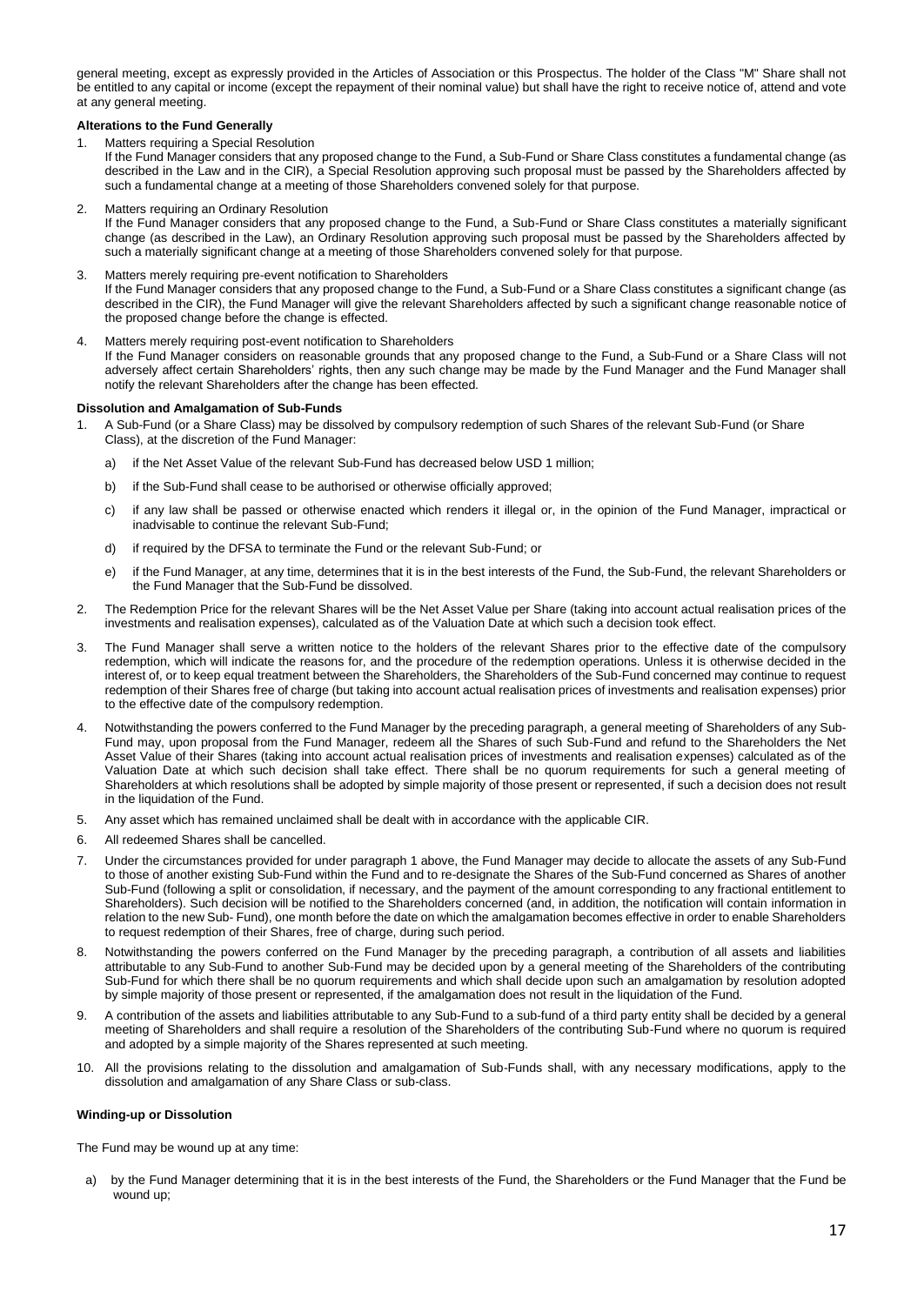general meeting, except as expressly provided in the Articles of Association or this Prospectus. The holder of the Class "M" Share shall not be entitled to any capital or income (except the repayment of their nominal value) but shall have the right to receive notice of, attend and vote at any general meeting.

**Alterations to the Fund Generally**

1. Matters requiring a Special Resolution
   If the Fund Manager considers that any proposed change to the Fund, a Sub-Fund or Share Class constitutes a fundamental change (as described in the Law and in the CIR), a Special Resolution approving such proposal must be passed by the Shareholders affected by such a fundamental change at a meeting of those Shareholders convened solely for that purpose.

2. Matters requiring an Ordinary Resolution
   If the Fund Manager considers that any proposed change to the Fund, a Sub-Fund or Share Class constitutes a materially significant change (as described in the Law), an Ordinary Resolution approving such proposal must be passed by the Shareholders affected by such a materially significant change at a meeting of those Shareholders convened solely for that purpose.

3. Matters merely requiring pre-event notification to Shareholders
   If the Fund Manager considers that any proposed change to the Fund, a Sub-Fund or a Share Class constitutes a significant change (as described in the CIR), the Fund Manager will give the relevant Shareholders affected by such a significant change reasonable notice of the proposed change before the change is effected.

4. Matters merely requiring post-event notification to Shareholders
   If the Fund Manager considers on reasonable grounds that any proposed change to the Fund, a Sub-Fund or a Share Class will not adversely affect certain Shareholders' rights, then any such change may be made by the Fund Manager and the Fund Manager shall notify the relevant Shareholders after the change has been effected.

**Dissolution and Amalgamation of Sub-Funds**

1. A Sub-Fund (or a Share Class) may be dissolved by compulsory redemption of such Shares of the relevant Sub-Fund (or Share Class), at the discretion of the Fund Manager:
   a) if the Net Asset Value of the relevant Sub-Fund has decreased below USD 1 million;
   b) if the Sub-Fund shall cease to be authorised or otherwise officially approved;
   c) if any law shall be passed or otherwise enacted which renders it illegal or, in the opinion of the Fund Manager, impractical or inadvisable to continue the relevant Sub-Fund;
   d) if required by the DFSA to terminate the Fund or the relevant Sub-Fund; or
   e) if the Fund Manager, at any time, determines that it is in the best interests of the Fund, the Sub-Fund, the relevant Shareholders or the Fund Manager that the Sub-Fund be dissolved.
2. The Redemption Price for the relevant Shares will be the Net Asset Value per Share (taking into account actual realisation prices of the investments and realisation expenses), calculated as of the Valuation Date at which such a decision took effect.
3. The Fund Manager shall serve a written notice to the holders of the relevant Shares prior to the effective date of the compulsory redemption, which will indicate the reasons for, and the procedure of the redemption operations. Unless it is otherwise decided in the interest of, or to keep equal treatment between the Shareholders, the Shareholders of the Sub-Fund concerned may continue to request redemption of their Shares free of charge (but taking into account actual realisation prices of investments and realisation expenses) prior to the effective date of the compulsory redemption.
4. Notwithstanding the powers conferred to the Fund Manager by the preceding paragraph, a general meeting of Shareholders of any Sub-Fund may, upon proposal from the Fund Manager, redeem all the Shares of such Sub-Fund and refund to the Shareholders the Net Asset Value of their Shares (taking into account actual realisation prices of investments and realisation expenses) calculated as of the Valuation Date at which such decision shall take effect. There shall be no quorum requirements for such a general meeting of Shareholders at which resolutions shall be adopted by simple majority of those present or represented, if such a decision does not result in the liquidation of the Fund.
5. Any asset which has remained unclaimed shall be dealt with in accordance with the applicable CIR.
6. All redeemed Shares shall be cancelled.
7. Under the circumstances provided for under paragraph 1 above, the Fund Manager may decide to allocate the assets of any Sub-Fund to those of another existing Sub-Fund within the Fund and to re-designate the Shares of the Sub-Fund concerned as Shares of another Sub-Fund (following a split or consolidation, if necessary, and the payment of the amount corresponding to any fractional entitlement to Shareholders). Such decision will be notified to the Shareholders concerned (and, in addition, the notification will contain information in relation to the new Sub- Fund), one month before the date on which the amalgamation becomes effective in order to enable Shareholders to request redemption of their Shares, free of charge, during such period.
8. Notwithstanding the powers conferred on the Fund Manager by the preceding paragraph, a contribution of all assets and liabilities attributable to any Sub-Fund to another Sub-Fund may be decided upon by a general meeting of the Shareholders of the contributing Sub-Fund for which there shall be no quorum requirements and which shall decide upon such an amalgamation by resolution adopted by simple majority of those present or represented, if the amalgamation does not result in the liquidation of the Fund.
9. A contribution of the assets and liabilities attributable to any Sub-Fund to a sub-fund of a third party entity shall be decided by a general meeting of Shareholders and shall require a resolution of the Shareholders of the contributing Sub-Fund where no quorum is required and adopted by a simple majority of the Shares represented at such meeting.
10. All the provisions relating to the dissolution and amalgamation of Sub-Funds shall, with any necessary modifications, apply to the dissolution and amalgamation of any Share Class or sub-class.

**Winding-up or Dissolution**

The Fund may be wound up at any time:

a) by the Fund Manager determining that it is in the best interests of the Fund, the Shareholders or the Fund Manager that the Fund be wound up;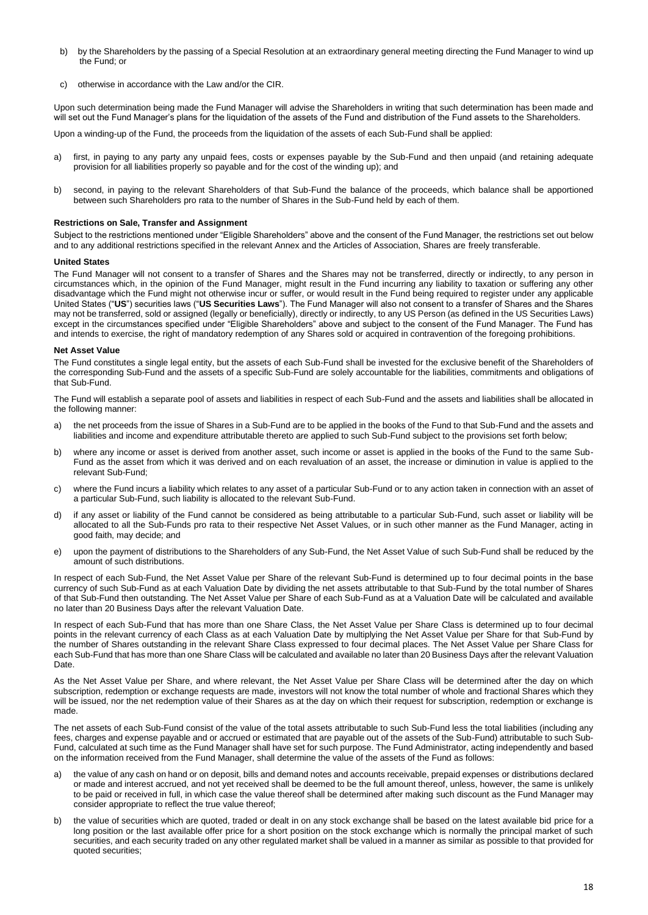b) by the Shareholders by the passing of a Special Resolution at an extraordinary general meeting directing the Fund Manager to wind up the Fund; or

c) otherwise in accordance with the Law and/or the CIR.

Upon such determination being made the Fund Manager will advise the Shareholders in writing that such determination has been made and will set out the Fund Manager's plans for the liquidation of the assets of the Fund and distribution of the Fund assets to the Shareholders.

Upon a winding-up of the Fund, the proceeds from the liquidation of the assets of each Sub-Fund shall be applied:

a) first, in paying to any party any unpaid fees, costs or expenses payable by the Sub-Fund and then unpaid (and retaining adequate provision for all liabilities properly so payable and for the cost of the winding up); and

b) second, in paying to the relevant Shareholders of that Sub-Fund the balance of the proceeds, which balance shall be apportioned between such Shareholders pro rata to the number of Shares in the Sub-Fund held by each of them.

**Restrictions on Sale, Transfer and Assignment**

Subject to the restrictions mentioned under "Eligible Shareholders" above and the consent of the Fund Manager, the restrictions set out below and to any additional restrictions specified in the relevant Annex and the Articles of Association, Shares are freely transferable.

**United States**

The Fund Manager will not consent to a transfer of Shares and the Shares may not be transferred, directly or indirectly, to any person in circumstances which, in the opinion of the Fund Manager, might result in the Fund incurring any liability to taxation or suffering any other disadvantage which the Fund might not otherwise incur or suffer, or would result in the Fund being required to register under any applicable United States ("**US**") securities laws ("**US Securities Laws**"). The Fund Manager will also not consent to a transfer of Shares and the Shares may not be transferred, sold or assigned (legally or beneficially), directly or indirectly, to any US Person (as defined in the US Securities Laws) except in the circumstances specified under "Eligible Shareholders" above and subject to the consent of the Fund Manager. The Fund has and intends to exercise, the right of mandatory redemption of any Shares sold or acquired in contravention of the foregoing prohibitions.

**Net Asset Value**

The Fund constitutes a single legal entity, but the assets of each Sub-Fund shall be invested for the exclusive benefit of the Shareholders of the corresponding Sub-Fund and the assets of a specific Sub-Fund are solely accountable for the liabilities, commitments and obligations of that Sub-Fund.

The Fund will establish a separate pool of assets and liabilities in respect of each Sub-Fund and the assets and liabilities shall be allocated in the following manner:

a) the net proceeds from the issue of Shares in a Sub-Fund are to be applied in the books of the Fund to that Sub-Fund and the assets and liabilities and income and expenditure attributable thereto are applied to such Sub-Fund subject to the provisions set forth below;

b) where any income or asset is derived from another asset, such income or asset is applied in the books of the Fund to the same Sub-Fund as the asset from which it was derived and on each revaluation of an asset, the increase or diminution in value is applied to the relevant Sub-Fund;

c) where the Fund incurs a liability which relates to any asset of a particular Sub-Fund or to any action taken in connection with an asset of a particular Sub-Fund, such liability is allocated to the relevant Sub-Fund.

d) if any asset or liability of the Fund cannot be considered as being attributable to a particular Sub-Fund, such asset or liability will be allocated to all the Sub-Funds pro rata to their respective Net Asset Values, or in such other manner as the Fund Manager, acting in good faith, may decide; and

e) upon the payment of distributions to the Shareholders of any Sub-Fund, the Net Asset Value of such Sub-Fund shall be reduced by the amount of such distributions.

In respect of each Sub-Fund, the Net Asset Value per Share of the relevant Sub-Fund is determined up to four decimal points in the base currency of such Sub-Fund as at each Valuation Date by dividing the net assets attributable to that Sub-Fund by the total number of Shares of that Sub-Fund then outstanding. The Net Asset Value per Share of each Sub-Fund as at a Valuation Date will be calculated and available no later than 20 Business Days after the relevant Valuation Date.

In respect of each Sub-Fund that has more than one Share Class, the Net Asset Value per Share Class is determined up to four decimal points in the relevant currency of each Class as at each Valuation Date by multiplying the Net Asset Value per Share for that Sub-Fund by the number of Shares outstanding in the relevant Share Class expressed to four decimal places. The Net Asset Value per Share Class for each Sub-Fund that has more than one Share Class will be calculated and available no later than 20 Business Days after the relevant Valuation Date.

As the Net Asset Value per Share, and where relevant, the Net Asset Value per Share Class will be determined after the day on which subscription, redemption or exchange requests are made, investors will not know the total number of whole and fractional Shares which they will be issued, nor the net redemption value of their Shares as at the day on which their request for subscription, redemption or exchange is made.

The net assets of each Sub-Fund consist of the value of the total assets attributable to such Sub-Fund less the total liabilities (including any fees, charges and expense payable and or accrued or estimated that are payable out of the assets of the Sub-Fund) attributable to such Sub-Fund, calculated at such time as the Fund Manager shall have set for such purpose. The Fund Administrator, acting independently and based on the information received from the Fund Manager, shall determine the value of the assets of the Fund as follows:

a) the value of any cash on hand or on deposit, bills and demand notes and accounts receivable, prepaid expenses or distributions declared or made and interest accrued, and not yet received shall be deemed to be the full amount thereof, unless, however, the same is unlikely to be paid or received in full, in which case the value thereof shall be determined after making such discount as the Fund Manager may consider appropriate to reflect the true value thereof;

b) the value of securities which are quoted, traded or dealt in on any stock exchange shall be based on the latest available bid price for a long position or the last available offer price for a short position on the stock exchange which is normally the principal market of such securities, and each security traded on any other regulated market shall be valued in a manner as similar as possible to that provided for quoted securities;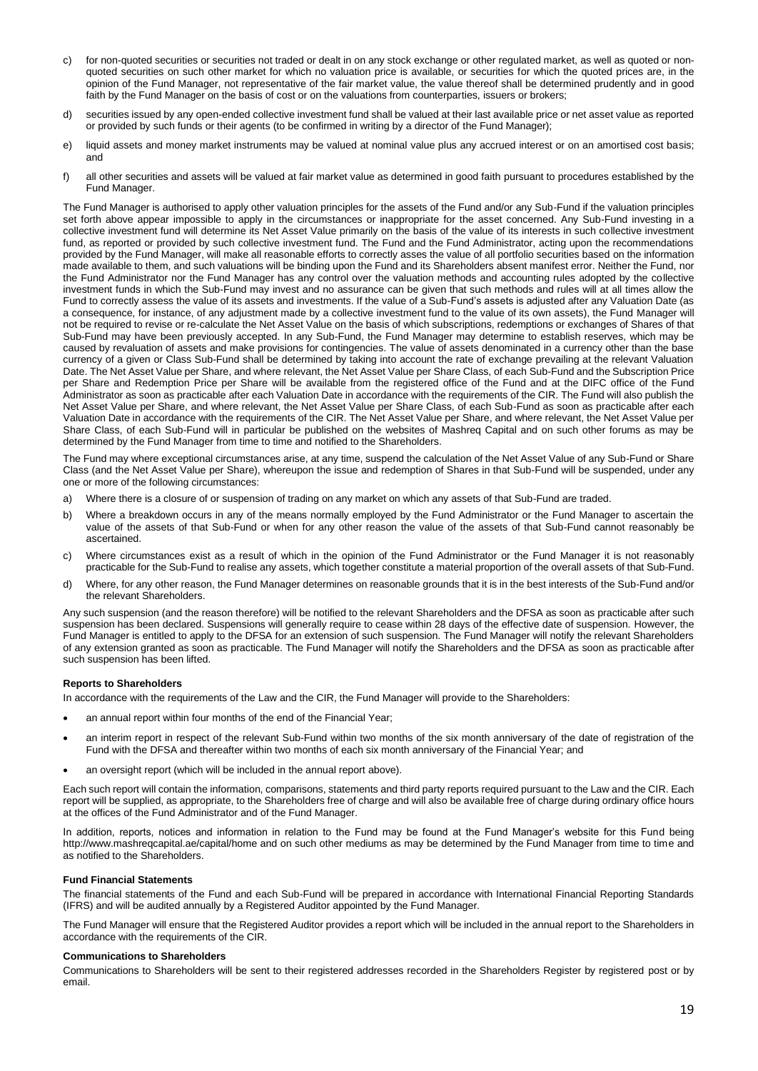c) for non-quoted securities or securities not traded or dealt in on any stock exchange or other regulated market, as well as quoted or non-quoted securities on such other market for which no valuation price is available, or securities for which the quoted prices are, in the opinion of the Fund Manager, not representative of the fair market value, the value thereof shall be determined prudently and in good faith by the Fund Manager on the basis of cost or on the valuations from counterparties, issuers or brokers;

d) securities issued by any open-ended collective investment fund shall be valued at their last available price or net asset value as reported or provided by such funds or their agents (to be confirmed in writing by a director of the Fund Manager);

e) liquid assets and money market instruments may be valued at nominal value plus any accrued interest or on an amortised cost basis; and

f) all other securities and assets will be valued at fair market value as determined in good faith pursuant to procedures established by the Fund Manager.

The Fund Manager is authorised to apply other valuation principles for the assets of the Fund and/or any Sub-Fund if the valuation principles set forth above appear impossible to apply in the circumstances or inappropriate for the asset concerned. Any Sub-Fund investing in a collective investment fund will determine its Net Asset Value primarily on the basis of the value of its interests in such collective investment fund, as reported or provided by such collective investment fund. The Fund and the Fund Administrator, acting upon the recommendations provided by the Fund Manager, will make all reasonable efforts to correctly asses the value of all portfolio securities based on the information made available to them, and such valuations will be binding upon the Fund and its Shareholders absent manifest error. Neither the Fund, nor the Fund Administrator nor the Fund Manager has any control over the valuation methods and accounting rules adopted by the collective investment funds in which the Sub-Fund may invest and no assurance can be given that such methods and rules will at all times allow the Fund to correctly assess the value of its assets and investments. If the value of a Sub-Fund's assets is adjusted after any Valuation Date (as a consequence, for instance, of any adjustment made by a collective investment fund to the value of its own assets), the Fund Manager will not be required to revise or re-calculate the Net Asset Value on the basis of which subscriptions, redemptions or exchanges of Shares of that Sub-Fund may have been previously accepted. In any Sub-Fund, the Fund Manager may determine to establish reserves, which may be caused by revaluation of assets and make provisions for contingencies. The value of assets denominated in a currency other than the base currency of a given or Class Sub-Fund shall be determined by taking into account the rate of exchange prevailing at the relevant Valuation Date. The Net Asset Value per Share, and where relevant, the Net Asset Value per Share Class, of each Sub-Fund and the Subscription Price per Share and Redemption Price per Share will be available from the registered office of the Fund and at the DIFC office of the Fund Administrator as soon as practicable after each Valuation Date in accordance with the requirements of the CIR. The Fund will also publish the Net Asset Value per Share, and where relevant, the Net Asset Value per Share Class, of each Sub-Fund as soon as practicable after each Valuation Date in accordance with the requirements of the CIR. The Net Asset Value per Share, and where relevant, the Net Asset Value per Share Class, of each Sub-Fund will in particular be published on the websites of Mashreq Capital and on such other forums as may be determined by the Fund Manager from time to time and notified to the Shareholders.

The Fund may where exceptional circumstances arise, at any time, suspend the calculation of the Net Asset Value of any Sub-Fund or Share Class (and the Net Asset Value per Share), whereupon the issue and redemption of Shares in that Sub-Fund will be suspended, under any one or more of the following circumstances:

a) Where there is a closure of or suspension of trading on any market on which any assets of that Sub-Fund are traded.

b) Where a breakdown occurs in any of the means normally employed by the Fund Administrator or the Fund Manager to ascertain the value of the assets of that Sub-Fund or when for any other reason the value of the assets of that Sub-Fund cannot reasonably be ascertained.

c) Where circumstances exist as a result of which in the opinion of the Fund Administrator or the Fund Manager it is not reasonably practicable for the Sub-Fund to realise any assets, which together constitute a material proportion of the overall assets of that Sub-Fund.

d) Where, for any other reason, the Fund Manager determines on reasonable grounds that it is in the best interests of the Sub-Fund and/or the relevant Shareholders.

Any such suspension (and the reason therefore) will be notified to the relevant Shareholders and the DFSA as soon as practicable after such suspension has been declared. Suspensions will generally require to cease within 28 days of the effective date of suspension. However, the Fund Manager is entitled to apply to the DFSA for an extension of such suspension. The Fund Manager will notify the relevant Shareholders of any extension granted as soon as practicable. The Fund Manager will notify the Shareholders and the DFSA as soon as practicable after such suspension has been lifted.

**Reports to Shareholders**

In accordance with the requirements of the Law and the CIR, the Fund Manager will provide to the Shareholders:

- an annual report within four months of the end of the Financial Year;
- an interim report in respect of the relevant Sub-Fund within two months of the six month anniversary of the date of registration of the Fund with the DFSA and thereafter within two months of each six month anniversary of the Financial Year; and
- an oversight report (which will be included in the annual report above).

Each such report will contain the information, comparisons, statements and third party reports required pursuant to the Law and the CIR. Each report will be supplied, as appropriate, to the Shareholders free of charge and will also be available free of charge during ordinary office hours at the offices of the Fund Administrator and of the Fund Manager.

In addition, reports, notices and information in relation to the Fund may be found at the Fund Manager's website for this Fund being http://www.mashreqcapital.ae/capital/home and on such other mediums as may be determined by the Fund Manager from time to time and as notified to the Shareholders.

**Fund Financial Statements**

The financial statements of the Fund and each Sub-Fund will be prepared in accordance with International Financial Reporting Standards (IFRS) and will be audited annually by a Registered Auditor appointed by the Fund Manager.

The Fund Manager will ensure that the Registered Auditor provides a report which will be included in the annual report to the Shareholders in accordance with the requirements of the CIR.

**Communications to Shareholders**

Communications to Shareholders will be sent to their registered addresses recorded in the Shareholders Register by registered post or by email.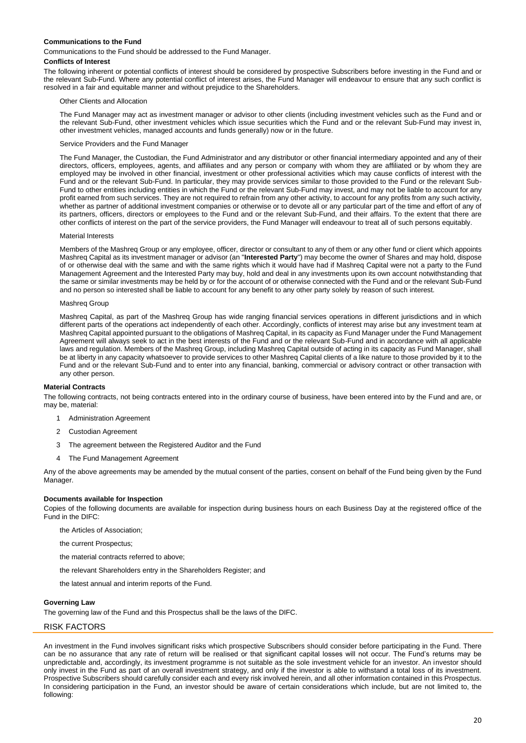#### Communications to the Fund

Communications to the Fund should be addressed to the Fund Manager.

#### Conflicts of Interest

The following inherent or potential conflicts of interest should be considered by prospective Subscribers before investing in the Fund and or the relevant Sub-Fund. Where any potential conflict of interest arises, the Fund Manager will endeavour to ensure that any such conflict is resolved in a fair and equitable manner and without prejudice to the Shareholders.

Other Clients and Allocation

The Fund Manager may act as investment manager or advisor to other clients (including investment vehicles such as the Fund and or the relevant Sub-Fund, other investment vehicles which issue securities which the Fund and or the relevant Sub-Fund may invest in, other investment vehicles, managed accounts and funds generally) now or in the future.

Service Providers and the Fund Manager

The Fund Manager, the Custodian, the Fund Administrator and any distributor or other financial intermediary appointed and any of their directors, officers, employees, agents, and affiliates and any person or company with whom they are affiliated or by whom they are employed may be involved in other financial, investment or other professional activities which may cause conflicts of interest with the Fund and or the relevant Sub-Fund. In particular, they may provide services similar to those provided to the Fund or the relevant Sub-Fund to other entities including entities in which the Fund or the relevant Sub-Fund may invest, and may not be liable to account for any profit earned from such services. They are not required to refrain from any other activity, to account for any profits from any such activity, whether as partner of additional investment companies or otherwise or to devote all or any particular part of the time and effort of any of its partners, officers, directors or employees to the Fund and or the relevant Sub-Fund, and their affairs. To the extent that there are other conflicts of interest on the part of the service providers, the Fund Manager will endeavour to treat all of such persons equitably.

Material Interests

Members of the Mashreq Group or any employee, officer, director or consultant to any of them or any other fund or client which appoints Mashreq Capital as its investment manager or advisor (an "**Interested Party**") may become the owner of Shares and may hold, dispose of or otherwise deal with the same and with the same rights which it would have had if Mashreq Capital were not a party to the Fund Management Agreement and the Interested Party may buy, hold and deal in any investments upon its own account notwithstanding that the same or similar investments may be held by or for the account of or otherwise connected with the Fund and or the relevant Sub-Fund and no person so interested shall be liable to account for any benefit to any other party solely by reason of such interest.

Mashreq Group

Mashreq Capital, as part of the Mashreq Group has wide ranging financial services operations in different jurisdictions and in which different parts of the operations act independently of each other. Accordingly, conflicts of interest may arise but any investment team at Mashreq Capital appointed pursuant to the obligations of Mashreq Capital, in its capacity as Fund Manager under the Fund Management Agreement will always seek to act in the best interests of the Fund and or the relevant Sub-Fund and in accordance with all applicable laws and regulation. Members of the Mashreq Group, including Mashreq Capital outside of acting in its capacity as Fund Manager, shall be at liberty in any capacity whatsoever to provide services to other Mashreq Capital clients of a like nature to those provided by it to the Fund and or the relevant Sub-Fund and to enter into any financial, banking, commercial or advisory contract or other transaction with any other person.

#### Material Contracts

The following contracts, not being contracts entered into in the ordinary course of business, have been entered into by the Fund and are, or may be, material:

1. Administration Agreement
2. Custodian Agreement
3. The agreement between the Registered Auditor and the Fund
4. The Fund Management Agreement

Any of the above agreements may be amended by the mutual consent of the parties, consent on behalf of the Fund being given by the Fund Manager.

#### Documents available for Inspection

Copies of the following documents are available for inspection during business hours on each Business Day at the registered office of the Fund in the DIFC:

the Articles of Association;

the current Prospectus;

the material contracts referred to above;

the relevant Shareholders entry in the Shareholders Register; and

the latest annual and interim reports of the Fund.

#### Governing Law

The governing law of the Fund and this Prospectus shall be the laws of the DIFC.

## RISK FACTORS

An investment in the Fund involves significant risks which prospective Subscribers should consider before participating in the Fund. There can be no assurance that any rate of return will be realised or that significant capital losses will not occur. The Fund's returns may be unpredictable and, accordingly, its investment programme is not suitable as the sole investment vehicle for an investor. An investor should only invest in the Fund as part of an overall investment strategy, and only if the investor is able to withstand a total loss of its investment. Prospective Subscribers should carefully consider each and every risk involved herein, and all other information contained in this Prospectus. In considering participation in the Fund, an investor should be aware of certain considerations which include, but are not limited to, the following: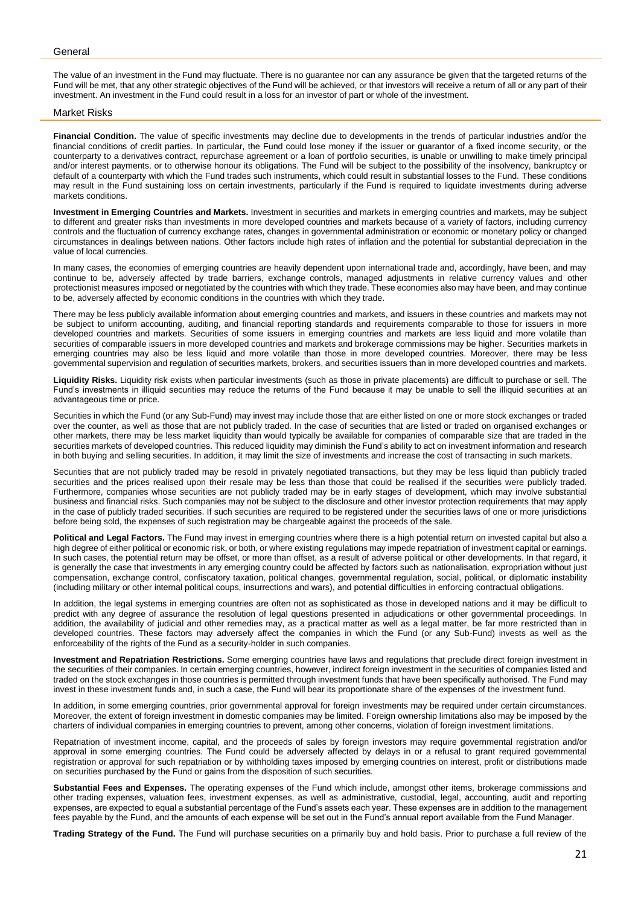## General

The value of an investment in the Fund may fluctuate. There is no guarantee nor can any assurance be given that the targeted returns of the Fund will be met, that any other strategic objectives of the Fund will be achieved, or that investors will receive a return of all or any part of their investment. An investment in the Fund could result in a loss for an investor of part or whole of the investment.

## Market Risks

**Financial Condition.** The value of specific investments may decline due to developments in the trends of particular industries and/or the financial conditions of credit parties. In particular, the Fund could lose money if the issuer or guarantor of a fixed income security, or the counterparty to a derivatives contract, repurchase agreement or a loan of portfolio securities, is unable or unwilling to make timely principal and/or interest payments, or to otherwise honour its obligations. The Fund will be subject to the possibility of the insolvency, bankruptcy or default of a counterparty with which the Fund trades such instruments, which could result in substantial losses to the Fund. These conditions may result in the Fund sustaining loss on certain investments, particularly if the Fund is required to liquidate investments during adverse markets conditions.

**Investment in Emerging Countries and Markets.** Investment in securities and markets in emerging countries and markets, may be subject to different and greater risks than investments in more developed countries and markets because of a variety of factors, including currency controls and the fluctuation of currency exchange rates, changes in governmental administration or economic or monetary policy or changed circumstances in dealings between nations. Other factors include high rates of inflation and the potential for substantial depreciation in the value of local currencies.

In many cases, the economies of emerging countries are heavily dependent upon international trade and, accordingly, have been, and may continue to be, adversely affected by trade barriers, exchange controls, managed adjustments in relative currency values and other protectionist measures imposed or negotiated by the countries with which they trade. These economies also may have been, and may continue to be, adversely affected by economic conditions in the countries with which they trade.

There may be less publicly available information about emerging countries and markets, and issuers in these countries and markets may not be subject to uniform accounting, auditing, and financial reporting standards and requirements comparable to those for issuers in more developed countries and markets. Securities of some issuers in emerging countries and markets are less liquid and more volatile than securities of comparable issuers in more developed countries and markets and brokerage commissions may be higher. Securities markets in emerging countries may also be less liquid and more volatile than those in more developed countries. Moreover, there may be less governmental supervision and regulation of securities markets, brokers, and securities issuers than in more developed countries and markets.

**Liquidity Risks.** Liquidity risk exists when particular investments (such as those in private placements) are difficult to purchase or sell. The Fund's investments in illiquid securities may reduce the returns of the Fund because it may be unable to sell the illiquid securities at an advantageous time or price.

Securities in which the Fund (or any Sub-Fund) may invest may include those that are either listed on one or more stock exchanges or traded over the counter, as well as those that are not publicly traded. In the case of securities that are listed or traded on organised exchanges or other markets, there may be less market liquidity than would typically be available for companies of comparable size that are traded in the securities markets of developed countries. This reduced liquidity may diminish the Fund's ability to act on investment information and research in both buying and selling securities. In addition, it may limit the size of investments and increase the cost of transacting in such markets.

Securities that are not publicly traded may be resold in privately negotiated transactions, but they may be less liquid than publicly traded securities and the prices realised upon their resale may be less than those that could be realised if the securities were publicly traded. Furthermore, companies whose securities are not publicly traded may be in early stages of development, which may involve substantial business and financial risks. Such companies may not be subject to the disclosure and other investor protection requirements that may apply in the case of publicly traded securities. If such securities are required to be registered under the securities laws of one or more jurisdictions before being sold, the expenses of such registration may be chargeable against the proceeds of the sale.

**Political and Legal Factors.** The Fund may invest in emerging countries where there is a high potential return on invested capital but also a high degree of either political or economic risk, or both, or where existing regulations may impede repatriation of investment capital or earnings. In such cases, the potential return may be offset, or more than offset, as a result of adverse political or other developments. In that regard, it is generally the case that investments in any emerging country could be affected by factors such as nationalisation, expropriation without just compensation, exchange control, confiscatory taxation, political changes, governmental regulation, social, political, or diplomatic instability (including military or other internal political coups, insurrections and wars), and potential difficulties in enforcing contractual obligations.

In addition, the legal systems in emerging countries are often not as sophisticated as those in developed nations and it may be difficult to predict with any degree of assurance the resolution of legal questions presented in adjudications or other governmental proceedings. In addition, the availability of judicial and other remedies may, as a practical matter as well as a legal matter, be far more restricted than in developed countries. These factors may adversely affect the companies in which the Fund (or any Sub-Fund) invests as well as the enforceability of the rights of the Fund as a security-holder in such companies.

**Investment and Repatriation Restrictions.** Some emerging countries have laws and regulations that preclude direct foreign investment in the securities of their companies. In certain emerging countries, however, indirect foreign investment in the securities of companies listed and traded on the stock exchanges in those countries is permitted through investment funds that have been specifically authorised. The Fund may invest in these investment funds and, in such a case, the Fund will bear its proportionate share of the expenses of the investment fund.

In addition, in some emerging countries, prior governmental approval for foreign investments may be required under certain circumstances. Moreover, the extent of foreign investment in domestic companies may be limited. Foreign ownership limitations also may be imposed by the charters of individual companies in emerging countries to prevent, among other concerns, violation of foreign investment limitations.

Repatriation of investment income, capital, and the proceeds of sales by foreign investors may require governmental registration and/or approval in some emerging countries. The Fund could be adversely affected by delays in or a refusal to grant required governmental registration or approval for such repatriation or by withholding taxes imposed by emerging countries on interest, profit or distributions made on securities purchased by the Fund or gains from the disposition of such securities.

**Substantial Fees and Expenses.** The operating expenses of the Fund which include, amongst other items, brokerage commissions and other trading expenses, valuation fees, investment expenses, as well as administrative, custodial, legal, accounting, audit and reporting expenses, are expected to equal a substantial percentage of the Fund's assets each year. These expenses are in addition to the management fees payable by the Fund, and the amounts of each expense will be set out in the Fund's annual report available from the Fund Manager.

**Trading Strategy of the Fund.** The Fund will purchase securities on a primarily buy and hold basis. Prior to purchase a full review of the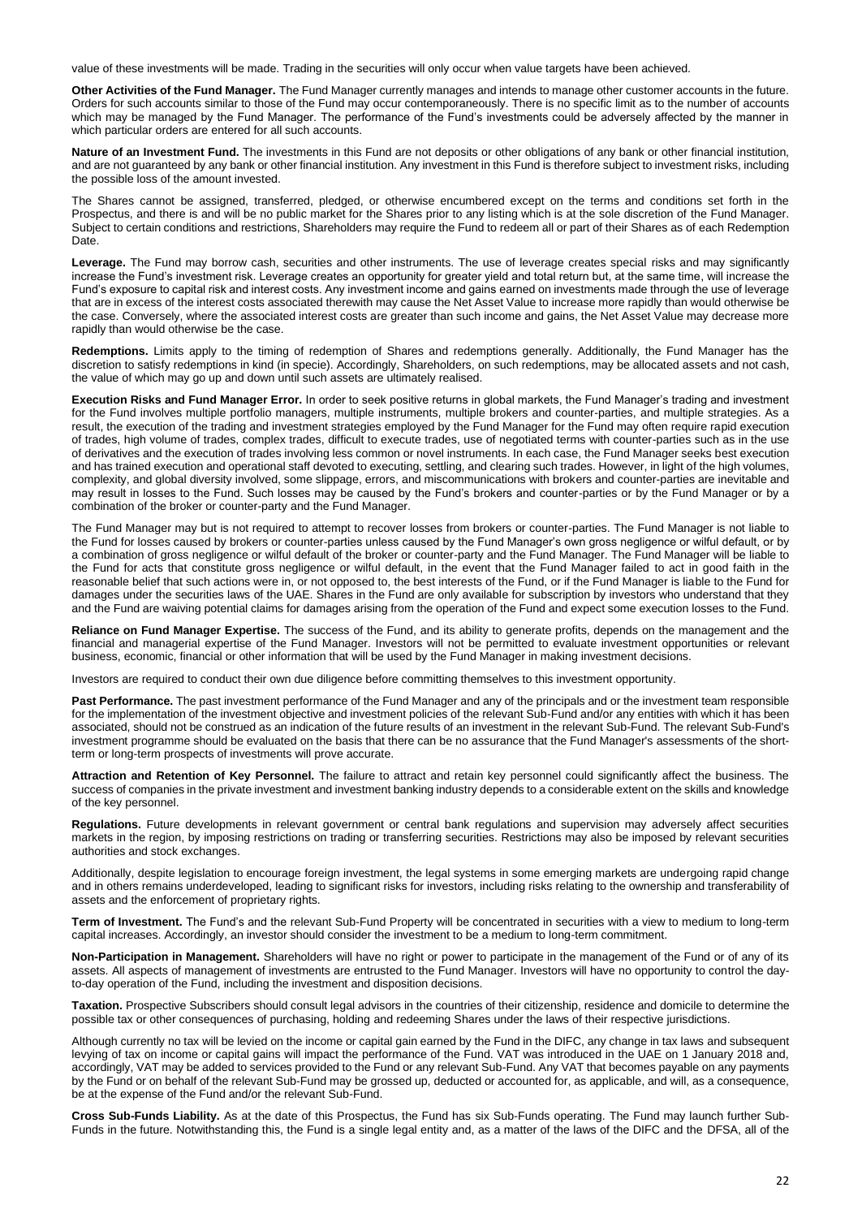value of these investments will be made. Trading in the securities will only occur when value targets have been achieved.

**Other Activities of the Fund Manager.** The Fund Manager currently manages and intends to manage other customer accounts in the future. Orders for such accounts similar to those of the Fund may occur contemporaneously. There is no specific limit as to the number of accounts which may be managed by the Fund Manager. The performance of the Fund's investments could be adversely affected by the manner in which particular orders are entered for all such accounts.

**Nature of an Investment Fund.** The investments in this Fund are not deposits or other obligations of any bank or other financial institution, and are not guaranteed by any bank or other financial institution. Any investment in this Fund is therefore subject to investment risks, including the possible loss of the amount invested.

The Shares cannot be assigned, transferred, pledged, or otherwise encumbered except on the terms and conditions set forth in the Prospectus, and there is and will be no public market for the Shares prior to any listing which is at the sole discretion of the Fund Manager. Subject to certain conditions and restrictions, Shareholders may require the Fund to redeem all or part of their Shares as of each Redemption Date.

**Leverage.** The Fund may borrow cash, securities and other instruments. The use of leverage creates special risks and may significantly increase the Fund's investment risk. Leverage creates an opportunity for greater yield and total return but, at the same time, will increase the Fund's exposure to capital risk and interest costs. Any investment income and gains earned on investments made through the use of leverage that are in excess of the interest costs associated therewith may cause the Net Asset Value to increase more rapidly than would otherwise be the case. Conversely, where the associated interest costs are greater than such income and gains, the Net Asset Value may decrease more rapidly than would otherwise be the case.

**Redemptions.** Limits apply to the timing of redemption of Shares and redemptions generally. Additionally, the Fund Manager has the discretion to satisfy redemptions in kind (in specie). Accordingly, Shareholders, on such redemptions, may be allocated assets and not cash, the value of which may go up and down until such assets are ultimately realised.

**Execution Risks and Fund Manager Error.** In order to seek positive returns in global markets, the Fund Manager's trading and investment for the Fund involves multiple portfolio managers, multiple instruments, multiple brokers and counter-parties, and multiple strategies. As a result, the execution of the trading and investment strategies employed by the Fund Manager for the Fund may often require rapid execution of trades, high volume of trades, complex trades, difficult to execute trades, use of negotiated terms with counter-parties such as in the use of derivatives and the execution of trades involving less common or novel instruments. In each case, the Fund Manager seeks best execution and has trained execution and operational staff devoted to executing, settling, and clearing such trades. However, in light of the high volumes, complexity, and global diversity involved, some slippage, errors, and miscommunications with brokers and counter-parties are inevitable and may result in losses to the Fund. Such losses may be caused by the Fund's brokers and counter-parties or by the Fund Manager or by a combination of the broker or counter-party and the Fund Manager.

The Fund Manager may but is not required to attempt to recover losses from brokers or counter-parties. The Fund Manager is not liable to the Fund for losses caused by brokers or counter-parties unless caused by the Fund Manager's own gross negligence or wilful default, or by a combination of gross negligence or wilful default of the broker or counter-party and the Fund Manager. The Fund Manager will be liable to the Fund for acts that constitute gross negligence or wilful default, in the event that the Fund Manager failed to act in good faith in the reasonable belief that such actions were in, or not opposed to, the best interests of the Fund, or if the Fund Manager is liable to the Fund for damages under the securities laws of the UAE. Shares in the Fund are only available for subscription by investors who understand that they and the Fund are waiving potential claims for damages arising from the operation of the Fund and expect some execution losses to the Fund.

**Reliance on Fund Manager Expertise.** The success of the Fund, and its ability to generate profits, depends on the management and the financial and managerial expertise of the Fund Manager. Investors will not be permitted to evaluate investment opportunities or relevant business, economic, financial or other information that will be used by the Fund Manager in making investment decisions.

Investors are required to conduct their own due diligence before committing themselves to this investment opportunity.

**Past Performance.** The past investment performance of the Fund Manager and any of the principals and or the investment team responsible for the implementation of the investment objective and investment policies of the relevant Sub-Fund and/or any entities with which it has been associated, should not be construed as an indication of the future results of an investment in the relevant Sub-Fund. The relevant Sub-Fund's investment programme should be evaluated on the basis that there can be no assurance that the Fund Manager's assessments of the short-term or long-term prospects of investments will prove accurate.

**Attraction and Retention of Key Personnel.** The failure to attract and retain key personnel could significantly affect the business. The success of companies in the private investment and investment banking industry depends to a considerable extent on the skills and knowledge of the key personnel.

**Regulations.** Future developments in relevant government or central bank regulations and supervision may adversely affect securities markets in the region, by imposing restrictions on trading or transferring securities. Restrictions may also be imposed by relevant securities authorities and stock exchanges.

Additionally, despite legislation to encourage foreign investment, the legal systems in some emerging markets are undergoing rapid change and in others remains underdeveloped, leading to significant risks for investors, including risks relating to the ownership and transferability of assets and the enforcement of proprietary rights.

**Term of Investment.** The Fund's and the relevant Sub-Fund Property will be concentrated in securities with a view to medium to long-term capital increases. Accordingly, an investor should consider the investment to be a medium to long-term commitment.

**Non-Participation in Management.** Shareholders will have no right or power to participate in the management of the Fund or of any of its assets. All aspects of management of investments are entrusted to the Fund Manager. Investors will have no opportunity to control the day-to-day operation of the Fund, including the investment and disposition decisions.

**Taxation.** Prospective Subscribers should consult legal advisors in the countries of their citizenship, residence and domicile to determine the possible tax or other consequences of purchasing, holding and redeeming Shares under the laws of their respective jurisdictions.

Although currently no tax will be levied on the income or capital gain earned by the Fund in the DIFC, any change in tax laws and subsequent levying of tax on income or capital gains will impact the performance of the Fund. VAT was introduced in the UAE on 1 January 2018 and, accordingly, VAT may be added to services provided to the Fund or any relevant Sub-Fund. Any VAT that becomes payable on any payments by the Fund or on behalf of the relevant Sub-Fund may be grossed up, deducted or accounted for, as applicable, and will, as a consequence, be at the expense of the Fund and/or the relevant Sub-Fund.

**Cross Sub-Funds Liability.** As at the date of this Prospectus, the Fund has six Sub-Funds operating. The Fund may launch further Sub-Funds in the future. Notwithstanding this, the Fund is a single legal entity and, as a matter of the laws of the DIFC and the DFSA, all of the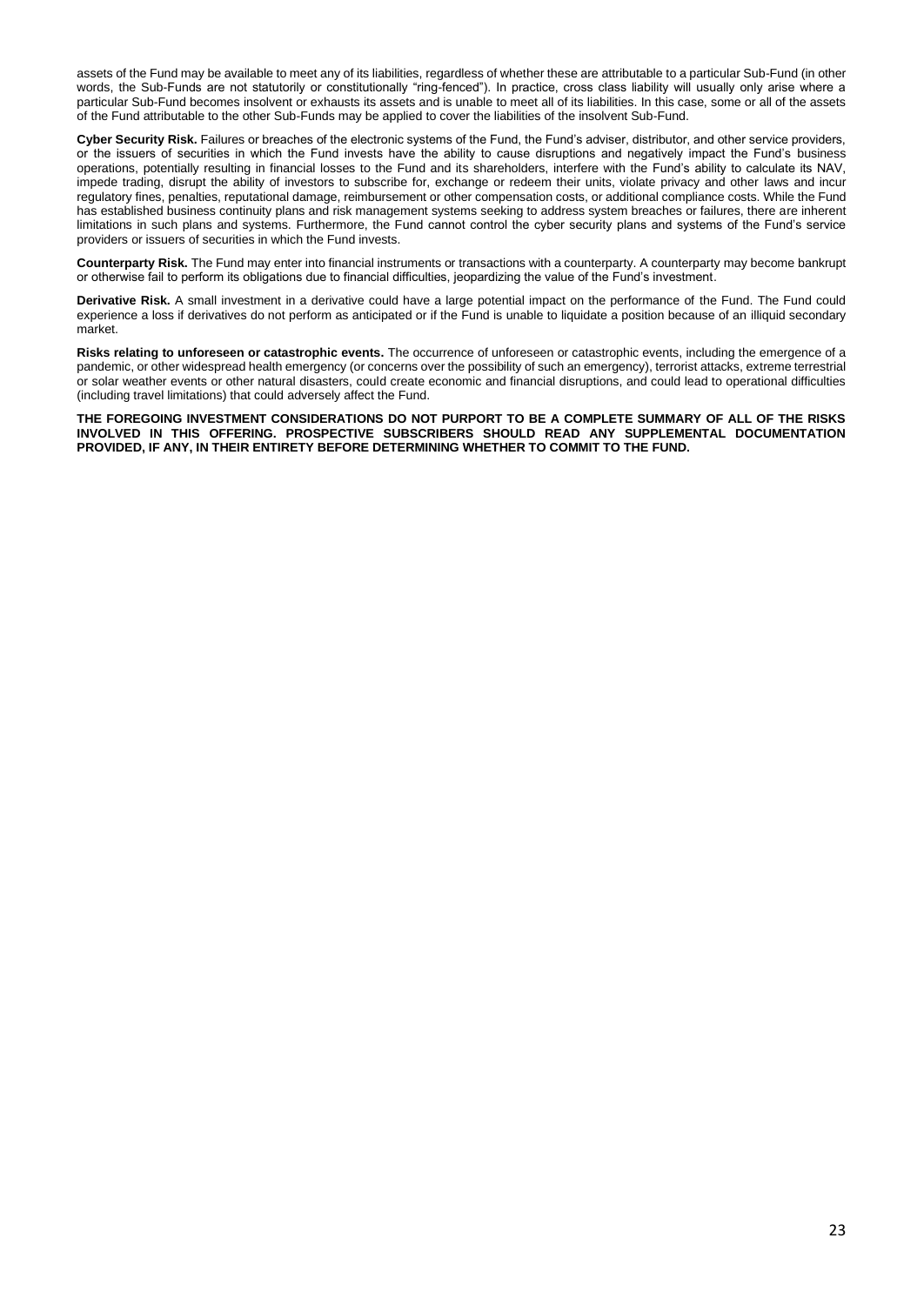assets of the Fund may be available to meet any of its liabilities, regardless of whether these are attributable to a particular Sub-Fund (in other words, the Sub-Funds are not statutorily or constitutionally "ring-fenced"). In practice, cross class liability will usually only arise where a particular Sub-Fund becomes insolvent or exhausts its assets and is unable to meet all of its liabilities. In this case, some or all of the assets of the Fund attributable to the other Sub-Funds may be applied to cover the liabilities of the insolvent Sub-Fund.

**Cyber Security Risk.** Failures or breaches of the electronic systems of the Fund, the Fund's adviser, distributor, and other service providers, or the issuers of securities in which the Fund invests have the ability to cause disruptions and negatively impact the Fund's business operations, potentially resulting in financial losses to the Fund and its shareholders, interfere with the Fund's ability to calculate its NAV, impede trading, disrupt the ability of investors to subscribe for, exchange or redeem their units, violate privacy and other laws and incur regulatory fines, penalties, reputational damage, reimbursement or other compensation costs, or additional compliance costs. While the Fund has established business continuity plans and risk management systems seeking to address system breaches or failures, there are inherent limitations in such plans and systems. Furthermore, the Fund cannot control the cyber security plans and systems of the Fund's service providers or issuers of securities in which the Fund invests.

**Counterparty Risk.** The Fund may enter into financial instruments or transactions with a counterparty. A counterparty may become bankrupt or otherwise fail to perform its obligations due to financial difficulties, jeopardizing the value of the Fund's investment.

**Derivative Risk.** A small investment in a derivative could have a large potential impact on the performance of the Fund. The Fund could experience a loss if derivatives do not perform as anticipated or if the Fund is unable to liquidate a position because of an illiquid secondary market.

**Risks relating to unforeseen or catastrophic events.** The occurrence of unforeseen or catastrophic events, including the emergence of a pandemic, or other widespread health emergency (or concerns over the possibility of such an emergency), terrorist attacks, extreme terrestrial or solar weather events or other natural disasters, could create economic and financial disruptions, and could lead to operational difficulties (including travel limitations) that could adversely affect the Fund.

**THE FOREGOING INVESTMENT CONSIDERATIONS DO NOT PURPORT TO BE A COMPLETE SUMMARY OF ALL OF THE RISKS INVOLVED IN THIS OFFERING. PROSPECTIVE SUBSCRIBERS SHOULD READ ANY SUPPLEMENTAL DOCUMENTATION PROVIDED, IF ANY, IN THEIR ENTIRETY BEFORE DETERMINING WHETHER TO COMMIT TO THE FUND.**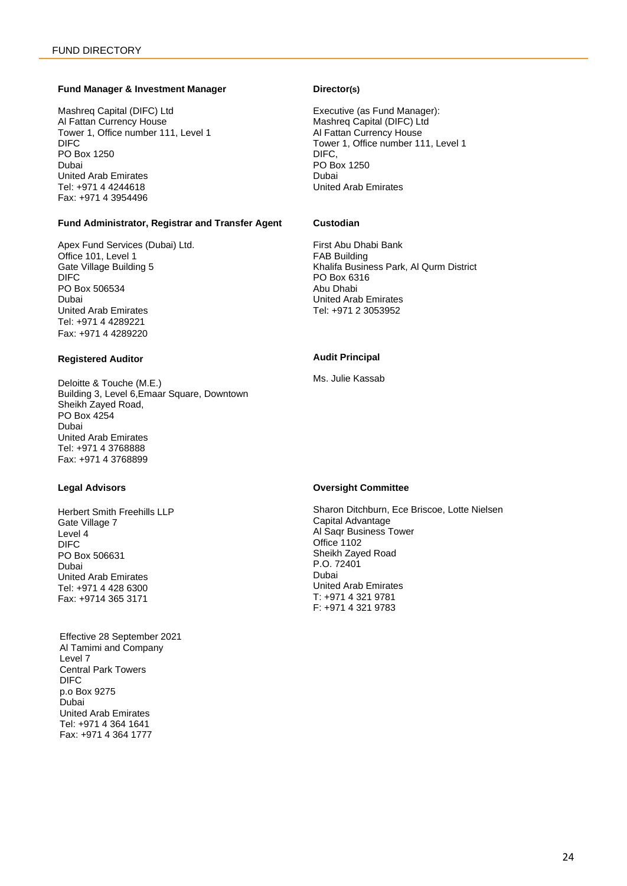# FUND DIRECTORY

**Fund Manager & Investment Manager**

Mashreq Capital (DIFC) Ltd
Al Fattan Currency House
Tower 1, Office number 111, Level 1
DIFC
PO Box 1250
Dubai
United Arab Emirates
Tel: +971 4 4244618
Fax: +971 4 3954496

**Director(s)**

Executive (as Fund Manager):
Mashreq Capital (DIFC) Ltd
Al Fattan Currency House
Tower 1, Office number 111, Level 1
DIFC,
PO Box 1250
Dubai
United Arab Emirates

**Fund Administrator, Registrar and Transfer Agent**

Apex Fund Services (Dubai) Ltd.
Office 101, Level 1
Gate Village Building 5
DIFC
PO Box 506534
Dubai
United Arab Emirates
Tel: +971 4 4289221
Fax: +971 4 4289220

**Custodian**

First Abu Dhabi Bank
FAB Building
Khalifa Business Park, Al Qurm District
PO Box 6316
Abu Dhabi
United Arab Emirates
Tel: +971 2 3053952

**Registered Auditor**

Deloitte & Touche (M.E.)
Building 3, Level 6,Emaar Square, Downtown
Sheikh Zayed Road,
PO Box 4254
Dubai
United Arab Emirates
Tel: +971 4 3768888
Fax: +971 4 3768899

**Audit Principal**

Ms. Julie Kassab

**Legal Advisors**

Herbert Smith Freehills LLP
Gate Village 7
Level 4
DIFC
PO Box 506631
Dubai
United Arab Emirates
Tel: +971 4 428 6300
Fax: +9714 365 3171

Effective 28 September 2021
Al Tamimi and Company
Level 7
Central Park Towers
DIFC
p.o Box 9275
Dubai
United Arab Emirates
Tel: +971 4 364 1641
Fax: +971 4 364 1777

**Oversight Committee**

Sharon Ditchburn, Ece Briscoe, Lotte Nielsen
Capital Advantage
Al Saqr Business Tower
Office 1102
Sheikh Zayed Road
P.O. 72401
Dubai
United Arab Emirates
T: +971 4 321 9781
F: +971 4 321 9783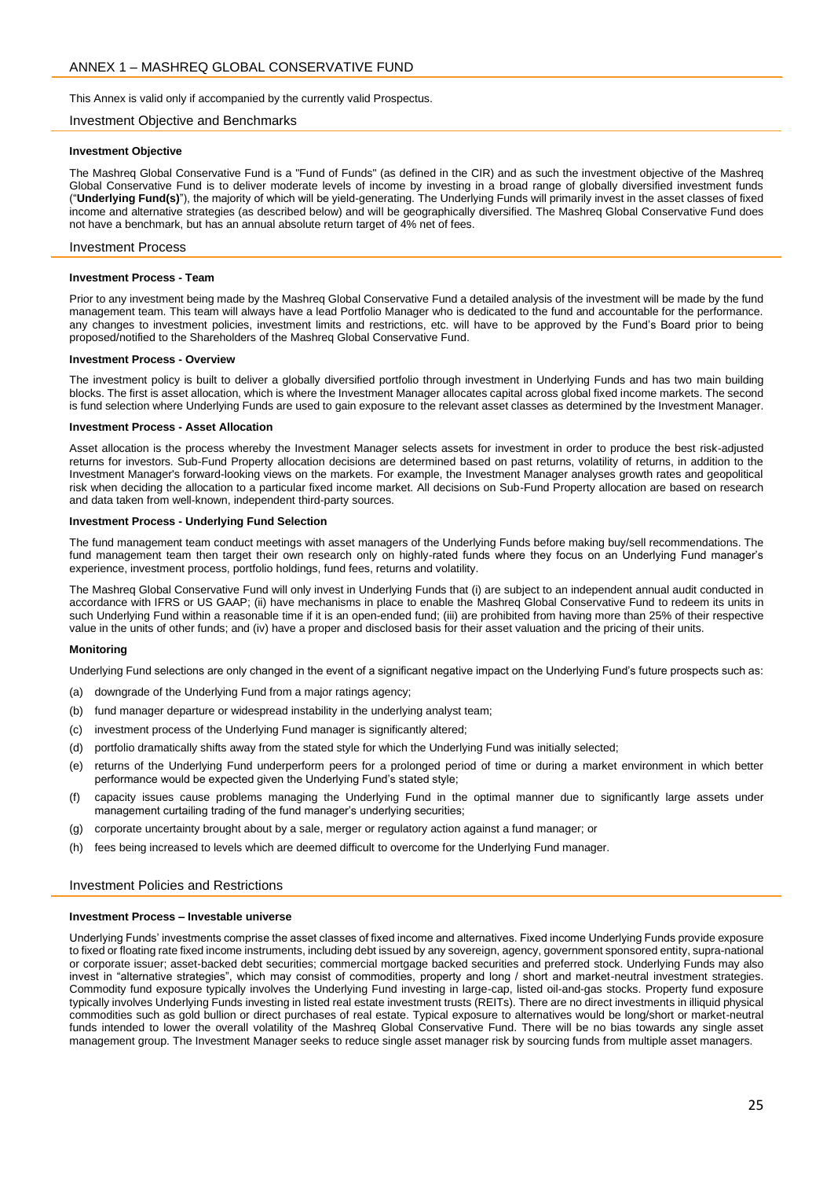## ANNEX 1 – MASHREQ GLOBAL CONSERVATIVE FUND

This Annex is valid only if accompanied by the currently valid Prospectus.

### Investment Objective and Benchmarks

**Investment Objective**

The Mashreq Global Conservative Fund is a "Fund of Funds" (as defined in the CIR) and as such the investment objective of the Mashreq Global Conservative Fund is to deliver moderate levels of income by investing in a broad range of globally diversified investment funds ("**Underlying Fund(s)**"), the majority of which will be yield-generating. The Underlying Funds will primarily invest in the asset classes of fixed income and alternative strategies (as described below) and will be geographically diversified. The Mashreq Global Conservative Fund does not have a benchmark, but has an annual absolute return target of 4% net of fees.

### Investment Process

**Investment Process - Team**

Prior to any investment being made by the Mashreq Global Conservative Fund a detailed analysis of the investment will be made by the fund management team. This team will always have a lead Portfolio Manager who is dedicated to the fund and accountable for the performance. any changes to investment policies, investment limits and restrictions, etc. will have to be approved by the Fund's Board prior to being proposed/notified to the Shareholders of the Mashreq Global Conservative Fund.

**Investment Process - Overview**

The investment policy is built to deliver a globally diversified portfolio through investment in Underlying Funds and has two main building blocks. The first is asset allocation, which is where the Investment Manager allocates capital across global fixed income markets. The second is fund selection where Underlying Funds are used to gain exposure to the relevant asset classes as determined by the Investment Manager.

**Investment Process - Asset Allocation**

Asset allocation is the process whereby the Investment Manager selects assets for investment in order to produce the best risk-adjusted returns for investors. Sub-Fund Property allocation decisions are determined based on past returns, volatility of returns, in addition to the Investment Manager's forward-looking views on the markets. For example, the Investment Manager analyses growth rates and geopolitical risk when deciding the allocation to a particular fixed income market. All decisions on Sub-Fund Property allocation are based on research and data taken from well-known, independent third-party sources.

**Investment Process - Underlying Fund Selection**

The fund management team conduct meetings with asset managers of the Underlying Funds before making buy/sell recommendations. The fund management team then target their own research only on highly-rated funds where they focus on an Underlying Fund manager's experience, investment process, portfolio holdings, fund fees, returns and volatility.

The Mashreq Global Conservative Fund will only invest in Underlying Funds that (i) are subject to an independent annual audit conducted in accordance with IFRS or US GAAP; (ii) have mechanisms in place to enable the Mashreq Global Conservative Fund to redeem its units in such Underlying Fund within a reasonable time if it is an open-ended fund; (iii) are prohibited from having more than 25% of their respective value in the units of other funds; and (iv) have a proper and disclosed basis for their asset valuation and the pricing of their units.

**Monitoring**

Underlying Fund selections are only changed in the event of a significant negative impact on the Underlying Fund's future prospects such as:

(a) downgrade of the Underlying Fund from a major ratings agency;

(b) fund manager departure or widespread instability in the underlying analyst team;

(c) investment process of the Underlying Fund manager is significantly altered;

(d) portfolio dramatically shifts away from the stated style for which the Underlying Fund was initially selected;

(e) returns of the Underlying Fund underperform peers for a prolonged period of time or during a market environment in which better performance would be expected given the Underlying Fund's stated style;

(f) capacity issues cause problems managing the Underlying Fund in the optimal manner due to significantly large assets under management curtailing trading of the fund manager's underlying securities;

(g) corporate uncertainty brought about by a sale, merger or regulatory action against a fund manager; or

(h) fees being increased to levels which are deemed difficult to overcome for the Underlying Fund manager.

### Investment Policies and Restrictions

**Investment Process – Investable universe**

Underlying Funds' investments comprise the asset classes of fixed income and alternatives. Fixed income Underlying Funds provide exposure to fixed or floating rate fixed income instruments, including debt issued by any sovereign, agency, government sponsored entity, supra-national or corporate issuer; asset-backed debt securities; commercial mortgage backed securities and preferred stock. Underlying Funds may also invest in "alternative strategies", which may consist of commodities, property and long / short and market-neutral investment strategies. Commodity fund exposure typically involves the Underlying Fund investing in large-cap, listed oil-and-gas stocks. Property fund exposure typically involves Underlying Funds investing in listed real estate investment trusts (REITs). There are no direct investments in illiquid physical commodities such as gold bullion or direct purchases of real estate. Typical exposure to alternatives would be long/short or market-neutral funds intended to lower the overall volatility of the Mashreq Global Conservative Fund. There will be no bias towards any single asset management group. The Investment Manager seeks to reduce single asset manager risk by sourcing funds from multiple asset managers.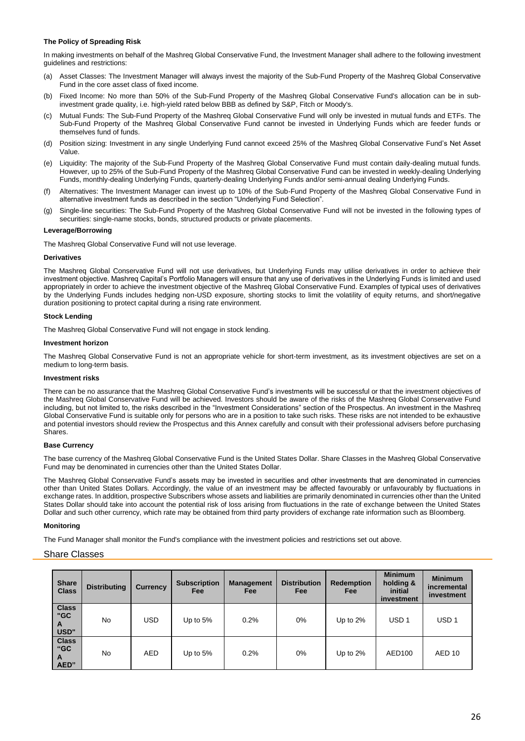**The Policy of Spreading Risk**

In making investments on behalf of the Mashreq Global Conservative Fund, the Investment Manager shall adhere to the following investment guidelines and restrictions:

(a) Asset Classes: The Investment Manager will always invest the majority of the Sub-Fund Property of the Mashreq Global Conservative Fund in the core asset class of fixed income.

(b) Fixed Income: No more than 50% of the Sub-Fund Property of the Mashreq Global Conservative Fund's allocation can be in sub-investment grade quality, i.e. high-yield rated below BBB as defined by S&P, Fitch or Moody's.

(c) Mutual Funds: The Sub-Fund Property of the Mashreq Global Conservative Fund will only be invested in mutual funds and ETFs. The Sub-Fund Property of the Mashreq Global Conservative Fund cannot be invested in Underlying Funds which are feeder funds or themselves fund of funds.

(d) Position sizing: Investment in any single Underlying Fund cannot exceed 25% of the Mashreq Global Conservative Fund's Net Asset Value.

(e) Liquidity: The majority of the Sub-Fund Property of the Mashreq Global Conservative Fund must contain daily-dealing mutual funds. However, up to 25% of the Sub-Fund Property of the Mashreq Global Conservative Fund can be invested in weekly-dealing Underlying Funds, monthly-dealing Underlying Funds, quarterly-dealing Underlying Funds and/or semi-annual dealing Underlying Funds.

(f) Alternatives: The Investment Manager can invest up to 10% of the Sub-Fund Property of the Mashreq Global Conservative Fund in alternative investment funds as described in the section "Underlying Fund Selection".

(g) Single-line securities: The Sub-Fund Property of the Mashreq Global Conservative Fund will not be invested in the following types of securities: single-name stocks, bonds, structured products or private placements.

**Leverage/Borrowing**

The Mashreq Global Conservative Fund will not use leverage.

**Derivatives**

The Mashreq Global Conservative Fund will not use derivatives, but Underlying Funds may utilise derivatives in order to achieve their investment objective. Mashreq Capital's Portfolio Managers will ensure that any use of derivatives in the Underlying Funds is limited and used appropriately in order to achieve the investment objective of the Mashreq Global Conservative Fund. Examples of typical uses of derivatives by the Underlying Funds includes hedging non-USD exposure, shorting stocks to limit the volatility of equity returns, and short/negative duration positioning to protect capital during a rising rate environment.

**Stock Lending**

The Mashreq Global Conservative Fund will not engage in stock lending.

**Investment horizon**

The Mashreq Global Conservative Fund is not an appropriate vehicle for short-term investment, as its investment objectives are set on a medium to long-term basis.

**Investment risks**

There can be no assurance that the Mashreq Global Conservative Fund's investments will be successful or that the investment objectives of the Mashreq Global Conservative Fund will be achieved. Investors should be aware of the risks of the Mashreq Global Conservative Fund including, but not limited to, the risks described in the "Investment Considerations" section of the Prospectus. An investment in the Mashreq Global Conservative Fund is suitable only for persons who are in a position to take such risks. These risks are not intended to be exhaustive and potential investors should review the Prospectus and this Annex carefully and consult with their professional advisers before purchasing Shares.

**Base Currency**

The base currency of the Mashreq Global Conservative Fund is the United States Dollar. Share Classes in the Mashreq Global Conservative Fund may be denominated in currencies other than the United States Dollar.

The Mashreq Global Conservative Fund's assets may be invested in securities and other investments that are denominated in currencies other than United States Dollars. Accordingly, the value of an investment may be affected favourably or unfavourably by fluctuations in exchange rates. In addition, prospective Subscribers whose assets and liabilities are primarily denominated in currencies other than the United States Dollar should take into account the potential risk of loss arising from fluctuations in the rate of exchange between the United States Dollar and such other currency, which rate may be obtained from third party providers of exchange rate information such as Bloomberg.

**Monitoring**

The Fund Manager shall monitor the Fund's compliance with the investment policies and restrictions set out above.

## Share Classes

| Share Class | Distributing | Currency | Subscription Fee | Management Fee | Distribution Fee | Redemption Fee | Minimum holding & initial investment | Minimum incremental investment |
|---|---|---|---|---|---|---|---|---|
| Class "GC A USD" | No | USD | Up to 5% | 0.2% | 0% | Up to 2% | USD 1 | USD 1 |
| Class "GC A AED" | No | AED | Up to 5% | 0.2% | 0% | Up to 2% | AED100 | AED 10 |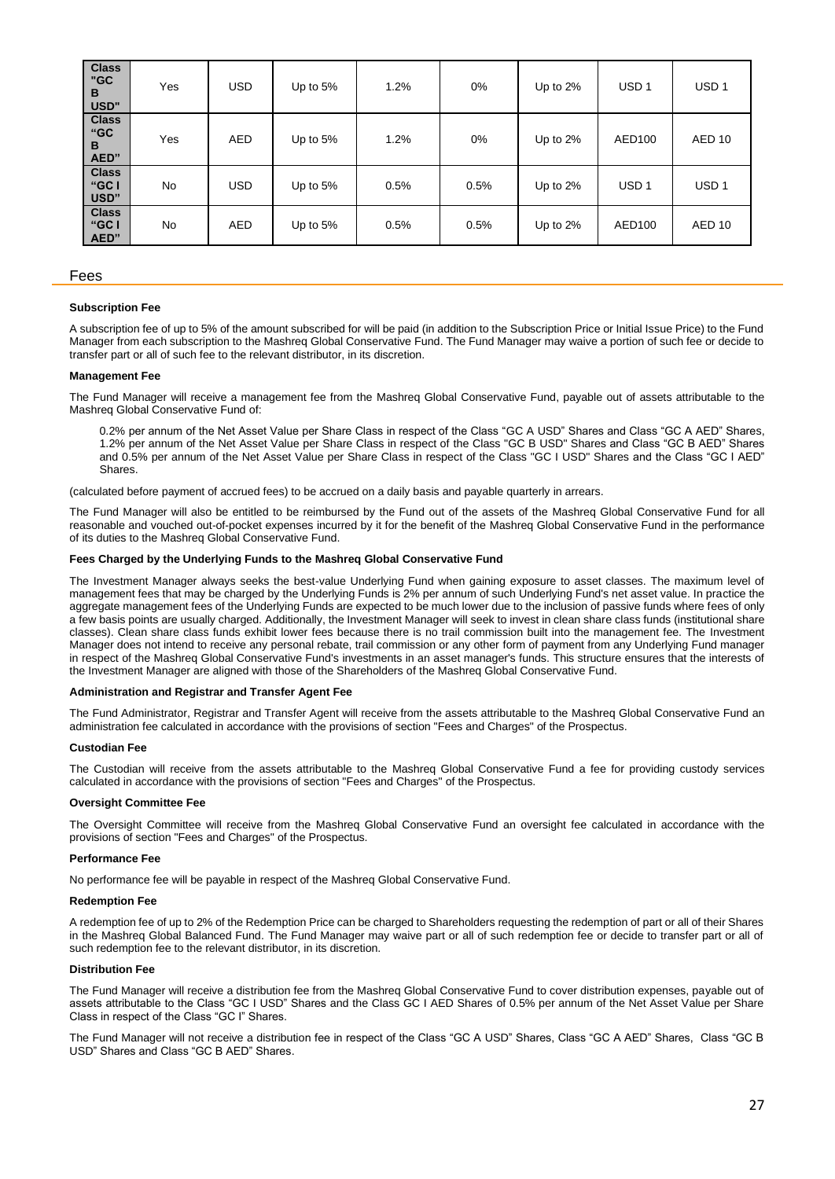| Class "GC B USD" | Yes | USD | Up to 5% | 1.2% | 0% | Up to 2% | USD 1 | USD 1 |
|---|---|---|---|---|---|---|---|---|
| **Class "GC B AED"** | Yes | AED | Up to 5% | 1.2% | 0% | Up to 2% | AED100 | AED 10 |
| **Class "GC I USD"** | No | USD | Up to 5% | 0.5% | 0.5% | Up to 2% | USD 1 | USD 1 |
| **Class "GC I AED"** | No | AED | Up to 5% | 0.5% | 0.5% | Up to 2% | AED100 | AED 10 |

## Fees

**Subscription Fee**

A subscription fee of up to 5% of the amount subscribed for will be paid (in addition to the Subscription Price or Initial Issue Price) to the Fund Manager from each subscription to the Mashreq Global Conservative Fund. The Fund Manager may waive a portion of such fee or decide to transfer part or all of such fee to the relevant distributor, in its discretion.

**Management Fee**

The Fund Manager will receive a management fee from the Mashreq Global Conservative Fund, payable out of assets attributable to the Mashreq Global Conservative Fund of:

> 0.2% per annum of the Net Asset Value per Share Class in respect of the Class "GC A USD" Shares and Class "GC A AED" Shares, 1.2% per annum of the Net Asset Value per Share Class in respect of the Class "GC B USD" Shares and Class "GC B AED" Shares and 0.5% per annum of the Net Asset Value per Share Class in respect of the Class "GC I USD" Shares and the Class "GC I AED" Shares.

(calculated before payment of accrued fees) to be accrued on a daily basis and payable quarterly in arrears.

The Fund Manager will also be entitled to be reimbursed by the Fund out of the assets of the Mashreq Global Conservative Fund for all reasonable and vouched out-of-pocket expenses incurred by it for the benefit of the Mashreq Global Conservative Fund in the performance of its duties to the Mashreq Global Conservative Fund.

**Fees Charged by the Underlying Funds to the Mashreq Global Conservative Fund**

The Investment Manager always seeks the best-value Underlying Fund when gaining exposure to asset classes. The maximum level of management fees that may be charged by the Underlying Funds is 2% per annum of such Underlying Fund's net asset value. In practice the aggregate management fees of the Underlying Funds are expected to be much lower due to the inclusion of passive funds where fees of only a few basis points are usually charged. Additionally, the Investment Manager will seek to invest in clean share class funds (institutional share classes). Clean share class funds exhibit lower fees because there is no trail commission built into the management fee. The Investment Manager does not intend to receive any personal rebate, trail commission or any other form of payment from any Underlying Fund manager in respect of the Mashreq Global Conservative Fund's investments in an asset manager's funds. This structure ensures that the interests of the Investment Manager are aligned with those of the Shareholders of the Mashreq Global Conservative Fund.

**Administration and Registrar and Transfer Agent Fee**

The Fund Administrator, Registrar and Transfer Agent will receive from the assets attributable to the Mashreq Global Conservative Fund an administration fee calculated in accordance with the provisions of section "Fees and Charges" of the Prospectus.

**Custodian Fee**

The Custodian will receive from the assets attributable to the Mashreq Global Conservative Fund a fee for providing custody services calculated in accordance with the provisions of section "Fees and Charges" of the Prospectus.

**Oversight Committee Fee**

The Oversight Committee will receive from the Mashreq Global Conservative Fund an oversight fee calculated in accordance with the provisions of section "Fees and Charges" of the Prospectus.

**Performance Fee**

No performance fee will be payable in respect of the Mashreq Global Conservative Fund.

**Redemption Fee**

A redemption fee of up to 2% of the Redemption Price can be charged to Shareholders requesting the redemption of part or all of their Shares in the Mashreq Global Balanced Fund. The Fund Manager may waive part or all of such redemption fee or decide to transfer part or all of such redemption fee to the relevant distributor, in its discretion.

**Distribution Fee**

The Fund Manager will receive a distribution fee from the Mashreq Global Conservative Fund to cover distribution expenses, payable out of assets attributable to the Class "GC I USD" Shares and the Class GC I AED Shares of 0.5% per annum of the Net Asset Value per Share Class in respect of the Class "GC I" Shares.

The Fund Manager will not receive a distribution fee in respect of the Class "GC A USD" Shares, Class "GC A AED" Shares, Class "GC B USD" Shares and Class "GC B AED" Shares.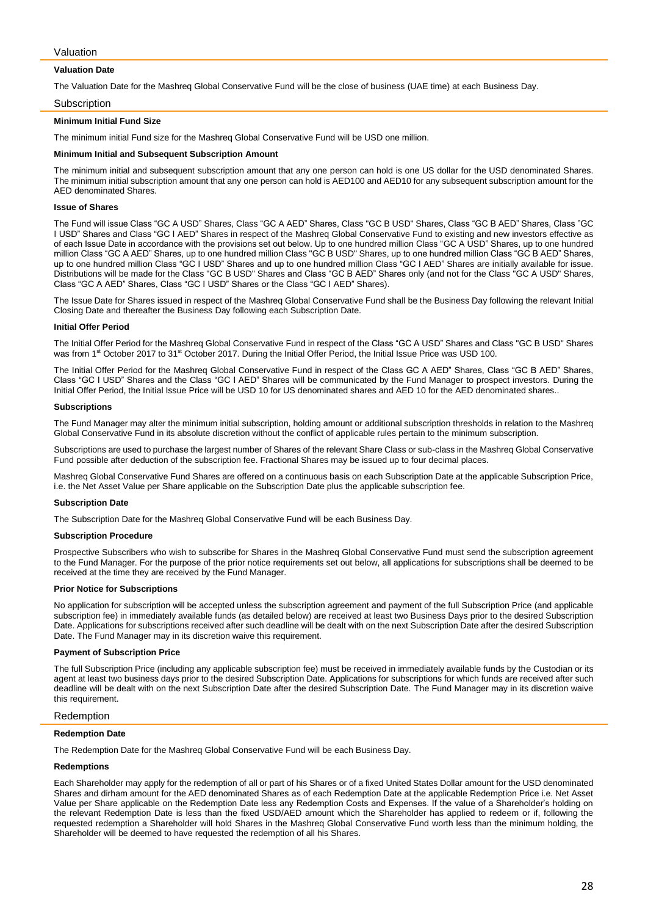## Valuation

### Valuation Date

The Valuation Date for the Mashreq Global Conservative Fund will be the close of business (UAE time) at each Business Day.

## Subscription

### Minimum Initial Fund Size

The minimum initial Fund size for the Mashreq Global Conservative Fund will be USD one million.

### Minimum Initial and Subsequent Subscription Amount

The minimum initial and subsequent subscription amount that any one person can hold is one US dollar for the USD denominated Shares. The minimum initial subscription amount that any one person can hold is AED100 and AED10 for any subsequent subscription amount for the AED denominated Shares.

### Issue of Shares

The Fund will issue Class "GC A USD" Shares, Class "GC A AED" Shares, Class "GC B USD" Shares, Class "GC B AED" Shares, Class "GC I USD" Shares and Class "GC I AED" Shares in respect of the Mashreq Global Conservative Fund to existing and new investors effective as of each Issue Date in accordance with the provisions set out below. Up to one hundred million Class "GC A USD" Shares, up to one hundred million Class "GC A AED" Shares, up to one hundred million Class "GC B USD" Shares, up to one hundred million Class "GC B AED" Shares, up to one hundred million Class "GC I USD" Shares and up to one hundred million Class "GC I AED" Shares are initially available for issue. Distributions will be made for the Class "GC B USD" Shares and Class "GC B AED" Shares only (and not for the Class "GC A USD" Shares, Class "GC A AED" Shares, Class "GC I USD" Shares or the Class "GC I AED" Shares).

The Issue Date for Shares issued in respect of the Mashreq Global Conservative Fund shall be the Business Day following the relevant Initial Closing Date and thereafter the Business Day following each Subscription Date.

### Initial Offer Period

The Initial Offer Period for the Mashreq Global Conservative Fund in respect of the Class "GC A USD" Shares and Class "GC B USD" Shares was from 1st October 2017 to 31st October 2017. During the Initial Offer Period, the Initial Issue Price was USD 100.

The Initial Offer Period for the Mashreq Global Conservative Fund in respect of the Class GC A AED" Shares, Class "GC B AED" Shares, Class "GC I USD" Shares and the Class "GC I AED" Shares will be communicated by the Fund Manager to prospect investors. During the Initial Offer Period, the Initial Issue Price will be USD 10 for US denominated shares and AED 10 for the AED denominated shares..

### Subscriptions

The Fund Manager may alter the minimum initial subscription, holding amount or additional subscription thresholds in relation to the Mashreq Global Conservative Fund in its absolute discretion without the conflict of applicable rules pertain to the minimum subscription.

Subscriptions are used to purchase the largest number of Shares of the relevant Share Class or sub-class in the Mashreq Global Conservative Fund possible after deduction of the subscription fee. Fractional Shares may be issued up to four decimal places.

Mashreq Global Conservative Fund Shares are offered on a continuous basis on each Subscription Date at the applicable Subscription Price, i.e. the Net Asset Value per Share applicable on the Subscription Date plus the applicable subscription fee.

### Subscription Date

The Subscription Date for the Mashreq Global Conservative Fund will be each Business Day.

### Subscription Procedure

Prospective Subscribers who wish to subscribe for Shares in the Mashreq Global Conservative Fund must send the subscription agreement to the Fund Manager. For the purpose of the prior notice requirements set out below, all applications for subscriptions shall be deemed to be received at the time they are received by the Fund Manager.

### Prior Notice for Subscriptions

No application for subscription will be accepted unless the subscription agreement and payment of the full Subscription Price (and applicable subscription fee) in immediately available funds (as detailed below) are received at least two Business Days prior to the desired Subscription Date. Applications for subscriptions received after such deadline will be dealt with on the next Subscription Date after the desired Subscription Date. The Fund Manager may in its discretion waive this requirement.

### Payment of Subscription Price

The full Subscription Price (including any applicable subscription fee) must be received in immediately available funds by the Custodian or its agent at least two business days prior to the desired Subscription Date. Applications for subscriptions for which funds are received after such deadline will be dealt with on the next Subscription Date after the desired Subscription Date. The Fund Manager may in its discretion waive this requirement.

## Redemption

### Redemption Date

The Redemption Date for the Mashreq Global Conservative Fund will be each Business Day.

### Redemptions

Each Shareholder may apply for the redemption of all or part of his Shares or of a fixed United States Dollar amount for the USD denominated Shares and dirham amount for the AED denominated Shares as of each Redemption Date at the applicable Redemption Price i.e. Net Asset Value per Share applicable on the Redemption Date less any Redemption Costs and Expenses. If the value of a Shareholder's holding on the relevant Redemption Date is less than the fixed USD/AED amount which the Shareholder has applied to redeem or if, following the requested redemption a Shareholder will hold Shares in the Mashreq Global Conservative Fund worth less than the minimum holding, the Shareholder will be deemed to have requested the redemption of all his Shares.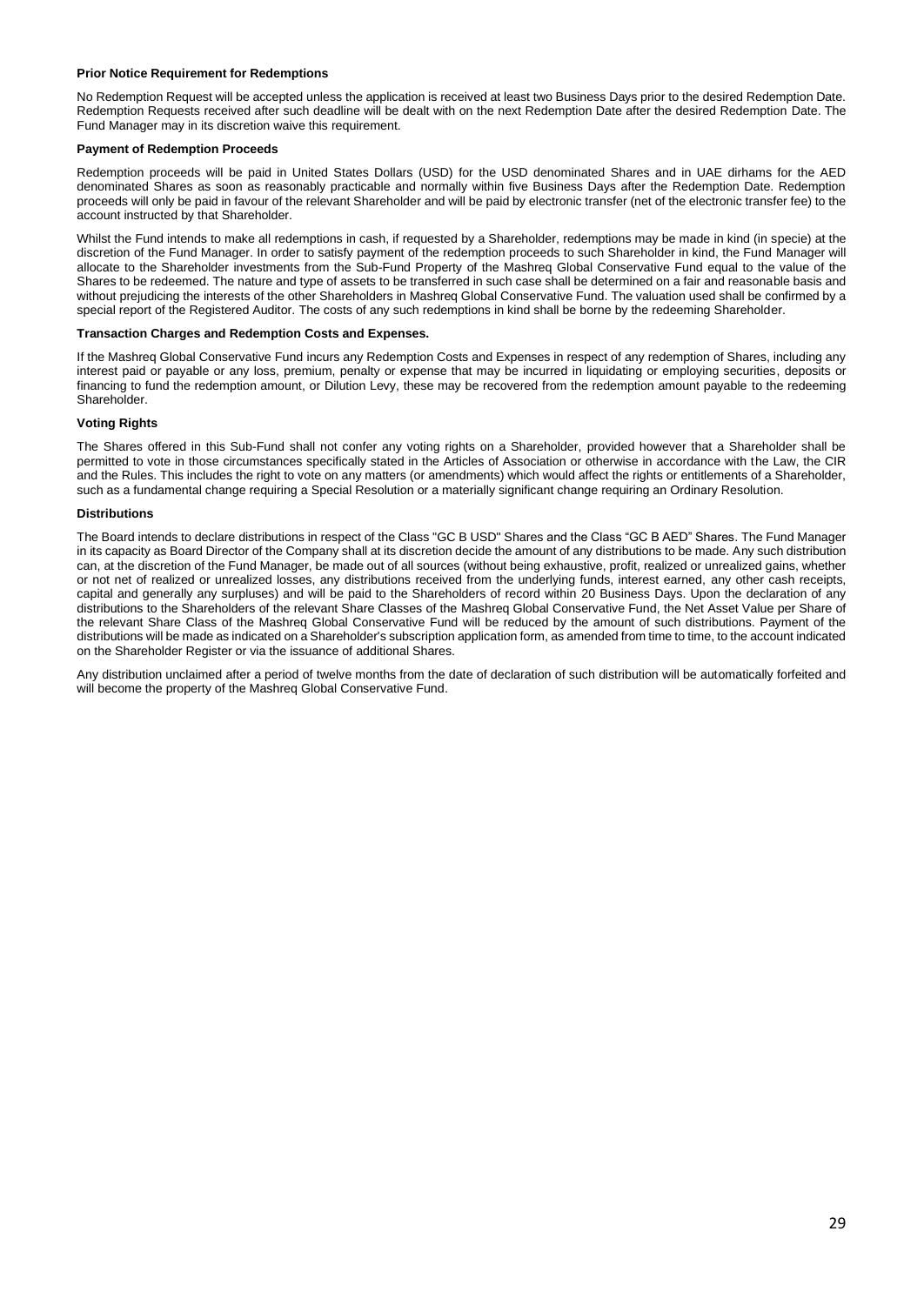**Prior Notice Requirement for Redemptions**

No Redemption Request will be accepted unless the application is received at least two Business Days prior to the desired Redemption Date. Redemption Requests received after such deadline will be dealt with on the next Redemption Date after the desired Redemption Date. The Fund Manager may in its discretion waive this requirement.

**Payment of Redemption Proceeds**

Redemption proceeds will be paid in United States Dollars (USD) for the USD denominated Shares and in UAE dirhams for the AED denominated Shares as soon as reasonably practicable and normally within five Business Days after the Redemption Date. Redemption proceeds will only be paid in favour of the relevant Shareholder and will be paid by electronic transfer (net of the electronic transfer fee) to the account instructed by that Shareholder.

Whilst the Fund intends to make all redemptions in cash, if requested by a Shareholder, redemptions may be made in kind (in specie) at the discretion of the Fund Manager. In order to satisfy payment of the redemption proceeds to such Shareholder in kind, the Fund Manager will allocate to the Shareholder investments from the Sub-Fund Property of the Mashreq Global Conservative Fund equal to the value of the Shares to be redeemed. The nature and type of assets to be transferred in such case shall be determined on a fair and reasonable basis and without prejudicing the interests of the other Shareholders in Mashreq Global Conservative Fund. The valuation used shall be confirmed by a special report of the Registered Auditor. The costs of any such redemptions in kind shall be borne by the redeeming Shareholder.

**Transaction Charges and Redemption Costs and Expenses.**

If the Mashreq Global Conservative Fund incurs any Redemption Costs and Expenses in respect of any redemption of Shares, including any interest paid or payable or any loss, premium, penalty or expense that may be incurred in liquidating or employing securities, deposits or financing to fund the redemption amount, or Dilution Levy, these may be recovered from the redemption amount payable to the redeeming Shareholder.

**Voting Rights**

The Shares offered in this Sub-Fund shall not confer any voting rights on a Shareholder, provided however that a Shareholder shall be permitted to vote in those circumstances specifically stated in the Articles of Association or otherwise in accordance with the Law, the CIR and the Rules. This includes the right to vote on any matters (or amendments) which would affect the rights or entitlements of a Shareholder, such as a fundamental change requiring a Special Resolution or a materially significant change requiring an Ordinary Resolution.

**Distributions**

The Board intends to declare distributions in respect of the Class "GC B USD" Shares and the Class "GC B AED" Shares. The Fund Manager in its capacity as Board Director of the Company shall at its discretion decide the amount of any distributions to be made. Any such distribution can, at the discretion of the Fund Manager, be made out of all sources (without being exhaustive, profit, realized or unrealized gains, whether or not net of realized or unrealized losses, any distributions received from the underlying funds, interest earned, any other cash receipts, capital and generally any surpluses) and will be paid to the Shareholders of record within 20 Business Days. Upon the declaration of any distributions to the Shareholders of the relevant Share Classes of the Mashreq Global Conservative Fund, the Net Asset Value per Share of the relevant Share Class of the Mashreq Global Conservative Fund will be reduced by the amount of such distributions. Payment of the distributions will be made as indicated on a Shareholder's subscription application form, as amended from time to time, to the account indicated on the Shareholder Register or via the issuance of additional Shares.

Any distribution unclaimed after a period of twelve months from the date of declaration of such distribution will be automatically forfeited and will become the property of the Mashreq Global Conservative Fund.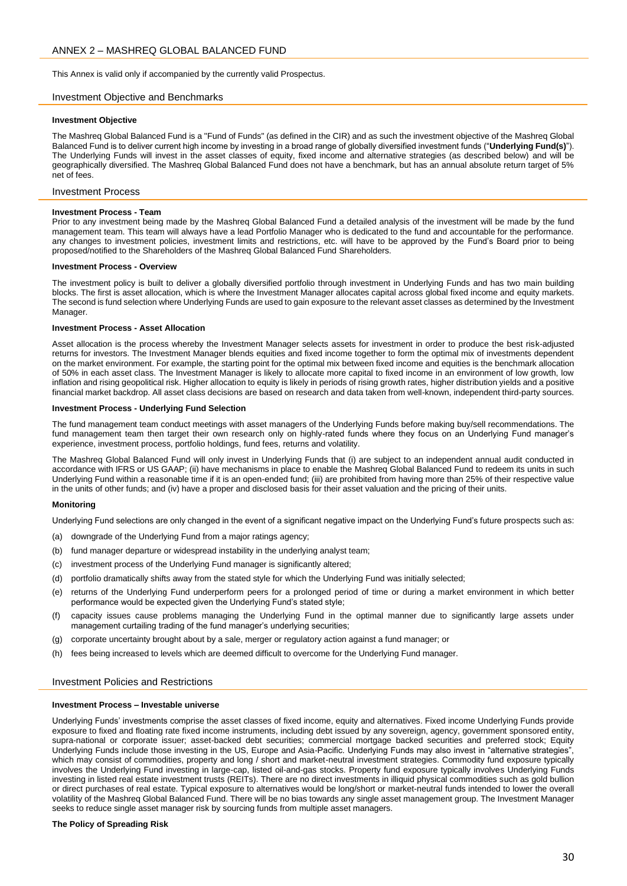## ANNEX 2 – MASHREQ GLOBAL BALANCED FUND

This Annex is valid only if accompanied by the currently valid Prospectus.

### Investment Objective and Benchmarks

**Investment Objective**

The Mashreq Global Balanced Fund is a "Fund of Funds" (as defined in the CIR) and as such the investment objective of the Mashreq Global Balanced Fund is to deliver current high income by investing in a broad range of globally diversified investment funds ("**Underlying Fund(s)**"). The Underlying Funds will invest in the asset classes of equity, fixed income and alternative strategies (as described below) and will be geographically diversified. The Mashreq Global Balanced Fund does not have a benchmark, but has an annual absolute return target of 5% net of fees.

### Investment Process

**Investment Process - Team**

Prior to any investment being made by the Mashreq Global Balanced Fund a detailed analysis of the investment will be made by the fund management team. This team will always have a lead Portfolio Manager who is dedicated to the fund and accountable for the performance. any changes to investment policies, investment limits and restrictions, etc. will have to be approved by the Fund's Board prior to being proposed/notified to the Shareholders of the Mashreq Global Balanced Fund Shareholders.

**Investment Process - Overview**

The investment policy is built to deliver a globally diversified portfolio through investment in Underlying Funds and has two main building blocks. The first is asset allocation, which is where the Investment Manager allocates capital across global fixed income and equity markets. The second is fund selection where Underlying Funds are used to gain exposure to the relevant asset classes as determined by the Investment Manager.

**Investment Process - Asset Allocation**

Asset allocation is the process whereby the Investment Manager selects assets for investment in order to produce the best risk-adjusted returns for investors. The Investment Manager blends equities and fixed income together to form the optimal mix of investments dependent on the market environment. For example, the starting point for the optimal mix between fixed income and equities is the benchmark allocation of 50% in each asset class. The Investment Manager is likely to allocate more capital to fixed income in an environment of low growth, low inflation and rising geopolitical risk. Higher allocation to equity is likely in periods of rising growth rates, higher distribution yields and a positive financial market backdrop. All asset class decisions are based on research and data taken from well-known, independent third-party sources.

**Investment Process - Underlying Fund Selection**

The fund management team conduct meetings with asset managers of the Underlying Funds before making buy/sell recommendations. The fund management team then target their own research only on highly-rated funds where they focus on an Underlying Fund manager's experience, investment process, portfolio holdings, fund fees, returns and volatility.

The Mashreq Global Balanced Fund will only invest in Underlying Funds that (i) are subject to an independent annual audit conducted in accordance with IFRS or US GAAP; (ii) have mechanisms in place to enable the Mashreq Global Balanced Fund to redeem its units in such Underlying Fund within a reasonable time if it is an open-ended fund; (iii) are prohibited from having more than 25% of their respective value in the units of other funds; and (iv) have a proper and disclosed basis for their asset valuation and the pricing of their units.

**Monitoring**

Underlying Fund selections are only changed in the event of a significant negative impact on the Underlying Fund's future prospects such as:

(a) downgrade of the Underlying Fund from a major ratings agency;

(b) fund manager departure or widespread instability in the underlying analyst team;

(c) investment process of the Underlying Fund manager is significantly altered;

(d) portfolio dramatically shifts away from the stated style for which the Underlying Fund was initially selected;

(e) returns of the Underlying Fund underperform peers for a prolonged period of time or during a market environment in which better performance would be expected given the Underlying Fund's stated style;

(f) capacity issues cause problems managing the Underlying Fund in the optimal manner due to significantly large assets under management curtailing trading of the fund manager's underlying securities;

(g) corporate uncertainty brought about by a sale, merger or regulatory action against a fund manager; or

(h) fees being increased to levels which are deemed difficult to overcome for the Underlying Fund manager.

### Investment Policies and Restrictions

**Investment Process – Investable universe**

Underlying Funds' investments comprise the asset classes of fixed income, equity and alternatives. Fixed income Underlying Funds provide exposure to fixed and floating rate fixed income instruments, including debt issued by any sovereign, agency, government sponsored entity, supra-national or corporate issuer; asset-backed debt securities; commercial mortgage backed securities and preferred stock; Equity Underlying Funds include those investing in the US, Europe and Asia-Pacific. Underlying Funds may also invest in "alternative strategies", which may consist of commodities, property and long / short and market-neutral investment strategies. Commodity fund exposure typically involves the Underlying Fund investing in large-cap, listed oil-and-gas stocks. Property fund exposure typically involves Underlying Funds investing in listed real estate investment trusts (REITs). There are no direct investments in illiquid physical commodities such as gold bullion or direct purchases of real estate. Typical exposure to alternatives would be long/short or market-neutral funds intended to lower the overall volatility of the Mashreq Global Balanced Fund. There will be no bias towards any single asset management group. The Investment Manager seeks to reduce single asset manager risk by sourcing funds from multiple asset managers.

**The Policy of Spreading Risk**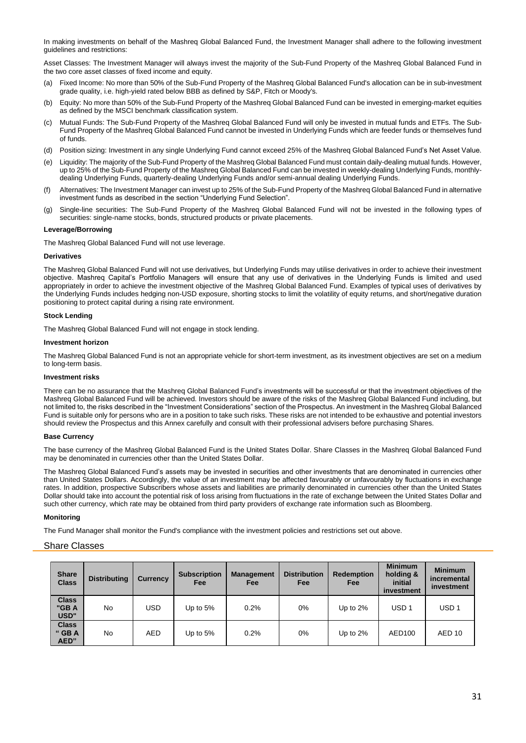In making investments on behalf of the Mashreq Global Balanced Fund, the Investment Manager shall adhere to the following investment guidelines and restrictions:

Asset Classes: The Investment Manager will always invest the majority of the Sub-Fund Property of the Mashreq Global Balanced Fund in the two core asset classes of fixed income and equity.

(a) Fixed Income: No more than 50% of the Sub-Fund Property of the Mashreq Global Balanced Fund's allocation can be in sub-investment grade quality, i.e. high-yield rated below BBB as defined by S&P, Fitch or Moody's.

(b) Equity: No more than 50% of the Sub-Fund Property of the Mashreq Global Balanced Fund can be invested in emerging-market equities as defined by the MSCI benchmark classification system.

(c) Mutual Funds: The Sub-Fund Property of the Mashreq Global Balanced Fund will only be invested in mutual funds and ETFs. The Sub-Fund Property of the Mashreq Global Balanced Fund cannot be invested in Underlying Funds which are feeder funds or themselves fund of funds.

(d) Position sizing: Investment in any single Underlying Fund cannot exceed 25% of the Mashreq Global Balanced Fund's Net Asset Value.

(e) Liquidity: The majority of the Sub-Fund Property of the Mashreq Global Balanced Fund must contain daily-dealing mutual funds. However, up to 25% of the Sub-Fund Property of the Mashreq Global Balanced Fund can be invested in weekly-dealing Underlying Funds, monthly-dealing Underlying Funds, quarterly-dealing Underlying Funds and/or semi-annual dealing Underlying Funds.

(f) Alternatives: The Investment Manager can invest up to 25% of the Sub-Fund Property of the Mashreq Global Balanced Fund in alternative investment funds as described in the section "Underlying Fund Selection".

(g) Single-line securities: The Sub-Fund Property of the Mashreq Global Balanced Fund will not be invested in the following types of securities: single-name stocks, bonds, structured products or private placements.

**Leverage/Borrowing**

The Mashreq Global Balanced Fund will not use leverage.

**Derivatives**

The Mashreq Global Balanced Fund will not use derivatives, but Underlying Funds may utilise derivatives in order to achieve their investment objective. Mashreq Capital's Portfolio Managers will ensure that any use of derivatives in the Underlying Funds is limited and used appropriately in order to achieve the investment objective of the Mashreq Global Balanced Fund. Examples of typical uses of derivatives by the Underlying Funds includes hedging non-USD exposure, shorting stocks to limit the volatility of equity returns, and short/negative duration positioning to protect capital during a rising rate environment.

**Stock Lending**

The Mashreq Global Balanced Fund will not engage in stock lending.

**Investment horizon**

The Mashreq Global Balanced Fund is not an appropriate vehicle for short-term investment, as its investment objectives are set on a medium to long-term basis.

**Investment risks**

There can be no assurance that the Mashreq Global Balanced Fund's investments will be successful or that the investment objectives of the Mashreq Global Balanced Fund will be achieved. Investors should be aware of the risks of the Mashreq Global Balanced Fund including, but not limited to, the risks described in the "Investment Considerations" section of the Prospectus. An investment in the Mashreq Global Balanced Fund is suitable only for persons who are in a position to take such risks. These risks are not intended to be exhaustive and potential investors should review the Prospectus and this Annex carefully and consult with their professional advisers before purchasing Shares.

**Base Currency**

The base currency of the Mashreq Global Balanced Fund is the United States Dollar. Share Classes in the Mashreq Global Balanced Fund may be denominated in currencies other than the United States Dollar.

The Mashreq Global Balanced Fund's assets may be invested in securities and other investments that are denominated in currencies other than United States Dollars. Accordingly, the value of an investment may be affected favourably or unfavourably by fluctuations in exchange rates. In addition, prospective Subscribers whose assets and liabilities are primarily denominated in currencies other than the United States Dollar should take into account the potential risk of loss arising from fluctuations in the rate of exchange between the United States Dollar and such other currency, which rate may be obtained from third party providers of exchange rate information such as Bloomberg.

**Monitoring**

The Fund Manager shall monitor the Fund's compliance with the investment policies and restrictions set out above.

## Share Classes

| Share Class | Distributing | Currency | Subscription Fee | Management Fee | Distribution Fee | Redemption Fee | Minimum holding & initial investment | Minimum incremental investment |
|---|---|---|---|---|---|---|---|---|
| Class "GB A USD" | No | USD | Up to 5% | 0.2% | 0% | Up to 2% | USD 1 | USD 1 |
| Class " GB A AED" | No | AED | Up to 5% | 0.2% | 0% | Up to 2% | AED100 | AED 10 |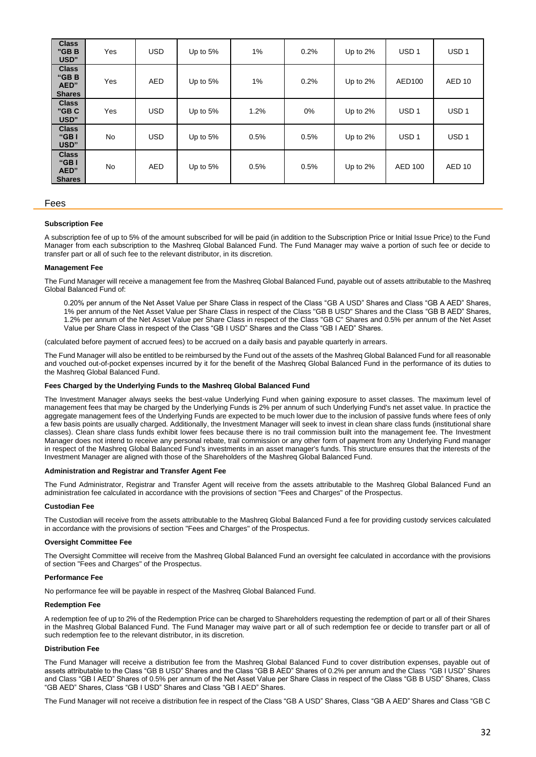| **Class "GB B USD"** | Yes | USD | Up to 5% | 1% | 0.2% | Up to 2% | USD 1 | USD 1 |
|---|---|---|---|---|---|---|---|---|
| **Class "GB B AED" Shares** | Yes | AED | Up to 5% | 1% | 0.2% | Up to 2% | AED100 | AED 10 |
| **Class "GB C USD"** | Yes | USD | Up to 5% | 1.2% | 0% | Up to 2% | USD 1 | USD 1 |
| **Class "GB I USD"** | No | USD | Up to 5% | 0.5% | 0.5% | Up to 2% | USD 1 | USD 1 |
| **Class "GB I AED" Shares** | No | AED | Up to 5% | 0.5% | 0.5% | Up to 2% | AED 100 | AED 10 |

## Fees

**Subscription Fee**

A subscription fee of up to 5% of the amount subscribed for will be paid (in addition to the Subscription Price or Initial Issue Price) to the Fund Manager from each subscription to the Mashreq Global Balanced Fund. The Fund Manager may waive a portion of such fee or decide to transfer part or all of such fee to the relevant distributor, in its discretion.

**Management Fee**

The Fund Manager will receive a management fee from the Mashreq Global Balanced Fund, payable out of assets attributable to the Mashreq Global Balanced Fund of:

> 0.20% per annum of the Net Asset Value per Share Class in respect of the Class "GB A USD" Shares and Class "GB A AED" Shares, 1% per annum of the Net Asset Value per Share Class in respect of the Class "GB B USD" Shares and the Class "GB B AED" Shares, 1.2% per annum of the Net Asset Value per Share Class in respect of the Class "GB C" Shares and 0.5% per annum of the Net Asset Value per Share Class in respect of the Class "GB I USD" Shares and the Class "GB I AED" Shares.

(calculated before payment of accrued fees) to be accrued on a daily basis and payable quarterly in arrears.

The Fund Manager will also be entitled to be reimbursed by the Fund out of the assets of the Mashreq Global Balanced Fund for all reasonable and vouched out-of-pocket expenses incurred by it for the benefit of the Mashreq Global Balanced Fund in the performance of its duties to the Mashreq Global Balanced Fund.

**Fees Charged by the Underlying Funds to the Mashreq Global Balanced Fund**

The Investment Manager always seeks the best-value Underlying Fund when gaining exposure to asset classes. The maximum level of management fees that may be charged by the Underlying Funds is 2% per annum of such Underlying Fund's net asset value. In practice the aggregate management fees of the Underlying Funds are expected to be much lower due to the inclusion of passive funds where fees of only a few basis points are usually charged. Additionally, the Investment Manager will seek to invest in clean share class funds (institutional share classes). Clean share class funds exhibit lower fees because there is no trail commission built into the management fee. The Investment Manager does not intend to receive any personal rebate, trail commission or any other form of payment from any Underlying Fund manager in respect of the Mashreq Global Balanced Fund's investments in an asset manager's funds. This structure ensures that the interests of the Investment Manager are aligned with those of the Shareholders of the Mashreq Global Balanced Fund.

**Administration and Registrar and Transfer Agent Fee**

The Fund Administrator, Registrar and Transfer Agent will receive from the assets attributable to the Mashreq Global Balanced Fund an administration fee calculated in accordance with the provisions of section "Fees and Charges" of the Prospectus.

**Custodian Fee**

The Custodian will receive from the assets attributable to the Mashreq Global Balanced Fund a fee for providing custody services calculated in accordance with the provisions of section "Fees and Charges" of the Prospectus.

**Oversight Committee Fee**

The Oversight Committee will receive from the Mashreq Global Balanced Fund an oversight fee calculated in accordance with the provisions of section "Fees and Charges" of the Prospectus.

**Performance Fee**

No performance fee will be payable in respect of the Mashreq Global Balanced Fund.

**Redemption Fee**

A redemption fee of up to 2% of the Redemption Price can be charged to Shareholders requesting the redemption of part or all of their Shares in the Mashreq Global Balanced Fund. The Fund Manager may waive part or all of such redemption fee or decide to transfer part or all of such redemption fee to the relevant distributor, in its discretion.

**Distribution Fee**

The Fund Manager will receive a distribution fee from the Mashreq Global Balanced Fund to cover distribution expenses, payable out of assets attributable to the Class "GB B USD" Shares and the Class "GB B AED" Shares of 0.2% per annum and the Class "GB I USD" Shares and Class "GB I AED" Shares of 0.5% per annum of the Net Asset Value per Share Class in respect of the Class "GB B USD" Shares, Class "GB AED" Shares, Class "GB I USD" Shares and Class "GB I AED" Shares.

The Fund Manager will not receive a distribution fee in respect of the Class "GB A USD" Shares, Class "GB A AED" Shares and Class "GB C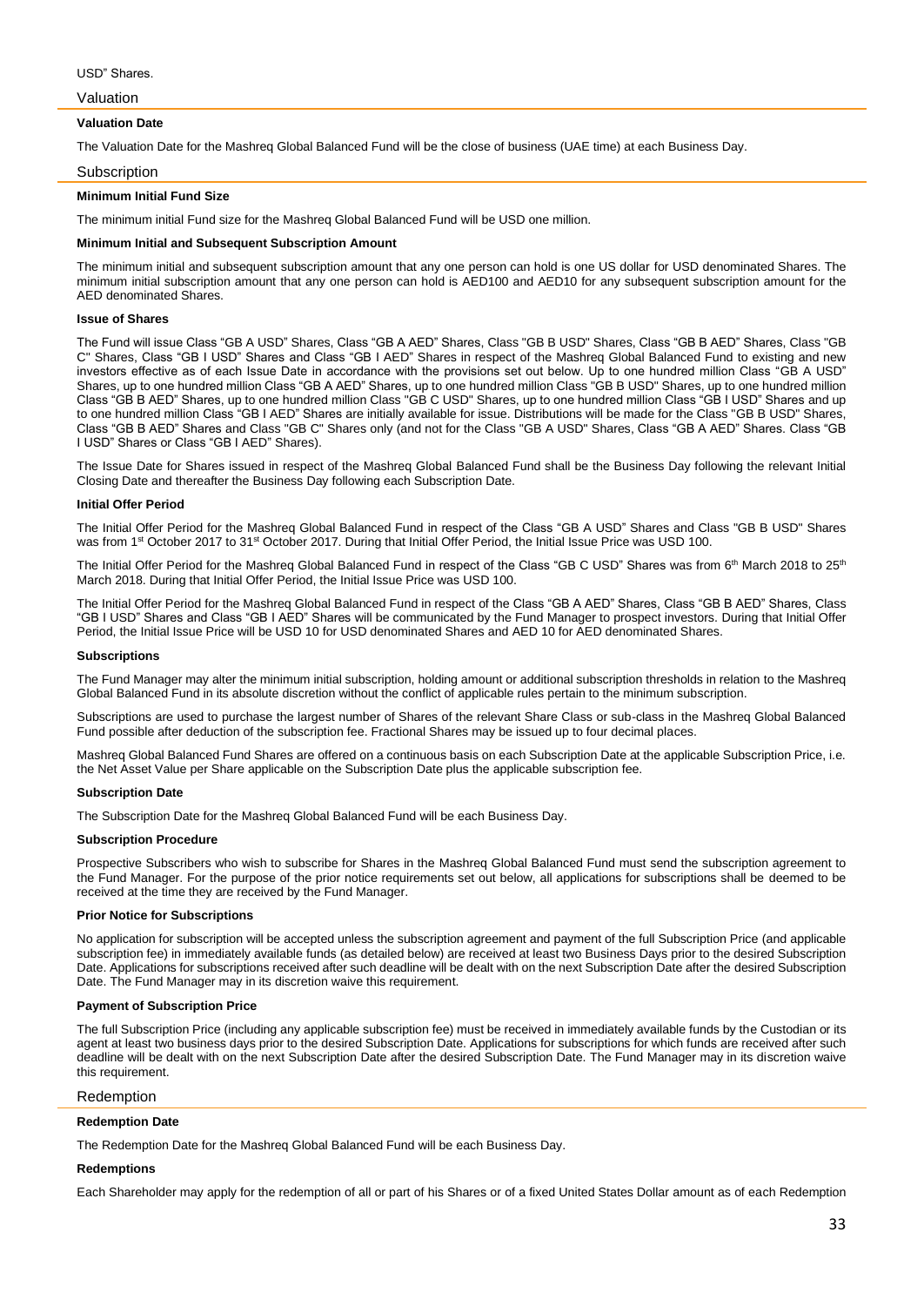USD" Shares.

## Valuation

### Valuation Date

The Valuation Date for the Mashreq Global Balanced Fund will be the close of business (UAE time) at each Business Day.

## Subscription

### Minimum Initial Fund Size

The minimum initial Fund size for the Mashreq Global Balanced Fund will be USD one million.

### Minimum Initial and Subsequent Subscription Amount

The minimum initial and subsequent subscription amount that any one person can hold is one US dollar for USD denominated Shares. The minimum initial subscription amount that any one person can hold is AED100 and AED10 for any subsequent subscription amount for the AED denominated Shares.

### Issue of Shares

The Fund will issue Class "GB A USD" Shares, Class "GB A AED" Shares, Class "GB B USD" Shares, Class "GB B AED" Shares, Class "GB C" Shares, Class "GB I USD" Shares and Class "GB I AED" Shares in respect of the Mashreq Global Balanced Fund to existing and new investors effective as of each Issue Date in accordance with the provisions set out below. Up to one hundred million Class "GB A USD" Shares, up to one hundred million Class "GB A AED" Shares, up to one hundred million Class "GB B USD" Shares, up to one hundred million Class "GB B AED" Shares, up to one hundred million Class "GB C USD" Shares, up to one hundred million Class "GB I USD" Shares and up to one hundred million Class "GB I AED" Shares are initially available for issue. Distributions will be made for the Class "GB B USD" Shares, Class "GB B AED" Shares and Class "GB C" Shares only (and not for the Class "GB A USD" Shares, Class "GB A AED" Shares. Class "GB I USD" Shares or Class "GB I AED" Shares).

The Issue Date for Shares issued in respect of the Mashreq Global Balanced Fund shall be the Business Day following the relevant Initial Closing Date and thereafter the Business Day following each Subscription Date.

### Initial Offer Period

The Initial Offer Period for the Mashreq Global Balanced Fund in respect of the Class "GB A USD" Shares and Class "GB B USD" Shares was from 1st October 2017 to 31st October 2017. During that Initial Offer Period, the Initial Issue Price was USD 100.

The Initial Offer Period for the Mashreq Global Balanced Fund in respect of the Class "GB C USD" Shares was from 6th March 2018 to 25th March 2018. During that Initial Offer Period, the Initial Issue Price was USD 100.

The Initial Offer Period for the Mashreq Global Balanced Fund in respect of the Class "GB A AED" Shares, Class "GB B AED" Shares, Class "GB I USD" Shares and Class "GB I AED" Shares will be communicated by the Fund Manager to prospect investors. During that Initial Offer Period, the Initial Issue Price will be USD 10 for USD denominated Shares and AED 10 for AED denominated Shares.

### Subscriptions

The Fund Manager may alter the minimum initial subscription, holding amount or additional subscription thresholds in relation to the Mashreq Global Balanced Fund in its absolute discretion without the conflict of applicable rules pertain to the minimum subscription.

Subscriptions are used to purchase the largest number of Shares of the relevant Share Class or sub-class in the Mashreq Global Balanced Fund possible after deduction of the subscription fee. Fractional Shares may be issued up to four decimal places.

Mashreq Global Balanced Fund Shares are offered on a continuous basis on each Subscription Date at the applicable Subscription Price, i.e. the Net Asset Value per Share applicable on the Subscription Date plus the applicable subscription fee.

### Subscription Date

The Subscription Date for the Mashreq Global Balanced Fund will be each Business Day.

### Subscription Procedure

Prospective Subscribers who wish to subscribe for Shares in the Mashreq Global Balanced Fund must send the subscription agreement to the Fund Manager. For the purpose of the prior notice requirements set out below, all applications for subscriptions shall be deemed to be received at the time they are received by the Fund Manager.

### Prior Notice for Subscriptions

No application for subscription will be accepted unless the subscription agreement and payment of the full Subscription Price (and applicable subscription fee) in immediately available funds (as detailed below) are received at least two Business Days prior to the desired Subscription Date. Applications for subscriptions received after such deadline will be dealt with on the next Subscription Date after the desired Subscription Date. The Fund Manager may in its discretion waive this requirement.

### Payment of Subscription Price

The full Subscription Price (including any applicable subscription fee) must be received in immediately available funds by the Custodian or its agent at least two business days prior to the desired Subscription Date. Applications for subscriptions for which funds are received after such deadline will be dealt with on the next Subscription Date after the desired Subscription Date. The Fund Manager may in its discretion waive this requirement.

## Redemption

### Redemption Date

The Redemption Date for the Mashreq Global Balanced Fund will be each Business Day.

### Redemptions

Each Shareholder may apply for the redemption of all or part of his Shares or of a fixed United States Dollar amount as of each Redemption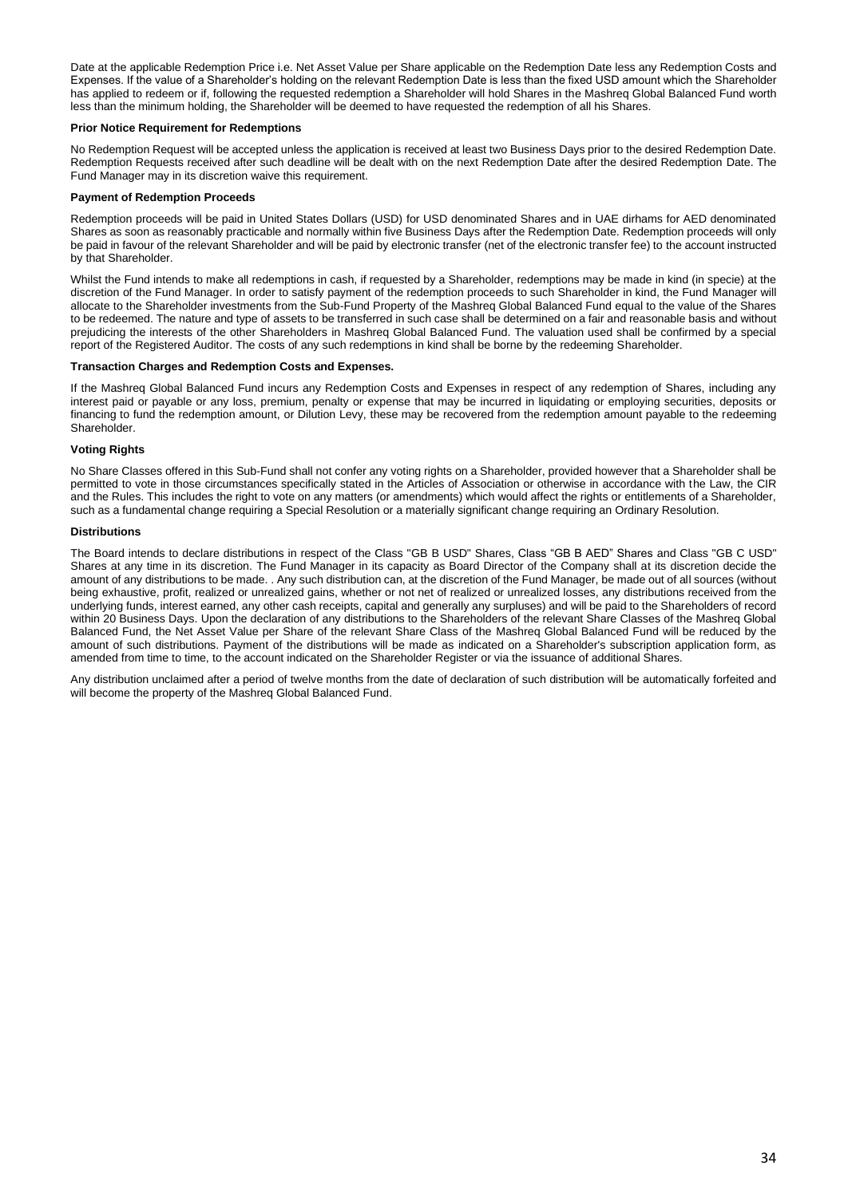Date at the applicable Redemption Price i.e. Net Asset Value per Share applicable on the Redemption Date less any Redemption Costs and Expenses. If the value of a Shareholder's holding on the relevant Redemption Date is less than the fixed USD amount which the Shareholder has applied to redeem or if, following the requested redemption a Shareholder will hold Shares in the Mashreq Global Balanced Fund worth less than the minimum holding, the Shareholder will be deemed to have requested the redemption of all his Shares.

**Prior Notice Requirement for Redemptions**

No Redemption Request will be accepted unless the application is received at least two Business Days prior to the desired Redemption Date. Redemption Requests received after such deadline will be dealt with on the next Redemption Date after the desired Redemption Date. The Fund Manager may in its discretion waive this requirement.

**Payment of Redemption Proceeds**

Redemption proceeds will be paid in United States Dollars (USD) for USD denominated Shares and in UAE dirhams for AED denominated Shares as soon as reasonably practicable and normally within five Business Days after the Redemption Date. Redemption proceeds will only be paid in favour of the relevant Shareholder and will be paid by electronic transfer (net of the electronic transfer fee) to the account instructed by that Shareholder.

Whilst the Fund intends to make all redemptions in cash, if requested by a Shareholder, redemptions may be made in kind (in specie) at the discretion of the Fund Manager. In order to satisfy payment of the redemption proceeds to such Shareholder in kind, the Fund Manager will allocate to the Shareholder investments from the Sub-Fund Property of the Mashreq Global Balanced Fund equal to the value of the Shares to be redeemed. The nature and type of assets to be transferred in such case shall be determined on a fair and reasonable basis and without prejudicing the interests of the other Shareholders in Mashreq Global Balanced Fund. The valuation used shall be confirmed by a special report of the Registered Auditor. The costs of any such redemptions in kind shall be borne by the redeeming Shareholder.

**Transaction Charges and Redemption Costs and Expenses.**

If the Mashreq Global Balanced Fund incurs any Redemption Costs and Expenses in respect of any redemption of Shares, including any interest paid or payable or any loss, premium, penalty or expense that may be incurred in liquidating or employing securities, deposits or financing to fund the redemption amount, or Dilution Levy, these may be recovered from the redemption amount payable to the redeeming Shareholder.

**Voting Rights**

No Share Classes offered in this Sub-Fund shall not confer any voting rights on a Shareholder, provided however that a Shareholder shall be permitted to vote in those circumstances specifically stated in the Articles of Association or otherwise in accordance with the Law, the CIR and the Rules. This includes the right to vote on any matters (or amendments) which would affect the rights or entitlements of a Shareholder, such as a fundamental change requiring a Special Resolution or a materially significant change requiring an Ordinary Resolution.

**Distributions**

The Board intends to declare distributions in respect of the Class "GB B USD" Shares, Class "GB B AED" Shares and Class "GB C USD" Shares at any time in its discretion. The Fund Manager in its capacity as Board Director of the Company shall at its discretion decide the amount of any distributions to be made. . Any such distribution can, at the discretion of the Fund Manager, be made out of all sources (without being exhaustive, profit, realized or unrealized gains, whether or not net of realized or unrealized losses, any distributions received from the underlying funds, interest earned, any other cash receipts, capital and generally any surpluses) and will be paid to the Shareholders of record within 20 Business Days. Upon the declaration of any distributions to the Shareholders of the relevant Share Classes of the Mashreq Global Balanced Fund, the Net Asset Value per Share of the relevant Share Class of the Mashreq Global Balanced Fund will be reduced by the amount of such distributions. Payment of the distributions will be made as indicated on a Shareholder's subscription application form, as amended from time to time, to the account indicated on the Shareholder Register or via the issuance of additional Shares.

Any distribution unclaimed after a period of twelve months from the date of declaration of such distribution will be automatically forfeited and will become the property of the Mashreq Global Balanced Fund.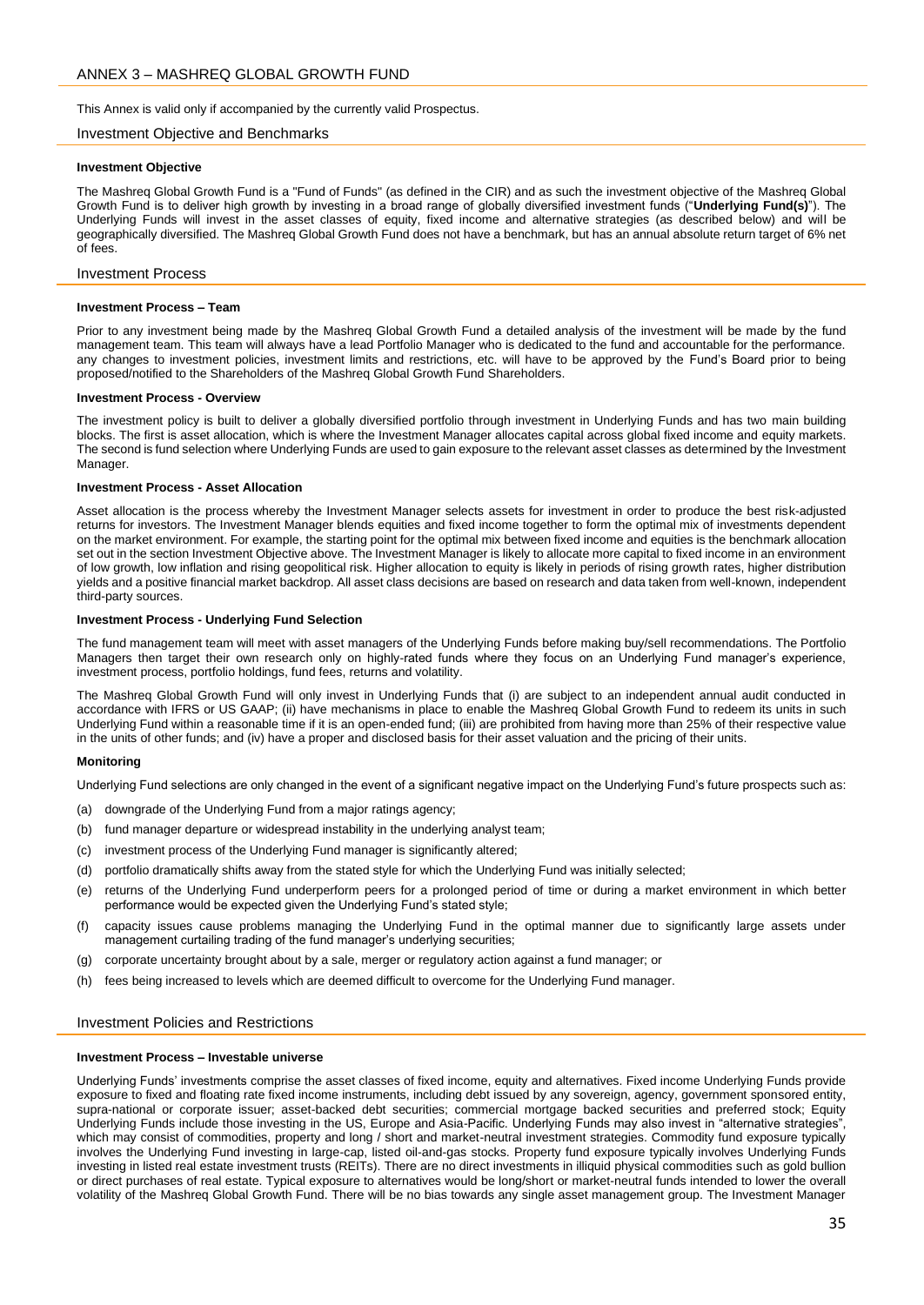## ANNEX 3 – MASHREQ GLOBAL GROWTH FUND

This Annex is valid only if accompanied by the currently valid Prospectus.

### Investment Objective and Benchmarks

**Investment Objective**

The Mashreq Global Growth Fund is a "Fund of Funds" (as defined in the CIR) and as such the investment objective of the Mashreq Global Growth Fund is to deliver high growth by investing in a broad range of globally diversified investment funds ("**Underlying Fund(s)**"). The Underlying Funds will invest in the asset classes of equity, fixed income and alternative strategies (as described below) and will be geographically diversified. The Mashreq Global Growth Fund does not have a benchmark, but has an annual absolute return target of 6% net of fees.

### Investment Process

**Investment Process – Team**

Prior to any investment being made by the Mashreq Global Growth Fund a detailed analysis of the investment will be made by the fund management team. This team will always have a lead Portfolio Manager who is dedicated to the fund and accountable for the performance. any changes to investment policies, investment limits and restrictions, etc. will have to be approved by the Fund's Board prior to being proposed/notified to the Shareholders of the Mashreq Global Growth Fund Shareholders.

**Investment Process - Overview**

The investment policy is built to deliver a globally diversified portfolio through investment in Underlying Funds and has two main building blocks. The first is asset allocation, which is where the Investment Manager allocates capital across global fixed income and equity markets. The second is fund selection where Underlying Funds are used to gain exposure to the relevant asset classes as determined by the Investment Manager.

**Investment Process - Asset Allocation**

Asset allocation is the process whereby the Investment Manager selects assets for investment in order to produce the best risk-adjusted returns for investors. The Investment Manager blends equities and fixed income together to form the optimal mix of investments dependent on the market environment. For example, the starting point for the optimal mix between fixed income and equities is the benchmark allocation set out in the section Investment Objective above. The Investment Manager is likely to allocate more capital to fixed income in an environment of low growth, low inflation and rising geopolitical risk. Higher allocation to equity is likely in periods of rising growth rates, higher distribution yields and a positive financial market backdrop. All asset class decisions are based on research and data taken from well-known, independent third-party sources.

**Investment Process - Underlying Fund Selection**

The fund management team will meet with asset managers of the Underlying Funds before making buy/sell recommendations. The Portfolio Managers then target their own research only on highly-rated funds where they focus on an Underlying Fund manager's experience, investment process, portfolio holdings, fund fees, returns and volatility.

The Mashreq Global Growth Fund will only invest in Underlying Funds that (i) are subject to an independent annual audit conducted in accordance with IFRS or US GAAP; (ii) have mechanisms in place to enable the Mashreq Global Growth Fund to redeem its units in such Underlying Fund within a reasonable time if it is an open-ended fund; (iii) are prohibited from having more than 25% of their respective value in the units of other funds; and (iv) have a proper and disclosed basis for their asset valuation and the pricing of their units.

**Monitoring**

Underlying Fund selections are only changed in the event of a significant negative impact on the Underlying Fund's future prospects such as:

(a) downgrade of the Underlying Fund from a major ratings agency;

(b) fund manager departure or widespread instability in the underlying analyst team;

(c) investment process of the Underlying Fund manager is significantly altered;

(d) portfolio dramatically shifts away from the stated style for which the Underlying Fund was initially selected;

(e) returns of the Underlying Fund underperform peers for a prolonged period of time or during a market environment in which better performance would be expected given the Underlying Fund's stated style;

(f) capacity issues cause problems managing the Underlying Fund in the optimal manner due to significantly large assets under management curtailing trading of the fund manager's underlying securities;

(g) corporate uncertainty brought about by a sale, merger or regulatory action against a fund manager; or

(h) fees being increased to levels which are deemed difficult to overcome for the Underlying Fund manager.

### Investment Policies and Restrictions

**Investment Process – Investable universe**

Underlying Funds' investments comprise the asset classes of fixed income, equity and alternatives. Fixed income Underlying Funds provide exposure to fixed and floating rate fixed income instruments, including debt issued by any sovereign, agency, government sponsored entity, supra-national or corporate issuer; asset-backed debt securities; commercial mortgage backed securities and preferred stock; Equity Underlying Funds include those investing in the US, Europe and Asia-Pacific. Underlying Funds may also invest in "alternative strategies", which may consist of commodities, property and long / short and market-neutral investment strategies. Commodity fund exposure typically involves the Underlying Fund investing in large-cap, listed oil-and-gas stocks. Property fund exposure typically involves Underlying Funds investing in listed real estate investment trusts (REITs). There are no direct investments in illiquid physical commodities such as gold bullion or direct purchases of real estate. Typical exposure to alternatives would be long/short or market-neutral funds intended to lower the overall volatility of the Mashreq Global Growth Fund. There will be no bias towards any single asset management group. The Investment Manager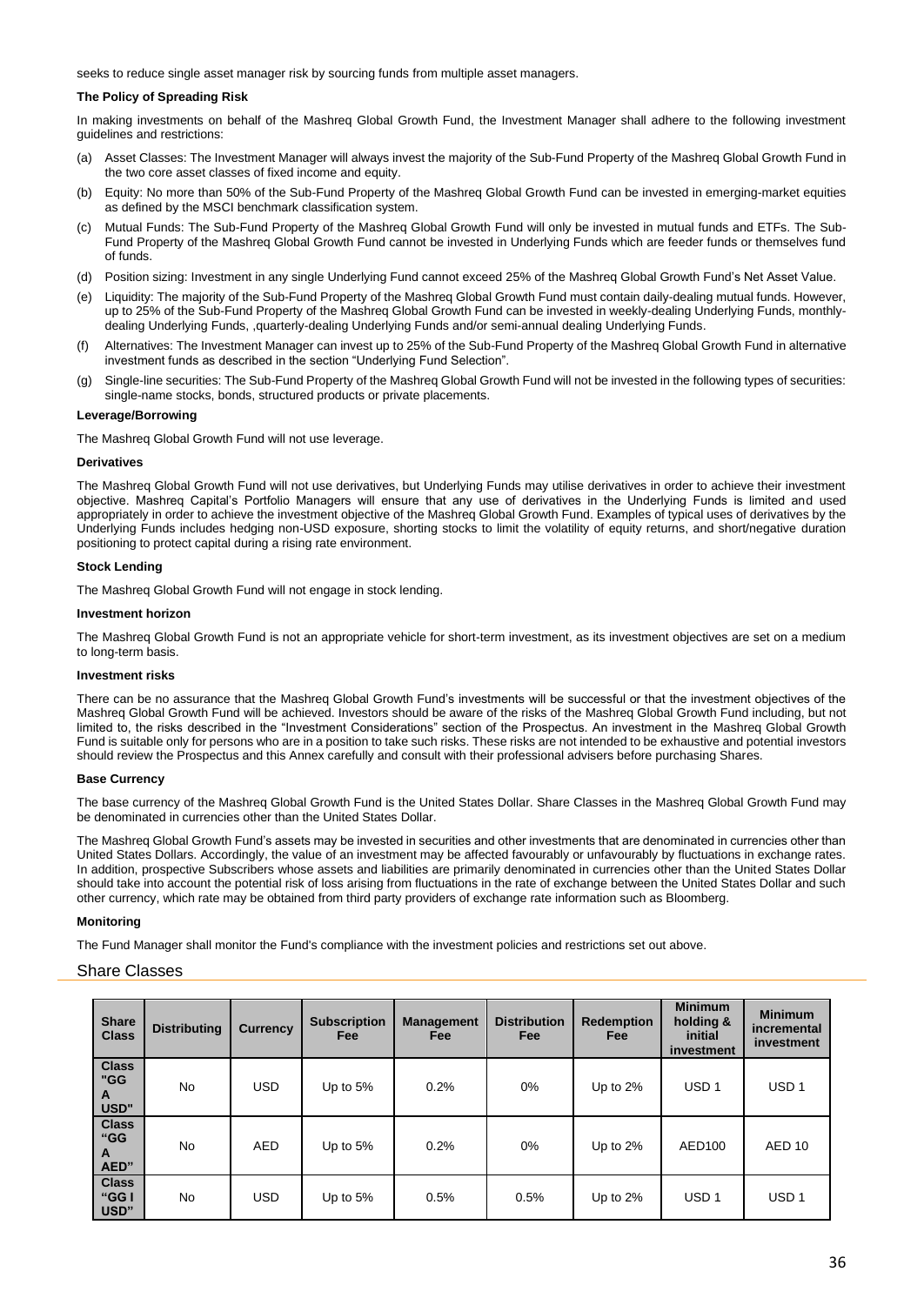seeks to reduce single asset manager risk by sourcing funds from multiple asset managers.

**The Policy of Spreading Risk**

In making investments on behalf of the Mashreq Global Growth Fund, the Investment Manager shall adhere to the following investment guidelines and restrictions:

(a) Asset Classes: The Investment Manager will always invest the majority of the Sub-Fund Property of the Mashreq Global Growth Fund in the two core asset classes of fixed income and equity.

(b) Equity: No more than 50% of the Sub-Fund Property of the Mashreq Global Growth Fund can be invested in emerging-market equities as defined by the MSCI benchmark classification system.

(c) Mutual Funds: The Sub-Fund Property of the Mashreq Global Growth Fund will only be invested in mutual funds and ETFs. The Sub-Fund Property of the Mashreq Global Growth Fund cannot be invested in Underlying Funds which are feeder funds or themselves fund of funds.

(d) Position sizing: Investment in any single Underlying Fund cannot exceed 25% of the Mashreq Global Growth Fund's Net Asset Value.

(e) Liquidity: The majority of the Sub-Fund Property of the Mashreq Global Growth Fund must contain daily-dealing mutual funds. However, up to 25% of the Sub-Fund Property of the Mashreq Global Growth Fund can be invested in weekly-dealing Underlying Funds, monthly-dealing Underlying Funds, ,quarterly-dealing Underlying Funds and/or semi-annual dealing Underlying Funds.

(f) Alternatives: The Investment Manager can invest up to 25% of the Sub-Fund Property of the Mashreq Global Growth Fund in alternative investment funds as described in the section "Underlying Fund Selection".

(g) Single-line securities: The Sub-Fund Property of the Mashreq Global Growth Fund will not be invested in the following types of securities: single-name stocks, bonds, structured products or private placements.

**Leverage/Borrowing**

The Mashreq Global Growth Fund will not use leverage.

**Derivatives**

The Mashreq Global Growth Fund will not use derivatives, but Underlying Funds may utilise derivatives in order to achieve their investment objective. Mashreq Capital's Portfolio Managers will ensure that any use of derivatives in the Underlying Funds is limited and used appropriately in order to achieve the investment objective of the Mashreq Global Growth Fund. Examples of typical uses of derivatives by the Underlying Funds includes hedging non-USD exposure, shorting stocks to limit the volatility of equity returns, and short/negative duration positioning to protect capital during a rising rate environment.

**Stock Lending**

The Mashreq Global Growth Fund will not engage in stock lending.

**Investment horizon**

The Mashreq Global Growth Fund is not an appropriate vehicle for short-term investment, as its investment objectives are set on a medium to long-term basis.

**Investment risks**

There can be no assurance that the Mashreq Global Growth Fund's investments will be successful or that the investment objectives of the Mashreq Global Growth Fund will be achieved. Investors should be aware of the risks of the Mashreq Global Growth Fund including, but not limited to, the risks described in the "Investment Considerations" section of the Prospectus. An investment in the Mashreq Global Growth Fund is suitable only for persons who are in a position to take such risks. These risks are not intended to be exhaustive and potential investors should review the Prospectus and this Annex carefully and consult with their professional advisers before purchasing Shares.

**Base Currency**

The base currency of the Mashreq Global Growth Fund is the United States Dollar. Share Classes in the Mashreq Global Growth Fund may be denominated in currencies other than the United States Dollar.

The Mashreq Global Growth Fund's assets may be invested in securities and other investments that are denominated in currencies other than United States Dollars. Accordingly, the value of an investment may be affected favourably or unfavourably by fluctuations in exchange rates. In addition, prospective Subscribers whose assets and liabilities are primarily denominated in currencies other than the United States Dollar should take into account the potential risk of loss arising from fluctuations in the rate of exchange between the United States Dollar and such other currency, which rate may be obtained from third party providers of exchange rate information such as Bloomberg.

**Monitoring**

The Fund Manager shall monitor the Fund's compliance with the investment policies and restrictions set out above.

## Share Classes

| Share Class | Distributing | Currency | Subscription Fee | Management Fee | Distribution Fee | Redemption Fee | Minimum holding & initial investment | Minimum incremental investment |
|---|---|---|---|---|---|---|---|---|
| Class "GG A USD" | No | USD | Up to 5% | 0.2% | 0% | Up to 2% | USD 1 | USD 1 |
| Class "GG A AED" | No | AED | Up to 5% | 0.2% | 0% | Up to 2% | AED100 | AED 10 |
| Class "GG I USD" | No | USD | Up to 5% | 0.5% | 0.5% | Up to 2% | USD 1 | USD 1 |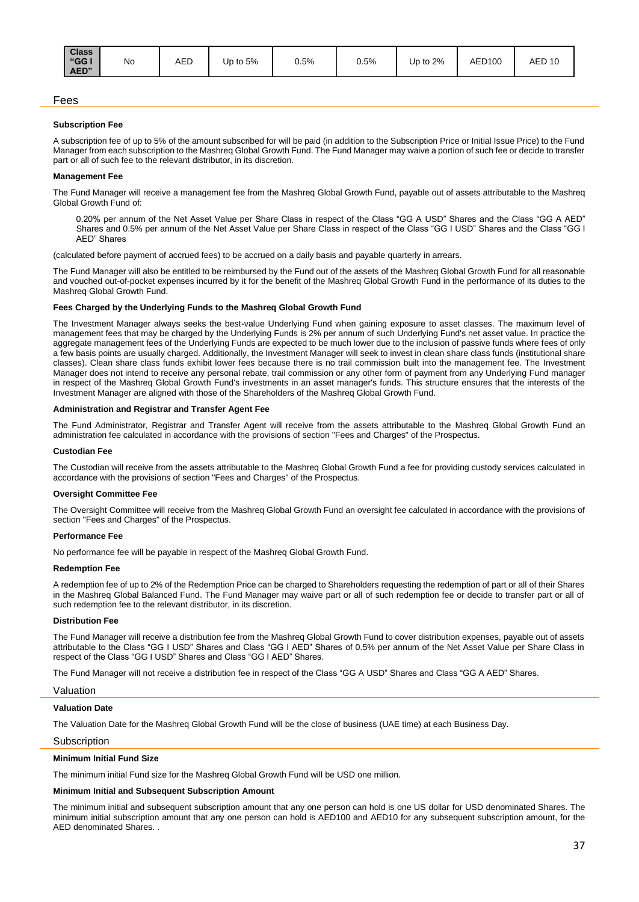| **Class "GG I AED"** | No | AED | Up to 5% | 0.5% | 0.5% | Up to 2% | AED100 | AED 10 |
|---|---|---|---|---|---|---|---|---|

## Fees

**Subscription Fee**

A subscription fee of up to 5% of the amount subscribed for will be paid (in addition to the Subscription Price or Initial Issue Price) to the Fund Manager from each subscription to the Mashreq Global Growth Fund. The Fund Manager may waive a portion of such fee or decide to transfer part or all of such fee to the relevant distributor, in its discretion.

**Management Fee**

The Fund Manager will receive a management fee from the Mashreq Global Growth Fund, payable out of assets attributable to the Mashreq Global Growth Fund of:

> 0.20% per annum of the Net Asset Value per Share Class in respect of the Class "GG A USD" Shares and the Class "GG A AED" Shares and 0.5% per annum of the Net Asset Value per Share Class in respect of the Class "GG I USD" Shares and the Class "GG I AED" Shares

(calculated before payment of accrued fees) to be accrued on a daily basis and payable quarterly in arrears.

The Fund Manager will also be entitled to be reimbursed by the Fund out of the assets of the Mashreq Global Growth Fund for all reasonable and vouched out-of-pocket expenses incurred by it for the benefit of the Mashreq Global Growth Fund in the performance of its duties to the Mashreq Global Growth Fund.

**Fees Charged by the Underlying Funds to the Mashreq Global Growth Fund**

The Investment Manager always seeks the best-value Underlying Fund when gaining exposure to asset classes. The maximum level of management fees that may be charged by the Underlying Funds is 2% per annum of such Underlying Fund's net asset value. In practice the aggregate management fees of the Underlying Funds are expected to be much lower due to the inclusion of passive funds where fees of only a few basis points are usually charged. Additionally, the Investment Manager will seek to invest in clean share class funds (institutional share classes). Clean share class funds exhibit lower fees because there is no trail commission built into the management fee. The Investment Manager does not intend to receive any personal rebate, trail commission or any other form of payment from any Underlying Fund manager in respect of the Mashreq Global Growth Fund's investments in an asset manager's funds. This structure ensures that the interests of the Investment Manager are aligned with those of the Shareholders of the Mashreq Global Growth Fund.

**Administration and Registrar and Transfer Agent Fee**

The Fund Administrator, Registrar and Transfer Agent will receive from the assets attributable to the Mashreq Global Growth Fund an administration fee calculated in accordance with the provisions of section "Fees and Charges" of the Prospectus.

**Custodian Fee**

The Custodian will receive from the assets attributable to the Mashreq Global Growth Fund a fee for providing custody services calculated in accordance with the provisions of section "Fees and Charges" of the Prospectus.

**Oversight Committee Fee**

The Oversight Committee will receive from the Mashreq Global Growth Fund an oversight fee calculated in accordance with the provisions of section "Fees and Charges" of the Prospectus.

**Performance Fee**

No performance fee will be payable in respect of the Mashreq Global Growth Fund.

**Redemption Fee**

A redemption fee of up to 2% of the Redemption Price can be charged to Shareholders requesting the redemption of part or all of their Shares in the Mashreq Global Balanced Fund. The Fund Manager may waive part or all of such redemption fee or decide to transfer part or all of such redemption fee to the relevant distributor, in its discretion.

**Distribution Fee**

The Fund Manager will receive a distribution fee from the Mashreq Global Growth Fund to cover distribution expenses, payable out of assets attributable to the Class "GG I USD" Shares and Class "GG I AED" Shares of 0.5% per annum of the Net Asset Value per Share Class in respect of the Class "GG I USD" Shares and Class "GG I AED" Shares.

The Fund Manager will not receive a distribution fee in respect of the Class "GG A USD" Shares and Class "GG A AED" Shares.

## Valuation

**Valuation Date**

The Valuation Date for the Mashreq Global Growth Fund will be the close of business (UAE time) at each Business Day.

## Subscription

**Minimum Initial Fund Size**

The minimum initial Fund size for the Mashreq Global Growth Fund will be USD one million.

**Minimum Initial and Subsequent Subscription Amount**

The minimum initial and subsequent subscription amount that any one person can hold is one US dollar for USD denominated Shares. The minimum initial subscription amount that any one person can hold is AED100 and AED10 for any subsequent subscription amount, for the AED denominated Shares. .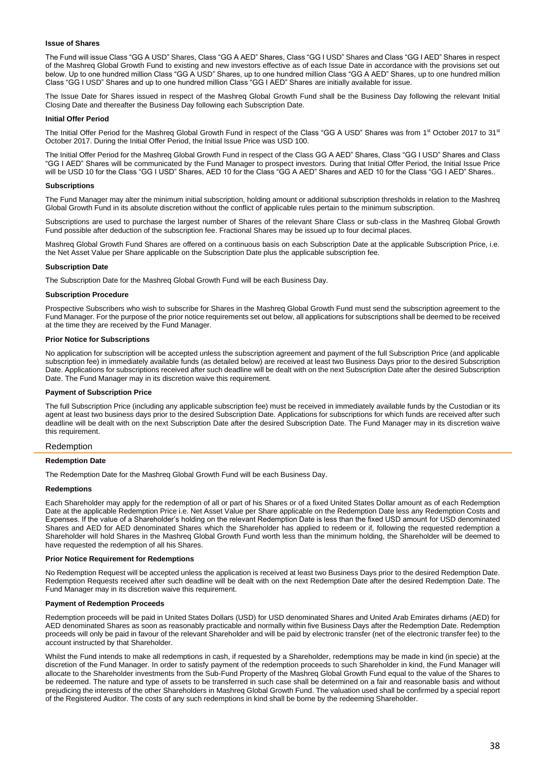#### Issue of Shares

The Fund will issue Class "GG A USD" Shares, Class "GG A AED" Shares, Class "GG I USD" Shares and Class "GG I AED" Shares in respect of the Mashreq Global Growth Fund to existing and new investors effective as of each Issue Date in accordance with the provisions set out below. Up to one hundred million Class "GG A USD" Shares, up to one hundred million Class "GG A AED" Shares, up to one hundred million Class "GG I USD" Shares and up to one hundred million Class "GG I AED" Shares are initially available for issue.

The Issue Date for Shares issued in respect of the Mashreq Global Growth Fund shall be the Business Day following the relevant Initial Closing Date and thereafter the Business Day following each Subscription Date.

#### Initial Offer Period

The Initial Offer Period for the Mashreq Global Growth Fund in respect of the Class "GG A USD" Shares was from 1st October 2017 to 31st October 2017. During the Initial Offer Period, the Initial Issue Price was USD 100.

The Initial Offer Period for the Mashreq Global Growth Fund in respect of the Class GG A AED" Shares, Class "GG I USD" Shares and Class "GG I AED" Shares will be communicated by the Fund Manager to prospect investors. During that Initial Offer Period, the Initial Issue Price will be USD 10 for the Class "GG I USD" Shares, AED 10 for the Class "GG A AED" Shares and AED 10 for the Class "GG I AED" Shares..

#### Subscriptions

The Fund Manager may alter the minimum initial subscription, holding amount or additional subscription thresholds in relation to the Mashreq Global Growth Fund in its absolute discretion without the conflict of applicable rules pertain to the minimum subscription.

Subscriptions are used to purchase the largest number of Shares of the relevant Share Class or sub-class in the Mashreq Global Growth Fund possible after deduction of the subscription fee. Fractional Shares may be issued up to four decimal places.

Mashreq Global Growth Fund Shares are offered on a continuous basis on each Subscription Date at the applicable Subscription Price, i.e. the Net Asset Value per Share applicable on the Subscription Date plus the applicable subscription fee.

#### Subscription Date

The Subscription Date for the Mashreq Global Growth Fund will be each Business Day.

#### Subscription Procedure

Prospective Subscribers who wish to subscribe for Shares in the Mashreq Global Growth Fund must send the subscription agreement to the Fund Manager. For the purpose of the prior notice requirements set out below, all applications for subscriptions shall be deemed to be received at the time they are received by the Fund Manager.

#### Prior Notice for Subscriptions

No application for subscription will be accepted unless the subscription agreement and payment of the full Subscription Price (and applicable subscription fee) in immediately available funds (as detailed below) are received at least two Business Days prior to the desired Subscription Date. Applications for subscriptions received after such deadline will be dealt with on the next Subscription Date after the desired Subscription Date. The Fund Manager may in its discretion waive this requirement.

#### Payment of Subscription Price

The full Subscription Price (including any applicable subscription fee) must be received in immediately available funds by the Custodian or its agent at least two business days prior to the desired Subscription Date. Applications for subscriptions for which funds are received after such deadline will be dealt with on the next Subscription Date after the desired Subscription Date. The Fund Manager may in its discretion waive this requirement.

### Redemption

#### Redemption Date

The Redemption Date for the Mashreq Global Growth Fund will be each Business Day.

#### Redemptions

Each Shareholder may apply for the redemption of all or part of his Shares or of a fixed United States Dollar amount as of each Redemption Date at the applicable Redemption Price i.e. Net Asset Value per Share applicable on the Redemption Date less any Redemption Costs and Expenses. If the value of a Shareholder's holding on the relevant Redemption Date is less than the fixed USD amount for USD denominated Shares and AED for AED denominated Shares which the Shareholder has applied to redeem or if, following the requested redemption a Shareholder will hold Shares in the Mashreq Global Growth Fund worth less than the minimum holding, the Shareholder will be deemed to have requested the redemption of all his Shares.

#### Prior Notice Requirement for Redemptions

No Redemption Request will be accepted unless the application is received at least two Business Days prior to the desired Redemption Date. Redemption Requests received after such deadline will be dealt with on the next Redemption Date after the desired Redemption Date. The Fund Manager may in its discretion waive this requirement.

#### Payment of Redemption Proceeds

Redemption proceeds will be paid in United States Dollars (USD) for USD denominated Shares and United Arab Emirates dirhams (AED) for AED denominated Shares as soon as reasonably practicable and normally within five Business Days after the Redemption Date. Redemption proceeds will only be paid in favour of the relevant Shareholder and will be paid by electronic transfer (net of the electronic transfer fee) to the account instructed by that Shareholder.

Whilst the Fund intends to make all redemptions in cash, if requested by a Shareholder, redemptions may be made in kind (in specie) at the discretion of the Fund Manager. In order to satisfy payment of the redemption proceeds to such Shareholder in kind, the Fund Manager will allocate to the Shareholder investments from the Sub-Fund Property of the Mashreq Global Growth Fund equal to the value of the Shares to be redeemed. The nature and type of assets to be transferred in such case shall be determined on a fair and reasonable basis and without prejudicing the interests of the other Shareholders in Mashreq Global Growth Fund. The valuation used shall be confirmed by a special report of the Registered Auditor. The costs of any such redemptions in kind shall be borne by the redeeming Shareholder.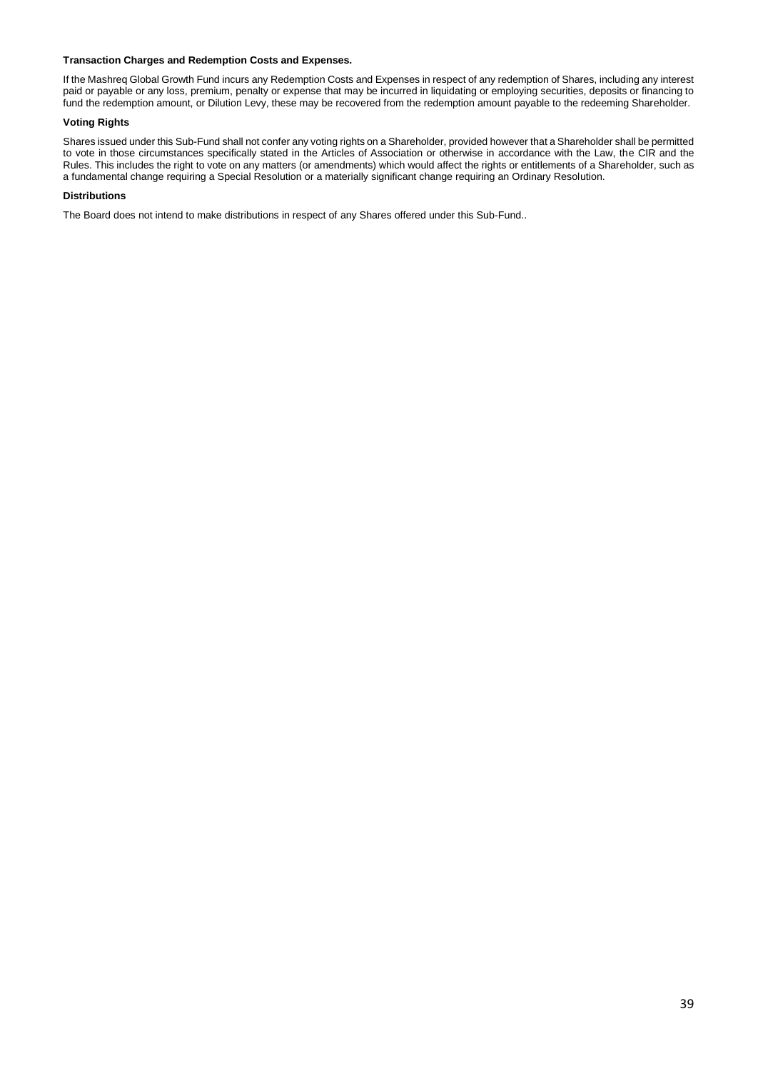**Transaction Charges and Redemption Costs and Expenses.**

If the Mashreq Global Growth Fund incurs any Redemption Costs and Expenses in respect of any redemption of Shares, including any interest paid or payable or any loss, premium, penalty or expense that may be incurred in liquidating or employing securities, deposits or financing to fund the redemption amount, or Dilution Levy, these may be recovered from the redemption amount payable to the redeeming Shareholder.

**Voting Rights**

Shares issued under this Sub-Fund shall not confer any voting rights on a Shareholder, provided however that a Shareholder shall be permitted to vote in those circumstances specifically stated in the Articles of Association or otherwise in accordance with the Law, the CIR and the Rules. This includes the right to vote on any matters (or amendments) which would affect the rights or entitlements of a Shareholder, such as a fundamental change requiring a Special Resolution or a materially significant change requiring an Ordinary Resolution.

**Distributions**

The Board does not intend to make distributions in respect of any Shares offered under this Sub-Fund..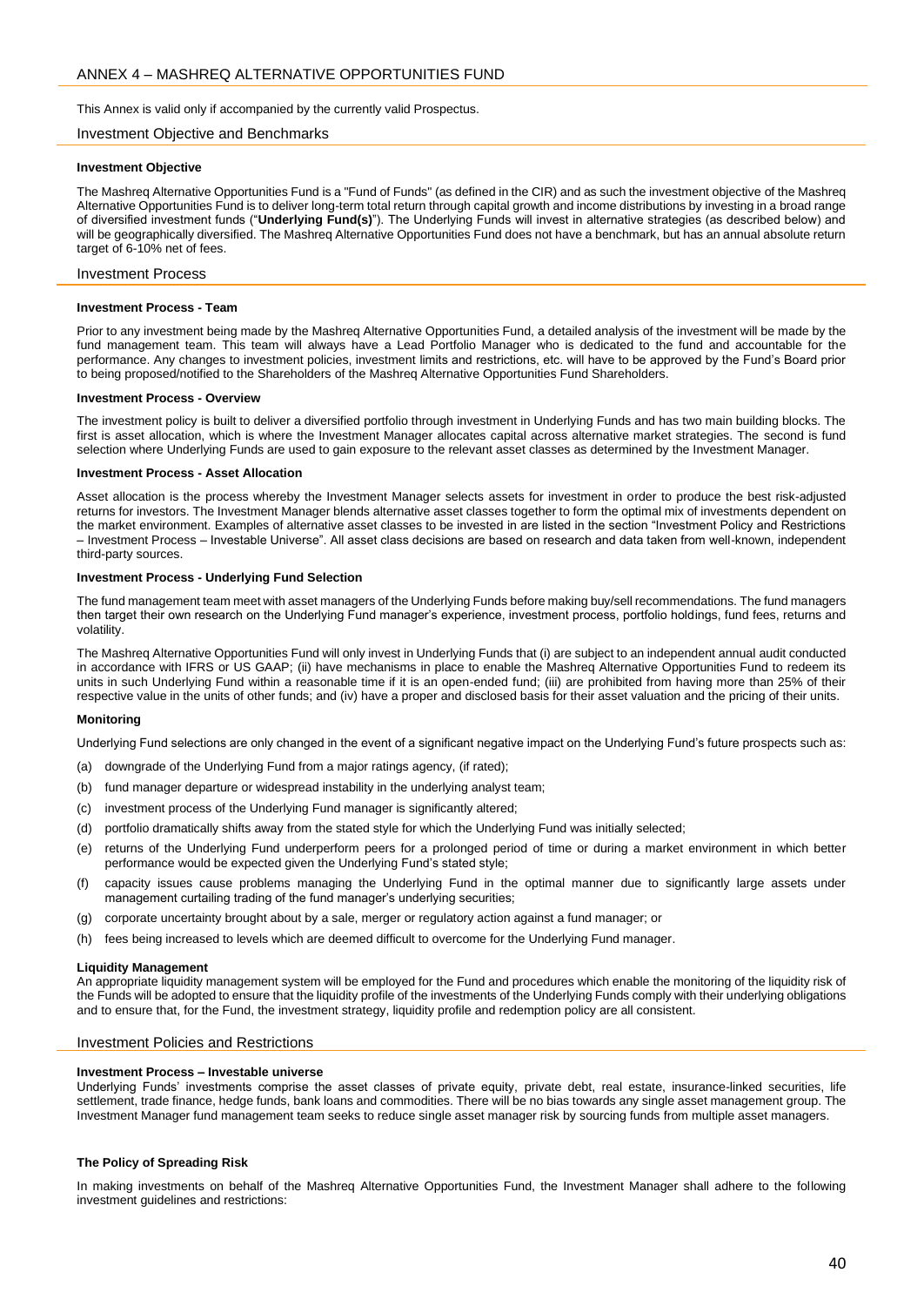## ANNEX 4 – MASHREQ ALTERNATIVE OPPORTUNITIES FUND

This Annex is valid only if accompanied by the currently valid Prospectus.

### Investment Objective and Benchmarks

**Investment Objective**

The Mashreq Alternative Opportunities Fund is a "Fund of Funds" (as defined in the CIR) and as such the investment objective of the Mashreq Alternative Opportunities Fund is to deliver long-term total return through capital growth and income distributions by investing in a broad range of diversified investment funds ("**Underlying Fund(s)**"). The Underlying Funds will invest in alternative strategies (as described below) and will be geographically diversified. The Mashreq Alternative Opportunities Fund does not have a benchmark, but has an annual absolute return target of 6-10% net of fees.

### Investment Process

**Investment Process - Team**

Prior to any investment being made by the Mashreq Alternative Opportunities Fund, a detailed analysis of the investment will be made by the fund management team. This team will always have a Lead Portfolio Manager who is dedicated to the fund and accountable for the performance. Any changes to investment policies, investment limits and restrictions, etc. will have to be approved by the Fund's Board prior to being proposed/notified to the Shareholders of the Mashreq Alternative Opportunities Fund Shareholders.

**Investment Process - Overview**

The investment policy is built to deliver a diversified portfolio through investment in Underlying Funds and has two main building blocks. The first is asset allocation, which is where the Investment Manager allocates capital across alternative market strategies. The second is fund selection where Underlying Funds are used to gain exposure to the relevant asset classes as determined by the Investment Manager.

**Investment Process - Asset Allocation**

Asset allocation is the process whereby the Investment Manager selects assets for investment in order to produce the best risk-adjusted returns for investors. The Investment Manager blends alternative asset classes together to form the optimal mix of investments dependent on the market environment. Examples of alternative asset classes to be invested in are listed in the section "Investment Policy and Restrictions – Investment Process – Investable Universe". All asset class decisions are based on research and data taken from well-known, independent third-party sources.

**Investment Process - Underlying Fund Selection**

The fund management team meet with asset managers of the Underlying Funds before making buy/sell recommendations. The fund managers then target their own research on the Underlying Fund manager's experience, investment process, portfolio holdings, fund fees, returns and volatility.

The Mashreq Alternative Opportunities Fund will only invest in Underlying Funds that (i) are subject to an independent annual audit conducted in accordance with IFRS or US GAAP; (ii) have mechanisms in place to enable the Mashreq Alternative Opportunities Fund to redeem its units in such Underlying Fund within a reasonable time if it is an open-ended fund; (iii) are prohibited from having more than 25% of their respective value in the units of other funds; and (iv) have a proper and disclosed basis for their asset valuation and the pricing of their units.

**Monitoring**

Underlying Fund selections are only changed in the event of a significant negative impact on the Underlying Fund's future prospects such as:

(a) downgrade of the Underlying Fund from a major ratings agency, (if rated);

(b) fund manager departure or widespread instability in the underlying analyst team;

(c) investment process of the Underlying Fund manager is significantly altered;

(d) portfolio dramatically shifts away from the stated style for which the Underlying Fund was initially selected;

(e) returns of the Underlying Fund underperform peers for a prolonged period of time or during a market environment in which better performance would be expected given the Underlying Fund's stated style;

(f) capacity issues cause problems managing the Underlying Fund in the optimal manner due to significantly large assets under management curtailing trading of the fund manager's underlying securities;

(g) corporate uncertainty brought about by a sale, merger or regulatory action against a fund manager; or

(h) fees being increased to levels which are deemed difficult to overcome for the Underlying Fund manager.

**Liquidity Management**

An appropriate liquidity management system will be employed for the Fund and procedures which enable the monitoring of the liquidity risk of the Funds will be adopted to ensure that the liquidity profile of the investments of the Underlying Funds comply with their underlying obligations and to ensure that, for the Fund, the investment strategy, liquidity profile and redemption policy are all consistent.

### Investment Policies and Restrictions

**Investment Process – Investable universe**

Underlying Funds' investments comprise the asset classes of private equity, private debt, real estate, insurance-linked securities, life settlement, trade finance, hedge funds, bank loans and commodities. There will be no bias towards any single asset management group. The Investment Manager fund management team seeks to reduce single asset manager risk by sourcing funds from multiple asset managers.

**The Policy of Spreading Risk**

In making investments on behalf of the Mashreq Alternative Opportunities Fund, the Investment Manager shall adhere to the following investment guidelines and restrictions: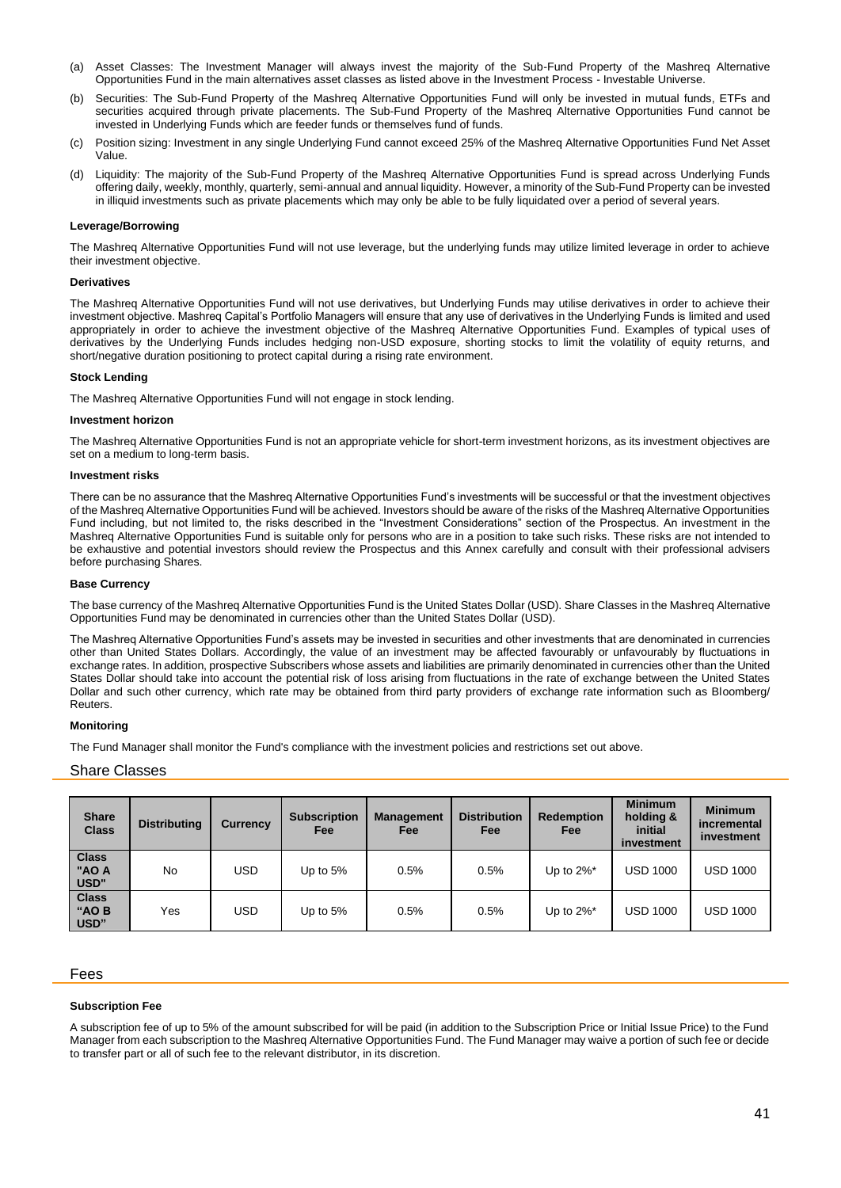(a) Asset Classes: The Investment Manager will always invest the majority of the Sub-Fund Property of the Mashreq Alternative Opportunities Fund in the main alternatives asset classes as listed above in the Investment Process - Investable Universe.

(b) Securities: The Sub-Fund Property of the Mashreq Alternative Opportunities Fund will only be invested in mutual funds, ETFs and securities acquired through private placements. The Sub-Fund Property of the Mashreq Alternative Opportunities Fund cannot be invested in Underlying Funds which are feeder funds or themselves fund of funds.

(c) Position sizing: Investment in any single Underlying Fund cannot exceed 25% of the Mashreq Alternative Opportunities Fund Net Asset Value.

(d) Liquidity: The majority of the Sub-Fund Property of the Mashreq Alternative Opportunities Fund is spread across Underlying Funds offering daily, weekly, monthly, quarterly, semi-annual and annual liquidity. However, a minority of the Sub-Fund Property can be invested in illiquid investments such as private placements which may only be able to be fully liquidated over a period of several years.

**Leverage/Borrowing**

The Mashreq Alternative Opportunities Fund will not use leverage, but the underlying funds may utilize limited leverage in order to achieve their investment objective.

**Derivatives**

The Mashreq Alternative Opportunities Fund will not use derivatives, but Underlying Funds may utilise derivatives in order to achieve their investment objective. Mashreq Capital's Portfolio Managers will ensure that any use of derivatives in the Underlying Funds is limited and used appropriately in order to achieve the investment objective of the Mashreq Alternative Opportunities Fund. Examples of typical uses of derivatives by the Underlying Funds includes hedging non-USD exposure, shorting stocks to limit the volatility of equity returns, and short/negative duration positioning to protect capital during a rising rate environment.

**Stock Lending**

The Mashreq Alternative Opportunities Fund will not engage in stock lending.

**Investment horizon**

The Mashreq Alternative Opportunities Fund is not an appropriate vehicle for short-term investment horizons, as its investment objectives are set on a medium to long-term basis.

**Investment risks**

There can be no assurance that the Mashreq Alternative Opportunities Fund's investments will be successful or that the investment objectives of the Mashreq Alternative Opportunities Fund will be achieved. Investors should be aware of the risks of the Mashreq Alternative Opportunities Fund including, but not limited to, the risks described in the "Investment Considerations" section of the Prospectus. An investment in the Mashreq Alternative Opportunities Fund is suitable only for persons who are in a position to take such risks. These risks are not intended to be exhaustive and potential investors should review the Prospectus and this Annex carefully and consult with their professional advisers before purchasing Shares.

**Base Currency**

The base currency of the Mashreq Alternative Opportunities Fund is the United States Dollar (USD). Share Classes in the Mashreq Alternative Opportunities Fund may be denominated in currencies other than the United States Dollar (USD).

The Mashreq Alternative Opportunities Fund's assets may be invested in securities and other investments that are denominated in currencies other than United States Dollars. Accordingly, the value of an investment may be affected favourably or unfavourably by fluctuations in exchange rates. In addition, prospective Subscribers whose assets and liabilities are primarily denominated in currencies other than the United States Dollar should take into account the potential risk of loss arising from fluctuations in the rate of exchange between the United States Dollar and such other currency, which rate may be obtained from third party providers of exchange rate information such as Bloomberg/ Reuters.

**Monitoring**

The Fund Manager shall monitor the Fund's compliance with the investment policies and restrictions set out above.

## Share Classes

| Share Class | Distributing | Currency | Subscription Fee | Management Fee | Distribution Fee | Redemption Fee | Minimum holding & initial investment | Minimum incremental investment |
|---|---|---|---|---|---|---|---|---|
| Class "AO A USD" | No | USD | Up to 5% | 0.5% | 0.5% | Up to 2%* | USD 1000 | USD 1000 |
| Class "AO B USD" | Yes | USD | Up to 5% | 0.5% | 0.5% | Up to 2%* | USD 1000 | USD 1000 |

## Fees

**Subscription Fee**

A subscription fee of up to 5% of the amount subscribed for will be paid (in addition to the Subscription Price or Initial Issue Price) to the Fund Manager from each subscription to the Mashreq Alternative Opportunities Fund. The Fund Manager may waive a portion of such fee or decide to transfer part or all of such fee to the relevant distributor, in its discretion.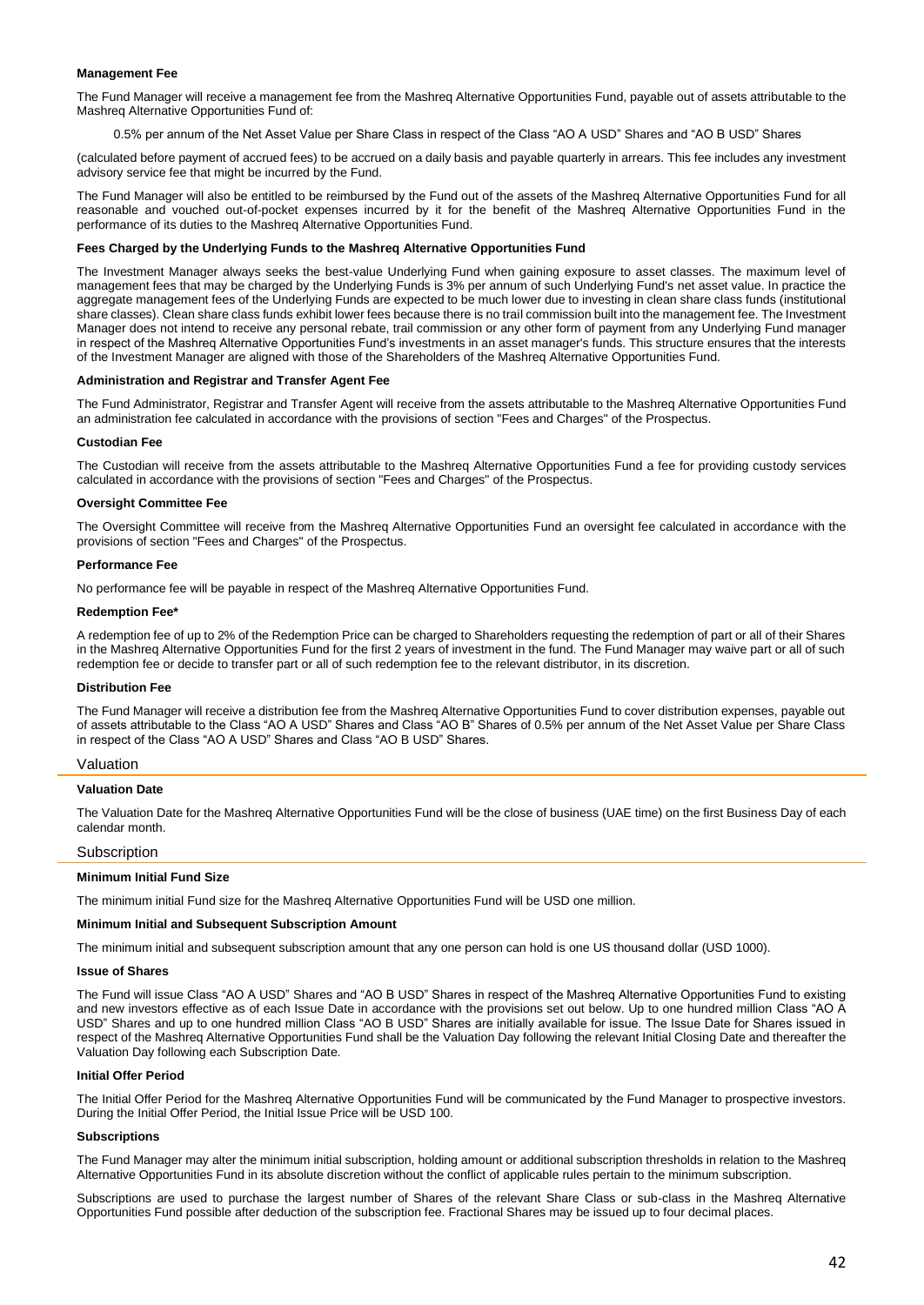#### Management Fee

The Fund Manager will receive a management fee from the Mashreq Alternative Opportunities Fund, payable out of assets attributable to the Mashreq Alternative Opportunities Fund of:

0.5% per annum of the Net Asset Value per Share Class in respect of the Class “AO A USD” Shares and “AO B USD” Shares

(calculated before payment of accrued fees) to be accrued on a daily basis and payable quarterly in arrears. This fee includes any investment advisory service fee that might be incurred by the Fund.

The Fund Manager will also be entitled to be reimbursed by the Fund out of the assets of the Mashreq Alternative Opportunities Fund for all reasonable and vouched out-of-pocket expenses incurred by it for the benefit of the Mashreq Alternative Opportunities Fund in the performance of its duties to the Mashreq Alternative Opportunities Fund.

#### Fees Charged by the Underlying Funds to the Mashreq Alternative Opportunities Fund

The Investment Manager always seeks the best-value Underlying Fund when gaining exposure to asset classes. The maximum level of management fees that may be charged by the Underlying Funds is 3% per annum of such Underlying Fund's net asset value. In practice the aggregate management fees of the Underlying Funds are expected to be much lower due to investing in clean share class funds (institutional share classes). Clean share class funds exhibit lower fees because there is no trail commission built into the management fee. The Investment Manager does not intend to receive any personal rebate, trail commission or any other form of payment from any Underlying Fund manager in respect of the Mashreq Alternative Opportunities Fund’s investments in an asset manager's funds. This structure ensures that the interests of the Investment Manager are aligned with those of the Shareholders of the Mashreq Alternative Opportunities Fund.

#### Administration and Registrar and Transfer Agent Fee

The Fund Administrator, Registrar and Transfer Agent will receive from the assets attributable to the Mashreq Alternative Opportunities Fund an administration fee calculated in accordance with the provisions of section "Fees and Charges" of the Prospectus.

#### Custodian Fee

The Custodian will receive from the assets attributable to the Mashreq Alternative Opportunities Fund a fee for providing custody services calculated in accordance with the provisions of section "Fees and Charges" of the Prospectus.

#### Oversight Committee Fee

The Oversight Committee will receive from the Mashreq Alternative Opportunities Fund an oversight fee calculated in accordance with the provisions of section "Fees and Charges" of the Prospectus.

#### Performance Fee

No performance fee will be payable in respect of the Mashreq Alternative Opportunities Fund.

#### Redemption Fee*

A redemption fee of up to 2% of the Redemption Price can be charged to Shareholders requesting the redemption of part or all of their Shares in the Mashreq Alternative Opportunities Fund for the first 2 years of investment in the fund. The Fund Manager may waive part or all of such redemption fee or decide to transfer part or all of such redemption fee to the relevant distributor, in its discretion.

#### Distribution Fee

The Fund Manager will receive a distribution fee from the Mashreq Alternative Opportunities Fund to cover distribution expenses, payable out of assets attributable to the Class “AO A USD” Shares and Class “AO B” Shares of 0.5% per annum of the Net Asset Value per Share Class in respect of the Class “AO A USD” Shares and Class “AO B USD” Shares.

### Valuation

#### Valuation Date

The Valuation Date for the Mashreq Alternative Opportunities Fund will be the close of business (UAE time) on the first Business Day of each calendar month.

### Subscription

#### Minimum Initial Fund Size

The minimum initial Fund size for the Mashreq Alternative Opportunities Fund will be USD one million.

#### Minimum Initial and Subsequent Subscription Amount

The minimum initial and subsequent subscription amount that any one person can hold is one US thousand dollar (USD 1000).

#### Issue of Shares

The Fund will issue Class “AO A USD” Shares and “AO B USD” Shares in respect of the Mashreq Alternative Opportunities Fund to existing and new investors effective as of each Issue Date in accordance with the provisions set out below. Up to one hundred million Class “AO A USD” Shares and up to one hundred million Class “AO B USD” Shares are initially available for issue. The Issue Date for Shares issued in respect of the Mashreq Alternative Opportunities Fund shall be the Valuation Day following the relevant Initial Closing Date and thereafter the Valuation Day following each Subscription Date.

#### Initial Offer Period

The Initial Offer Period for the Mashreq Alternative Opportunities Fund will be communicated by the Fund Manager to prospective investors. During the Initial Offer Period, the Initial Issue Price will be USD 100.

#### Subscriptions

The Fund Manager may alter the minimum initial subscription, holding amount or additional subscription thresholds in relation to the Mashreq Alternative Opportunities Fund in its absolute discretion without the conflict of applicable rules pertain to the minimum subscription.

Subscriptions are used to purchase the largest number of Shares of the relevant Share Class or sub-class in the Mashreq Alternative Opportunities Fund possible after deduction of the subscription fee. Fractional Shares may be issued up to four decimal places.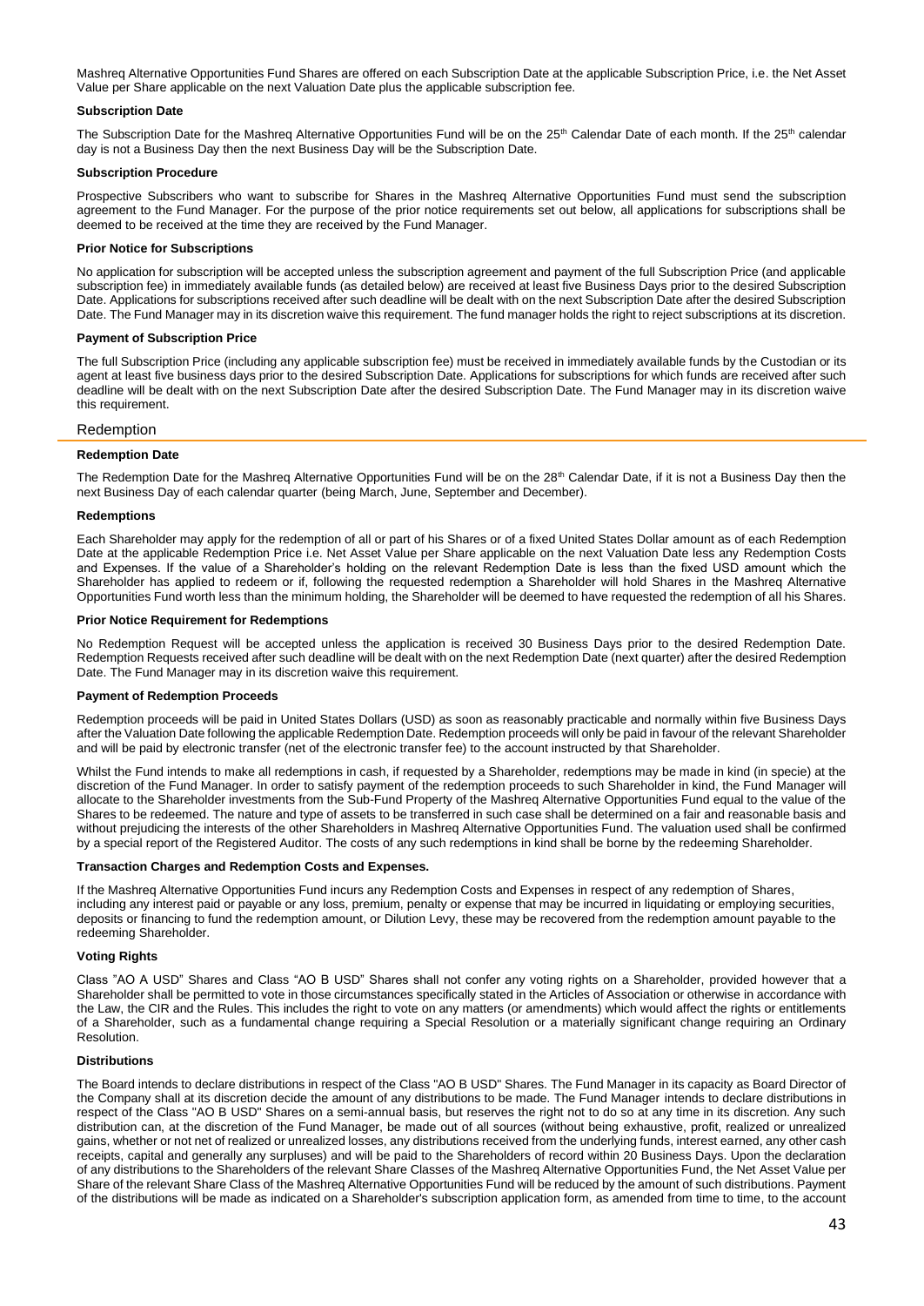Mashreq Alternative Opportunities Fund Shares are offered on each Subscription Date at the applicable Subscription Price, i.e. the Net Asset Value per Share applicable on the next Valuation Date plus the applicable subscription fee.

**Subscription Date**

The Subscription Date for the Mashreq Alternative Opportunities Fund will be on the 25th Calendar Date of each month. If the 25th calendar day is not a Business Day then the next Business Day will be the Subscription Date.

**Subscription Procedure**

Prospective Subscribers who want to subscribe for Shares in the Mashreq Alternative Opportunities Fund must send the subscription agreement to the Fund Manager. For the purpose of the prior notice requirements set out below, all applications for subscriptions shall be deemed to be received at the time they are received by the Fund Manager.

**Prior Notice for Subscriptions**

No application for subscription will be accepted unless the subscription agreement and payment of the full Subscription Price (and applicable subscription fee) in immediately available funds (as detailed below) are received at least five Business Days prior to the desired Subscription Date. Applications for subscriptions received after such deadline will be dealt with on the next Subscription Date after the desired Subscription Date. The Fund Manager may in its discretion waive this requirement. The fund manager holds the right to reject subscriptions at its discretion.

**Payment of Subscription Price**

The full Subscription Price (including any applicable subscription fee) must be received in immediately available funds by the Custodian or its agent at least five business days prior to the desired Subscription Date. Applications for subscriptions for which funds are received after such deadline will be dealt with on the next Subscription Date after the desired Subscription Date. The Fund Manager may in its discretion waive this requirement.

## Redemption

**Redemption Date**

The Redemption Date for the Mashreq Alternative Opportunities Fund will be on the 28th Calendar Date, if it is not a Business Day then the next Business Day of each calendar quarter (being March, June, September and December).

**Redemptions**

Each Shareholder may apply for the redemption of all or part of his Shares or of a fixed United States Dollar amount as of each Redemption Date at the applicable Redemption Price i.e. Net Asset Value per Share applicable on the next Valuation Date less any Redemption Costs and Expenses. If the value of a Shareholder's holding on the relevant Redemption Date is less than the fixed USD amount which the Shareholder has applied to redeem or if, following the requested redemption a Shareholder will hold Shares in the Mashreq Alternative Opportunities Fund worth less than the minimum holding, the Shareholder will be deemed to have requested the redemption of all his Shares.

**Prior Notice Requirement for Redemptions**

No Redemption Request will be accepted unless the application is received 30 Business Days prior to the desired Redemption Date. Redemption Requests received after such deadline will be dealt with on the next Redemption Date (next quarter) after the desired Redemption Date. The Fund Manager may in its discretion waive this requirement.

**Payment of Redemption Proceeds**

Redemption proceeds will be paid in United States Dollars (USD) as soon as reasonably practicable and normally within five Business Days after the Valuation Date following the applicable Redemption Date. Redemption proceeds will only be paid in favour of the relevant Shareholder and will be paid by electronic transfer (net of the electronic transfer fee) to the account instructed by that Shareholder.

Whilst the Fund intends to make all redemptions in cash, if requested by a Shareholder, redemptions may be made in kind (in specie) at the discretion of the Fund Manager. In order to satisfy payment of the redemption proceeds to such Shareholder in kind, the Fund Manager will allocate to the Shareholder investments from the Sub-Fund Property of the Mashreq Alternative Opportunities Fund equal to the value of the Shares to be redeemed. The nature and type of assets to be transferred in such case shall be determined on a fair and reasonable basis and without prejudicing the interests of the other Shareholders in Mashreq Alternative Opportunities Fund. The valuation used shall be confirmed by a special report of the Registered Auditor. The costs of any such redemptions in kind shall be borne by the redeeming Shareholder.

**Transaction Charges and Redemption Costs and Expenses.**

If the Mashreq Alternative Opportunities Fund incurs any Redemption Costs and Expenses in respect of any redemption of Shares, including any interest paid or payable or any loss, premium, penalty or expense that may be incurred in liquidating or employing securities, deposits or financing to fund the redemption amount, or Dilution Levy, these may be recovered from the redemption amount payable to the redeeming Shareholder.

**Voting Rights**

Class "AO A USD" Shares and Class "AO B USD" Shares shall not confer any voting rights on a Shareholder, provided however that a Shareholder shall be permitted to vote in those circumstances specifically stated in the Articles of Association or otherwise in accordance with the Law, the CIR and the Rules. This includes the right to vote on any matters (or amendments) which would affect the rights or entitlements of a Shareholder, such as a fundamental change requiring a Special Resolution or a materially significant change requiring an Ordinary Resolution.

**Distributions**

The Board intends to declare distributions in respect of the Class "AO B USD" Shares. The Fund Manager in its capacity as Board Director of the Company shall at its discretion decide the amount of any distributions to be made. The Fund Manager intends to declare distributions in respect of the Class "AO B USD" Shares on a semi-annual basis, but reserves the right not to do so at any time in its discretion. Any such distribution can, at the discretion of the Fund Manager, be made out of all sources (without being exhaustive, profit, realized or unrealized gains, whether or not net of realized or unrealized losses, any distributions received from the underlying funds, interest earned, any other cash receipts, capital and generally any surpluses) and will be paid to the Shareholders of record within 20 Business Days. Upon the declaration of any distributions to the Shareholders of the relevant Share Classes of the Mashreq Alternative Opportunities Fund, the Net Asset Value per Share of the relevant Share Class of the Mashreq Alternative Opportunities Fund will be reduced by the amount of such distributions. Payment of the distributions will be made as indicated on a Shareholder's subscription application form, as amended from time to time, to the account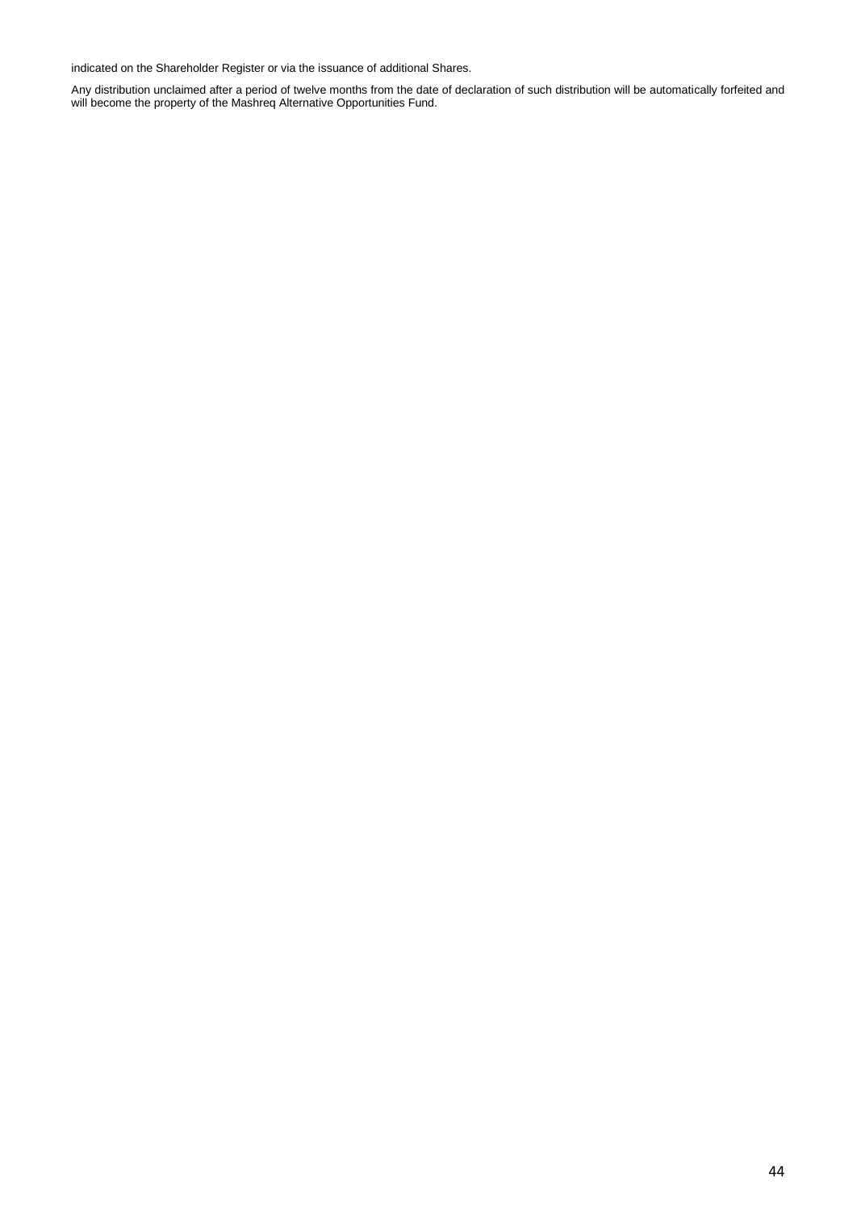indicated on the Shareholder Register or via the issuance of additional Shares.

Any distribution unclaimed after a period of twelve months from the date of declaration of such distribution will be automatically forfeited and will become the property of the Mashreq Alternative Opportunities Fund.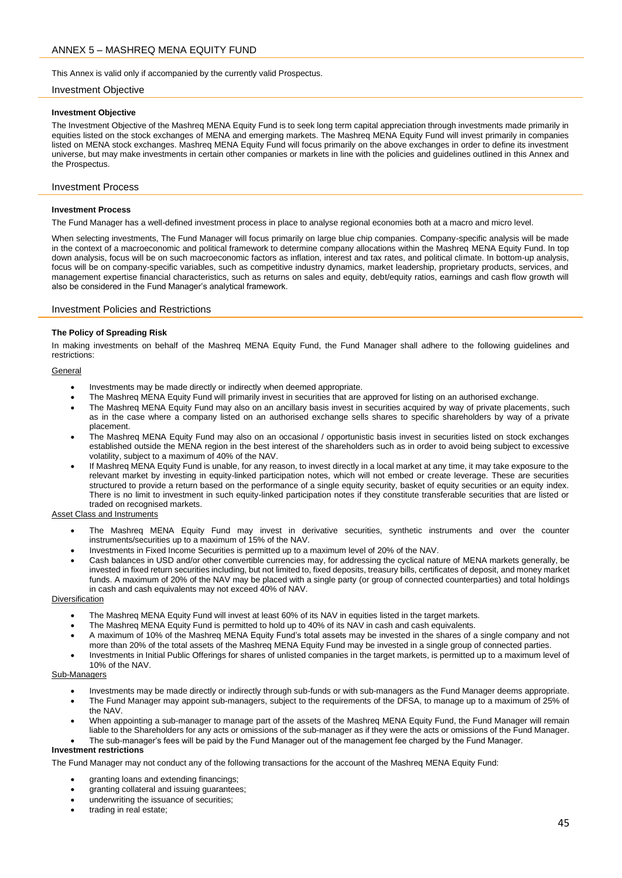# ANNEX 5 – MASHREQ MENA EQUITY FUND

This Annex is valid only if accompanied by the currently valid Prospectus.

## Investment Objective

### Investment Objective

The Investment Objective of the Mashreq MENA Equity Fund is to seek long term capital appreciation through investments made primarily in equities listed on the stock exchanges of MENA and emerging markets. The Mashreq MENA Equity Fund will invest primarily in companies listed on MENA stock exchanges. Mashreq MENA Equity Fund will focus primarily on the above exchanges in order to define its investment universe, but may make investments in certain other companies or markets in line with the policies and guidelines outlined in this Annex and the Prospectus.

## Investment Process

### Investment Process

The Fund Manager has a well-defined investment process in place to analyse regional economies both at a macro and micro level.

When selecting investments, The Fund Manager will focus primarily on large blue chip companies. Company-specific analysis will be made in the context of a macroeconomic and political framework to determine company allocations within the Mashreq MENA Equity Fund. In top down analysis, focus will be on such macroeconomic factors as inflation, interest and tax rates, and political climate. In bottom-up analysis, focus will be on company-specific variables, such as competitive industry dynamics, market leadership, proprietary products, services, and management expertise financial characteristics, such as returns on sales and equity, debt/equity ratios, earnings and cash flow growth will also be considered in the Fund Manager's analytical framework.

## Investment Policies and Restrictions

### The Policy of Spreading Risk

In making investments on behalf of the Mashreq MENA Equity Fund, the Fund Manager shall adhere to the following guidelines and restrictions:

General

- Investments may be made directly or indirectly when deemed appropriate.
- The Mashreq MENA Equity Fund will primarily invest in securities that are approved for listing on an authorised exchange.
- The Mashreq MENA Equity Fund may also on an ancillary basis invest in securities acquired by way of private placements, such as in the case where a company listed on an authorised exchange sells shares to specific shareholders by way of a private placement.
- The Mashreq MENA Equity Fund may also on an occasional / opportunistic basis invest in securities listed on stock exchanges established outside the MENA region in the best interest of the shareholders such as in order to avoid being subject to excessive volatility, subject to a maximum of 40% of the NAV.
- If Mashreq MENA Equity Fund is unable, for any reason, to invest directly in a local market at any time, it may take exposure to the relevant market by investing in equity-linked participation notes, which will not embed or create leverage. These are securities structured to provide a return based on the performance of a single equity security, basket of equity securities or an equity index. There is no limit to investment in such equity-linked participation notes if they constitute transferable securities that are listed or traded on recognised markets.

Asset Class and Instruments

- The Mashreq MENA Equity Fund may invest in derivative securities, synthetic instruments and over the counter instruments/securities up to a maximum of 15% of the NAV.
- Investments in Fixed Income Securities is permitted up to a maximum level of 20% of the NAV.
- Cash balances in USD and/or other convertible currencies may, for addressing the cyclical nature of MENA markets generally, be invested in fixed return securities including, but not limited to, fixed deposits, treasury bills, certificates of deposit, and money market funds. A maximum of 20% of the NAV may be placed with a single party (or group of connected counterparties) and total holdings in cash and cash equivalents may not exceed 40% of NAV.

Diversification

- The Mashreq MENA Equity Fund will invest at least 60% of its NAV in equities listed in the target markets.
- The Mashreq MENA Equity Fund is permitted to hold up to 40% of its NAV in cash and cash equivalents.
- A maximum of 10% of the Mashreq MENA Equity Fund's total assets may be invested in the shares of a single company and not more than 20% of the total assets of the Mashreq MENA Equity Fund may be invested in a single group of connected parties.
- Investments in Initial Public Offerings for shares of unlisted companies in the target markets, is permitted up to a maximum level of 10% of the NAV.

Sub-Managers

- Investments may be made directly or indirectly through sub-funds or with sub-managers as the Fund Manager deems appropriate.
- The Fund Manager may appoint sub-managers, subject to the requirements of the DFSA, to manage up to a maximum of 25% of the NAV.
- When appointing a sub-manager to manage part of the assets of the Mashreq MENA Equity Fund, the Fund Manager will remain liable to the Shareholders for any acts or omissions of the sub-manager as if they were the acts or omissions of the Fund Manager.
- The sub-manager's fees will be paid by the Fund Manager out of the management fee charged by the Fund Manager.

### Investment restrictions

The Fund Manager may not conduct any of the following transactions for the account of the Mashreq MENA Equity Fund:

- granting loans and extending financings;
- granting collateral and issuing guarantees;
- underwriting the issuance of securities;
- trading in real estate;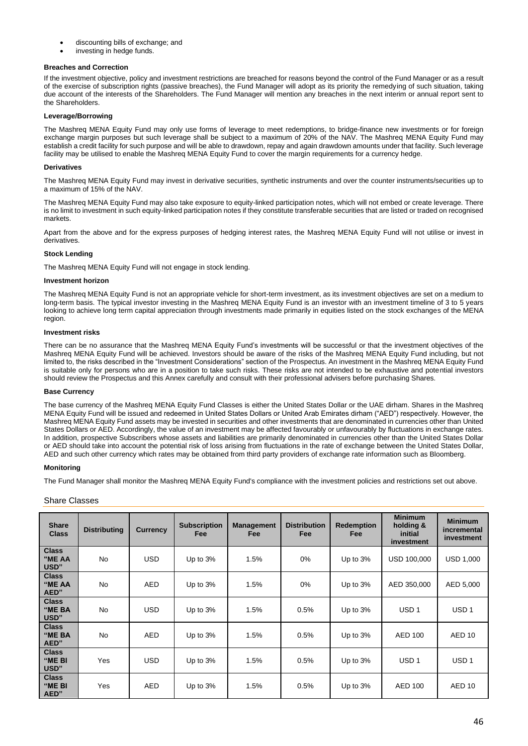- discounting bills of exchange; and
- investing in hedge funds.

**Breaches and Correction**

If the investment objective, policy and investment restrictions are breached for reasons beyond the control of the Fund Manager or as a result of the exercise of subscription rights (passive breaches), the Fund Manager will adopt as its priority the remedying of such situation, taking due account of the interests of the Shareholders. The Fund Manager will mention any breaches in the next interim or annual report sent to the Shareholders.

**Leverage/Borrowing**

The Mashreq MENA Equity Fund may only use forms of leverage to meet redemptions, to bridge-finance new investments or for foreign exchange margin purposes but such leverage shall be subject to a maximum of 20% of the NAV. The Mashreq MENA Equity Fund may establish a credit facility for such purpose and will be able to drawdown, repay and again drawdown amounts under that facility. Such leverage facility may be utilised to enable the Mashreq MENA Equity Fund to cover the margin requirements for a currency hedge.

**Derivatives**

The Mashreq MENA Equity Fund may invest in derivative securities, synthetic instruments and over the counter instruments/securities up to a maximum of 15% of the NAV.

The Mashreq MENA Equity Fund may also take exposure to equity-linked participation notes, which will not embed or create leverage. There is no limit to investment in such equity-linked participation notes if they constitute transferable securities that are listed or traded on recognised markets.

Apart from the above and for the express purposes of hedging interest rates, the Mashreq MENA Equity Fund will not utilise or invest in derivatives.

**Stock Lending**

The Mashreq MENA Equity Fund will not engage in stock lending.

**Investment horizon**

The Mashreq MENA Equity Fund is not an appropriate vehicle for short-term investment, as its investment objectives are set on a medium to long-term basis. The typical investor investing in the Mashreq MENA Equity Fund is an investor with an investment timeline of 3 to 5 years looking to achieve long term capital appreciation through investments made primarily in equities listed on the stock exchanges of the MENA region.

**Investment risks**

There can be no assurance that the Mashreq MENA Equity Fund's investments will be successful or that the investment objectives of the Mashreq MENA Equity Fund will be achieved. Investors should be aware of the risks of the Mashreq MENA Equity Fund including, but not limited to, the risks described in the "Investment Considerations" section of the Prospectus. An investment in the Mashreq MENA Equity Fund is suitable only for persons who are in a position to take such risks. These risks are not intended to be exhaustive and potential investors should review the Prospectus and this Annex carefully and consult with their professional advisers before purchasing Shares.

**Base Currency**

The base currency of the Mashreq MENA Equity Fund Classes is either the United States Dollar or the UAE dirham. Shares in the Mashreq MENA Equity Fund will be issued and redeemed in United States Dollars or United Arab Emirates dirham ("AED") respectively. However, the Mashreq MENA Equity Fund assets may be invested in securities and other investments that are denominated in currencies other than United States Dollars or AED. Accordingly, the value of an investment may be affected favourably or unfavourably by fluctuations in exchange rates. In addition, prospective Subscribers whose assets and liabilities are primarily denominated in currencies other than the United States Dollar or AED should take into account the potential risk of loss arising from fluctuations in the rate of exchange between the United States Dollar, AED and such other currency which rates may be obtained from third party providers of exchange rate information such as Bloomberg.

**Monitoring**

The Fund Manager shall monitor the Mashreq MENA Equity Fund's compliance with the investment policies and restrictions set out above.

## Share Classes

| Share Class | Distributing | Currency | Subscription Fee | Management Fee | Distribution Fee | Redemption Fee | Minimum holding & initial investment | Minimum incremental investment |
|---|---|---|---|---|---|---|---|---|
| **Class "ME AA USD"** | No | USD | Up to 3% | 1.5% | 0% | Up to 3% | USD 100,000 | USD 1,000 |
| **Class "ME AA AED"** | No | AED | Up to 3% | 1.5% | 0% | Up to 3% | AED 350,000 | AED 5,000 |
| **Class "ME BA USD"** | No | USD | Up to 3% | 1.5% | 0.5% | Up to 3% | USD 1 | USD 1 |
| **Class "ME BA AED"** | No | AED | Up to 3% | 1.5% | 0.5% | Up to 3% | AED 100 | AED 10 |
| **Class "ME BI USD"** | Yes | USD | Up to 3% | 1.5% | 0.5% | Up to 3% | USD 1 | USD 1 |
| **Class "ME BI AED"** | Yes | AED | Up to 3% | 1.5% | 0.5% | Up to 3% | AED 100 | AED 10 |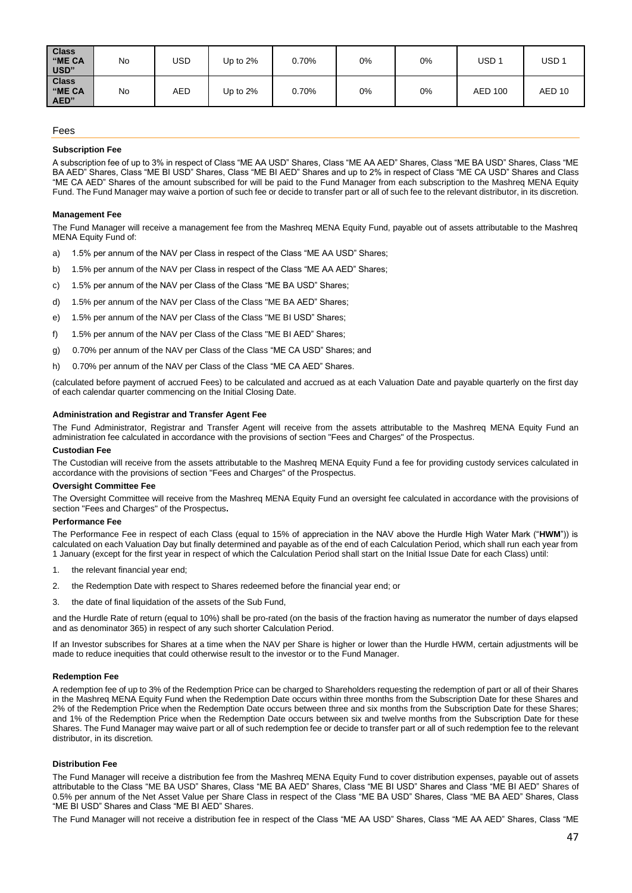| Class "ME CA USD" | No | USD | Up to 2% | 0.70% | 0% | 0% | USD 1 | USD 1 |
|---|---|---|---|---|---|---|---|---|
| Class "ME CA AED" | No | AED | Up to 2% | 0.70% | 0% | 0% | AED 100 | AED 10 |

## Fees

### Subscription Fee

A subscription fee of up to 3% in respect of Class "ME AA USD" Shares, Class "ME AA AED" Shares, Class "ME BA USD" Shares, Class "ME BA AED" Shares, Class "ME BI USD" Shares, Class "ME BI AED" Shares and up to 2% in respect of Class "ME CA USD" Shares and Class "ME CA AED" Shares of the amount subscribed for will be paid to the Fund Manager from each subscription to the Mashreq MENA Equity Fund. The Fund Manager may waive a portion of such fee or decide to transfer part or all of such fee to the relevant distributor, in its discretion.

### Management Fee

The Fund Manager will receive a management fee from the Mashreq MENA Equity Fund, payable out of assets attributable to the Mashreq MENA Equity Fund of:

a) 1.5% per annum of the NAV per Class in respect of the Class "ME AA USD" Shares;

b) 1.5% per annum of the NAV per Class in respect of the Class "ME AA AED" Shares;

c) 1.5% per annum of the NAV per Class of the Class "ME BA USD" Shares;

d) 1.5% per annum of the NAV per Class of the Class "ME BA AED" Shares;

e) 1.5% per annum of the NAV per Class of the Class "ME BI USD" Shares;

f) 1.5% per annum of the NAV per Class of the Class "ME BI AED" Shares;

g) 0.70% per annum of the NAV per Class of the Class "ME CA USD" Shares; and

h) 0.70% per annum of the NAV per Class of the Class "ME CA AED" Shares.

(calculated before payment of accrued Fees) to be calculated and accrued as at each Valuation Date and payable quarterly on the first day of each calendar quarter commencing on the Initial Closing Date.

### Administration and Registrar and Transfer Agent Fee

The Fund Administrator, Registrar and Transfer Agent will receive from the assets attributable to the Mashreq MENA Equity Fund an administration fee calculated in accordance with the provisions of section "Fees and Charges" of the Prospectus.

### Custodian Fee

The Custodian will receive from the assets attributable to the Mashreq MENA Equity Fund a fee for providing custody services calculated in accordance with the provisions of section "Fees and Charges" of the Prospectus.

### Oversight Committee Fee

The Oversight Committee will receive from the Mashreq MENA Equity Fund an oversight fee calculated in accordance with the provisions of section "Fees and Charges" of the Prospectus**.**

### Performance Fee

The Performance Fee in respect of each Class (equal to 15% of appreciation in the NAV above the Hurdle High Water Mark ("**HWM**")) is calculated on each Valuation Day but finally determined and payable as of the end of each Calculation Period, which shall run each year from 1 January (except for the first year in respect of which the Calculation Period shall start on the Initial Issue Date for each Class) until:

1. the relevant financial year end;
2. the Redemption Date with respect to Shares redeemed before the financial year end; or
3. the date of final liquidation of the assets of the Sub Fund,

and the Hurdle Rate of return (equal to 10%) shall be pro-rated (on the basis of the fraction having as numerator the number of days elapsed and as denominator 365) in respect of any such shorter Calculation Period.

If an Investor subscribes for Shares at a time when the NAV per Share is higher or lower than the Hurdle HWM, certain adjustments will be made to reduce inequities that could otherwise result to the investor or to the Fund Manager.

### Redemption Fee

A redemption fee of up to 3% of the Redemption Price can be charged to Shareholders requesting the redemption of part or all of their Shares in the Mashreq MENA Equity Fund when the Redemption Date occurs within three months from the Subscription Date for these Shares and 2% of the Redemption Price when the Redemption Date occurs between three and six months from the Subscription Date for these Shares; and 1% of the Redemption Price when the Redemption Date occurs between six and twelve months from the Subscription Date for these Shares. The Fund Manager may waive part or all of such redemption fee or decide to transfer part or all of such redemption fee to the relevant distributor, in its discretion.

### Distribution Fee

The Fund Manager will receive a distribution fee from the Mashreq MENA Equity Fund to cover distribution expenses, payable out of assets attributable to the Class "ME BA USD" Shares, Class "ME BA AED" Shares, Class "ME BI USD" Shares and Class "ME BI AED" Shares of 0.5% per annum of the Net Asset Value per Share Class in respect of the Class "ME BA USD" Shares, Class "ME BA AED" Shares, Class "ME BI USD" Shares and Class "ME BI AED" Shares.

The Fund Manager will not receive a distribution fee in respect of the Class "ME AA USD" Shares, Class "ME AA AED" Shares, Class "ME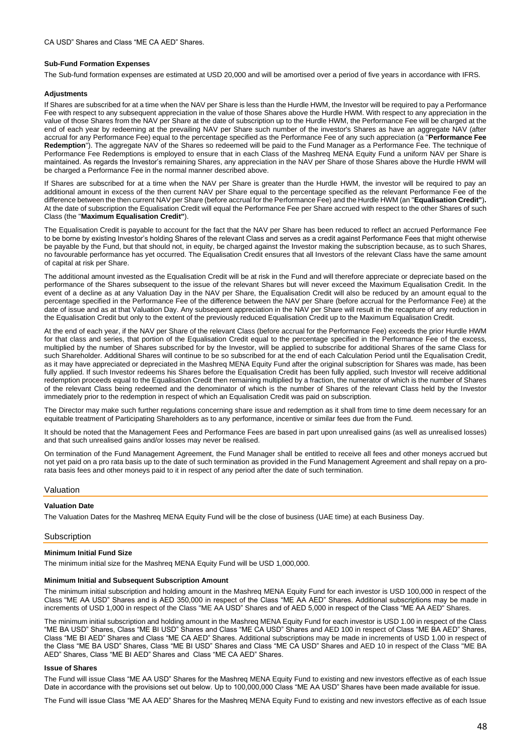CA USD" Shares and Class "ME CA AED" Shares.

**Sub-Fund Formation Expenses**

The Sub-fund formation expenses are estimated at USD 20,000 and will be amortised over a period of five years in accordance with IFRS.

**Adjustments**

If Shares are subscribed for at a time when the NAV per Share is less than the Hurdle HWM, the Investor will be required to pay a Performance Fee with respect to any subsequent appreciation in the value of those Shares above the Hurdle HWM. With respect to any appreciation in the value of those Shares from the NAV per Share at the date of subscription up to the Hurdle HWM, the Performance Fee will be charged at the end of each year by redeeming at the prevailing NAV per Share such number of the investor's Shares as have an aggregate NAV (after accrual for any Performance Fee) equal to the percentage specified as the Performance Fee of any such appreciation (a "**Performance Fee Redemption**"). The aggregate NAV of the Shares so redeemed will be paid to the Fund Manager as a Performance Fee. The technique of Performance Fee Redemptions is employed to ensure that in each Class of the Mashreq MENA Equity Fund a uniform NAV per Share is maintained. As regards the Investor's remaining Shares, any appreciation in the NAV per Share of those Shares above the Hurdle HWM will be charged a Performance Fee in the normal manner described above.

If Shares are subscribed for at a time when the NAV per Share is greater than the Hurdle HWM, the investor will be required to pay an additional amount in excess of the then current NAV per Share equal to the percentage specified as the relevant Performance Fee of the difference between the then current NAV per Share (before accrual for the Performance Fee) and the Hurdle HWM (an "**Equalisation Credit").** At the date of subscription the Equalisation Credit will equal the Performance Fee per Share accrued with respect to the other Shares of such Class (the "**Maximum Equalisation Credit"**).

The Equalisation Credit is payable to account for the fact that the NAV per Share has been reduced to reflect an accrued Performance Fee to be borne by existing Investor's holding Shares of the relevant Class and serves as a credit against Performance Fees that might otherwise be payable by the Fund, but that should not, in equity, be charged against the Investor making the subscription because, as to such Shares, no favourable performance has yet occurred. The Equalisation Credit ensures that all Investors of the relevant Class have the same amount of capital at risk per Share.

The additional amount invested as the Equalisation Credit will be at risk in the Fund and will therefore appreciate or depreciate based on the performance of the Shares subsequent to the issue of the relevant Shares but will never exceed the Maximum Equalisation Credit. In the event of a decline as at any Valuation Day in the NAV per Share, the Equalisation Credit will also be reduced by an amount equal to the percentage specified in the Performance Fee of the difference between the NAV per Share (before accrual for the Performance Fee) at the date of issue and as at that Valuation Day. Any subsequent appreciation in the NAV per Share will result in the recapture of any reduction in the Equalisation Credit but only to the extent of the previously reduced Equalisation Credit up to the Maximum Equalisation Credit.

At the end of each year, if the NAV per Share of the relevant Class (before accrual for the Performance Fee) exceeds the prior Hurdle HWM for that class and series, that portion of the Equalisation Credit equal to the percentage specified in the Performance Fee of the excess, multiplied by the number of Shares subscribed for by the Investor, will be applied to subscribe for additional Shares of the same Class for such Shareholder. Additional Shares will continue to be so subscribed for at the end of each Calculation Period until the Equalisation Credit, as it may have appreciated or depreciated in the Mashreq MENA Equity Fund after the original subscription for Shares was made, has been fully applied. If such Investor redeems his Shares before the Equalisation Credit has been fully applied, such Investor will receive additional redemption proceeds equal to the Equalisation Credit then remaining multiplied by a fraction, the numerator of which is the number of Shares of the relevant Class being redeemed and the denominator of which is the number of Shares of the relevant Class held by the Investor immediately prior to the redemption in respect of which an Equalisation Credit was paid on subscription.

The Director may make such further regulations concerning share issue and redemption as it shall from time to time deem necessary for an equitable treatment of Participating Shareholders as to any performance, incentive or similar fees due from the Fund.

It should be noted that the Management Fees and Performance Fees are based in part upon unrealised gains (as well as unrealised losses) and that such unrealised gains and/or losses may never be realised.

On termination of the Fund Management Agreement, the Fund Manager shall be entitled to receive all fees and other moneys accrued but not yet paid on a pro rata basis up to the date of such termination as provided in the Fund Management Agreement and shall repay on a pro-rata basis fees and other moneys paid to it in respect of any period after the date of such termination.

## Valuation

**Valuation Date**

The Valuation Dates for the Mashreq MENA Equity Fund will be the close of business (UAE time) at each Business Day.

## Subscription

**Minimum Initial Fund Size**

The minimum initial size for the Mashreq MENA Equity Fund will be USD 1,000,000.

**Minimum Initial and Subsequent Subscription Amount**

The minimum initial subscription and holding amount in the Mashreq MENA Equity Fund for each investor is USD 100,000 in respect of the Class "ME AA USD" Shares and is AED 350,000 in respect of the Class "ME AA AED" Shares. Additional subscriptions may be made in increments of USD 1,000 in respect of the Class "ME AA USD" Shares and of AED 5,000 in respect of the Class "ME AA AED" Shares.

The minimum initial subscription and holding amount in the Mashreq MENA Equity Fund for each investor is USD 1.00 in respect of the Class "ME BA USD" Shares, Class "ME BI USD" Shares and Class "ME CA USD" Shares and AED 100 in respect of Class "ME BA AED" Shares, Class "ME BI AED" Shares and Class "ME CA AED" Shares. Additional subscriptions may be made in increments of USD 1.00 in respect of the Class "ME BA USD" Shares, Class "ME BI USD" Shares and Class "ME CA USD" Shares and AED 10 in respect of the Class "ME BA AED" Shares, Class "ME BI AED" Shares and Class "ME CA AED" Shares.

**Issue of Shares**

The Fund will issue Class "ME AA USD" Shares for the Mashreq MENA Equity Fund to existing and new investors effective as of each Issue Date in accordance with the provisions set out below. Up to 100,000,000 Class "ME AA USD" Shares have been made available for issue.

The Fund will issue Class "ME AA AED" Shares for the Mashreq MENA Equity Fund to existing and new investors effective as of each Issue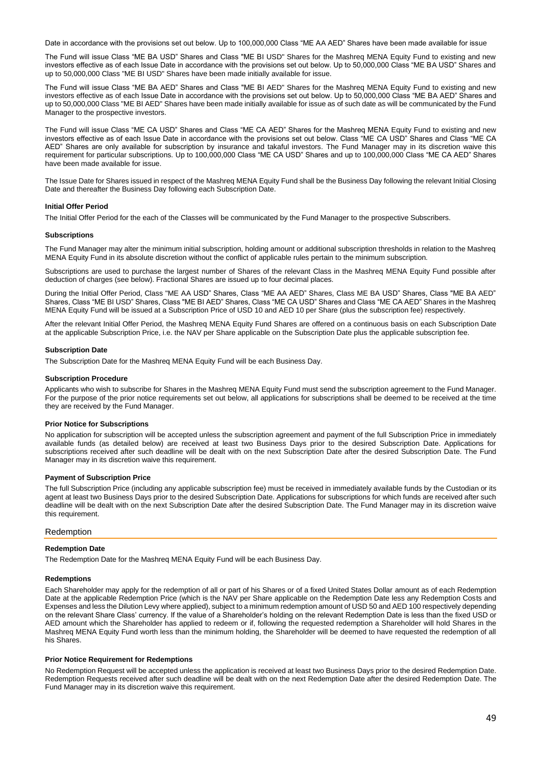Date in accordance with the provisions set out below. Up to 100,000,000 Class "ME AA AED" Shares have been made available for issue

The Fund will issue Class "ME BA USD" Shares and Class "ME BI USD" Shares for the Mashreq MENA Equity Fund to existing and new investors effective as of each Issue Date in accordance with the provisions set out below. Up to 50,000,000 Class "ME BA USD" Shares and up to 50,000,000 Class "ME BI USD" Shares have been made initially available for issue.

The Fund will issue Class "ME BA AED" Shares and Class "ME BI AED" Shares for the Mashreq MENA Equity Fund to existing and new investors effective as of each Issue Date in accordance with the provisions set out below. Up to 50,000,000 Class "ME BA AED" Shares and up to 50,000,000 Class "ME BI AED" Shares have been made initially available for issue as of such date as will be communicated by the Fund Manager to the prospective investors.

The Fund will issue Class "ME CA USD" Shares and Class "ME CA AED" Shares for the Mashreq MENA Equity Fund to existing and new investors effective as of each Issue Date in accordance with the provisions set out below. Class "ME CA USD" Shares and Class "ME CA AED" Shares are only available for subscription by insurance and takaful investors. The Fund Manager may in its discretion waive this requirement for particular subscriptions. Up to 100,000,000 Class "ME CA USD" Shares and up to 100,000,000 Class "ME CA AED" Shares have been made available for issue.

The Issue Date for Shares issued in respect of the Mashreq MENA Equity Fund shall be the Business Day following the relevant Initial Closing Date and thereafter the Business Day following each Subscription Date.

#### Initial Offer Period

The Initial Offer Period for the each of the Classes will be communicated by the Fund Manager to the prospective Subscribers.

#### Subscriptions

The Fund Manager may alter the minimum initial subscription, holding amount or additional subscription thresholds in relation to the Mashreq MENA Equity Fund in its absolute discretion without the conflict of applicable rules pertain to the minimum subscription.

Subscriptions are used to purchase the largest number of Shares of the relevant Class in the Mashreq MENA Equity Fund possible after deduction of charges (see below). Fractional Shares are issued up to four decimal places.

During the Initial Offer Period, Class "ME AA USD" Shares, Class "ME AA AED" Shares, Class ME BA USD" Shares, Class "ME BA AED" Shares, Class "ME BI USD" Shares, Class "ME BI AED" Shares, Class "ME CA USD" Shares and Class "ME CA AED" Shares in the Mashreq MENA Equity Fund will be issued at a Subscription Price of USD 10 and AED 10 per Share (plus the subscription fee) respectively.

After the relevant Initial Offer Period, the Mashreq MENA Equity Fund Shares are offered on a continuous basis on each Subscription Date at the applicable Subscription Price, i.e. the NAV per Share applicable on the Subscription Date plus the applicable subscription fee.

#### Subscription Date

The Subscription Date for the Mashreq MENA Equity Fund will be each Business Day.

#### Subscription Procedure

Applicants who wish to subscribe for Shares in the Mashreq MENA Equity Fund must send the subscription agreement to the Fund Manager. For the purpose of the prior notice requirements set out below, all applications for subscriptions shall be deemed to be received at the time they are received by the Fund Manager.

#### Prior Notice for Subscriptions

No application for subscription will be accepted unless the subscription agreement and payment of the full Subscription Price in immediately available funds (as detailed below) are received at least two Business Days prior to the desired Subscription Date. Applications for subscriptions received after such deadline will be dealt with on the next Subscription Date after the desired Subscription Date. The Fund Manager may in its discretion waive this requirement.

#### Payment of Subscription Price

The full Subscription Price (including any applicable subscription fee) must be received in immediately available funds by the Custodian or its agent at least two Business Days prior to the desired Subscription Date. Applications for subscriptions for which funds are received after such deadline will be dealt with on the next Subscription Date after the desired Subscription Date. The Fund Manager may in its discretion waive this requirement.

### Redemption

#### Redemption Date

The Redemption Date for the Mashreq MENA Equity Fund will be each Business Day.

#### Redemptions

Each Shareholder may apply for the redemption of all or part of his Shares or of a fixed United States Dollar amount as of each Redemption Date at the applicable Redemption Price (which is the NAV per Share applicable on the Redemption Date less any Redemption Costs and Expenses and less the Dilution Levy where applied), subject to a minimum redemption amount of USD 50 and AED 100 respectively depending on the relevant Share Class' currency. If the value of a Shareholder's holding on the relevant Redemption Date is less than the fixed USD or AED amount which the Shareholder has applied to redeem or if, following the requested redemption a Shareholder will hold Shares in the Mashreq MENA Equity Fund worth less than the minimum holding, the Shareholder will be deemed to have requested the redemption of all his Shares.

#### Prior Notice Requirement for Redemptions

No Redemption Request will be accepted unless the application is received at least two Business Days prior to the desired Redemption Date. Redemption Requests received after such deadline will be dealt with on the next Redemption Date after the desired Redemption Date. The Fund Manager may in its discretion waive this requirement.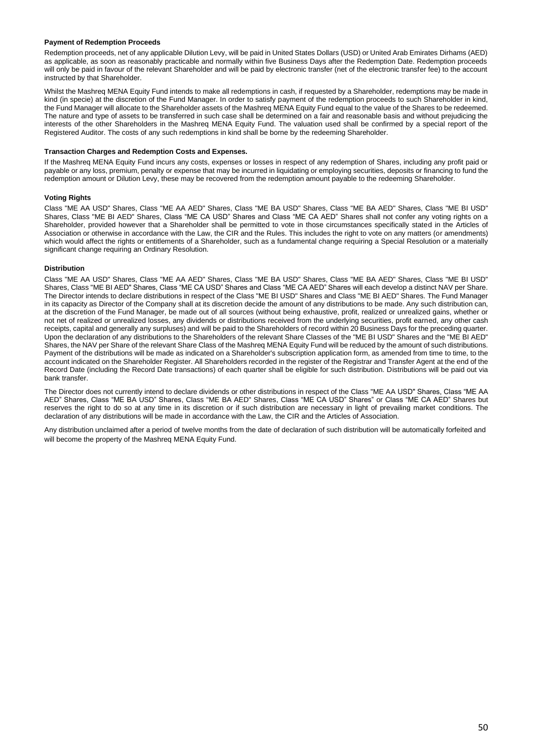**Payment of Redemption Proceeds**

Redemption proceeds, net of any applicable Dilution Levy, will be paid in United States Dollars (USD) or United Arab Emirates Dirhams (AED) as applicable, as soon as reasonably practicable and normally within five Business Days after the Redemption Date. Redemption proceeds will only be paid in favour of the relevant Shareholder and will be paid by electronic transfer (net of the electronic transfer fee) to the account instructed by that Shareholder.

Whilst the Mashreq MENA Equity Fund intends to make all redemptions in cash, if requested by a Shareholder, redemptions may be made in kind (in specie) at the discretion of the Fund Manager. In order to satisfy payment of the redemption proceeds to such Shareholder in kind, the Fund Manager will allocate to the Shareholder assets of the Mashreq MENA Equity Fund equal to the value of the Shares to be redeemed. The nature and type of assets to be transferred in such case shall be determined on a fair and reasonable basis and without prejudicing the interests of the other Shareholders in the Mashreq MENA Equity Fund. The valuation used shall be confirmed by a special report of the Registered Auditor. The costs of any such redemptions in kind shall be borne by the redeeming Shareholder.

**Transaction Charges and Redemption Costs and Expenses.**

If the Mashreq MENA Equity Fund incurs any costs, expenses or losses in respect of any redemption of Shares, including any profit paid or payable or any loss, premium, penalty or expense that may be incurred in liquidating or employing securities, deposits or financing to fund the redemption amount or Dilution Levy, these may be recovered from the redemption amount payable to the redeeming Shareholder.

**Voting Rights**

Class "ME AA USD" Shares, Class "ME AA AED" Shares, Class "ME BA USD" Shares, Class "ME BA AED" Shares, Class "ME BI USD" Shares, Class "ME BI AED" Shares, Class "ME CA USD" Shares and Class "ME CA AED" Shares shall not confer any voting rights on a Shareholder, provided however that a Shareholder shall be permitted to vote in those circumstances specifically stated in the Articles of Association or otherwise in accordance with the Law, the CIR and the Rules. This includes the right to vote on any matters (or amendments) which would affect the rights or entitlements of a Shareholder, such as a fundamental change requiring a Special Resolution or a materially significant change requiring an Ordinary Resolution.

**Distribution**

Class "ME AA USD" Shares, Class "ME AA AED" Shares, Class "ME BA USD" Shares, Class "ME BA AED" Shares, Class "ME BI USD" Shares, Class "ME BI AED" Shares, Class "ME CA USD" Shares and Class "ME CA AED" Shares will each develop a distinct NAV per Share. The Director intends to declare distributions in respect of the Class "ME BI USD" Shares and Class "ME BI AED" Shares. The Fund Manager in its capacity as Director of the Company shall at its discretion decide the amount of any distributions to be made. Any such distribution can, at the discretion of the Fund Manager, be made out of all sources (without being exhaustive, profit, realized or unrealized gains, whether or not net of realized or unrealized losses, any dividends or distributions received from the underlying securities, profit earned, any other cash receipts, capital and generally any surpluses) and will be paid to the Shareholders of record within 20 Business Days for the preceding quarter. Upon the declaration of any distributions to the Shareholders of the relevant Share Classes of the "ME BI USD" Shares and the "ME BI AED" Shares, the NAV per Share of the relevant Share Class of the Mashreq MENA Equity Fund will be reduced by the amount of such distributions. Payment of the distributions will be made as indicated on a Shareholder's subscription application form, as amended from time to time, to the account indicated on the Shareholder Register. All Shareholders recorded in the register of the Registrar and Transfer Agent at the end of the Record Date (including the Record Date transactions) of each quarter shall be eligible for such distribution. Distributions will be paid out via bank transfer.

The Director does not currently intend to declare dividends or other distributions in respect of the Class "ME AA USD" Shares, Class "ME AA AED" Shares, Class "ME BA USD" Shares, Class "ME BA AED" Shares, Class "ME CA USD" Shares" or Class "ME CA AED" Shares but reserves the right to do so at any time in its discretion or if such distribution are necessary in light of prevailing market conditions. The declaration of any distributions will be made in accordance with the Law, the CIR and the Articles of Association.

Any distribution unclaimed after a period of twelve months from the date of declaration of such distribution will be automatically forfeited and will become the property of the Mashreq MENA Equity Fund.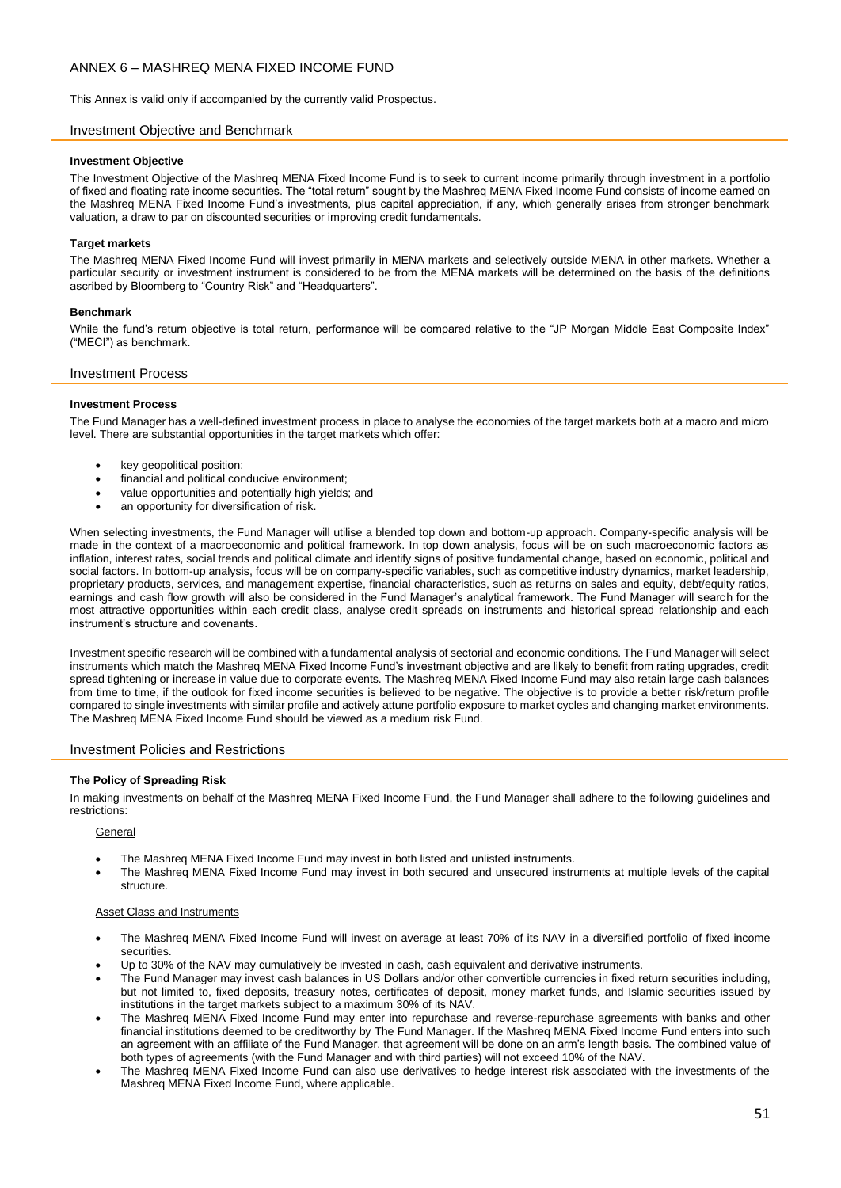## ANNEX 6 – MASHREQ MENA FIXED INCOME FUND

This Annex is valid only if accompanied by the currently valid Prospectus.

### Investment Objective and Benchmark

**Investment Objective**

The Investment Objective of the Mashreq MENA Fixed Income Fund is to seek to current income primarily through investment in a portfolio of fixed and floating rate income securities. The "total return" sought by the Mashreq MENA Fixed Income Fund consists of income earned on the Mashreq MENA Fixed Income Fund's investments, plus capital appreciation, if any, which generally arises from stronger benchmark valuation, a draw to par on discounted securities or improving credit fundamentals.

**Target markets**

The Mashreq MENA Fixed Income Fund will invest primarily in MENA markets and selectively outside MENA in other markets. Whether a particular security or investment instrument is considered to be from the MENA markets will be determined on the basis of the definitions ascribed by Bloomberg to "Country Risk" and "Headquarters".

**Benchmark**

While the fund's return objective is total return, performance will be compared relative to the "JP Morgan Middle East Composite Index" ("MECI") as benchmark.

### Investment Process

**Investment Process**

The Fund Manager has a well-defined investment process in place to analyse the economies of the target markets both at a macro and micro level. There are substantial opportunities in the target markets which offer:

- key geopolitical position;
- financial and political conducive environment;
- value opportunities and potentially high yields; and
- an opportunity for diversification of risk.

When selecting investments, the Fund Manager will utilise a blended top down and bottom-up approach. Company-specific analysis will be made in the context of a macroeconomic and political framework. In top down analysis, focus will be on such macroeconomic factors as inflation, interest rates, social trends and political climate and identify signs of positive fundamental change, based on economic, political and social factors. In bottom-up analysis, focus will be on company-specific variables, such as competitive industry dynamics, market leadership, proprietary products, services, and management expertise, financial characteristics, such as returns on sales and equity, debt/equity ratios, earnings and cash flow growth will also be considered in the Fund Manager's analytical framework. The Fund Manager will search for the most attractive opportunities within each credit class, analyse credit spreads on instruments and historical spread relationship and each instrument's structure and covenants.

Investment specific research will be combined with a fundamental analysis of sectorial and economic conditions. The Fund Manager will select instruments which match the Mashreq MENA Fixed Income Fund's investment objective and are likely to benefit from rating upgrades, credit spread tightening or increase in value due to corporate events. The Mashreq MENA Fixed Income Fund may also retain large cash balances from time to time, if the outlook for fixed income securities is believed to be negative. The objective is to provide a better risk/return profile compared to single investments with similar profile and actively attune portfolio exposure to market cycles and changing market environments. The Mashreq MENA Fixed Income Fund should be viewed as a medium risk Fund.

### Investment Policies and Restrictions

**The Policy of Spreading Risk**

In making investments on behalf of the Mashreq MENA Fixed Income Fund, the Fund Manager shall adhere to the following guidelines and restrictions:

General

- The Mashreq MENA Fixed Income Fund may invest in both listed and unlisted instruments.
- The Mashreq MENA Fixed Income Fund may invest in both secured and unsecured instruments at multiple levels of the capital structure.

Asset Class and Instruments

- The Mashreq MENA Fixed Income Fund will invest on average at least 70% of its NAV in a diversified portfolio of fixed income securities.
- Up to 30% of the NAV may cumulatively be invested in cash, cash equivalent and derivative instruments.
- The Fund Manager may invest cash balances in US Dollars and/or other convertible currencies in fixed return securities including, but not limited to, fixed deposits, treasury notes, certificates of deposit, money market funds, and Islamic securities issued by institutions in the target markets subject to a maximum 30% of its NAV.
- The Mashreq MENA Fixed Income Fund may enter into repurchase and reverse-repurchase agreements with banks and other financial institutions deemed to be creditworthy by The Fund Manager. If the Mashreq MENA Fixed Income Fund enters into such an agreement with an affiliate of the Fund Manager, that agreement will be done on an arm's length basis. The combined value of both types of agreements (with the Fund Manager and with third parties) will not exceed 10% of the NAV.
- The Mashreq MENA Fixed Income Fund can also use derivatives to hedge interest risk associated with the investments of the Mashreq MENA Fixed Income Fund, where applicable.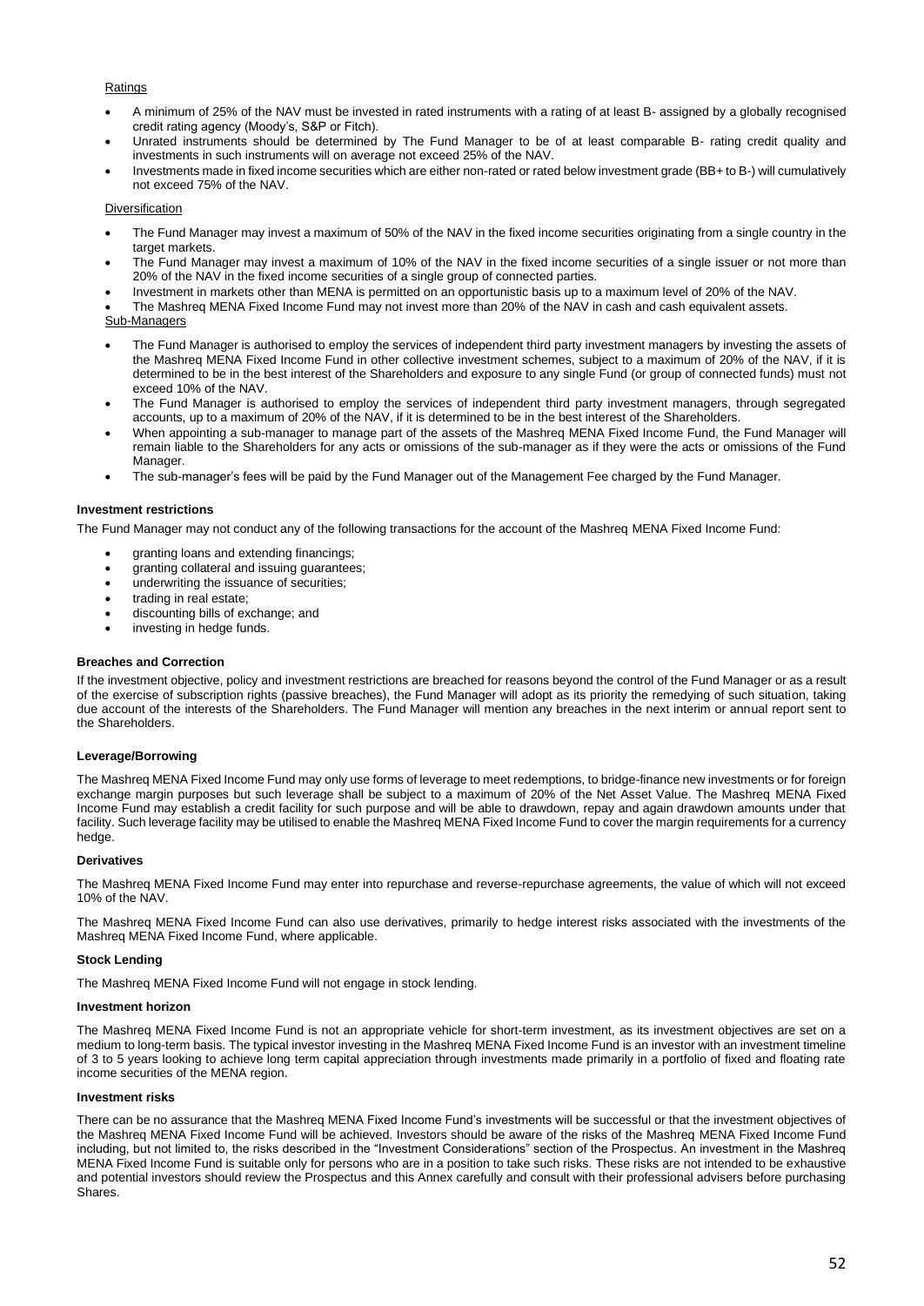Ratings

- A minimum of 25% of the NAV must be invested in rated instruments with a rating of at least B- assigned by a globally recognised credit rating agency (Moody's, S&P or Fitch).
- Unrated instruments should be determined by The Fund Manager to be of at least comparable B- rating credit quality and investments in such instruments will on average not exceed 25% of the NAV.
- Investments made in fixed income securities which are either non-rated or rated below investment grade (BB+ to B-) will cumulatively not exceed 75% of the NAV.

Diversification

- The Fund Manager may invest a maximum of 50% of the NAV in the fixed income securities originating from a single country in the target markets.
- The Fund Manager may invest a maximum of 10% of the NAV in the fixed income securities of a single issuer or not more than 20% of the NAV in the fixed income securities of a single group of connected parties.
- Investment in markets other than MENA is permitted on an opportunistic basis up to a maximum level of 20% of the NAV.
- The Mashreq MENA Fixed Income Fund may not invest more than 20% of the NAV in cash and cash equivalent assets.

Sub-Managers

- The Fund Manager is authorised to employ the services of independent third party investment managers by investing the assets of the Mashreq MENA Fixed Income Fund in other collective investment schemes, subject to a maximum of 20% of the NAV, if it is determined to be in the best interest of the Shareholders and exposure to any single Fund (or group of connected funds) must not exceed 10% of the NAV.
- The Fund Manager is authorised to employ the services of independent third party investment managers, through segregated accounts, up to a maximum of 20% of the NAV, if it is determined to be in the best interest of the Shareholders.
- When appointing a sub-manager to manage part of the assets of the Mashreq MENA Fixed Income Fund, the Fund Manager will remain liable to the Shareholders for any acts or omissions of the sub-manager as if they were the acts or omissions of the Fund Manager.
- The sub-manager's fees will be paid by the Fund Manager out of the Management Fee charged by the Fund Manager.

**Investment restrictions**

The Fund Manager may not conduct any of the following transactions for the account of the Mashreq MENA Fixed Income Fund:

- granting loans and extending financings;
- granting collateral and issuing guarantees;
- underwriting the issuance of securities;
- trading in real estate;
- discounting bills of exchange; and
- investing in hedge funds.

**Breaches and Correction**

If the investment objective, policy and investment restrictions are breached for reasons beyond the control of the Fund Manager or as a result of the exercise of subscription rights (passive breaches), the Fund Manager will adopt as its priority the remedying of such situation, taking due account of the interests of the Shareholders. The Fund Manager will mention any breaches in the next interim or annual report sent to the Shareholders.

**Leverage/Borrowing**

The Mashreq MENA Fixed Income Fund may only use forms of leverage to meet redemptions, to bridge-finance new investments or for foreign exchange margin purposes but such leverage shall be subject to a maximum of 20% of the Net Asset Value. The Mashreq MENA Fixed Income Fund may establish a credit facility for such purpose and will be able to drawdown, repay and again drawdown amounts under that facility. Such leverage facility may be utilised to enable the Mashreq MENA Fixed Income Fund to cover the margin requirements for a currency hedge.

**Derivatives**

The Mashreq MENA Fixed Income Fund may enter into repurchase and reverse-repurchase agreements, the value of which will not exceed 10% of the NAV.

The Mashreq MENA Fixed Income Fund can also use derivatives, primarily to hedge interest risks associated with the investments of the Mashreq MENA Fixed Income Fund, where applicable.

**Stock Lending**

The Mashreq MENA Fixed Income Fund will not engage in stock lending.

**Investment horizon**

The Mashreq MENA Fixed Income Fund is not an appropriate vehicle for short-term investment, as its investment objectives are set on a medium to long-term basis. The typical investor investing in the Mashreq MENA Fixed Income Fund is an investor with an investment timeline of 3 to 5 years looking to achieve long term capital appreciation through investments made primarily in a portfolio of fixed and floating rate income securities of the MENA region.

**Investment risks**

There can be no assurance that the Mashreq MENA Fixed Income Fund's investments will be successful or that the investment objectives of the Mashreq MENA Fixed Income Fund will be achieved. Investors should be aware of the risks of the Mashreq MENA Fixed Income Fund including, but not limited to, the risks described in the "Investment Considerations" section of the Prospectus. An investment in the Mashreq MENA Fixed Income Fund is suitable only for persons who are in a position to take such risks. These risks are not intended to be exhaustive and potential investors should review the Prospectus and this Annex carefully and consult with their professional advisers before purchasing Shares.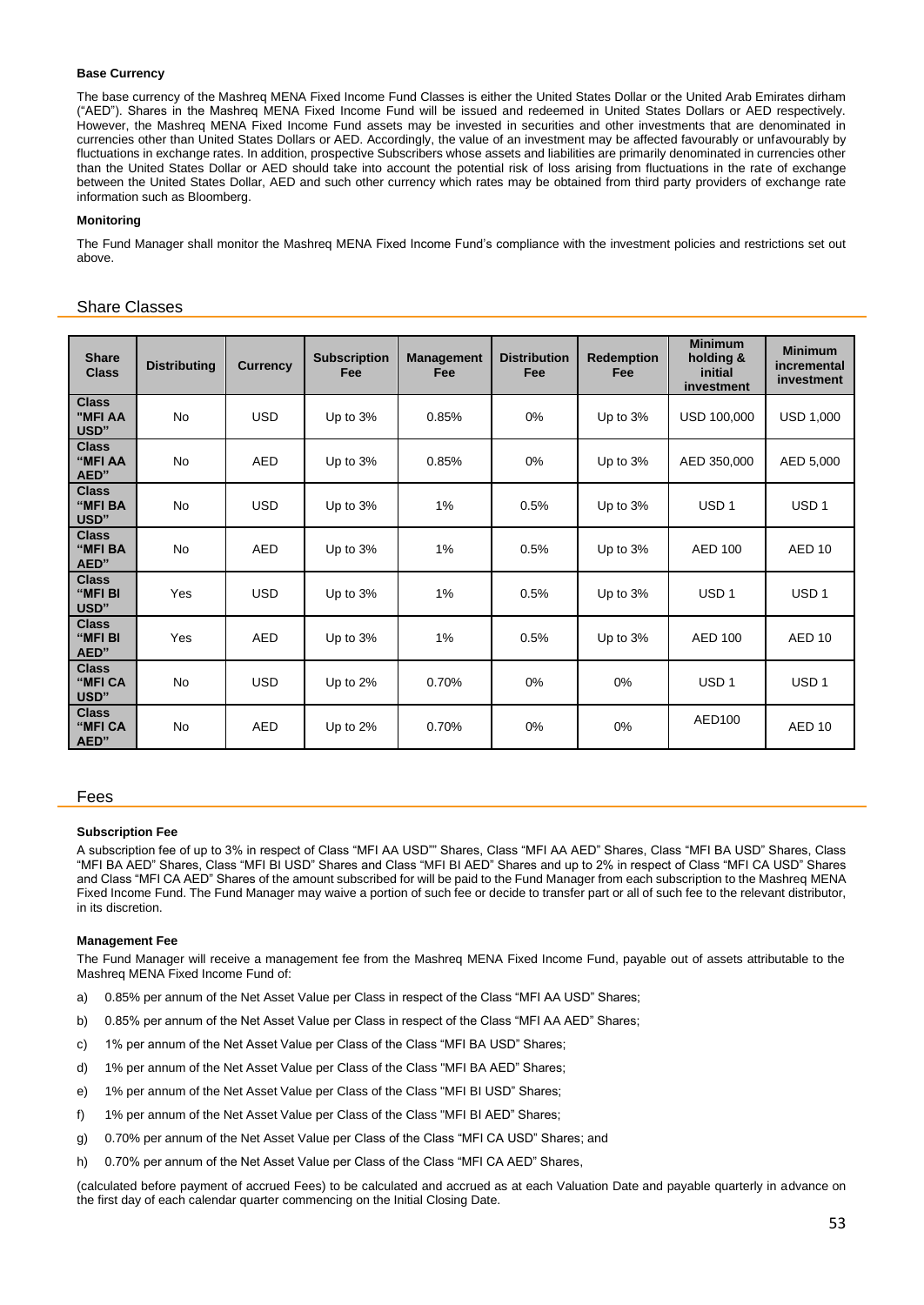**Base Currency**

The base currency of the Mashreq MENA Fixed Income Fund Classes is either the United States Dollar or the United Arab Emirates dirham ("AED"). Shares in the Mashreq MENA Fixed Income Fund will be issued and redeemed in United States Dollars or AED respectively. However, the Mashreq MENA Fixed Income Fund assets may be invested in securities and other investments that are denominated in currencies other than United States Dollars or AED. Accordingly, the value of an investment may be affected favourably or unfavourably by fluctuations in exchange rates. In addition, prospective Subscribers whose assets and liabilities are primarily denominated in currencies other than the United States Dollar or AED should take into account the potential risk of loss arising from fluctuations in the rate of exchange between the United States Dollar, AED and such other currency which rates may be obtained from third party providers of exchange rate information such as Bloomberg.

**Monitoring**

The Fund Manager shall monitor the Mashreq MENA Fixed Income Fund's compliance with the investment policies and restrictions set out above.

## Share Classes

| Share Class | Distributing | Currency | Subscription Fee | Management Fee | Distribution Fee | Redemption Fee | Minimum holding & initial investment | Minimum incremental investment |
|---|---|---|---|---|---|---|---|---|
| Class "MFI AA USD" | No | USD | Up to 3% | 0.85% | 0% | Up to 3% | USD 100,000 | USD 1,000 |
| Class "MFI AA AED" | No | AED | Up to 3% | 0.85% | 0% | Up to 3% | AED 350,000 | AED 5,000 |
| Class "MFI BA USD" | No | USD | Up to 3% | 1% | 0.5% | Up to 3% | USD 1 | USD 1 |
| Class "MFI BA AED" | No | AED | Up to 3% | 1% | 0.5% | Up to 3% | AED 100 | AED 10 |
| Class "MFI BI USD" | Yes | USD | Up to 3% | 1% | 0.5% | Up to 3% | USD 1 | USD 1 |
| Class "MFI BI AED" | Yes | AED | Up to 3% | 1% | 0.5% | Up to 3% | AED 100 | AED 10 |
| Class "MFI CA USD" | No | USD | Up to 2% | 0.70% | 0% | 0% | USD 1 | USD 1 |
| Class "MFI CA AED" | No | AED | Up to 2% | 0.70% | 0% | 0% | AED100 | AED 10 |

## Fees

**Subscription Fee**

A subscription fee of up to 3% in respect of Class "MFI AA USD"" Shares, Class "MFI AA AED" Shares, Class "MFI BA USD" Shares, Class "MFI BA AED" Shares, Class "MFI BI USD" Shares and Class "MFI BI AED" Shares and up to 2% in respect of Class "MFI CA USD" Shares and Class "MFI CA AED" Shares of the amount subscribed for will be paid to the Fund Manager from each subscription to the Mashreq MENA Fixed Income Fund. The Fund Manager may waive a portion of such fee or decide to transfer part or all of such fee to the relevant distributor, in its discretion.

**Management Fee**

The Fund Manager will receive a management fee from the Mashreq MENA Fixed Income Fund, payable out of assets attributable to the Mashreq MENA Fixed Income Fund of:

a) 0.85% per annum of the Net Asset Value per Class in respect of the Class "MFI AA USD" Shares;

b) 0.85% per annum of the Net Asset Value per Class in respect of the Class "MFI AA AED" Shares;

c) 1% per annum of the Net Asset Value per Class of the Class "MFI BA USD" Shares;

d) 1% per annum of the Net Asset Value per Class of the Class "MFI BA AED" Shares;

e) 1% per annum of the Net Asset Value per Class of the Class "MFI BI USD" Shares;

f) 1% per annum of the Net Asset Value per Class of the Class "MFI BI AED" Shares;

g) 0.70% per annum of the Net Asset Value per Class of the Class "MFI CA USD" Shares; and

h) 0.70% per annum of the Net Asset Value per Class of the Class "MFI CA AED" Shares,

(calculated before payment of accrued Fees) to be calculated and accrued as at each Valuation Date and payable quarterly in advance on the first day of each calendar quarter commencing on the Initial Closing Date.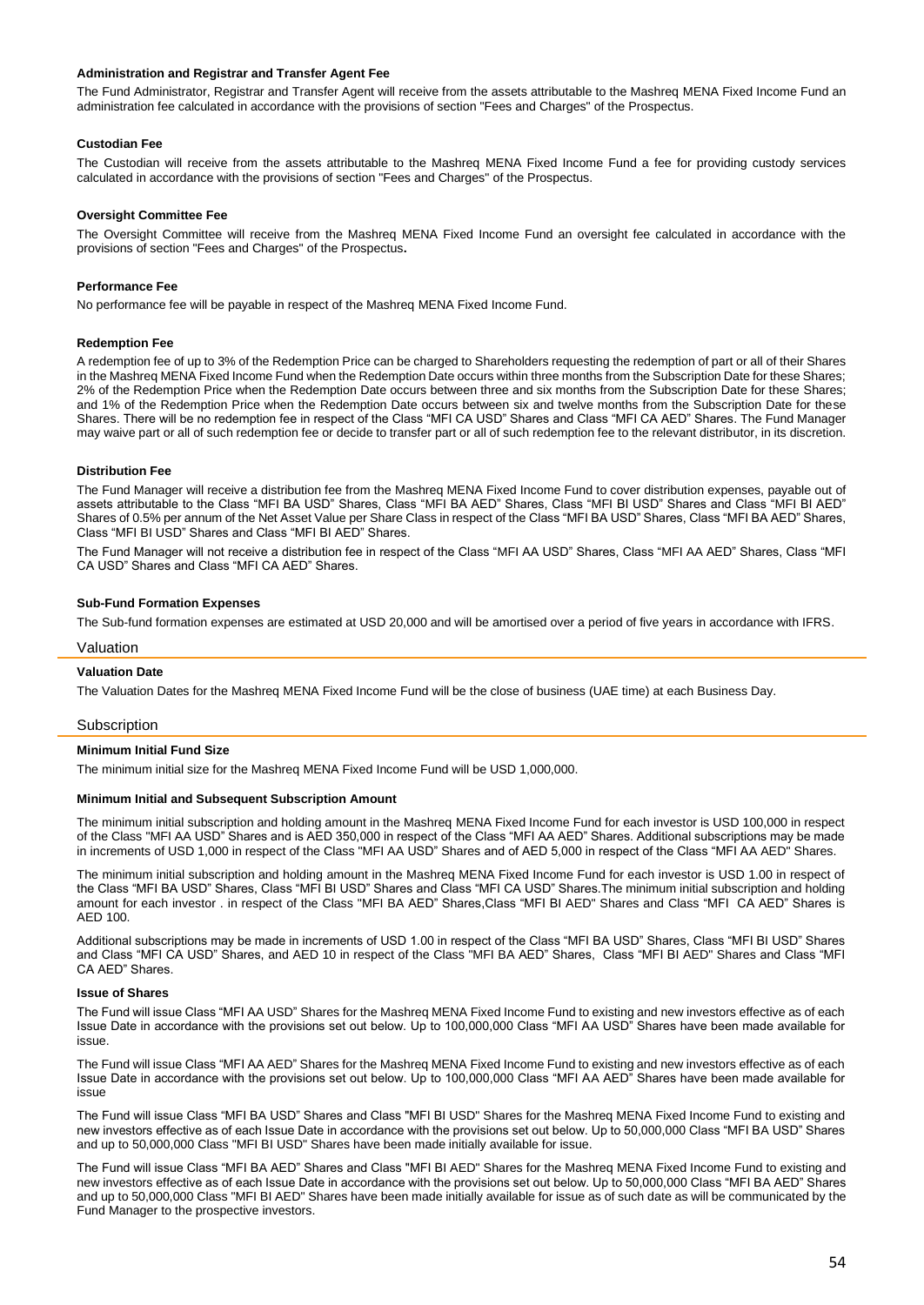**Administration and Registrar and Transfer Agent Fee**

The Fund Administrator, Registrar and Transfer Agent will receive from the assets attributable to the Mashreq MENA Fixed Income Fund an administration fee calculated in accordance with the provisions of section "Fees and Charges" of the Prospectus.

**Custodian Fee**

The Custodian will receive from the assets attributable to the Mashreq MENA Fixed Income Fund a fee for providing custody services calculated in accordance with the provisions of section "Fees and Charges" of the Prospectus.

**Oversight Committee Fee**

The Oversight Committee will receive from the Mashreq MENA Fixed Income Fund an oversight fee calculated in accordance with the provisions of section "Fees and Charges" of the Prospectus**.**

**Performance Fee**

No performance fee will be payable in respect of the Mashreq MENA Fixed Income Fund.

**Redemption Fee**

A redemption fee of up to 3% of the Redemption Price can be charged to Shareholders requesting the redemption of part or all of their Shares in the Mashreq MENA Fixed Income Fund when the Redemption Date occurs within three months from the Subscription Date for these Shares; 2% of the Redemption Price when the Redemption Date occurs between three and six months from the Subscription Date for these Shares; and 1% of the Redemption Price when the Redemption Date occurs between six and twelve months from the Subscription Date for these Shares. There will be no redemption fee in respect of the Class "MFI CA USD" Shares and Class "MFI CA AED" Shares. The Fund Manager may waive part or all of such redemption fee or decide to transfer part or all of such redemption fee to the relevant distributor, in its discretion.

**Distribution Fee**

The Fund Manager will receive a distribution fee from the Mashreq MENA Fixed Income Fund to cover distribution expenses, payable out of assets attributable to the Class "MFI BA USD" Shares, Class "MFI BA AED" Shares, Class "MFI BI USD" Shares and Class "MFI BI AED" Shares of 0.5% per annum of the Net Asset Value per Share Class in respect of the Class "MFI BA USD" Shares, Class "MFI BA AED" Shares, Class "MFI BI USD" Shares and Class "MFI BI AED" Shares.

The Fund Manager will not receive a distribution fee in respect of the Class "MFI AA USD" Shares, Class "MFI AA AED" Shares, Class "MFI CA USD" Shares and Class "MFI CA AED" Shares.

**Sub-Fund Formation Expenses**

The Sub-fund formation expenses are estimated at USD 20,000 and will be amortised over a period of five years in accordance with IFRS.

## Valuation

**Valuation Date**

The Valuation Dates for the Mashreq MENA Fixed Income Fund will be the close of business (UAE time) at each Business Day.

## Subscription

**Minimum Initial Fund Size**

The minimum initial size for the Mashreq MENA Fixed Income Fund will be USD 1,000,000.

**Minimum Initial and Subsequent Subscription Amount**

The minimum initial subscription and holding amount in the Mashreq MENA Fixed Income Fund for each investor is USD 100,000 in respect of the Class "MFI AA USD" Shares and is AED 350,000 in respect of the Class "MFI AA AED" Shares. Additional subscriptions may be made in increments of USD 1,000 in respect of the Class "MFI AA USD" Shares and of AED 5,000 in respect of the Class "MFI AA AED" Shares.

The minimum initial subscription and holding amount in the Mashreq MENA Fixed Income Fund for each investor is USD 1.00 in respect of the Class "MFI BA USD" Shares, Class "MFI BI USD" Shares and Class "MFI CA USD" Shares.The minimum initial subscription and holding amount for each investor . in respect of the Class "MFI BA AED" Shares,Class "MFI BI AED" Shares and Class "MFI CA AED" Shares is AED 100.

Additional subscriptions may be made in increments of USD 1.00 in respect of the Class "MFI BA USD" Shares, Class "MFI BI USD" Shares and Class "MFI CA USD" Shares, and AED 10 in respect of the Class "MFI BA AED" Shares, Class "MFI BI AED" Shares and Class "MFI CA AED" Shares.

**Issue of Shares**

The Fund will issue Class "MFI AA USD" Shares for the Mashreq MENA Fixed Income Fund to existing and new investors effective as of each Issue Date in accordance with the provisions set out below. Up to 100,000,000 Class "MFI AA USD" Shares have been made available for issue.

The Fund will issue Class "MFI AA AED" Shares for the Mashreq MENA Fixed Income Fund to existing and new investors effective as of each Issue Date in accordance with the provisions set out below. Up to 100,000,000 Class "MFI AA AED" Shares have been made available for issue

The Fund will issue Class "MFI BA USD" Shares and Class "MFI BI USD" Shares for the Mashreq MENA Fixed Income Fund to existing and new investors effective as of each Issue Date in accordance with the provisions set out below. Up to 50,000,000 Class "MFI BA USD" Shares and up to 50,000,000 Class "MFI BI USD" Shares have been made initially available for issue.

The Fund will issue Class "MFI BA AED" Shares and Class "MFI BI AED" Shares for the Mashreq MENA Fixed Income Fund to existing and new investors effective as of each Issue Date in accordance with the provisions set out below. Up to 50,000,000 Class "MFI BA AED" Shares and up to 50,000,000 Class "MFI BI AED" Shares have been made initially available for issue as of such date as will be communicated by the Fund Manager to the prospective investors.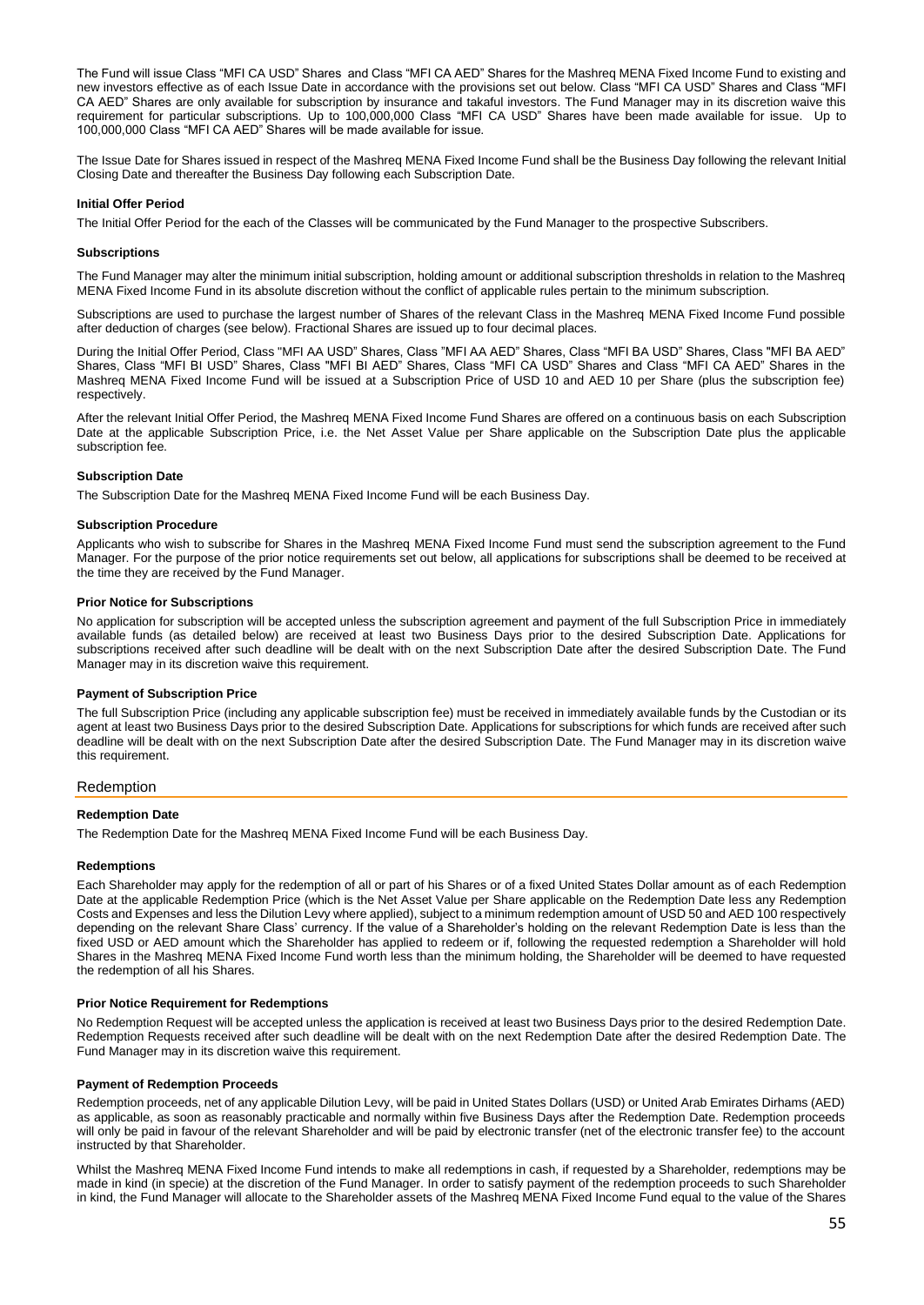The Fund will issue Class "MFI CA USD" Shares and Class "MFI CA AED" Shares for the Mashreq MENA Fixed Income Fund to existing and new investors effective as of each Issue Date in accordance with the provisions set out below. Class "MFI CA USD" Shares and Class "MFI CA AED" Shares are only available for subscription by insurance and takaful investors. The Fund Manager may in its discretion waive this requirement for particular subscriptions. Up to 100,000,000 Class "MFI CA USD" Shares have been made available for issue. Up to 100,000,000 Class "MFI CA AED" Shares will be made available for issue.

The Issue Date for Shares issued in respect of the Mashreq MENA Fixed Income Fund shall be the Business Day following the relevant Initial Closing Date and thereafter the Business Day following each Subscription Date.

#### Initial Offer Period

The Initial Offer Period for the each of the Classes will be communicated by the Fund Manager to the prospective Subscribers.

#### Subscriptions

The Fund Manager may alter the minimum initial subscription, holding amount or additional subscription thresholds in relation to the Mashreq MENA Fixed Income Fund in its absolute discretion without the conflict of applicable rules pertain to the minimum subscription.

Subscriptions are used to purchase the largest number of Shares of the relevant Class in the Mashreq MENA Fixed Income Fund possible after deduction of charges (see below). Fractional Shares are issued up to four decimal places.

During the Initial Offer Period, Class "MFI AA USD" Shares, Class "MFI AA AED" Shares, Class "MFI BA USD" Shares, Class "MFI BA AED" Shares, Class "MFI BI USD" Shares, Class "MFI BI AED" Shares, Class "MFI CA USD" Shares and Class "MFI CA AED" Shares in the Mashreq MENA Fixed Income Fund will be issued at a Subscription Price of USD 10 and AED 10 per Share (plus the subscription fee) respectively.

After the relevant Initial Offer Period, the Mashreq MENA Fixed Income Fund Shares are offered on a continuous basis on each Subscription Date at the applicable Subscription Price, i.e. the Net Asset Value per Share applicable on the Subscription Date plus the applicable subscription fee.

#### Subscription Date

The Subscription Date for the Mashreq MENA Fixed Income Fund will be each Business Day.

#### Subscription Procedure

Applicants who wish to subscribe for Shares in the Mashreq MENA Fixed Income Fund must send the subscription agreement to the Fund Manager. For the purpose of the prior notice requirements set out below, all applications for subscriptions shall be deemed to be received at the time they are received by the Fund Manager.

#### Prior Notice for Subscriptions

No application for subscription will be accepted unless the subscription agreement and payment of the full Subscription Price in immediately available funds (as detailed below) are received at least two Business Days prior to the desired Subscription Date. Applications for subscriptions received after such deadline will be dealt with on the next Subscription Date after the desired Subscription Date. The Fund Manager may in its discretion waive this requirement.

#### Payment of Subscription Price

The full Subscription Price (including any applicable subscription fee) must be received in immediately available funds by the Custodian or its agent at least two Business Days prior to the desired Subscription Date. Applications for subscriptions for which funds are received after such deadline will be dealt with on the next Subscription Date after the desired Subscription Date. The Fund Manager may in its discretion waive this requirement.

### Redemption

#### Redemption Date

The Redemption Date for the Mashreq MENA Fixed Income Fund will be each Business Day.

#### Redemptions

Each Shareholder may apply for the redemption of all or part of his Shares or of a fixed United States Dollar amount as of each Redemption Date at the applicable Redemption Price (which is the Net Asset Value per Share applicable on the Redemption Date less any Redemption Costs and Expenses and less the Dilution Levy where applied), subject to a minimum redemption amount of USD 50 and AED 100 respectively depending on the relevant Share Class' currency. If the value of a Shareholder's holding on the relevant Redemption Date is less than the fixed USD or AED amount which the Shareholder has applied to redeem or if, following the requested redemption a Shareholder will hold Shares in the Mashreq MENA Fixed Income Fund worth less than the minimum holding, the Shareholder will be deemed to have requested the redemption of all his Shares.

#### Prior Notice Requirement for Redemptions

No Redemption Request will be accepted unless the application is received at least two Business Days prior to the desired Redemption Date. Redemption Requests received after such deadline will be dealt with on the next Redemption Date after the desired Redemption Date. The Fund Manager may in its discretion waive this requirement.

#### Payment of Redemption Proceeds

Redemption proceeds, net of any applicable Dilution Levy, will be paid in United States Dollars (USD) or United Arab Emirates Dirhams (AED) as applicable, as soon as reasonably practicable and normally within five Business Days after the Redemption Date. Redemption proceeds will only be paid in favour of the relevant Shareholder and will be paid by electronic transfer (net of the electronic transfer fee) to the account instructed by that Shareholder.

Whilst the Mashreq MENA Fixed Income Fund intends to make all redemptions in cash, if requested by a Shareholder, redemptions may be made in kind (in specie) at the discretion of the Fund Manager. In order to satisfy payment of the redemption proceeds to such Shareholder in kind, the Fund Manager will allocate to the Shareholder assets of the Mashreq MENA Fixed Income Fund equal to the value of the Shares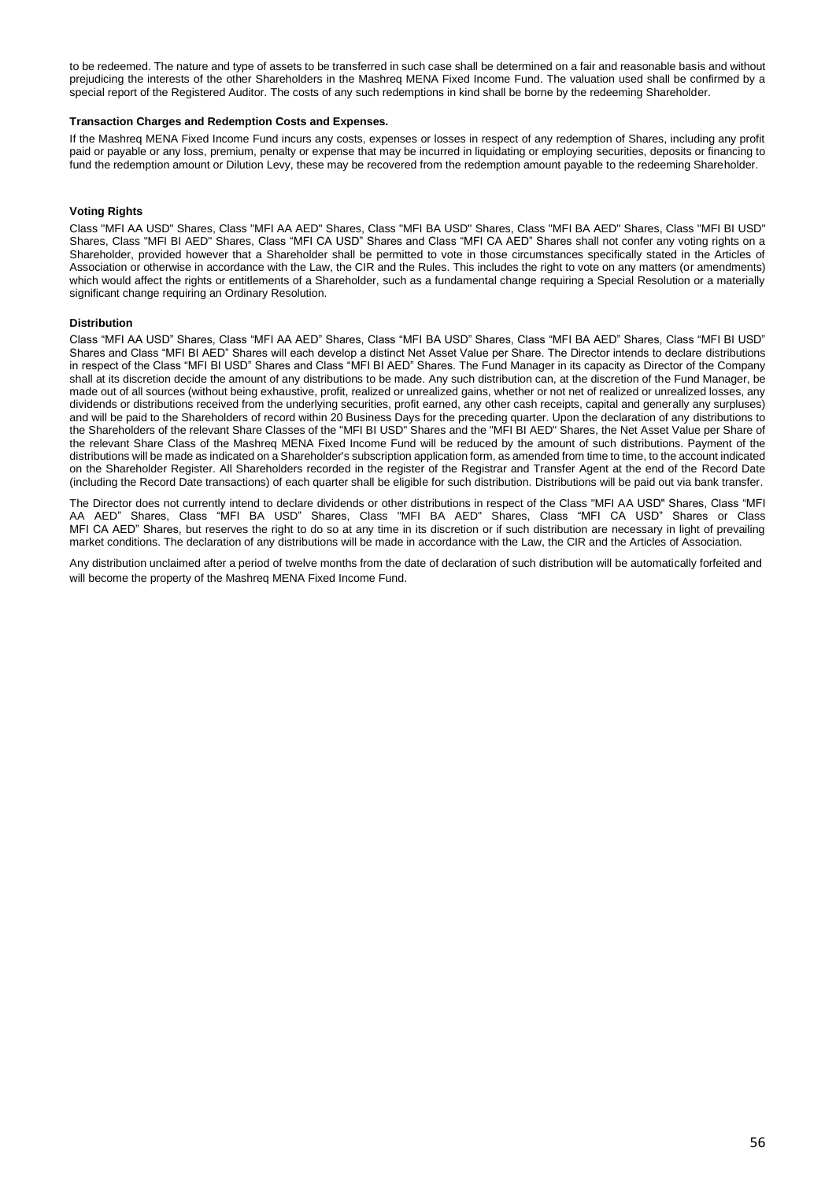to be redeemed. The nature and type of assets to be transferred in such case shall be determined on a fair and reasonable basis and without prejudicing the interests of the other Shareholders in the Mashreq MENA Fixed Income Fund. The valuation used shall be confirmed by a special report of the Registered Auditor. The costs of any such redemptions in kind shall be borne by the redeeming Shareholder.

**Transaction Charges and Redemption Costs and Expenses.**

If the Mashreq MENA Fixed Income Fund incurs any costs, expenses or losses in respect of any redemption of Shares, including any profit paid or payable or any loss, premium, penalty or expense that may be incurred in liquidating or employing securities, deposits or financing to fund the redemption amount or Dilution Levy, these may be recovered from the redemption amount payable to the redeeming Shareholder.

**Voting Rights**

Class "MFI AA USD" Shares, Class "MFI AA AED" Shares, Class "MFI BA USD" Shares, Class "MFI BA AED" Shares, Class "MFI BI USD" Shares, Class "MFI BI AED" Shares, Class "MFI CA USD" Shares and Class "MFI CA AED" Shares shall not confer any voting rights on a Shareholder, provided however that a Shareholder shall be permitted to vote in those circumstances specifically stated in the Articles of Association or otherwise in accordance with the Law, the CIR and the Rules. This includes the right to vote on any matters (or amendments) which would affect the rights or entitlements of a Shareholder, such as a fundamental change requiring a Special Resolution or a materially significant change requiring an Ordinary Resolution.

**Distribution**

Class "MFI AA USD" Shares, Class "MFI AA AED" Shares, Class "MFI BA USD" Shares, Class "MFI BA AED" Shares, Class "MFI BI USD" Shares and Class "MFI BI AED" Shares will each develop a distinct Net Asset Value per Share. The Director intends to declare distributions in respect of the Class "MFI BI USD" Shares and Class "MFI BI AED" Shares. The Fund Manager in its capacity as Director of the Company shall at its discretion decide the amount of any distributions to be made. Any such distribution can, at the discretion of the Fund Manager, be made out of all sources (without being exhaustive, profit, realized or unrealized gains, whether or not net of realized or unrealized losses, any dividends or distributions received from the underlying securities, profit earned, any other cash receipts, capital and generally any surpluses) and will be paid to the Shareholders of record within 20 Business Days for the preceding quarter. Upon the declaration of any distributions to the Shareholders of the relevant Share Classes of the "MFI BI USD" Shares and the "MFI BI AED" Shares, the Net Asset Value per Share of the relevant Share Class of the Mashreq MENA Fixed Income Fund will be reduced by the amount of such distributions. Payment of the distributions will be made as indicated on a Shareholder's subscription application form, as amended from time to time, to the account indicated on the Shareholder Register. All Shareholders recorded in the register of the Registrar and Transfer Agent at the end of the Record Date (including the Record Date transactions) of each quarter shall be eligible for such distribution. Distributions will be paid out via bank transfer.

The Director does not currently intend to declare dividends or other distributions in respect of the Class "MFI AA USD" Shares, Class "MFI AA AED" Shares, Class "MFI BA USD" Shares, Class "MFI BA AED" Shares, Class "MFI CA USD" Shares or Class MFI CA AED" Shares, but reserves the right to do so at any time in its discretion or if such distribution are necessary in light of prevailing market conditions. The declaration of any distributions will be made in accordance with the Law, the CIR and the Articles of Association.

Any distribution unclaimed after a period of twelve months from the date of declaration of such distribution will be automatically forfeited and will become the property of the Mashreq MENA Fixed Income Fund.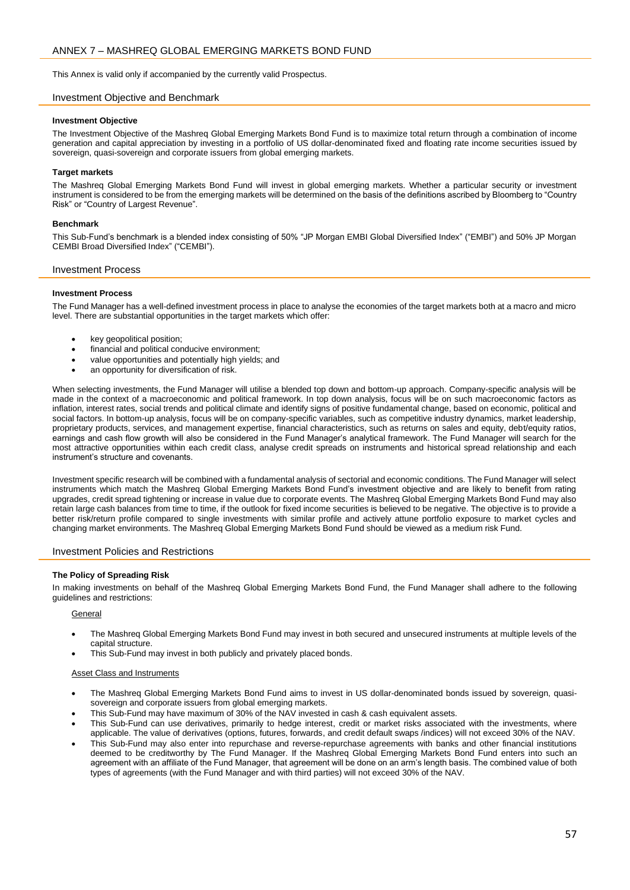## ANNEX 7 – MASHREQ GLOBAL EMERGING MARKETS BOND FUND

This Annex is valid only if accompanied by the currently valid Prospectus.

### Investment Objective and Benchmark

**Investment Objective**

The Investment Objective of the Mashreq Global Emerging Markets Bond Fund is to maximize total return through a combination of income generation and capital appreciation by investing in a portfolio of US dollar-denominated fixed and floating rate income securities issued by sovereign, quasi-sovereign and corporate issuers from global emerging markets.

**Target markets**

The Mashreq Global Emerging Markets Bond Fund will invest in global emerging markets. Whether a particular security or investment instrument is considered to be from the emerging markets will be determined on the basis of the definitions ascribed by Bloomberg to "Country Risk" or "Country of Largest Revenue".

**Benchmark**

This Sub-Fund's benchmark is a blended index consisting of 50% "JP Morgan EMBI Global Diversified Index" ("EMBI") and 50% JP Morgan CEMBI Broad Diversified Index" ("CEMBI").

### Investment Process

**Investment Process**

The Fund Manager has a well-defined investment process in place to analyse the economies of the target markets both at a macro and micro level. There are substantial opportunities in the target markets which offer:

- key geopolitical position;
- financial and political conducive environment;
- value opportunities and potentially high yields; and
- an opportunity for diversification of risk.

When selecting investments, the Fund Manager will utilise a blended top down and bottom-up approach. Company-specific analysis will be made in the context of a macroeconomic and political framework. In top down analysis, focus will be on such macroeconomic factors as inflation, interest rates, social trends and political climate and identify signs of positive fundamental change, based on economic, political and social factors. In bottom-up analysis, focus will be on company-specific variables, such as competitive industry dynamics, market leadership, proprietary products, services, and management expertise, financial characteristics, such as returns on sales and equity, debt/equity ratios, earnings and cash flow growth will also be considered in the Fund Manager's analytical framework. The Fund Manager will search for the most attractive opportunities within each credit class, analyse credit spreads on instruments and historical spread relationship and each instrument's structure and covenants.

Investment specific research will be combined with a fundamental analysis of sectorial and economic conditions. The Fund Manager will select instruments which match the Mashreq Global Emerging Markets Bond Fund's investment objective and are likely to benefit from rating upgrades, credit spread tightening or increase in value due to corporate events. The Mashreq Global Emerging Markets Bond Fund may also retain large cash balances from time to time, if the outlook for fixed income securities is believed to be negative. The objective is to provide a better risk/return profile compared to single investments with similar profile and actively attune portfolio exposure to market cycles and changing market environments. The Mashreq Global Emerging Markets Bond Fund should be viewed as a medium risk Fund.

### Investment Policies and Restrictions

**The Policy of Spreading Risk**

In making investments on behalf of the Mashreq Global Emerging Markets Bond Fund, the Fund Manager shall adhere to the following guidelines and restrictions:

General

- The Mashreq Global Emerging Markets Bond Fund may invest in both secured and unsecured instruments at multiple levels of the capital structure.
- This Sub-Fund may invest in both publicly and privately placed bonds.

Asset Class and Instruments

- The Mashreq Global Emerging Markets Bond Fund aims to invest in US dollar-denominated bonds issued by sovereign, quasi-sovereign and corporate issuers from global emerging markets.
- This Sub-Fund may have maximum of 30% of the NAV invested in cash & cash equivalent assets.
- This Sub-Fund can use derivatives, primarily to hedge interest, credit or market risks associated with the investments, where applicable. The value of derivatives (options, futures, forwards, and credit default swaps /indices) will not exceed 30% of the NAV.
- This Sub-Fund may also enter into repurchase and reverse-repurchase agreements with banks and other financial institutions deemed to be creditworthy by The Fund Manager. If the Mashreq Global Emerging Markets Bond Fund enters into such an agreement with an affiliate of the Fund Manager, that agreement will be done on an arm's length basis. The combined value of both types of agreements (with the Fund Manager and with third parties) will not exceed 30% of the NAV.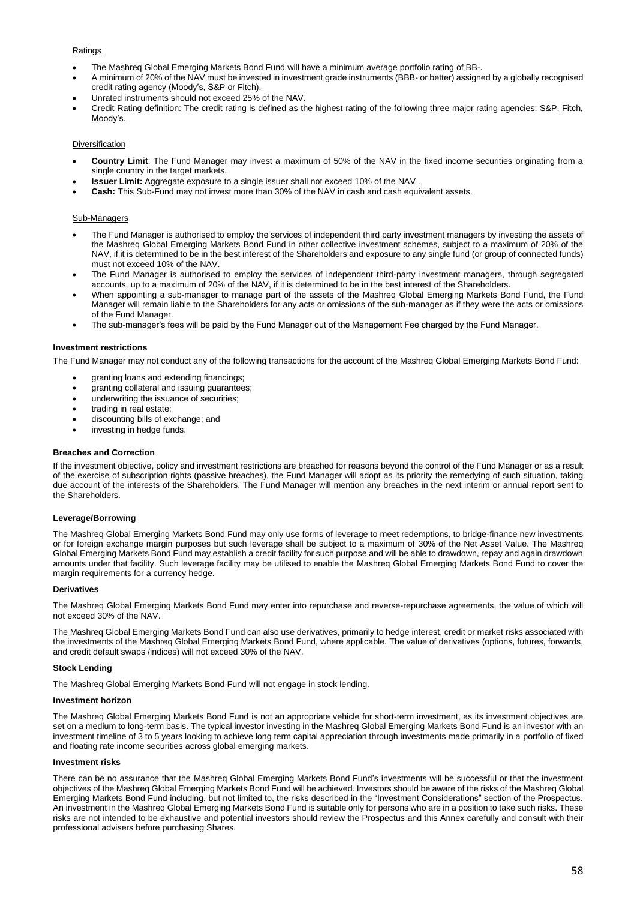Ratings

- The Mashreq Global Emerging Markets Bond Fund will have a minimum average portfolio rating of BB-.
- A minimum of 20% of the NAV must be invested in investment grade instruments (BBB- or better) assigned by a globally recognised credit rating agency (Moody's, S&P or Fitch).
- Unrated instruments should not exceed 25% of the NAV.
- Credit Rating definition: The credit rating is defined as the highest rating of the following three major rating agencies: S&P, Fitch, Moody's.

Diversification

- **Country Limit**: The Fund Manager may invest a maximum of 50% of the NAV in the fixed income securities originating from a single country in the target markets.
- **Issuer Limit:** Aggregate exposure to a single issuer shall not exceed 10% of the NAV .
- **Cash:** This Sub-Fund may not invest more than 30% of the NAV in cash and cash equivalent assets.

Sub-Managers

- The Fund Manager is authorised to employ the services of independent third party investment managers by investing the assets of the Mashreq Global Emerging Markets Bond Fund in other collective investment schemes, subject to a maximum of 20% of the NAV, if it is determined to be in the best interest of the Shareholders and exposure to any single fund (or group of connected funds) must not exceed 10% of the NAV.
- The Fund Manager is authorised to employ the services of independent third-party investment managers, through segregated accounts, up to a maximum of 20% of the NAV, if it is determined to be in the best interest of the Shareholders.
- When appointing a sub-manager to manage part of the assets of the Mashreq Global Emerging Markets Bond Fund, the Fund Manager will remain liable to the Shareholders for any acts or omissions of the sub-manager as if they were the acts or omissions of the Fund Manager.
- The sub-manager's fees will be paid by the Fund Manager out of the Management Fee charged by the Fund Manager.

**Investment restrictions**

The Fund Manager may not conduct any of the following transactions for the account of the Mashreq Global Emerging Markets Bond Fund:

- granting loans and extending financings;
- granting collateral and issuing guarantees;
- underwriting the issuance of securities;
- trading in real estate;
- discounting bills of exchange; and
- investing in hedge funds.

**Breaches and Correction**

If the investment objective, policy and investment restrictions are breached for reasons beyond the control of the Fund Manager or as a result of the exercise of subscription rights (passive breaches), the Fund Manager will adopt as its priority the remedying of such situation, taking due account of the interests of the Shareholders. The Fund Manager will mention any breaches in the next interim or annual report sent to the Shareholders.

**Leverage/Borrowing**

The Mashreq Global Emerging Markets Bond Fund may only use forms of leverage to meet redemptions, to bridge-finance new investments or for foreign exchange margin purposes but such leverage shall be subject to a maximum of 30% of the Net Asset Value. The Mashreq Global Emerging Markets Bond Fund may establish a credit facility for such purpose and will be able to drawdown, repay and again drawdown amounts under that facility. Such leverage facility may be utilised to enable the Mashreq Global Emerging Markets Bond Fund to cover the margin requirements for a currency hedge.

**Derivatives**

The Mashreq Global Emerging Markets Bond Fund may enter into repurchase and reverse-repurchase agreements, the value of which will not exceed 30% of the NAV.

The Mashreq Global Emerging Markets Bond Fund can also use derivatives, primarily to hedge interest, credit or market risks associated with the investments of the Mashreq Global Emerging Markets Bond Fund, where applicable. The value of derivatives (options, futures, forwards, and credit default swaps /indices) will not exceed 30% of the NAV.

**Stock Lending**

The Mashreq Global Emerging Markets Bond Fund will not engage in stock lending.

**Investment horizon**

The Mashreq Global Emerging Markets Bond Fund is not an appropriate vehicle for short-term investment, as its investment objectives are set on a medium to long-term basis. The typical investor investing in the Mashreq Global Emerging Markets Bond Fund is an investor with an investment timeline of 3 to 5 years looking to achieve long term capital appreciation through investments made primarily in a portfolio of fixed and floating rate income securities across global emerging markets.

**Investment risks**

There can be no assurance that the Mashreq Global Emerging Markets Bond Fund's investments will be successful or that the investment objectives of the Mashreq Global Emerging Markets Bond Fund will be achieved. Investors should be aware of the risks of the Mashreq Global Emerging Markets Bond Fund including, but not limited to, the risks described in the "Investment Considerations" section of the Prospectus. An investment in the Mashreq Global Emerging Markets Bond Fund is suitable only for persons who are in a position to take such risks. These risks are not intended to be exhaustive and potential investors should review the Prospectus and this Annex carefully and consult with their professional advisers before purchasing Shares.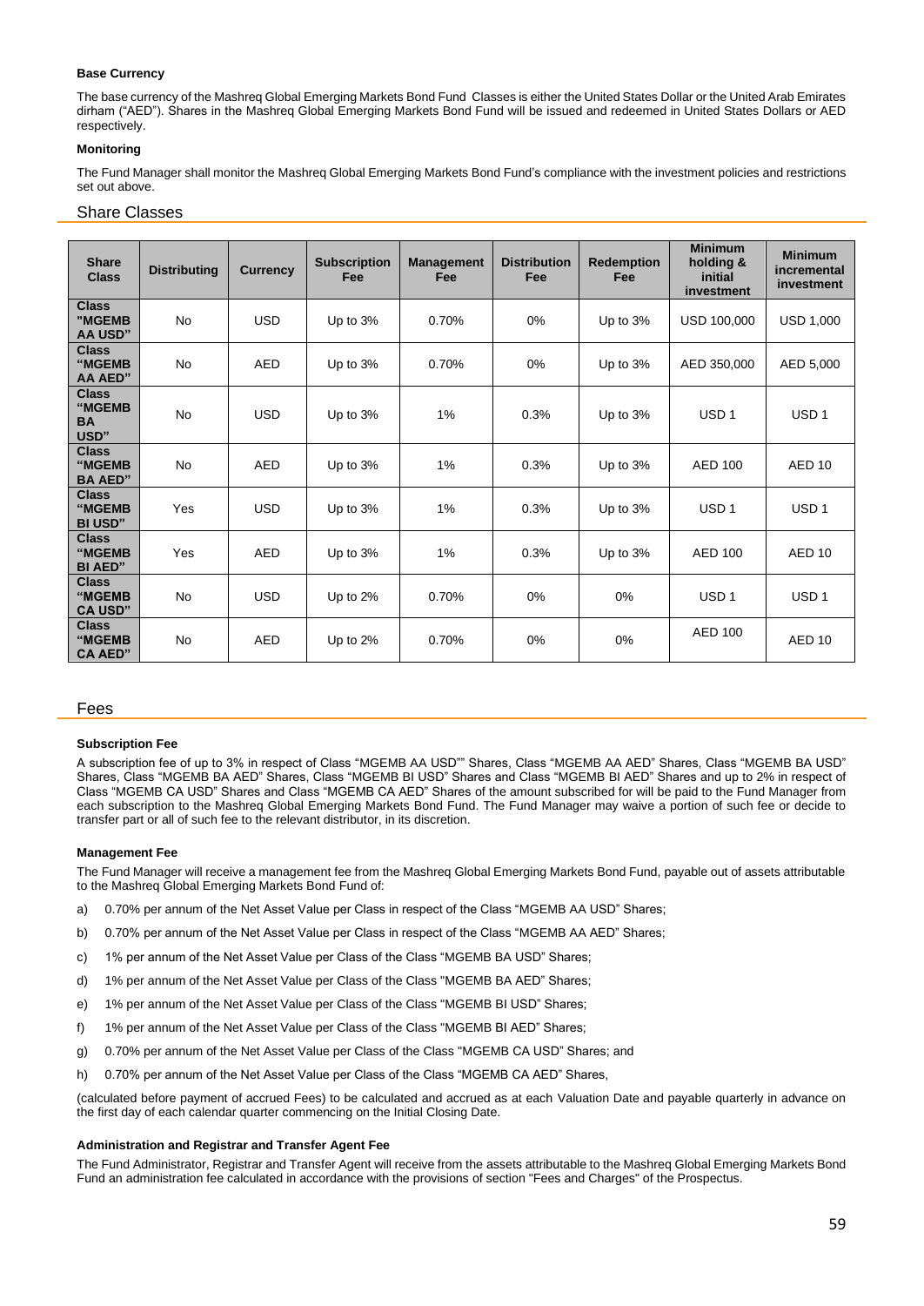**Base Currency**

The base currency of the Mashreq Global Emerging Markets Bond Fund Classes is either the United States Dollar or the United Arab Emirates dirham ("AED"). Shares in the Mashreq Global Emerging Markets Bond Fund will be issued and redeemed in United States Dollars or AED respectively.

**Monitoring**

The Fund Manager shall monitor the Mashreq Global Emerging Markets Bond Fund's compliance with the investment policies and restrictions set out above.

## Share Classes

| Share Class | Distributing | Currency | Subscription Fee | Management Fee | Distribution Fee | Redemption Fee | Minimum holding & initial investment | Minimum incremental investment |
|---|---|---|---|---|---|---|---|---|
| **Class "MGEMB AA USD"** | No | USD | Up to 3% | 0.70% | 0% | Up to 3% | USD 100,000 | USD 1,000 |
| **Class "MGEMB AA AED"** | No | AED | Up to 3% | 0.70% | 0% | Up to 3% | AED 350,000 | AED 5,000 |
| **Class "MGEMB BA USD"** | No | USD | Up to 3% | 1% | 0.3% | Up to 3% | USD 1 | USD 1 |
| **Class "MGEMB BA AED"** | No | AED | Up to 3% | 1% | 0.3% | Up to 3% | AED 100 | AED 10 |
| **Class "MGEMB BI USD"** | Yes | USD | Up to 3% | 1% | 0.3% | Up to 3% | USD 1 | USD 1 |
| **Class "MGEMB BI AED"** | Yes | AED | Up to 3% | 1% | 0.3% | Up to 3% | AED 100 | AED 10 |
| **Class "MGEMB CA USD"** | No | USD | Up to 2% | 0.70% | 0% | 0% | USD 1 | USD 1 |
| **Class "MGEMB CA AED"** | No | AED | Up to 2% | 0.70% | 0% | 0% | AED 100 | AED 10 |

## Fees

**Subscription Fee**

A subscription fee of up to 3% in respect of Class "MGEMB AA USD"" Shares, Class "MGEMB AA AED" Shares, Class "MGEMB BA USD" Shares, Class "MGEMB BA AED" Shares, Class "MGEMB BI USD" Shares and Class "MGEMB BI AED" Shares and up to 2% in respect of Class "MGEMB CA USD" Shares and Class "MGEMB CA AED" Shares of the amount subscribed for will be paid to the Fund Manager from each subscription to the Mashreq Global Emerging Markets Bond Fund. The Fund Manager may waive a portion of such fee or decide to transfer part or all of such fee to the relevant distributor, in its discretion.

**Management Fee**

The Fund Manager will receive a management fee from the Mashreq Global Emerging Markets Bond Fund, payable out of assets attributable to the Mashreq Global Emerging Markets Bond Fund of:

a) 0.70% per annum of the Net Asset Value per Class in respect of the Class "MGEMB AA USD" Shares;

b) 0.70% per annum of the Net Asset Value per Class in respect of the Class "MGEMB AA AED" Shares;

c) 1% per annum of the Net Asset Value per Class of the Class "MGEMB BA USD" Shares;

d) 1% per annum of the Net Asset Value per Class of the Class "MGEMB BA AED" Shares;

e) 1% per annum of the Net Asset Value per Class of the Class "MGEMB BI USD" Shares;

f) 1% per annum of the Net Asset Value per Class of the Class "MGEMB BI AED" Shares;

g) 0.70% per annum of the Net Asset Value per Class of the Class "MGEMB CA USD" Shares; and

h) 0.70% per annum of the Net Asset Value per Class of the Class "MGEMB CA AED" Shares,

(calculated before payment of accrued Fees) to be calculated and accrued as at each Valuation Date and payable quarterly in advance on the first day of each calendar quarter commencing on the Initial Closing Date.

**Administration and Registrar and Transfer Agent Fee**

The Fund Administrator, Registrar and Transfer Agent will receive from the assets attributable to the Mashreq Global Emerging Markets Bond Fund an administration fee calculated in accordance with the provisions of section "Fees and Charges" of the Prospectus.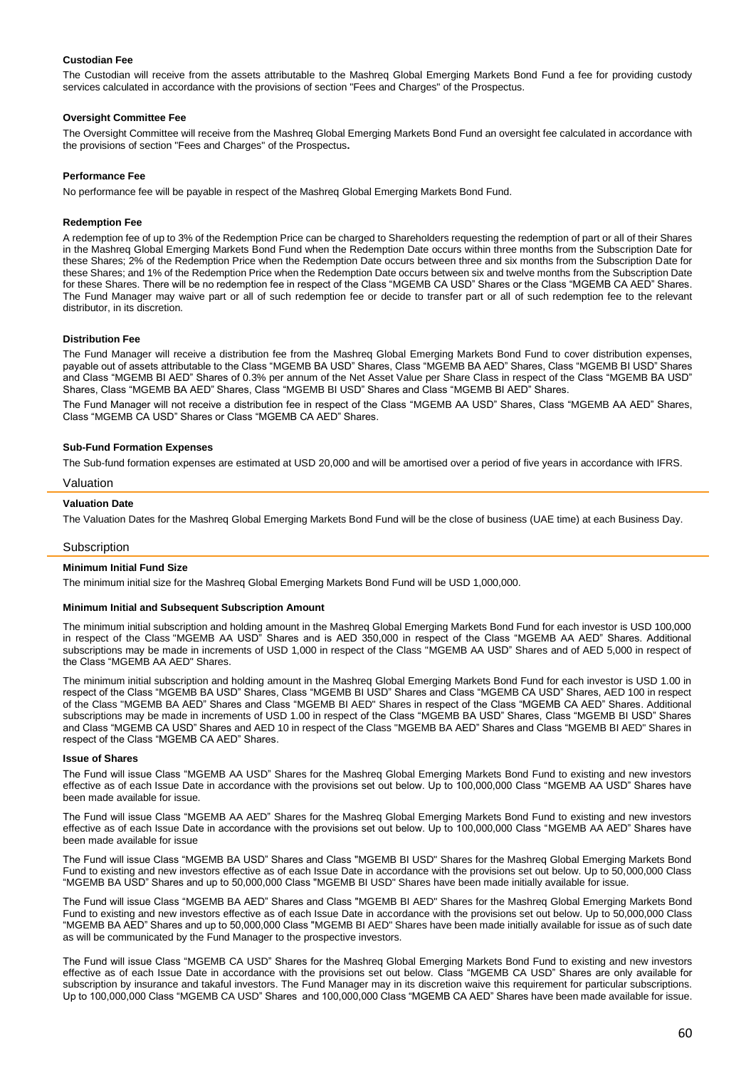#### Custodian Fee

The Custodian will receive from the assets attributable to the Mashreq Global Emerging Markets Bond Fund a fee for providing custody services calculated in accordance with the provisions of section "Fees and Charges" of the Prospectus.

#### Oversight Committee Fee

The Oversight Committee will receive from the Mashreq Global Emerging Markets Bond Fund an oversight fee calculated in accordance with the provisions of section "Fees and Charges" of the Prospectus**.**

#### Performance Fee

No performance fee will be payable in respect of the Mashreq Global Emerging Markets Bond Fund.

#### Redemption Fee

A redemption fee of up to 3% of the Redemption Price can be charged to Shareholders requesting the redemption of part or all of their Shares in the Mashreq Global Emerging Markets Bond Fund when the Redemption Date occurs within three months from the Subscription Date for these Shares; 2% of the Redemption Price when the Redemption Date occurs between three and six months from the Subscription Date for these Shares; and 1% of the Redemption Price when the Redemption Date occurs between six and twelve months from the Subscription Date for these Shares. There will be no redemption fee in respect of the Class "MGEMB CA USD" Shares or the Class "MGEMB CA AED" Shares. The Fund Manager may waive part or all of such redemption fee or decide to transfer part or all of such redemption fee to the relevant distributor, in its discretion.

#### Distribution Fee

The Fund Manager will receive a distribution fee from the Mashreq Global Emerging Markets Bond Fund to cover distribution expenses, payable out of assets attributable to the Class "MGEMB BA USD" Shares, Class "MGEMB BA AED" Shares, Class "MGEMB BI USD" Shares and Class "MGEMB BI AED" Shares of 0.3% per annum of the Net Asset Value per Share Class in respect of the Class "MGEMB BA USD" Shares, Class "MGEMB BA AED" Shares, Class "MGEMB BI USD" Shares and Class "MGEMB BI AED" Shares.

The Fund Manager will not receive a distribution fee in respect of the Class "MGEMB AA USD" Shares, Class "MGEMB AA AED" Shares, Class "MGEMB CA USD" Shares or Class "MGEMB CA AED" Shares.

#### Sub-Fund Formation Expenses

The Sub-fund formation expenses are estimated at USD 20,000 and will be amortised over a period of five years in accordance with IFRS.

### Valuation

#### Valuation Date

The Valuation Dates for the Mashreq Global Emerging Markets Bond Fund will be the close of business (UAE time) at each Business Day.

### Subscription

#### Minimum Initial Fund Size

The minimum initial size for the Mashreq Global Emerging Markets Bond Fund will be USD 1,000,000.

#### Minimum Initial and Subsequent Subscription Amount

The minimum initial subscription and holding amount in the Mashreq Global Emerging Markets Bond Fund for each investor is USD 100,000 in respect of the Class "MGEMB AA USD" Shares and is AED 350,000 in respect of the Class "MGEMB AA AED" Shares. Additional subscriptions may be made in increments of USD 1,000 in respect of the Class "MGEMB AA USD" Shares and of AED 5,000 in respect of the Class "MGEMB AA AED" Shares.

The minimum initial subscription and holding amount in the Mashreq Global Emerging Markets Bond Fund for each investor is USD 1.00 in respect of the Class "MGEMB BA USD" Shares, Class "MGEMB BI USD" Shares and Class "MGEMB CA USD" Shares, AED 100 in respect of the Class "MGEMB BA AED" Shares and Class "MGEMB BI AED" Shares in respect of the Class "MGEMB CA AED" Shares. Additional subscriptions may be made in increments of USD 1.00 in respect of the Class "MGEMB BA USD" Shares, Class "MGEMB BI USD" Shares and Class "MGEMB CA USD" Shares and AED 10 in respect of the Class "MGEMB BA AED" Shares and Class "MGEMB BI AED" Shares in respect of the Class "MGEMB CA AED" Shares.

#### Issue of Shares

The Fund will issue Class "MGEMB AA USD" Shares for the Mashreq Global Emerging Markets Bond Fund to existing and new investors effective as of each Issue Date in accordance with the provisions set out below. Up to 100,000,000 Class "MGEMB AA USD" Shares have been made available for issue.

The Fund will issue Class "MGEMB AA AED" Shares for the Mashreq Global Emerging Markets Bond Fund to existing and new investors effective as of each Issue Date in accordance with the provisions set out below. Up to 100,000,000 Class "MGEMB AA AED" Shares have been made available for issue

The Fund will issue Class "MGEMB BA USD" Shares and Class "MGEMB BI USD" Shares for the Mashreq Global Emerging Markets Bond Fund to existing and new investors effective as of each Issue Date in accordance with the provisions set out below. Up to 50,000,000 Class "MGEMB BA USD" Shares and up to 50,000,000 Class "MGEMB BI USD" Shares have been made initially available for issue.

The Fund will issue Class "MGEMB BA AED" Shares and Class "MGEMB BI AED" Shares for the Mashreq Global Emerging Markets Bond Fund to existing and new investors effective as of each Issue Date in accordance with the provisions set out below. Up to 50,000,000 Class "MGEMB BA AED" Shares and up to 50,000,000 Class "MGEMB BI AED" Shares have been made initially available for issue as of such date as will be communicated by the Fund Manager to the prospective investors.

The Fund will issue Class "MGEMB CA USD" Shares for the Mashreq Global Emerging Markets Bond Fund to existing and new investors effective as of each Issue Date in accordance with the provisions set out below. Class "MGEMB CA USD" Shares are only available for subscription by insurance and takaful investors. The Fund Manager may in its discretion waive this requirement for particular subscriptions. Up to 100,000,000 Class "MGEMB CA USD" Shares and 100,000,000 Class "MGEMB CA AED" Shares have been made available for issue.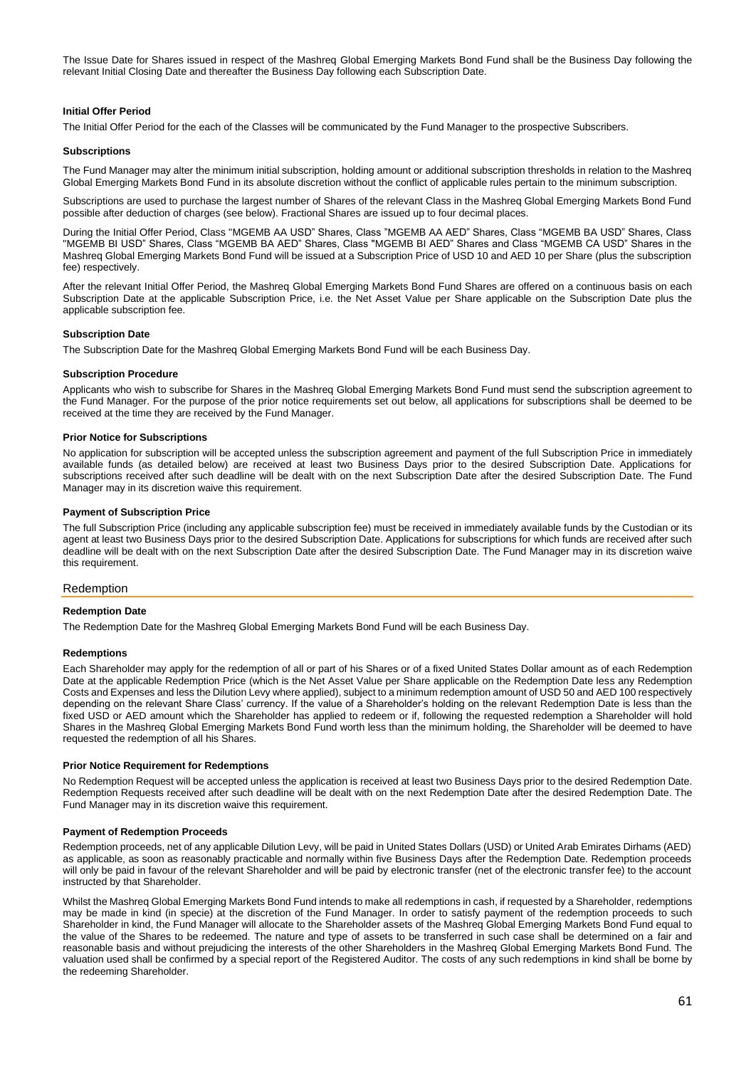The Issue Date for Shares issued in respect of the Mashreq Global Emerging Markets Bond Fund shall be the Business Day following the relevant Initial Closing Date and thereafter the Business Day following each Subscription Date.

**Initial Offer Period**

The Initial Offer Period for the each of the Classes will be communicated by the Fund Manager to the prospective Subscribers.

**Subscriptions**

The Fund Manager may alter the minimum initial subscription, holding amount or additional subscription thresholds in relation to the Mashreq Global Emerging Markets Bond Fund in its absolute discretion without the conflict of applicable rules pertain to the minimum subscription.

Subscriptions are used to purchase the largest number of Shares of the relevant Class in the Mashreq Global Emerging Markets Bond Fund possible after deduction of charges (see below). Fractional Shares are issued up to four decimal places.

During the Initial Offer Period, Class "MGEMB AA USD" Shares, Class "MGEMB AA AED" Shares, Class "MGEMB BA USD" Shares, Class "MGEMB BI USD" Shares, Class "MGEMB BA AED" Shares, Class "MGEMB BI AED" Shares and Class "MGEMB CA USD" Shares in the Mashreq Global Emerging Markets Bond Fund will be issued at a Subscription Price of USD 10 and AED 10 per Share (plus the subscription fee) respectively.

After the relevant Initial Offer Period, the Mashreq Global Emerging Markets Bond Fund Shares are offered on a continuous basis on each Subscription Date at the applicable Subscription Price, i.e. the Net Asset Value per Share applicable on the Subscription Date plus the applicable subscription fee.

**Subscription Date**

The Subscription Date for the Mashreq Global Emerging Markets Bond Fund will be each Business Day.

**Subscription Procedure**

Applicants who wish to subscribe for Shares in the Mashreq Global Emerging Markets Bond Fund must send the subscription agreement to the Fund Manager. For the purpose of the prior notice requirements set out below, all applications for subscriptions shall be deemed to be received at the time they are received by the Fund Manager.

**Prior Notice for Subscriptions**

No application for subscription will be accepted unless the subscription agreement and payment of the full Subscription Price in immediately available funds (as detailed below) are received at least two Business Days prior to the desired Subscription Date. Applications for subscriptions received after such deadline will be dealt with on the next Subscription Date after the desired Subscription Date. The Fund Manager may in its discretion waive this requirement.

**Payment of Subscription Price**

The full Subscription Price (including any applicable subscription fee) must be received in immediately available funds by the Custodian or its agent at least two Business Days prior to the desired Subscription Date. Applications for subscriptions for which funds are received after such deadline will be dealt with on the next Subscription Date after the desired Subscription Date. The Fund Manager may in its discretion waive this requirement.

## Redemption

**Redemption Date**

The Redemption Date for the Mashreq Global Emerging Markets Bond Fund will be each Business Day.

**Redemptions**

Each Shareholder may apply for the redemption of all or part of his Shares or of a fixed United States Dollar amount as of each Redemption Date at the applicable Redemption Price (which is the Net Asset Value per Share applicable on the Redemption Date less any Redemption Costs and Expenses and less the Dilution Levy where applied), subject to a minimum redemption amount of USD 50 and AED 100 respectively depending on the relevant Share Class' currency. If the value of a Shareholder's holding on the relevant Redemption Date is less than the fixed USD or AED amount which the Shareholder has applied to redeem or if, following the requested redemption a Shareholder will hold Shares in the Mashreq Global Emerging Markets Bond Fund worth less than the minimum holding, the Shareholder will be deemed to have requested the redemption of all his Shares.

**Prior Notice Requirement for Redemptions**

No Redemption Request will be accepted unless the application is received at least two Business Days prior to the desired Redemption Date. Redemption Requests received after such deadline will be dealt with on the next Redemption Date after the desired Redemption Date. The Fund Manager may in its discretion waive this requirement.

**Payment of Redemption Proceeds**

Redemption proceeds, net of any applicable Dilution Levy, will be paid in United States Dollars (USD) or United Arab Emirates Dirhams (AED) as applicable, as soon as reasonably practicable and normally within five Business Days after the Redemption Date. Redemption proceeds will only be paid in favour of the relevant Shareholder and will be paid by electronic transfer (net of the electronic transfer fee) to the account instructed by that Shareholder.

Whilst the Mashreq Global Emerging Markets Bond Fund intends to make all redemptions in cash, if requested by a Shareholder, redemptions may be made in kind (in specie) at the discretion of the Fund Manager. In order to satisfy payment of the redemption proceeds to such Shareholder in kind, the Fund Manager will allocate to the Shareholder assets of the Mashreq Global Emerging Markets Bond Fund equal to the value of the Shares to be redeemed. The nature and type of assets to be transferred in such case shall be determined on a fair and reasonable basis and without prejudicing the interests of the other Shareholders in the Mashreq Global Emerging Markets Bond Fund. The valuation used shall be confirmed by a special report of the Registered Auditor. The costs of any such redemptions in kind shall be borne by the redeeming Shareholder.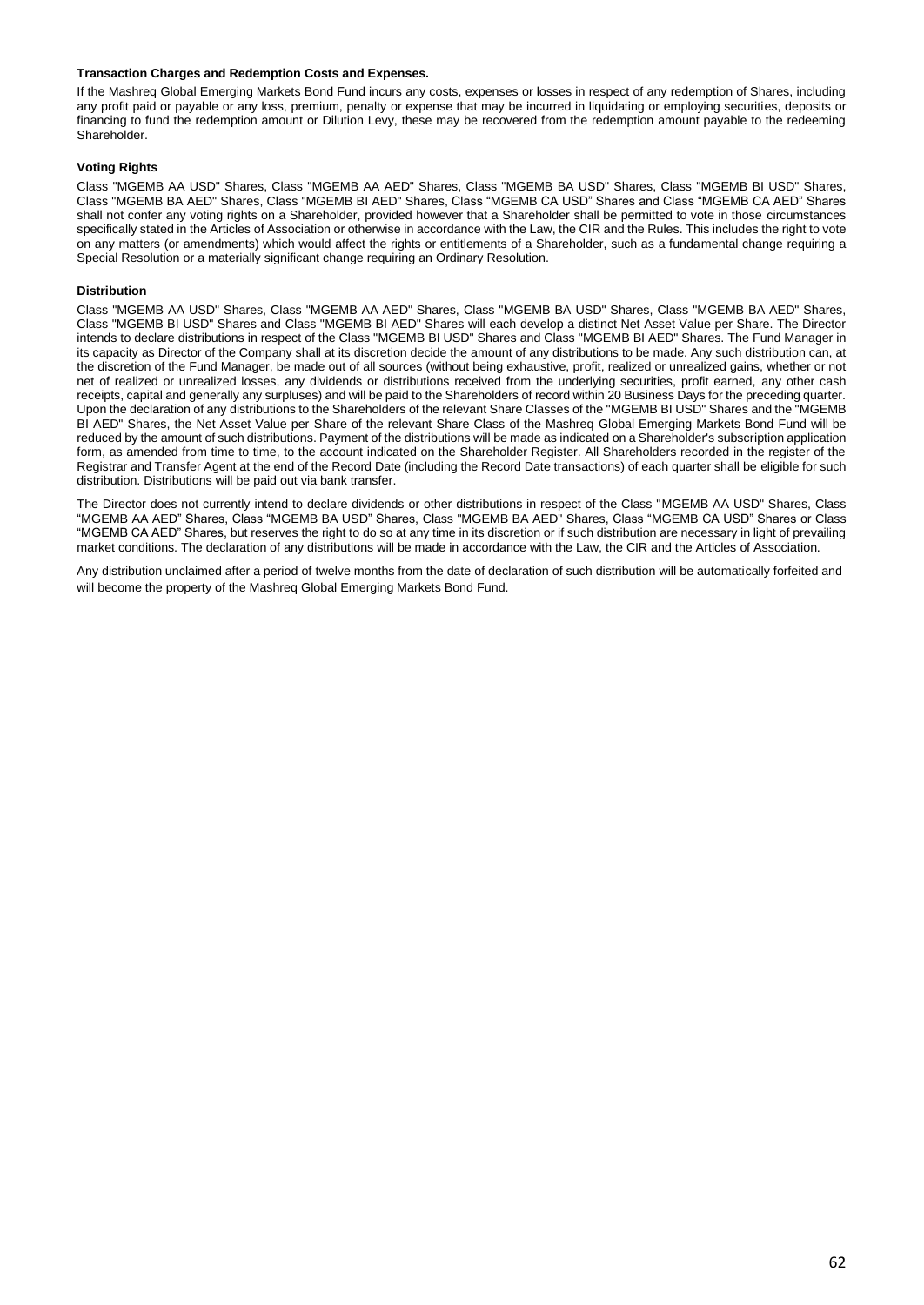**Transaction Charges and Redemption Costs and Expenses.**

If the Mashreq Global Emerging Markets Bond Fund incurs any costs, expenses or losses in respect of any redemption of Shares, including any profit paid or payable or any loss, premium, penalty or expense that may be incurred in liquidating or employing securities, deposits or financing to fund the redemption amount or Dilution Levy, these may be recovered from the redemption amount payable to the redeeming Shareholder.

**Voting Rights**

Class "MGEMB AA USD" Shares, Class "MGEMB AA AED" Shares, Class "MGEMB BA USD" Shares, Class "MGEMB BI USD" Shares, Class "MGEMB BA AED" Shares, Class "MGEMB BI AED" Shares, Class "MGEMB CA USD" Shares and Class "MGEMB CA AED" Shares shall not confer any voting rights on a Shareholder, provided however that a Shareholder shall be permitted to vote in those circumstances specifically stated in the Articles of Association or otherwise in accordance with the Law, the CIR and the Rules. This includes the right to vote on any matters (or amendments) which would affect the rights or entitlements of a Shareholder, such as a fundamental change requiring a Special Resolution or a materially significant change requiring an Ordinary Resolution.

**Distribution**

Class "MGEMB AA USD" Shares, Class "MGEMB AA AED" Shares, Class "MGEMB BA USD" Shares, Class "MGEMB BA AED" Shares, Class "MGEMB BI USD" Shares and Class "MGEMB BI AED" Shares will each develop a distinct Net Asset Value per Share. The Director intends to declare distributions in respect of the Class "MGEMB BI USD" Shares and Class "MGEMB BI AED" Shares. The Fund Manager in its capacity as Director of the Company shall at its discretion decide the amount of any distributions to be made. Any such distribution can, at the discretion of the Fund Manager, be made out of all sources (without being exhaustive, profit, realized or unrealized gains, whether or not net of realized or unrealized losses, any dividends or distributions received from the underlying securities, profit earned, any other cash receipts, capital and generally any surpluses) and will be paid to the Shareholders of record within 20 Business Days for the preceding quarter. Upon the declaration of any distributions to the Shareholders of the relevant Share Classes of the "MGEMB BI USD" Shares and the "MGEMB BI AED" Shares, the Net Asset Value per Share of the relevant Share Class of the Mashreq Global Emerging Markets Bond Fund will be reduced by the amount of such distributions. Payment of the distributions will be made as indicated on a Shareholder's subscription application form, as amended from time to time, to the account indicated on the Shareholder Register. All Shareholders recorded in the register of the Registrar and Transfer Agent at the end of the Record Date (including the Record Date transactions) of each quarter shall be eligible for such distribution. Distributions will be paid out via bank transfer.

The Director does not currently intend to declare dividends or other distributions in respect of the Class "MGEMB AA USD" Shares, Class "MGEMB AA AED" Shares, Class "MGEMB BA USD" Shares, Class "MGEMB BA AED" Shares, Class "MGEMB CA USD" Shares or Class "MGEMB CA AED" Shares, but reserves the right to do so at any time in its discretion or if such distribution are necessary in light of prevailing market conditions. The declaration of any distributions will be made in accordance with the Law, the CIR and the Articles of Association.

Any distribution unclaimed after a period of twelve months from the date of declaration of such distribution will be automatically forfeited and will become the property of the Mashreq Global Emerging Markets Bond Fund.